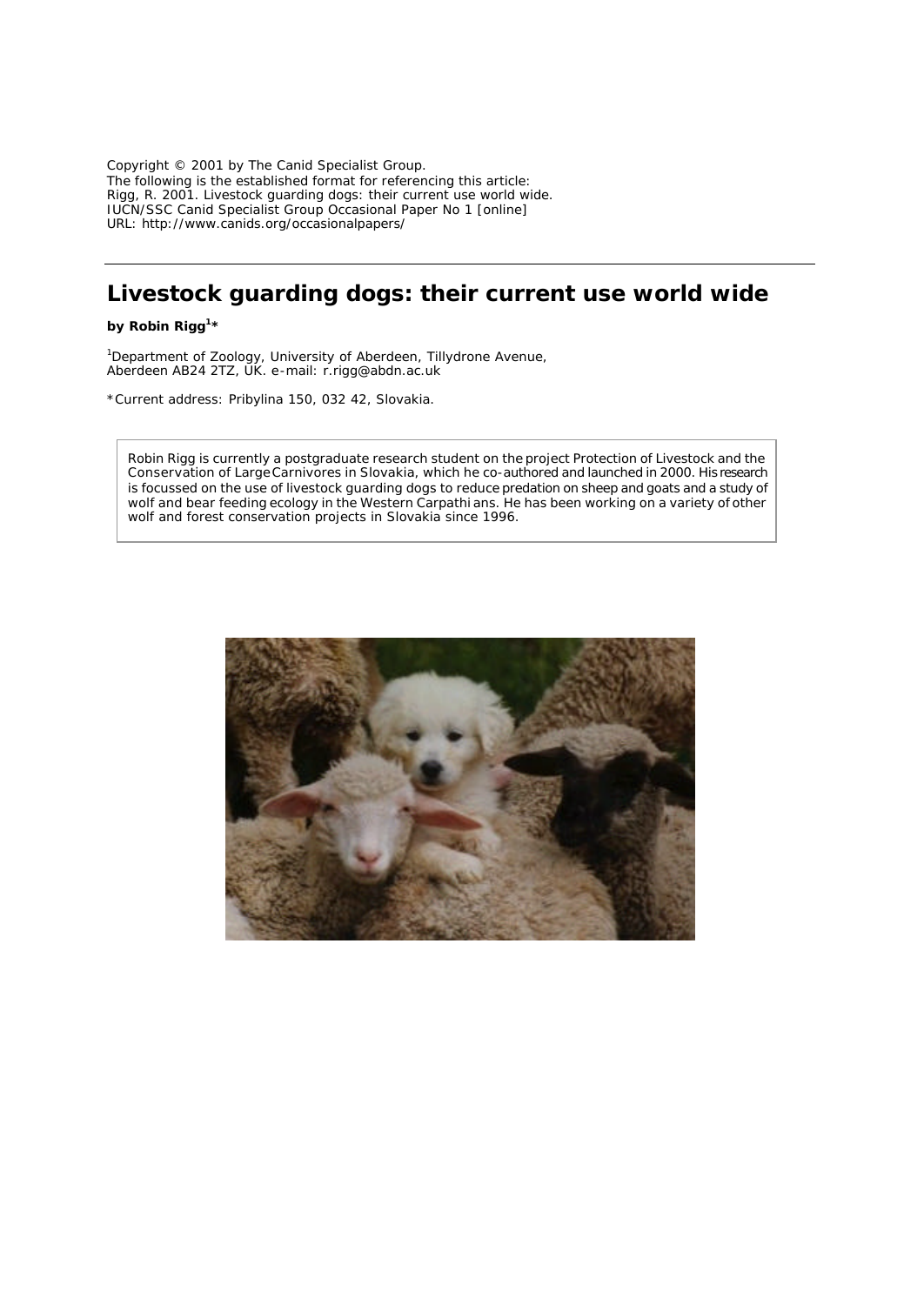Copyright © 2001 by The Canid Specialist Group.
The following is the established format for referencing this article:
Rigg, R. 2001. Livestock guarding dogs: their current use world wide.
IUCN/SSC Canid Specialist Group Occasional Paper No 1 [online]
URL: http://www.canids.org/occasionalpapers/

---

# Livestock guarding dogs: their current use world wide

**by Robin Rigg[1]***

[1]Department of Zoology, University of Aberdeen, Tillydrone Avenue, Aberdeen AB24 2TZ, UK. e-mail: r.rigg@abdn.ac.uk

*Current address: Pribylina 150, 032 42, Slovakia.

Robin Rigg is currently a postgraduate research student on the project Protection of Livestock and the Conservation of Large Carnivores in Slovakia, which he co-authored and launched in 2000. His research is focussed on the use of livestock guarding dogs to reduce predation on sheep and goats and a study of wolf and bear feeding ecology in the Western Carpathians. He has been working on a variety of other wolf and forest conservation projects in Slovakia since 1996.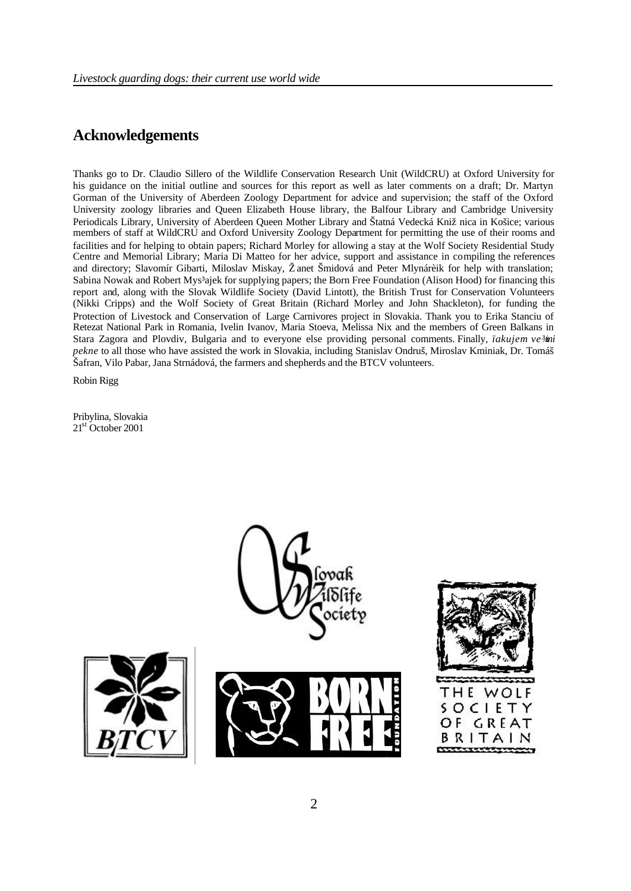# Acknowledgements

Thanks go to Dr. Claudio Sillero of the Wildlife Conservation Research Unit (WildCRU) at Oxford University for his guidance on the initial outline and sources for this report as well as later comments on a draft; Dr. Martyn Gorman of the University of Aberdeen Zoology Department for advice and supervision; the staff of the Oxford University zoology libraries and Queen Elizabeth House library, the Balfour Library and Cambridge University Periodicals Library, University of Aberdeen Queen Mother Library and Štatná Vedecká Knižnica in Košice; various members of staff at WildCRU and Oxford University Zoology Department for permitting the use of their rooms and facilities and for helping to obtain papers; Richard Morley for allowing a stay at the Wolf Society Residential Study Centre and Memorial Library; Maria Di Matteo for her advice, support and assistance in compiling the references and directory; Slavomír Gibarti, Miloslav Miskay, Žanet Šmidová and Peter Mlynárèik for help with translation; Sabina Nowak and Robert Mys³ajek for supplying papers; the Born Free Foundation (Alison Hood) for financing this report and, along with the Slovak Wildlife Society (David Lintott), the British Trust for Conservation Volunteers (Nikki Cripps) and the Wolf Society of Great Britain (Richard Morley and John Shackleton), for funding the Protection of Livestock and Conservation of Large Carnivores project in Slovakia. Thank you to Erika Stanciu of Retezat National Park in Romania, Ivelin Ivanov, Maria Stoeva, Melissa Nix and the members of Green Balkans in Stara Zagora and Plovdiv, Bulgaria and to everyone else providing personal comments. Finally, *ïakujem ve¾mi pekne* to all those who have assisted the work in Slovakia, including Stanislav Ondruš, Miroslav Kminiak, Dr. Tomáš Šafran, Vilo Pabar, Jana Strnádová, the farmers and shepherds and the BTCV volunteers.

Robin Rigg

Pribylina, Slovakia
21st October 2001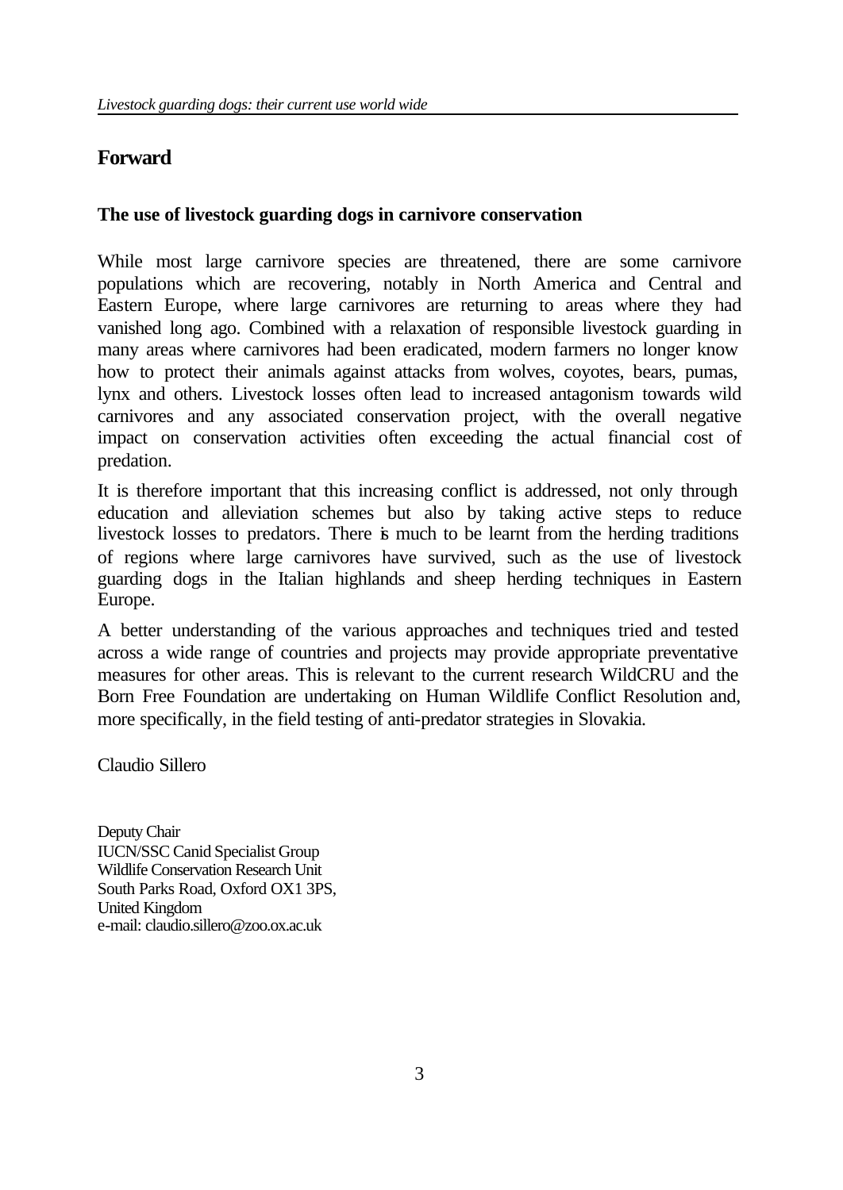# Forward

## The use of livestock guarding dogs in carnivore conservation

While most large carnivore species are threatened, there are some carnivore populations which are recovering, notably in North America and Central and Eastern Europe, where large carnivores are returning to areas where they had vanished long ago. Combined with a relaxation of responsible livestock guarding in many areas where carnivores had been eradicated, modern farmers no longer know how to protect their animals against attacks from wolves, coyotes, bears, pumas, lynx and others. Livestock losses often lead to increased antagonism towards wild carnivores and any associated conservation project, with the overall negative impact on conservation activities often exceeding the actual financial cost of predation.

It is therefore important that this increasing conflict is addressed, not only through education and alleviation schemes but also by taking active steps to reduce livestock losses to predators. There is much to be learnt from the herding traditions of regions where large carnivores have survived, such as the use of livestock guarding dogs in the Italian highlands and sheep herding techniques in Eastern Europe.

A better understanding of the various approaches and techniques tried and tested across a wide range of countries and projects may provide appropriate preventative measures for other areas. This is relevant to the current research WildCRU and the Born Free Foundation are undertaking on Human Wildlife Conflict Resolution and, more specifically, in the field testing of anti-predator strategies in Slovakia.

Claudio Sillero

Deputy Chair
IUCN/SSC Canid Specialist Group
Wildlife Conservation Research Unit
South Parks Road, Oxford OX1 3PS,
United Kingdom
e-mail: claudio.sillero@zoo.ox.ac.uk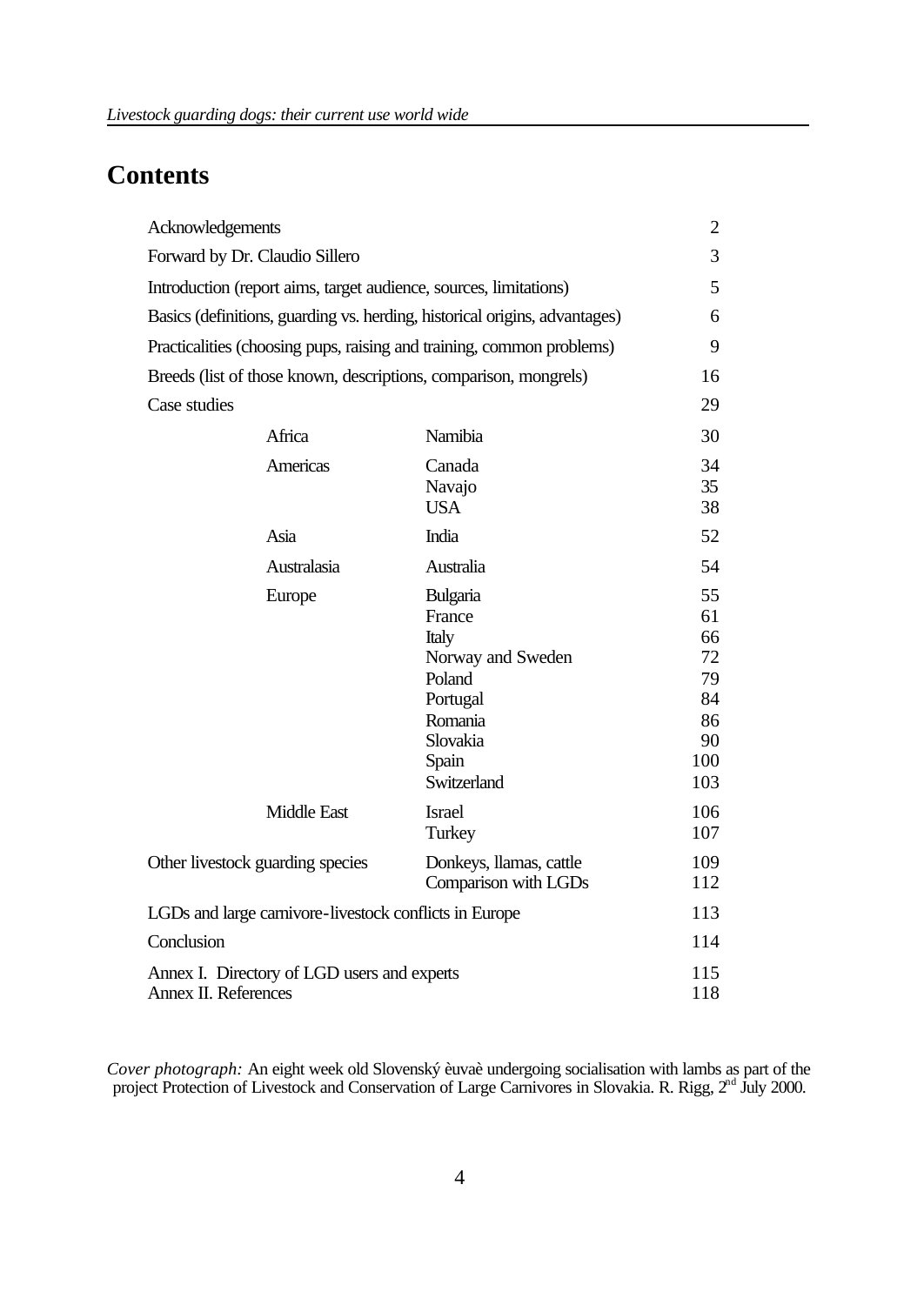# Contents

| | | |
|---|---|---|
| Acknowledgements | | 2 |
| Forward by Dr. Claudio Sillero | | 3 |
| Introduction (report aims, target audience, sources, limitations) | | 5 |
| Basics (definitions, guarding vs. herding, historical origins, advantages) | | 6 |
| Practicalities (choosing pups, raising and training, common problems) | | 9 |
| Breeds (list of those known, descriptions, comparison, mongrels) | | 16 |
| Case studies | | 29 |
| Africa | Namibia | 30 |
| Americas | Canada | 34 |
| | Navajo | 35 |
| | USA | 38 |
| Asia | India | 52 |
| Australasia | Australia | 54 |
| Europe | Bulgaria | 55 |
| | France | 61 |
| | Italy | 66 |
| | Norway and Sweden | 72 |
| | Poland | 79 |
| | Portugal | 84 |
| | Romania | 86 |
| | Slovakia | 90 |
| | Spain | 100 |
| | Switzerland | 103 |
| Middle East | Israel | 106 |
| | Turkey | 107 |
| Other livestock guarding species | Donkeys, llamas, cattle | 109 |
| | Comparison with LGDs | 112 |
| LGDs and large carnivore-livestock conflicts in Europe | | 113 |
| Conclusion | | 114 |
| Annex I. Directory of LGD users and experts | | 115 |
| Annex II. References | | 118 |

*Cover photograph:* An eight week old Slovenský èuvaè undergoing socialisation with lambs as part of the project Protection of Livestock and Conservation of Large Carnivores in Slovakia. R. Rigg, 2nd July 2000.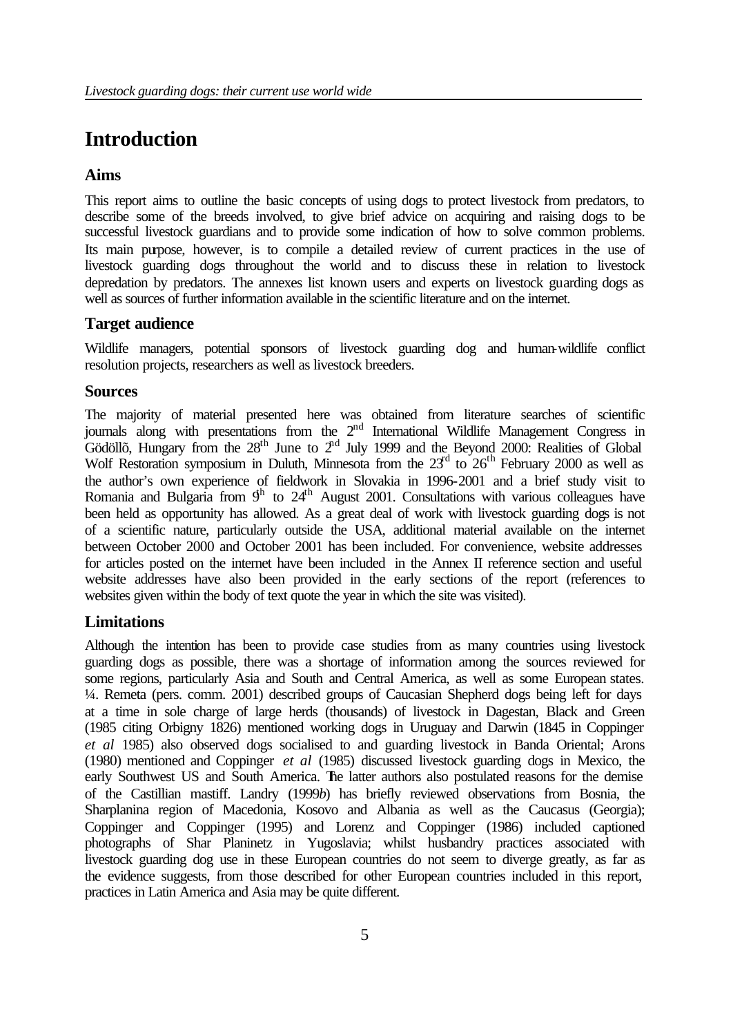# Introduction

## Aims

This report aims to outline the basic concepts of using dogs to protect livestock from predators, to describe some of the breeds involved, to give brief advice on acquiring and raising dogs to be successful livestock guardians and to provide some indication of how to solve common problems. Its main purpose, however, is to compile a detailed review of current practices in the use of livestock guarding dogs throughout the world and to discuss these in relation to livestock depredation by predators. The annexes list known users and experts on livestock guarding dogs as well as sources of further information available in the scientific literature and on the internet.

## Target audience

Wildlife managers, potential sponsors of livestock guarding dog and human-wildlife conflict resolution projects, researchers as well as livestock breeders.

## Sources

The majority of material presented here was obtained from literature searches of scientific journals along with presentations from the 2nd International Wildlife Management Congress in Gödöllõ, Hungary from the 28th June to 2nd July 1999 and the Beyond 2000: Realities of Global Wolf Restoration symposium in Duluth, Minnesota from the 23rd to 26th February 2000 as well as the author's own experience of fieldwork in Slovakia in 1996-2001 and a brief study visit to Romania and Bulgaria from 9th to 24th August 2001. Consultations with various colleagues have been held as opportunity has allowed. As a great deal of work with livestock guarding dogs is not of a scientific nature, particularly outside the USA, additional material available on the internet between October 2000 and October 2001 has been included. For convenience, website addresses for articles posted on the internet have been included in the Annex II reference section and useful website addresses have also been provided in the early sections of the report (references to websites given within the body of text quote the year in which the site was visited).

## Limitations

Although the intention has been to provide case studies from as many countries using livestock guarding dogs as possible, there was a shortage of information among the sources reviewed for some regions, particularly Asia and South and Central America, as well as some European states. ¼. Remeta (pers. comm. 2001) described groups of Caucasian Shepherd dogs being left for days at a time in sole charge of large herds (thousands) of livestock in Dagestan, Black and Green (1985 citing Orbigny 1826) mentioned working dogs in Uruguay and Darwin (1845 in Coppinger *et al* 1985) also observed dogs socialised to and guarding livestock in Banda Oriental; Arons (1980) mentioned and Coppinger *et al* (1985) discussed livestock guarding dogs in Mexico, the early Southwest US and South America. The latter authors also postulated reasons for the demise of the Castillian mastiff. Landry (1999*b*) has briefly reviewed observations from Bosnia, the Sharplanina region of Macedonia, Kosovo and Albania as well as the Caucasus (Georgia); Coppinger and Coppinger (1995) and Lorenz and Coppinger (1986) included captioned photographs of Shar Planinetz in Yugoslavia; whilst husbandry practices associated with livestock guarding dog use in these European countries do not seem to diverge greatly, as far as the evidence suggests, from those described for other European countries included in this report, practices in Latin America and Asia may be quite different.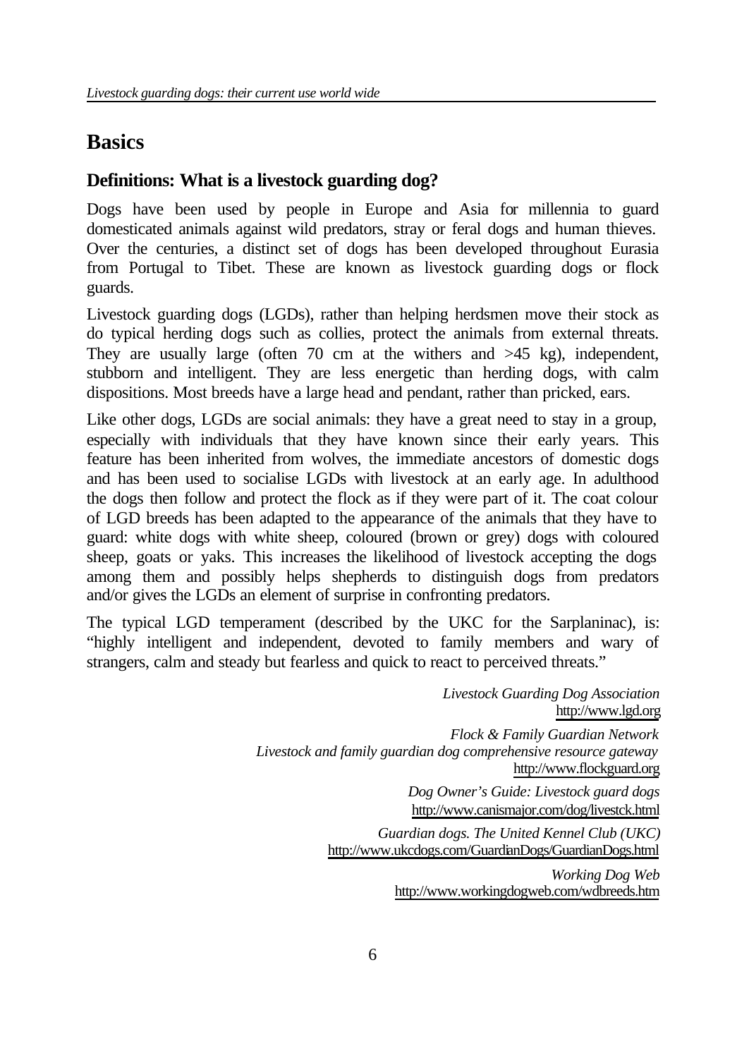# Basics

## Definitions: What is a livestock guarding dog?

Dogs have been used by people in Europe and Asia for millennia to guard domesticated animals against wild predators, stray or feral dogs and human thieves. Over the centuries, a distinct set of dogs has been developed throughout Eurasia from Portugal to Tibet. These are known as livestock guarding dogs or flock guards.

Livestock guarding dogs (LGDs), rather than helping herdsmen move their stock as do typical herding dogs such as collies, protect the animals from external threats. They are usually large (often 70 cm at the withers and >45 kg), independent, stubborn and intelligent. They are less energetic than herding dogs, with calm dispositions. Most breeds have a large head and pendant, rather than pricked, ears.

Like other dogs, LGDs are social animals: they have a great need to stay in a group, especially with individuals that they have known since their early years. This feature has been inherited from wolves, the immediate ancestors of domestic dogs and has been used to socialise LGDs with livestock at an early age. In adulthood the dogs then follow and protect the flock as if they were part of it. The coat colour of LGD breeds has been adapted to the appearance of the animals that they have to guard: white dogs with white sheep, coloured (brown or grey) dogs with coloured sheep, goats or yaks. This increases the likelihood of livestock accepting the dogs among them and possibly helps shepherds to distinguish dogs from predators and/or gives the LGDs an element of surprise in confronting predators.

The typical LGD temperament (described by the UKC for the Sarplaninac), is: "highly intelligent and independent, devoted to family members and wary of strangers, calm and steady but fearless and quick to react to perceived threats."

*Livestock Guarding Dog Association*
http://www.lgd.org

*Flock & Family Guardian Network*
*Livestock and family guardian dog comprehensive resource gateway*
http://www.flockguard.org

*Dog Owner's Guide: Livestock guard dogs*
http://www.canismajor.com/dog/livestck.html

*Guardian dogs. The United Kennel Club (UKC)*
http://www.ukcdogs.com/GuardianDogs/GuardianDogs.html

*Working Dog Web*
http://www.workingdogweb.com/wdbreeds.htm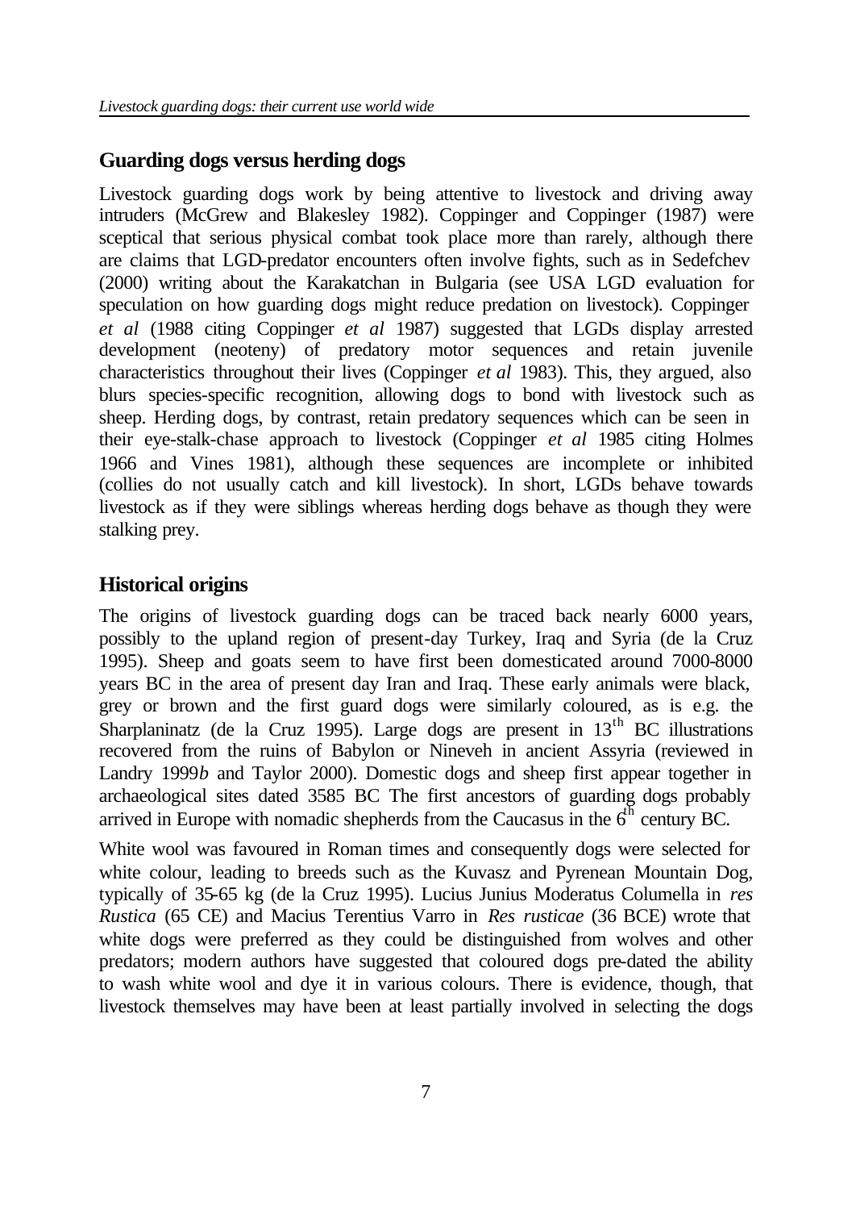## Guarding dogs versus herding dogs

Livestock guarding dogs work by being attentive to livestock and driving away intruders (McGrew and Blakesley 1982). Coppinger and Coppinger (1987) were sceptical that serious physical combat took place more than rarely, although there are claims that LGD-predator encounters often involve fights, such as in Sedefchev (2000) writing about the Karakatchan in Bulgaria (see USA LGD evaluation for speculation on how guarding dogs might reduce predation on livestock). Coppinger *et al* (1988 citing Coppinger *et al* 1987) suggested that LGDs display arrested development (neoteny) of predatory motor sequences and retain juvenile characteristics throughout their lives (Coppinger *et al* 1983). This, they argued, also blurs species-specific recognition, allowing dogs to bond with livestock such as sheep. Herding dogs, by contrast, retain predatory sequences which can be seen in their eye-stalk-chase approach to livestock (Coppinger *et al* 1985 citing Holmes 1966 and Vines 1981), although these sequences are incomplete or inhibited (collies do not usually catch and kill livestock). In short, LGDs behave towards livestock as if they were siblings whereas herding dogs behave as though they were stalking prey.

## Historical origins

The origins of livestock guarding dogs can be traced back nearly 6000 years, possibly to the upland region of present-day Turkey, Iraq and Syria (de la Cruz 1995). Sheep and goats seem to have first been domesticated around 7000-8000 years BC in the area of present day Iran and Iraq. These early animals were black, grey or brown and the first guard dogs were similarly coloured, as is e.g. the Sharplaninatz (de la Cruz 1995). Large dogs are present in 13th BC illustrations recovered from the ruins of Babylon or Nineveh in ancient Assyria (reviewed in Landry 1999*b* and Taylor 2000). Domestic dogs and sheep first appear together in archaeological sites dated 3585 BC The first ancestors of guarding dogs probably arrived in Europe with nomadic shepherds from the Caucasus in the 6th century BC.

White wool was favoured in Roman times and consequently dogs were selected for white colour, leading to breeds such as the Kuvasz and Pyrenean Mountain Dog, typically of 35-65 kg (de la Cruz 1995). Lucius Junius Moderatus Columella in *res Rustica* (65 CE) and Macius Terentius Varro in *Res rusticae* (36 BCE) wrote that white dogs were preferred as they could be distinguished from wolves and other predators; modern authors have suggested that coloured dogs pre-dated the ability to wash white wool and dye it in various colours. There is evidence, though, that livestock themselves may have been at least partially involved in selecting the dogs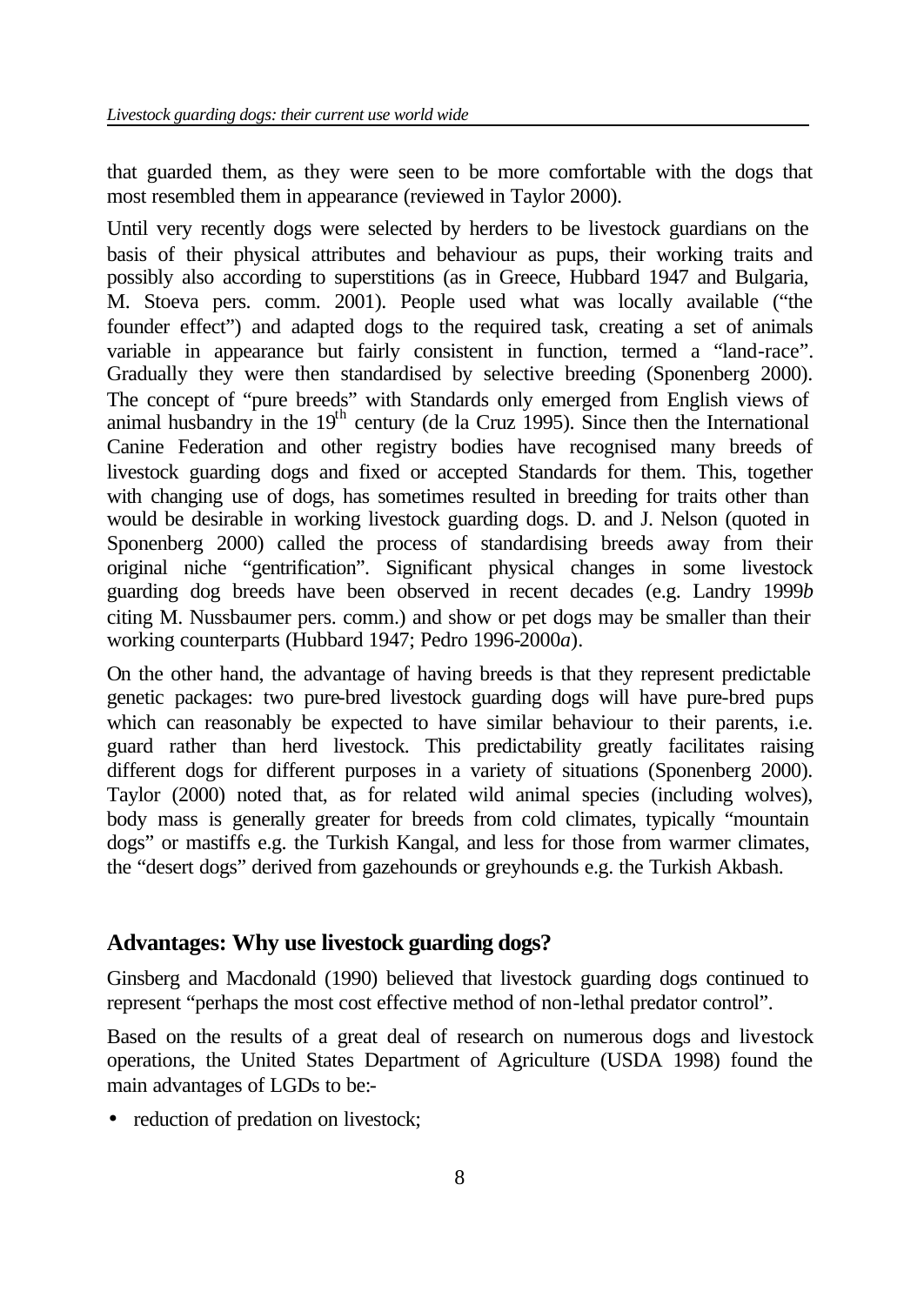that guarded them, as they were seen to be more comfortable with the dogs that most resembled them in appearance (reviewed in Taylor 2000).

Until very recently dogs were selected by herders to be livestock guardians on the basis of their physical attributes and behaviour as pups, their working traits and possibly also according to superstitions (as in Greece, Hubbard 1947 and Bulgaria, M. Stoeva pers. comm. 2001). People used what was locally available ("the founder effect") and adapted dogs to the required task, creating a set of animals variable in appearance but fairly consistent in function, termed a "land-race". Gradually they were then standardised by selective breeding (Sponenberg 2000). The concept of "pure breeds" with Standards only emerged from English views of animal husbandry in the 19th century (de la Cruz 1995). Since then the International Canine Federation and other registry bodies have recognised many breeds of livestock guarding dogs and fixed or accepted Standards for them. This, together with changing use of dogs, has sometimes resulted in breeding for traits other than would be desirable in working livestock guarding dogs. D. and J. Nelson (quoted in Sponenberg 2000) called the process of standardising breeds away from their original niche "gentrification". Significant physical changes in some livestock guarding dog breeds have been observed in recent decades (e.g. Landry 1999*b* citing M. Nussbaumer pers. comm.) and show or pet dogs may be smaller than their working counterparts (Hubbard 1947; Pedro 1996-2000*a*).

On the other hand, the advantage of having breeds is that they represent predictable genetic packages: two pure-bred livestock guarding dogs will have pure-bred pups which can reasonably be expected to have similar behaviour to their parents, i.e. guard rather than herd livestock. This predictability greatly facilitates raising different dogs for different purposes in a variety of situations (Sponenberg 2000). Taylor (2000) noted that, as for related wild animal species (including wolves), body mass is generally greater for breeds from cold climates, typically "mountain dogs" or mastiffs e.g. the Turkish Kangal, and less for those from warmer climates, the "desert dogs" derived from gazehounds or greyhounds e.g. the Turkish Akbash.

## Advantages: Why use livestock guarding dogs?

Ginsberg and Macdonald (1990) believed that livestock guarding dogs continued to represent "perhaps the most cost effective method of non-lethal predator control".

Based on the results of a great deal of research on numerous dogs and livestock operations, the United States Department of Agriculture (USDA 1998) found the main advantages of LGDs to be:-

- reduction of predation on livestock;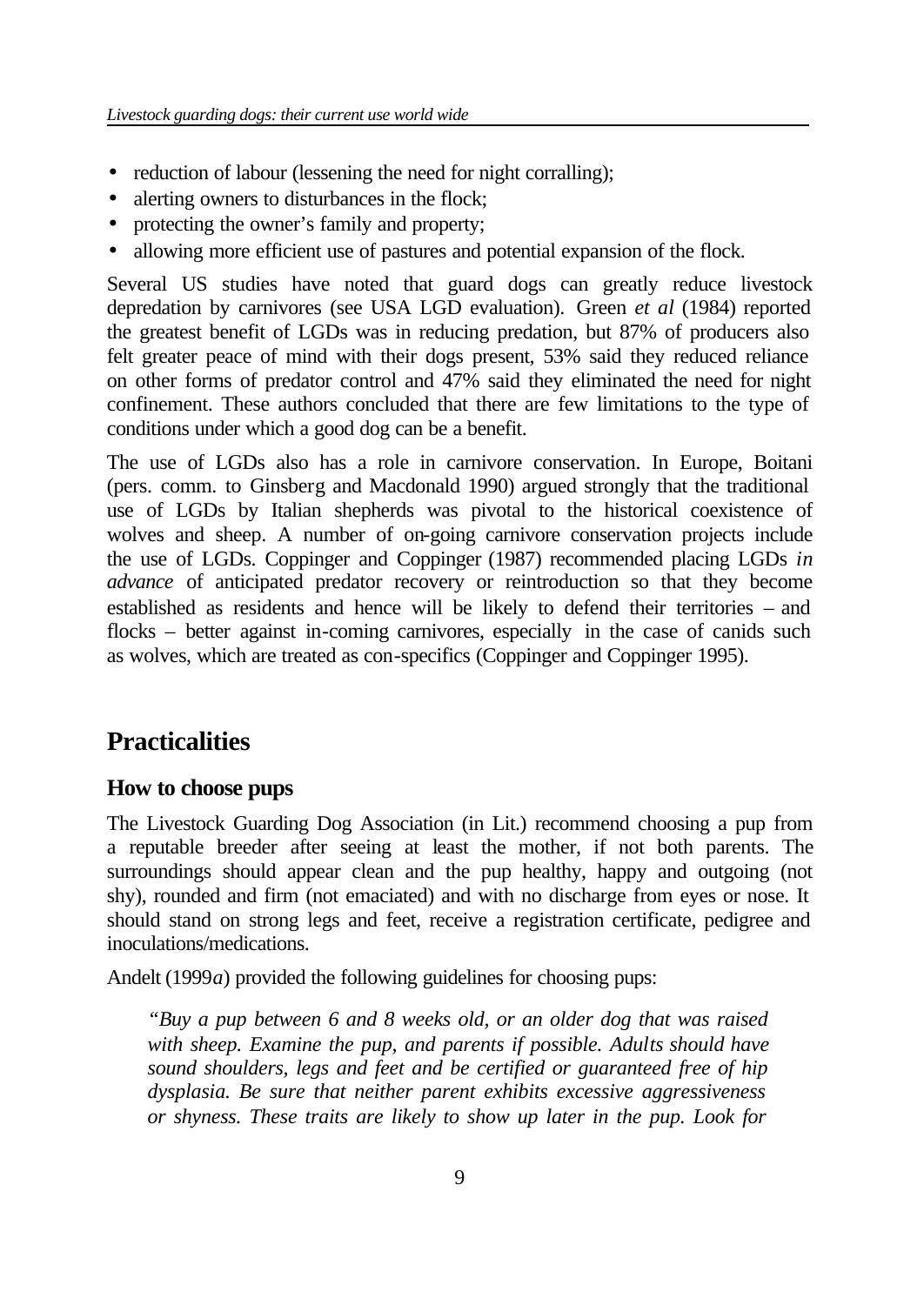- reduction of labour (lessening the need for night corralling);
- alerting owners to disturbances in the flock;
- protecting the owner's family and property;
- allowing more efficient use of pastures and potential expansion of the flock.

Several US studies have noted that guard dogs can greatly reduce livestock depredation by carnivores (see USA LGD evaluation). Green *et al* (1984) reported the greatest benefit of LGDs was in reducing predation, but 87% of producers also felt greater peace of mind with their dogs present, 53% said they reduced reliance on other forms of predator control and 47% said they eliminated the need for night confinement. These authors concluded that there are few limitations to the type of conditions under which a good dog can be a benefit.

The use of LGDs also has a role in carnivore conservation. In Europe, Boitani (pers. comm. to Ginsberg and Macdonald 1990) argued strongly that the traditional use of LGDs by Italian shepherds was pivotal to the historical coexistence of wolves and sheep. A number of on-going carnivore conservation projects include the use of LGDs. Coppinger and Coppinger (1987) recommended placing LGDs *in advance* of anticipated predator recovery or reintroduction so that they become established as residents and hence will be likely to defend their territories – and flocks – better against in-coming carnivores, especially in the case of canids such as wolves, which are treated as con-specifics (Coppinger and Coppinger 1995).

## Practicalities

### How to choose pups

The Livestock Guarding Dog Association (in Lit.) recommend choosing a pup from a reputable breeder after seeing at least the mother, if not both parents. The surroundings should appear clean and the pup healthy, happy and outgoing (not shy), rounded and firm (not emaciated) and with no discharge from eyes or nose. It should stand on strong legs and feet, receive a registration certificate, pedigree and inoculations/medications.

Andelt (1999*a*) provided the following guidelines for choosing pups:

> *"Buy a pup between 6 and 8 weeks old, or an older dog that was raised with sheep. Examine the pup, and parents if possible. Adults should have sound shoulders, legs and feet and be certified or guaranteed free of hip dysplasia. Be sure that neither parent exhibits excessive aggressiveness or shyness. These traits are likely to show up later in the pup. Look for*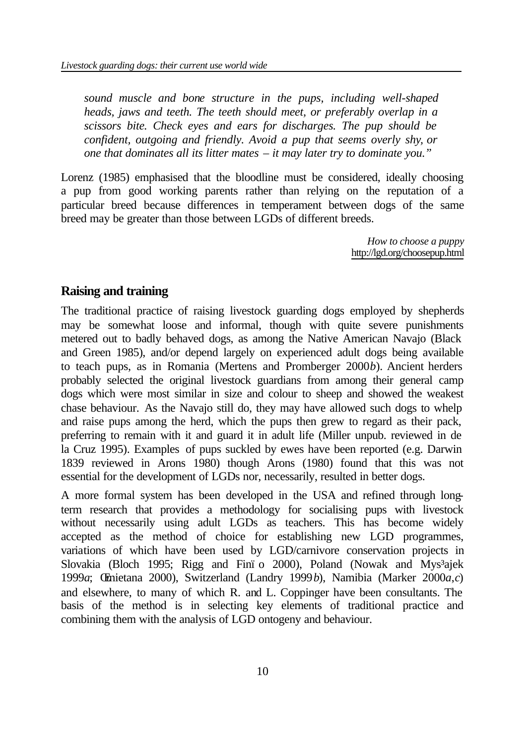*sound muscle and bone structure in the pups, including well-shaped heads, jaws and teeth. The teeth should meet, or preferably overlap in a scissors bite. Check eyes and ears for discharges. The pup should be confident, outgoing and friendly. Avoid a pup that seems overly shy, or one that dominates all its litter mates – it may later try to dominate you."*

Lorenz (1985) emphasised that the bloodline must be considered, ideally choosing a pup from good working parents rather than relying on the reputation of a particular breed because differences in temperament between dogs of the same breed may be greater than those between LGDs of different breeds.

*How to choose a puppy*
http://lgd.org/choosepup.html

## Raising and training

The traditional practice of raising livestock guarding dogs employed by shepherds may be somewhat loose and informal, though with quite severe punishments metered out to badly behaved dogs, as among the Native American Navajo (Black and Green 1985), and/or depend largely on experienced adult dogs being available to teach pups, as in Romania (Mertens and Promberger 2000*b*). Ancient herders probably selected the original livestock guardians from among their general camp dogs which were most similar in size and colour to sheep and showed the weakest chase behaviour. As the Navajo still do, they may have allowed such dogs to whelp and raise pups among the herd, which the pups then grew to regard as their pack, preferring to remain with it and guard it in adult life (Miller unpub. reviewed in de la Cruz 1995). Examples of pups suckled by ewes have been reported (e.g. Darwin 1839 reviewed in Arons 1980) though Arons (1980) found that this was not essential for the development of LGDs nor, necessarily, resulted in better dogs.

A more formal system has been developed in the USA and refined through long-term research that provides a methodology for socialising pups with livestock without necessarily using adult LGDs as teachers. This has become widely accepted as the method of choice for establishing new LGD programmes, variations of which have been used by LGD/carnivore conservation projects in Slovakia (Bloch 1995; Rigg and Finï o 2000), Poland (Nowak and Mys³ajek 1999*a*; Œmietana 2000), Switzerland (Landry 1999*b*), Namibia (Marker 2000*a,c*) and elsewhere, to many of which R. and L. Coppinger have been consultants. The basis of the method is in selecting key elements of traditional practice and combining them with the analysis of LGD ontogeny and behaviour.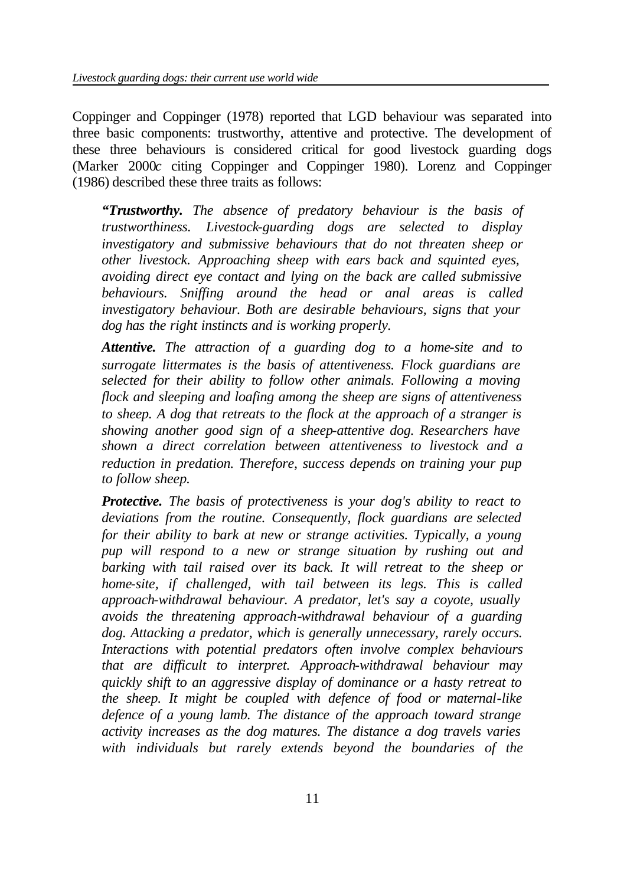Coppinger and Coppinger (1978) reported that LGD behaviour was separated into three basic components: trustworthy, attentive and protective. The development of these three behaviours is considered critical for good livestock guarding dogs (Marker 2000*c* citing Coppinger and Coppinger 1980). Lorenz and Coppinger (1986) described these three traits as follows:

> *"**Trustworthy.** The absence of predatory behaviour is the basis of trustworthiness. Livestock-guarding dogs are selected to display investigatory and submissive behaviours that do not threaten sheep or other livestock. Approaching sheep with ears back and squinted eyes, avoiding direct eye contact and lying on the back are called submissive behaviours. Sniffing around the head or anal areas is called investigatory behaviour. Both are desirable behaviours, signs that your dog has the right instincts and is working properly.*
>
> ***Attentive.** The attraction of a guarding dog to a home-site and to surrogate littermates is the basis of attentiveness. Flock guardians are selected for their ability to follow other animals. Following a moving flock and sleeping and loafing among the sheep are signs of attentiveness to sheep. A dog that retreats to the flock at the approach of a stranger is showing another good sign of a sheep-attentive dog. Researchers have shown a direct correlation between attentiveness to livestock and a reduction in predation. Therefore, success depends on training your pup to follow sheep.*
>
> ***Protective.** The basis of protectiveness is your dog's ability to react to deviations from the routine. Consequently, flock guardians are selected for their ability to bark at new or strange activities. Typically, a young pup will respond to a new or strange situation by rushing out and barking with tail raised over its back. It will retreat to the sheep or home-site, if challenged, with tail between its legs. This is called approach-withdrawal behaviour. A predator, let's say a coyote, usually avoids the threatening approach-withdrawal behaviour of a guarding dog. Attacking a predator, which is generally unnecessary, rarely occurs. Interactions with potential predators often involve complex behaviours that are difficult to interpret. Approach-withdrawal behaviour may quickly shift to an aggressive display of dominance or a hasty retreat to the sheep. It might be coupled with defence of food or maternal-like defence of a young lamb. The distance of the approach toward strange activity increases as the dog matures. The distance a dog travels varies with individuals but rarely extends beyond the boundaries of the*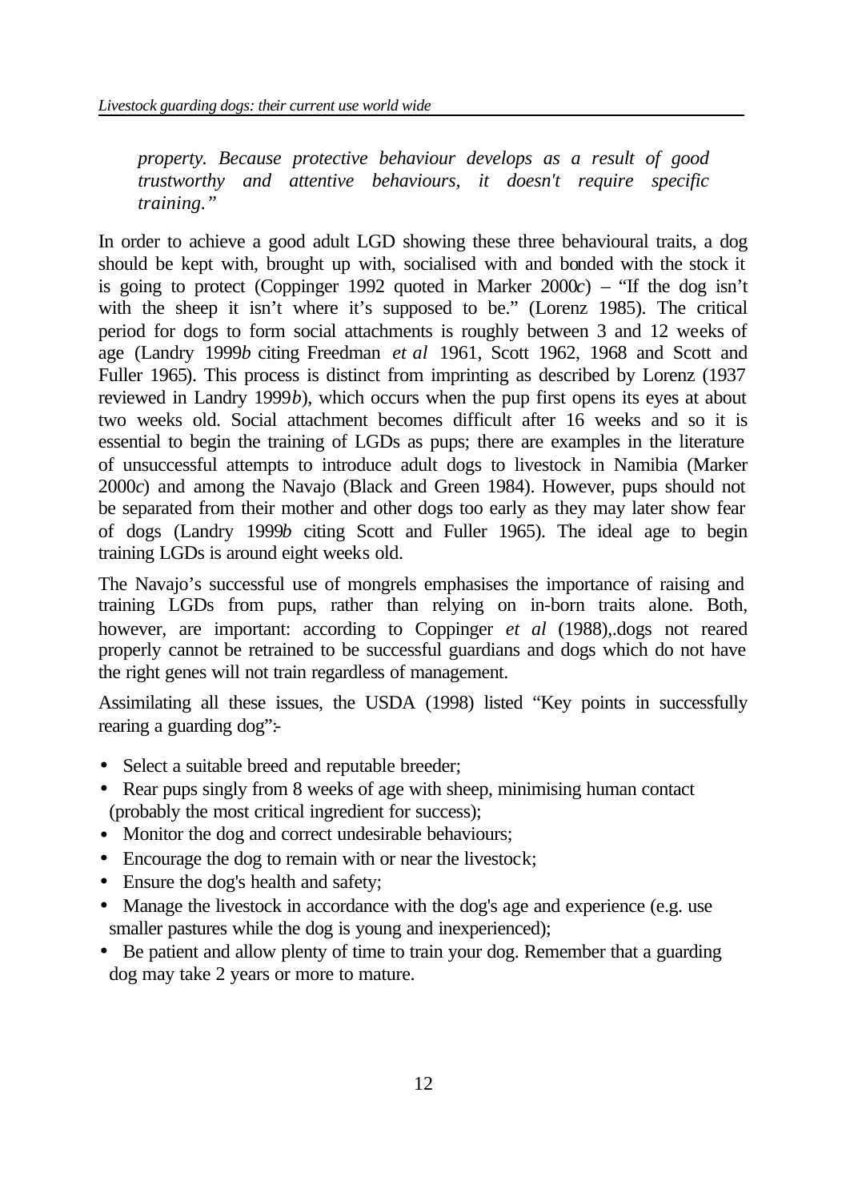*property. Because protective behaviour develops as a result of good trustworthy and attentive behaviours, it doesn't require specific training."*

In order to achieve a good adult LGD showing these three behavioural traits, a dog should be kept with, brought up with, socialised with and bonded with the stock it is going to protect (Coppinger 1992 quoted in Marker 2000*c*) – "If the dog isn't with the sheep it isn't where it's supposed to be." (Lorenz 1985). The critical period for dogs to form social attachments is roughly between 3 and 12 weeks of age (Landry 1999*b* citing Freedman *et al* 1961, Scott 1962, 1968 and Scott and Fuller 1965). This process is distinct from imprinting as described by Lorenz (1937 reviewed in Landry 1999*b*), which occurs when the pup first opens its eyes at about two weeks old. Social attachment becomes difficult after 16 weeks and so it is essential to begin the training of LGDs as pups; there are examples in the literature of unsuccessful attempts to introduce adult dogs to livestock in Namibia (Marker 2000*c*) and among the Navajo (Black and Green 1984). However, pups should not be separated from their mother and other dogs too early as they may later show fear of dogs (Landry 1999*b* citing Scott and Fuller 1965). The ideal age to begin training LGDs is around eight weeks old.

The Navajo's successful use of mongrels emphasises the importance of raising and training LGDs from pups, rather than relying on in-born traits alone. Both, however, are important: according to Coppinger *et al* (1988),.dogs not reared properly cannot be retrained to be successful guardians and dogs which do not have the right genes will not train regardless of management.

Assimilating all these issues, the USDA (1998) listed "Key points in successfully rearing a guarding dog":-

- Select a suitable breed and reputable breeder;
- Rear pups singly from 8 weeks of age with sheep, minimising human contact (probably the most critical ingredient for success);
- Monitor the dog and correct undesirable behaviours;
- Encourage the dog to remain with or near the livestock;
- Ensure the dog's health and safety;
- Manage the livestock in accordance with the dog's age and experience (e.g. use smaller pastures while the dog is young and inexperienced);
- Be patient and allow plenty of time to train your dog. Remember that a guarding dog may take 2 years or more to mature.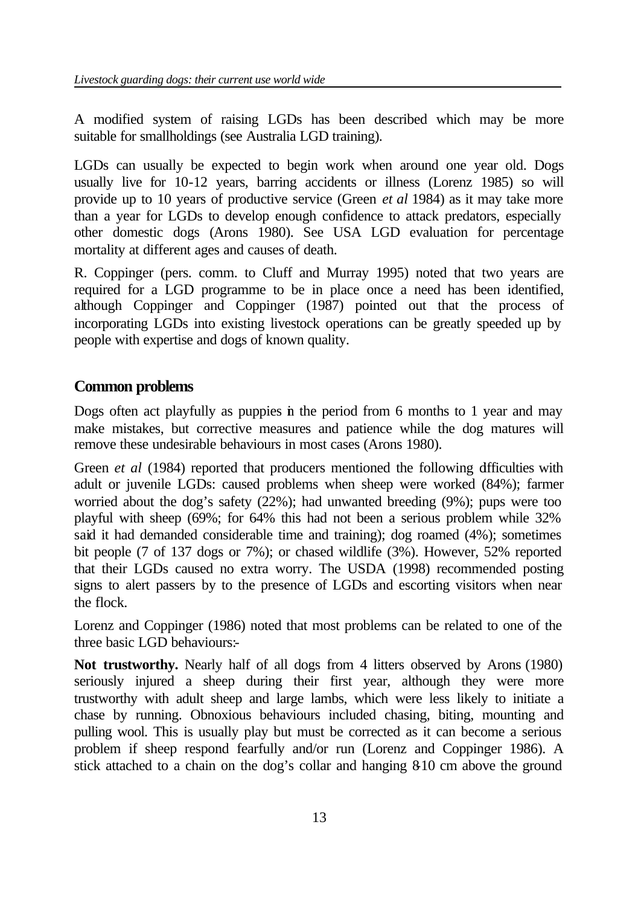A modified system of raising LGDs has been described which may be more suitable for smallholdings (see Australia LGD training).

LGDs can usually be expected to begin work when around one year old. Dogs usually live for 10-12 years, barring accidents or illness (Lorenz 1985) so will provide up to 10 years of productive service (Green *et al* 1984) as it may take more than a year for LGDs to develop enough confidence to attack predators, especially other domestic dogs (Arons 1980). See USA LGD evaluation for percentage mortality at different ages and causes of death.

R. Coppinger (pers. comm. to Cluff and Murray 1995) noted that two years are required for a LGD programme to be in place once a need has been identified, although Coppinger and Coppinger (1987) pointed out that the process of incorporating LGDs into existing livestock operations can be greatly speeded up by people with expertise and dogs of known quality.

## Common problems

Dogs often act playfully as puppies in the period from 6 months to 1 year and may make mistakes, but corrective measures and patience while the dog matures will remove these undesirable behaviours in most cases (Arons 1980).

Green *et al* (1984) reported that producers mentioned the following difficulties with adult or juvenile LGDs: caused problems when sheep were worked (84%); farmer worried about the dog's safety (22%); had unwanted breeding (9%); pups were too playful with sheep (69%; for 64% this had not been a serious problem while 32% said it had demanded considerable time and training); dog roamed (4%); sometimes bit people (7 of 137 dogs or 7%); or chased wildlife (3%). However, 52% reported that their LGDs caused no extra worry. The USDA (1998) recommended posting signs to alert passers by to the presence of LGDs and escorting visitors when near the flock.

Lorenz and Coppinger (1986) noted that most problems can be related to one of the three basic LGD behaviours:-

**Not trustworthy.** Nearly half of all dogs from 4 litters observed by Arons (1980) seriously injured a sheep during their first year, although they were more trustworthy with adult sheep and large lambs, which were less likely to initiate a chase by running. Obnoxious behaviours included chasing, biting, mounting and pulling wool. This is usually play but must be corrected as it can become a serious problem if sheep respond fearfully and/or run (Lorenz and Coppinger 1986). A stick attached to a chain on the dog's collar and hanging 8-10 cm above the ground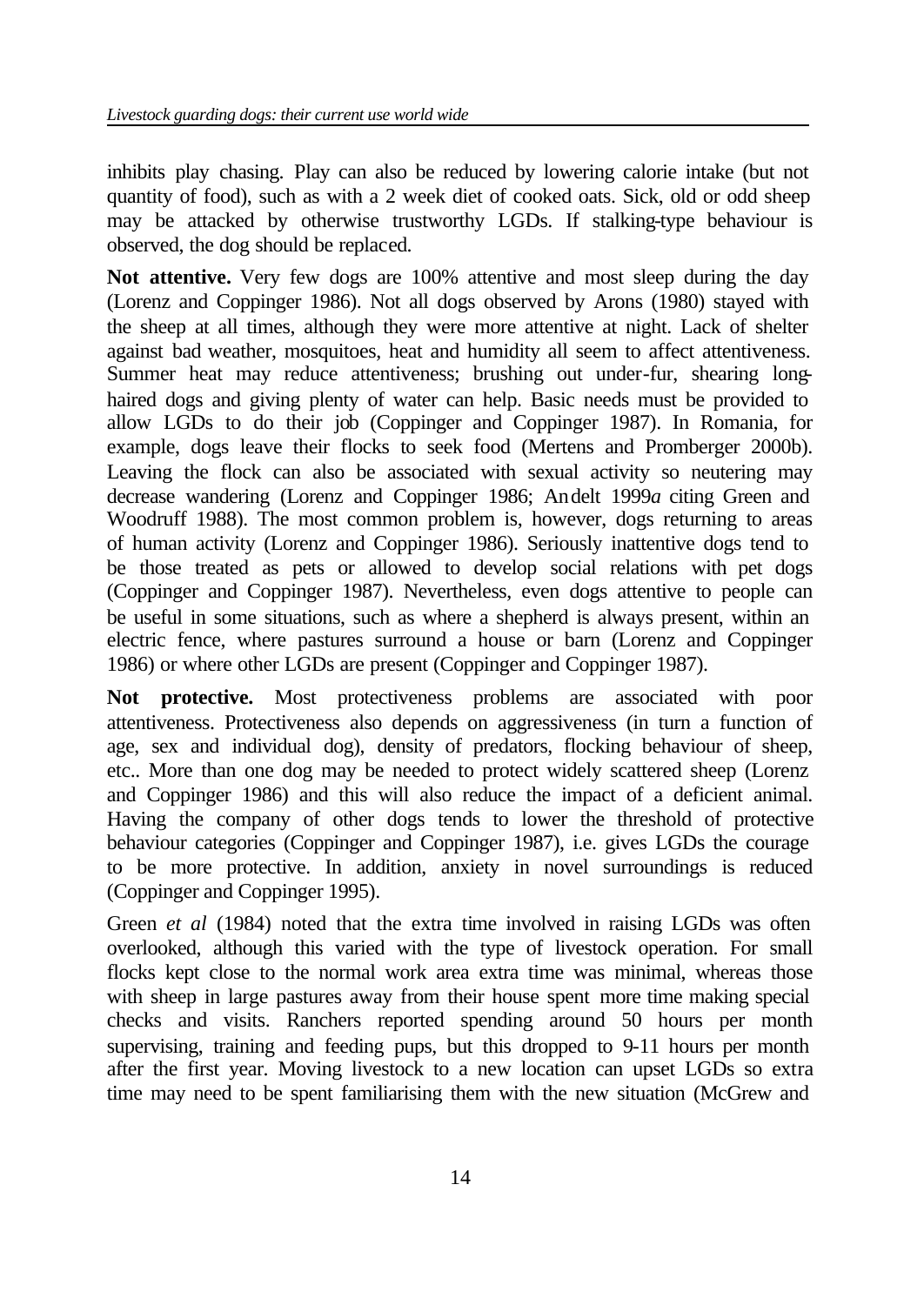inhibits play chasing. Play can also be reduced by lowering calorie intake (but not quantity of food), such as with a 2 week diet of cooked oats. Sick, old or odd sheep may be attacked by otherwise trustworthy LGDs. If stalking-type behaviour is observed, the dog should be replaced.

**Not attentive.** Very few dogs are 100% attentive and most sleep during the day (Lorenz and Coppinger 1986). Not all dogs observed by Arons (1980) stayed with the sheep at all times, although they were more attentive at night. Lack of shelter against bad weather, mosquitoes, heat and humidity all seem to affect attentiveness. Summer heat may reduce attentiveness; brushing out under-fur, shearing long-haired dogs and giving plenty of water can help. Basic needs must be provided to allow LGDs to do their job (Coppinger and Coppinger 1987). In Romania, for example, dogs leave their flocks to seek food (Mertens and Promberger 2000b). Leaving the flock can also be associated with sexual activity so neutering may decrease wandering (Lorenz and Coppinger 1986; Andelt 1999*a* citing Green and Woodruff 1988). The most common problem is, however, dogs returning to areas of human activity (Lorenz and Coppinger 1986). Seriously inattentive dogs tend to be those treated as pets or allowed to develop social relations with pet dogs (Coppinger and Coppinger 1987). Nevertheless, even dogs attentive to people can be useful in some situations, such as where a shepherd is always present, within an electric fence, where pastures surround a house or barn (Lorenz and Coppinger 1986) or where other LGDs are present (Coppinger and Coppinger 1987).

**Not protective.** Most protectiveness problems are associated with poor attentiveness. Protectiveness also depends on aggressiveness (in turn a function of age, sex and individual dog), density of predators, flocking behaviour of sheep, etc.. More than one dog may be needed to protect widely scattered sheep (Lorenz and Coppinger 1986) and this will also reduce the impact of a deficient animal. Having the company of other dogs tends to lower the threshold of protective behaviour categories (Coppinger and Coppinger 1987), i.e. gives LGDs the courage to be more protective. In addition, anxiety in novel surroundings is reduced (Coppinger and Coppinger 1995).

Green *et al* (1984) noted that the extra time involved in raising LGDs was often overlooked, although this varied with the type of livestock operation. For small flocks kept close to the normal work area extra time was minimal, whereas those with sheep in large pastures away from their house spent more time making special checks and visits. Ranchers reported spending around 50 hours per month supervising, training and feeding pups, but this dropped to 9-11 hours per month after the first year. Moving livestock to a new location can upset LGDs so extra time may need to be spent familiarising them with the new situation (McGrew and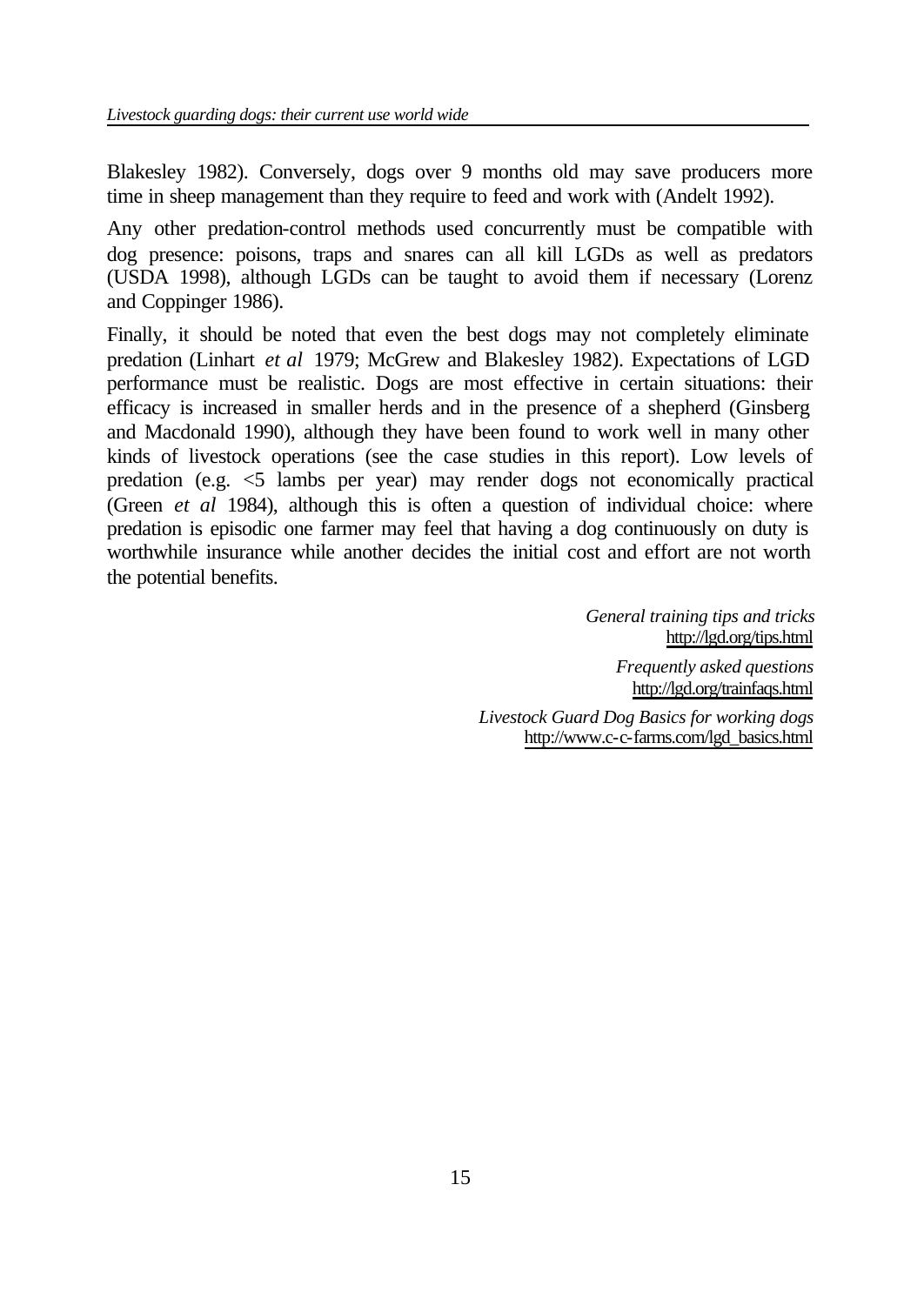Blakesley 1982). Conversely, dogs over 9 months old may save producers more time in sheep management than they require to feed and work with (Andelt 1992).

Any other predation-control methods used concurrently must be compatible with dog presence: poisons, traps and snares can all kill LGDs as well as predators (USDA 1998), although LGDs can be taught to avoid them if necessary (Lorenz and Coppinger 1986).

Finally, it should be noted that even the best dogs may not completely eliminate predation (Linhart *et al* 1979; McGrew and Blakesley 1982). Expectations of LGD performance must be realistic. Dogs are most effective in certain situations: their efficacy is increased in smaller herds and in the presence of a shepherd (Ginsberg and Macdonald 1990), although they have been found to work well in many other kinds of livestock operations (see the case studies in this report). Low levels of predation (e.g. <5 lambs per year) may render dogs not economically practical (Green *et al* 1984), although this is often a question of individual choice: where predation is episodic one farmer may feel that having a dog continuously on duty is worthwhile insurance while another decides the initial cost and effort are not worth the potential benefits.

*General training tips and tricks*
http://lgd.org/tips.html

*Frequently asked questions*
http://lgd.org/trainfaqs.html

*Livestock Guard Dog Basics for working dogs*
http://www.c-c-farms.com/lgd_basics.html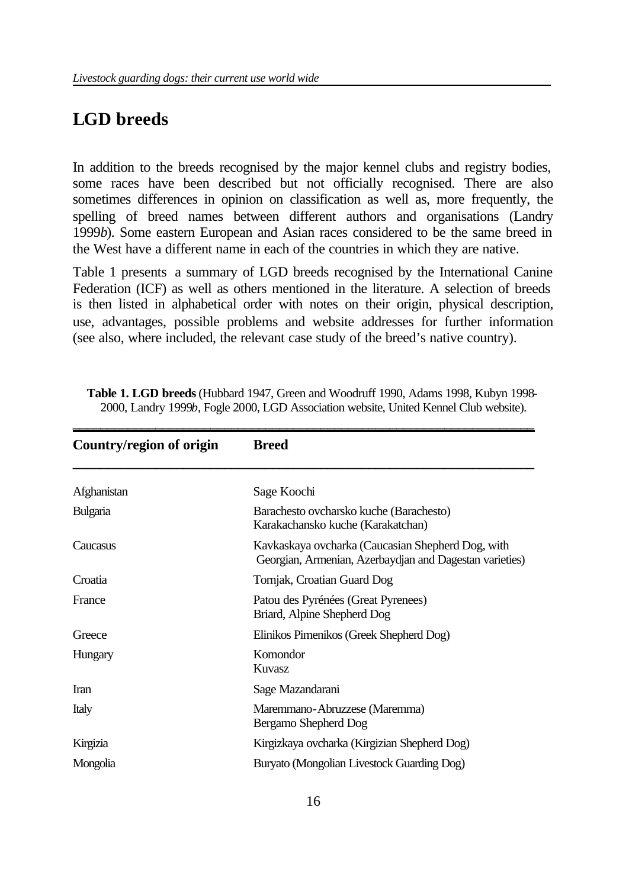## LGD breeds

In addition to the breeds recognised by the major kennel clubs and registry bodies, some races have been described but not officially recognised. There are also sometimes differences in opinion on classification as well as, more frequently, the spelling of breed names between different authors and organisations (Landry 1999*b*). Some eastern European and Asian races considered to be the same breed in the West have a different name in each of the countries in which they are native.

Table 1 presents a summary of LGD breeds recognised by the International Canine Federation (ICF) as well as others mentioned in the literature. A selection of breeds is then listed in alphabetical order with notes on their origin, physical description, use, advantages, possible problems and website addresses for further information (see also, where included, the relevant case study of the breed's native country).

**Table 1. LGD breeds** (Hubbard 1947, Green and Woodruff 1990, Adams 1998, Kubyn 1998-2000, Landry 1999*b*, Fogle 2000, LGD Association website, United Kennel Club website).

| Country/region of origin | Breed |
|---|---|
| Afghanistan | Sage Koochi |
| Bulgaria | Barachesto ovcharsko kuche (Barachesto)<br>Karakachansko kuche (Karakatchan) |
| Caucasus | Kavkaskaya ovcharka (Caucasian Shepherd Dog, with Georgian, Armenian, Azerbaydjan and Dagestan varieties) |
| Croatia | Tornjak, Croatian Guard Dog |
| France | Patou des Pyrénées (Great Pyrenees)<br>Briard, Alpine Shepherd Dog |
| Greece | Elinikos Pimenikos (Greek Shepherd Dog) |
| Hungary | Komondor<br>Kuvasz |
| Iran | Sage Mazandarani |
| Italy | Maremmano-Abruzzese (Maremma)<br>Bergamo Shepherd Dog |
| Kirgizia | Kirgizkaya ovcharka (Kirgizian Shepherd Dog) |
| Mongolia | Buryato (Mongolian Livestock Guarding Dog) |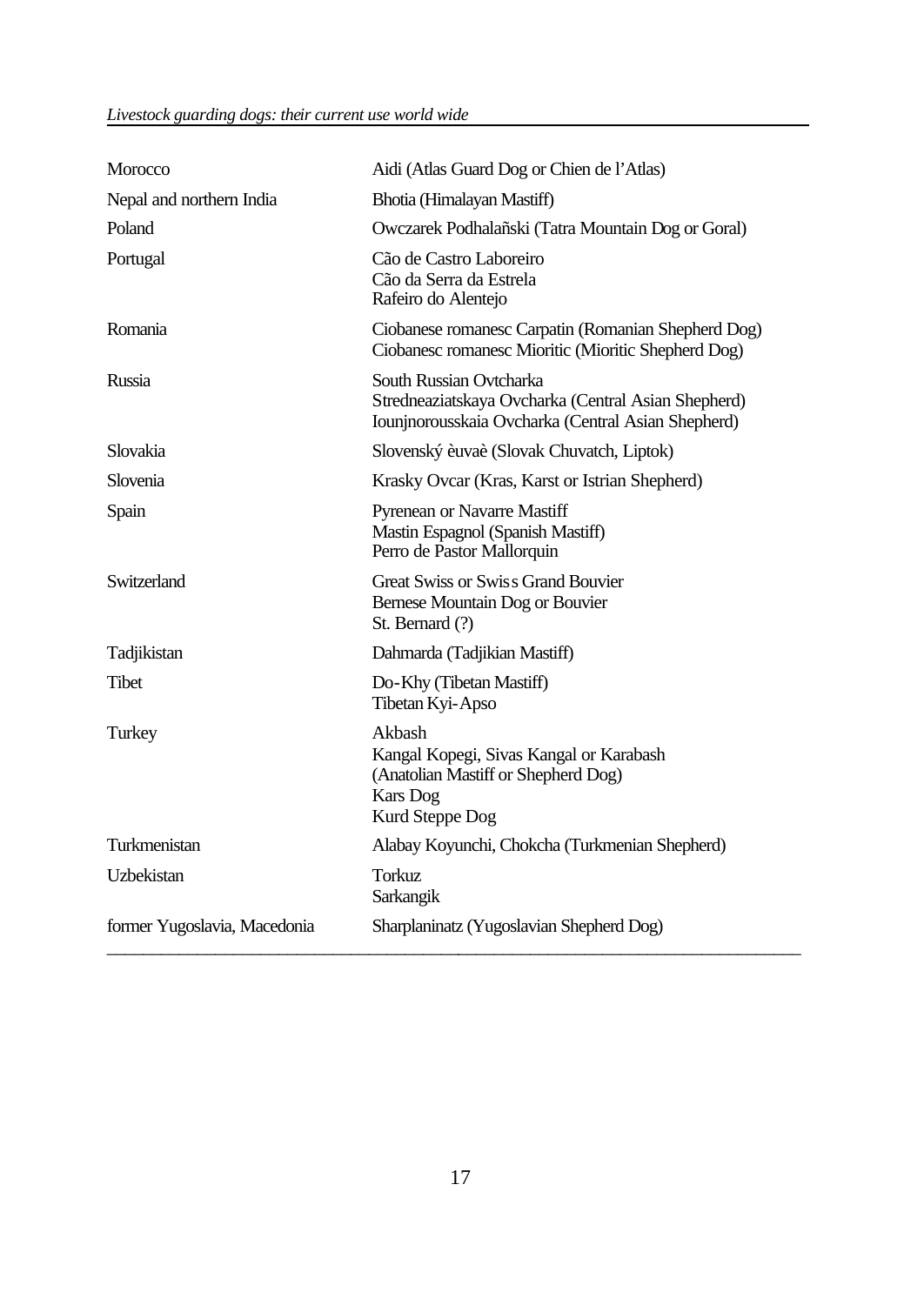| | |
|---|---|
| Morocco | Aidi (Atlas Guard Dog or Chien de l'Atlas) |
| Nepal and northern India | Bhotia (Himalayan Mastiff) |
| Poland | Owczarek Podhalañski (Tatra Mountain Dog or Goral) |
| Portugal | Cão de Castro Laboreiro<br>Cão da Serra da Estrela<br>Rafeiro do Alentejo |
| Romania | Ciobanese romanesc Carpatin (Romanian Shepherd Dog)<br>Ciobanesc romanesc Mioritic (Mioritic Shepherd Dog) |
| Russia | South Russian Ovtcharka<br>Stredneaziatskaya Ovcharka (Central Asian Shepherd)<br>Iounjnorousskaia Ovcharka (Central Asian Shepherd) |
| Slovakia | Slovenský èuvaè (Slovak Chuvatch, Liptok) |
| Slovenia | Krasky Ovcar (Kras, Karst or Istrian Shepherd) |
| Spain | Pyrenean or Navarre Mastiff<br>Mastin Espagnol (Spanish Mastiff)<br>Perro de Pastor Mallorquin |
| Switzerland | Great Swiss or Swiss Grand Bouvier<br>Bernese Mountain Dog or Bouvier<br>St. Bernard (?) |
| Tadjikistan | Dahmarda (Tadjikian Mastiff) |
| Tibet | Do-Khy (Tibetan Mastiff)<br>Tibetan Kyi-Apso |
| Turkey | Akbash<br>Kangal Kopegi, Sivas Kangal or Karabash<br>(Anatolian Mastiff or Shepherd Dog)<br>Kars Dog<br>Kurd Steppe Dog |
| Turkmenistan | Alabay Koyunchi, Chokcha (Turkmenian Shepherd) |
| Uzbekistan | Torkuz<br>Sarkangik |
| former Yugoslavia, Macedonia | Sharplaninatz (Yugoslavian Shepherd Dog) |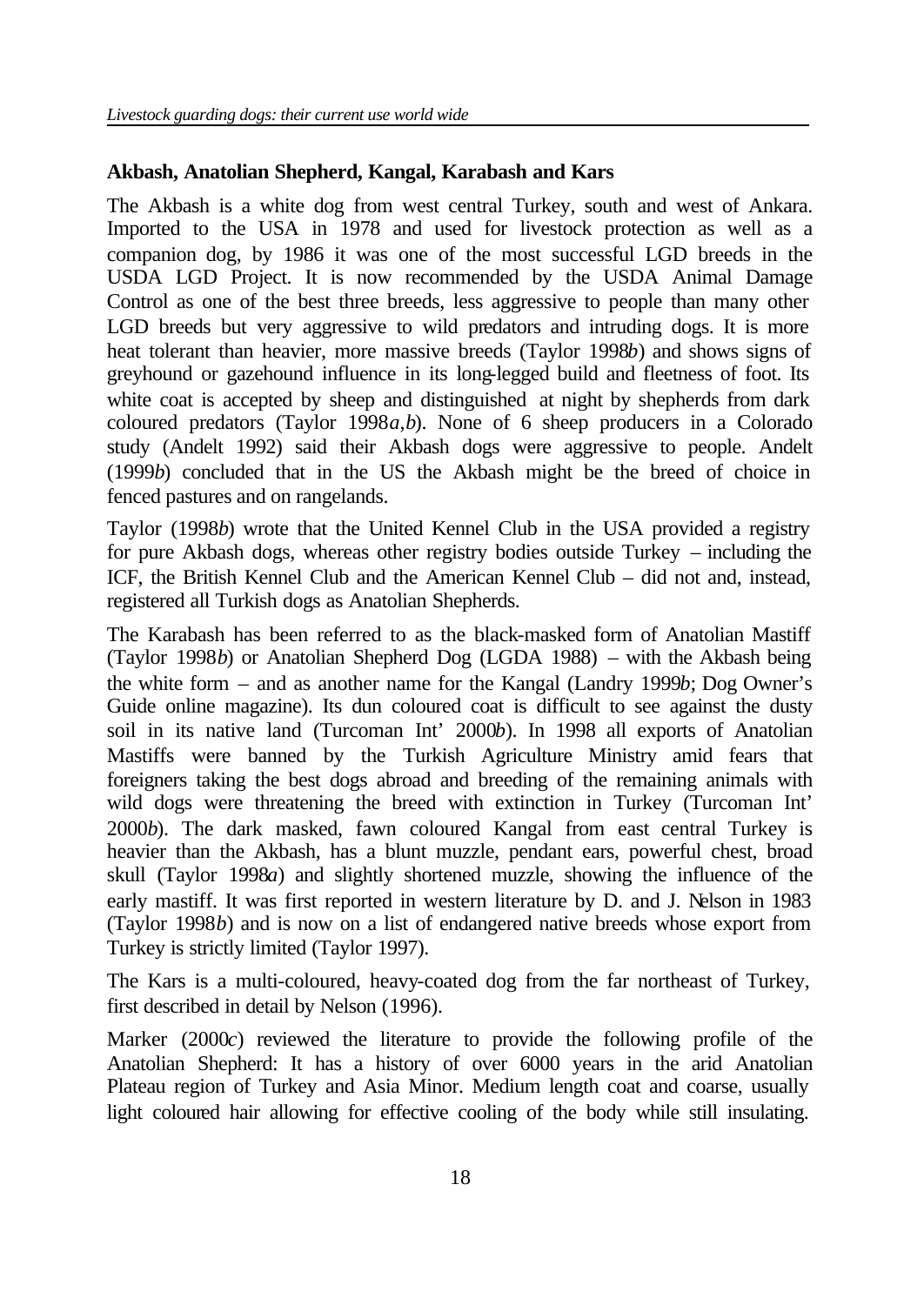**Akbash, Anatolian Shepherd, Kangal, Karabash and Kars**

The Akbash is a white dog from west central Turkey, south and west of Ankara. Imported to the USA in 1978 and used for livestock protection as well as a companion dog, by 1986 it was one of the most successful LGD breeds in the USDA LGD Project. It is now recommended by the USDA Animal Damage Control as one of the best three breeds, less aggressive to people than many other LGD breeds but very aggressive to wild predators and intruding dogs. It is more heat tolerant than heavier, more massive breeds (Taylor 1998*b*) and shows signs of greyhound or gazehound influence in its long-legged build and fleetness of foot. Its white coat is accepted by sheep and distinguished at night by shepherds from dark coloured predators (Taylor 1998*a,b*). None of 6 sheep producers in a Colorado study (Andelt 1992) said their Akbash dogs were aggressive to people. Andelt (1999*b*) concluded that in the US the Akbash might be the breed of choice in fenced pastures and on rangelands.

Taylor (1998*b*) wrote that the United Kennel Club in the USA provided a registry for pure Akbash dogs, whereas other registry bodies outside Turkey – including the ICF, the British Kennel Club and the American Kennel Club – did not and, instead, registered all Turkish dogs as Anatolian Shepherds.

The Karabash has been referred to as the black-masked form of Anatolian Mastiff (Taylor 1998*b*) or Anatolian Shepherd Dog (LGDA 1988) – with the Akbash being the white form – and as another name for the Kangal (Landry 1999*b*; Dog Owner's Guide online magazine). Its dun coloured coat is difficult to see against the dusty soil in its native land (Turcoman Int' 2000*b*). In 1998 all exports of Anatolian Mastiffs were banned by the Turkish Agriculture Ministry amid fears that foreigners taking the best dogs abroad and breeding of the remaining animals with wild dogs were threatening the breed with extinction in Turkey (Turcoman Int' 2000*b*). The dark masked, fawn coloured Kangal from east central Turkey is heavier than the Akbash, has a blunt muzzle, pendant ears, powerful chest, broad skull (Taylor 1998*a*) and slightly shortened muzzle, showing the influence of the early mastiff. It was first reported in western literature by D. and J. Nelson in 1983 (Taylor 1998*b*) and is now on a list of endangered native breeds whose export from Turkey is strictly limited (Taylor 1997).

The Kars is a multi-coloured, heavy-coated dog from the far northeast of Turkey, first described in detail by Nelson (1996).

Marker (2000*c*) reviewed the literature to provide the following profile of the Anatolian Shepherd: It has a history of over 6000 years in the arid Anatolian Plateau region of Turkey and Asia Minor. Medium length coat and coarse, usually light coloured hair allowing for effective cooling of the body while still insulating.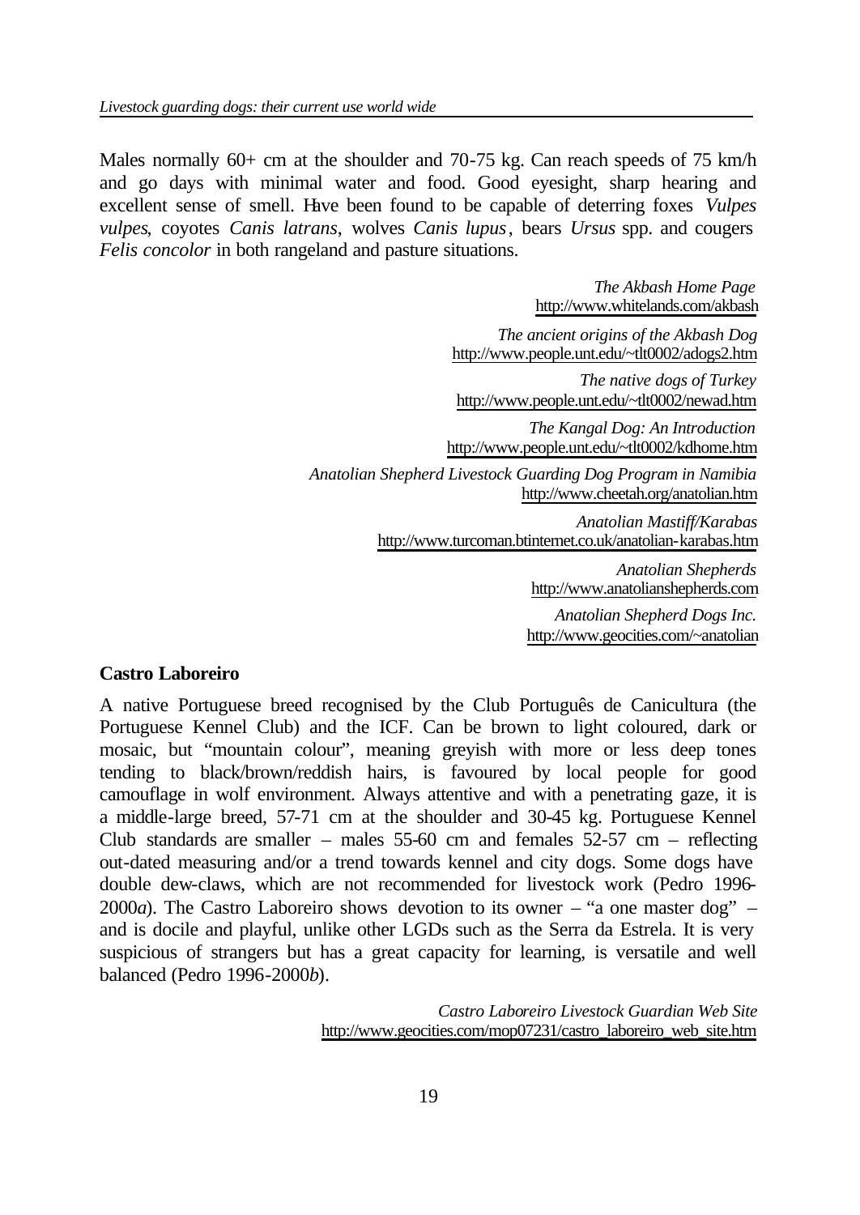Males normally 60+ cm at the shoulder and 70-75 kg. Can reach speeds of 75 km/h and go days with minimal water and food. Good eyesight, sharp hearing and excellent sense of smell. Have been found to be capable of deterring foxes *Vulpes vulpes*, coyotes *Canis latrans*, wolves *Canis lupus*, bears *Ursus* spp. and cougers *Felis concolor* in both rangeland and pasture situations.

*The Akbash Home Page*
http://www.whitelands.com/akbash

*The ancient origins of the Akbash Dog*
http://www.people.unt.edu/~tlt0002/adogs2.htm

*The native dogs of Turkey*
http://www.people.unt.edu/~tlt0002/newad.htm

*The Kangal Dog: An Introduction*
http://www.people.unt.edu/~tlt0002/kdhome.htm

*Anatolian Shepherd Livestock Guarding Dog Program in Namibia*
http://www.cheetah.org/anatolian.htm

*Anatolian Mastiff/Karabas*
http://www.turcoman.btinternet.co.uk/anatolian-karabas.htm

*Anatolian Shepherds*
http://www.anatolianshepherds.com

*Anatolian Shepherd Dogs Inc.*
http://www.geocities.com/~anatolian

**Castro Laboreiro**

A native Portuguese breed recognised by the Club Português de Canicultura (the Portuguese Kennel Club) and the ICF. Can be brown to light coloured, dark or mosaic, but "mountain colour", meaning greyish with more or less deep tones tending to black/brown/reddish hairs, is favoured by local people for good camouflage in wolf environment. Always attentive and with a penetrating gaze, it is a middle-large breed, 57-71 cm at the shoulder and 30-45 kg. Portuguese Kennel Club standards are smaller – males 55-60 cm and females 52-57 cm – reflecting out-dated measuring and/or a trend towards kennel and city dogs. Some dogs have double dew-claws, which are not recommended for livestock work (Pedro 1996-2000*a*). The Castro Laboreiro shows devotion to its owner – "a one master dog" – and is docile and playful, unlike other LGDs such as the Serra da Estrela. It is very suspicious of strangers but has a great capacity for learning, is versatile and well balanced (Pedro 1996-2000*b*).

*Castro Laboreiro Livestock Guardian Web Site*
http://www.geocities.com/mop07231/castro_laboreiro_web_site.htm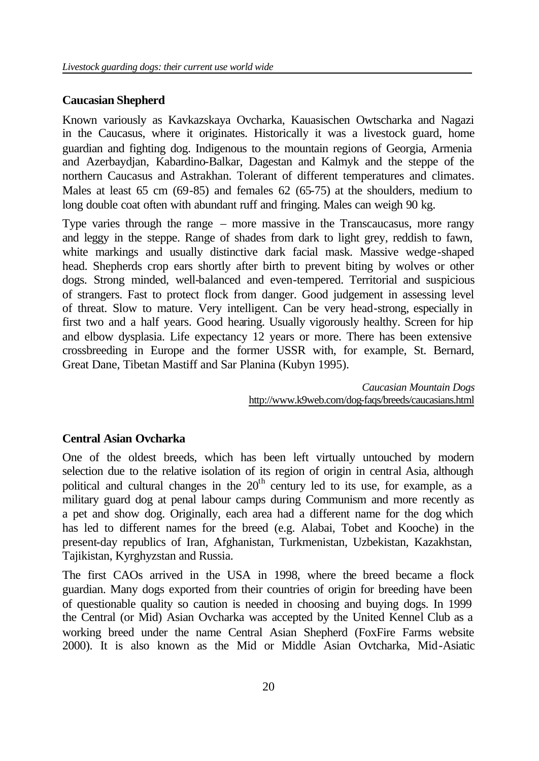## Caucasian Shepherd

Known variously as Kavkazskaya Ovcharka, Kauasischen Owtscharka and Nagazi in the Caucasus, where it originates. Historically it was a livestock guard, home guardian and fighting dog. Indigenous to the mountain regions of Georgia, Armenia and Azerbaydjan, Kabardino-Balkar, Dagestan and Kalmyk and the steppe of the northern Caucasus and Astrakhan. Tolerant of different temperatures and climates. Males at least 65 cm (69-85) and females 62 (65-75) at the shoulders, medium to long double coat often with abundant ruff and fringing. Males can weigh 90 kg.

Type varies through the range – more massive in the Transcaucasus, more rangy and leggy in the steppe. Range of shades from dark to light grey, reddish to fawn, white markings and usually distinctive dark facial mask. Massive wedge-shaped head. Shepherds crop ears shortly after birth to prevent biting by wolves or other dogs. Strong minded, well-balanced and even-tempered. Territorial and suspicious of strangers. Fast to protect flock from danger. Good judgement in assessing level of threat. Slow to mature. Very intelligent. Can be very head-strong, especially in first two and a half years. Good hearing. Usually vigorously healthy. Screen for hip and elbow dysplasia. Life expectancy 12 years or more. There has been extensive crossbreeding in Europe and the former USSR with, for example, St. Bernard, Great Dane, Tibetan Mastiff and Sar Planina (Kubyn 1995).

*Caucasian Mountain Dogs*
http://www.k9web.com/dog-faqs/breeds/caucasians.html

## Central Asian Ovcharka

One of the oldest breeds, which has been left virtually untouched by modern selection due to the relative isolation of its region of origin in central Asia, although political and cultural changes in the 20th century led to its use, for example, as a military guard dog at penal labour camps during Communism and more recently as a pet and show dog. Originally, each area had a different name for the dog which has led to different names for the breed (e.g. Alabai, Tobet and Kooche) in the present-day republics of Iran, Afghanistan, Turkmenistan, Uzbekistan, Kazakhstan, Tajikistan, Kyrghyzstan and Russia.

The first CAOs arrived in the USA in 1998, where the breed became a flock guardian. Many dogs exported from their countries of origin for breeding have been of questionable quality so caution is needed in choosing and buying dogs. In 1999 the Central (or Mid) Asian Ovcharka was accepted by the United Kennel Club as a working breed under the name Central Asian Shepherd (FoxFire Farms website 2000). It is also known as the Mid or Middle Asian Ovtcharka, Mid-Asiatic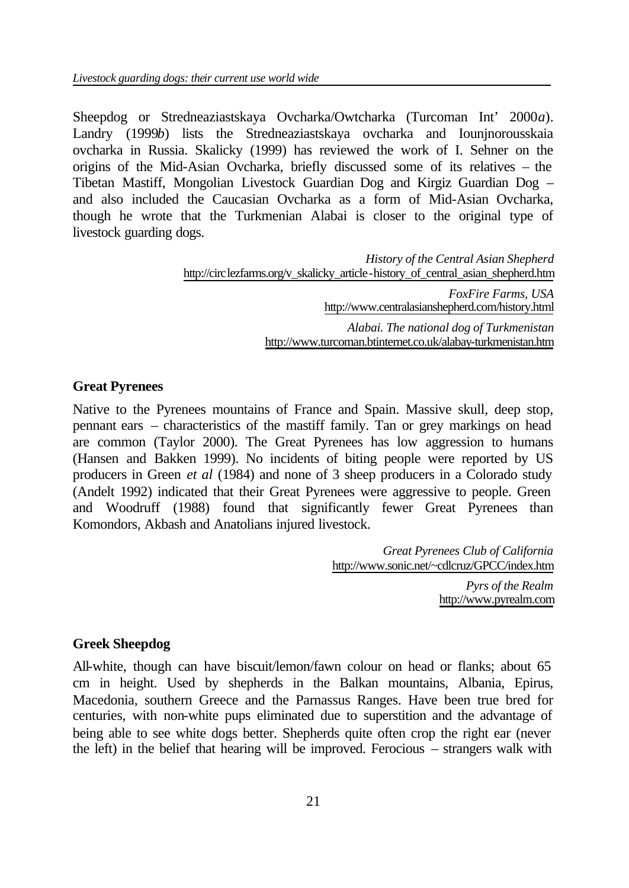Sheepdog or Stredneaziastskaya Ovcharka/Owtcharka (Turcoman Int' 2000*a*). Landry (1999*b*) lists the Stredneaziastskaya ovcharka and Iounjnorousskaia ovcharka in Russia. Skalicky (1999) has reviewed the work of I. Sehner on the origins of the Mid-Asian Ovcharka, briefly discussed some of its relatives – the Tibetan Mastiff, Mongolian Livestock Guardian Dog and Kirgiz Guardian Dog – and also included the Caucasian Ovcharka as a form of Mid-Asian Ovcharka, though he wrote that the Turkmenian Alabai is closer to the original type of livestock guarding dogs.

*History of the Central Asian Shepherd*
http://circlezfarms.org/v_skalicky_article-history_of_central_asian_shepherd.htm

*FoxFire Farms, USA*
http://www.centralasianshepherd.com/history.html

*Alabai. The national dog of Turkmenistan*
http://www.turcoman.btinternet.co.uk/alabay-turkmenistan.htm

**Great Pyrenees**

Native to the Pyrenees mountains of France and Spain. Massive skull, deep stop, pennant ears – characteristics of the mastiff family. Tan or grey markings on head are common (Taylor 2000). The Great Pyrenees has low aggression to humans (Hansen and Bakken 1999). No incidents of biting people were reported by US producers in Green *et al* (1984) and none of 3 sheep producers in a Colorado study (Andelt 1992) indicated that their Great Pyrenees were aggressive to people. Green and Woodruff (1988) found that significantly fewer Great Pyrenees than Komondors, Akbash and Anatolians injured livestock.

*Great Pyrenees Club of California*
http://www.sonic.net/~cdlcruz/GPCC/index.htm

*Pyrs of the Realm*
http://www.pyrealm.com

**Greek Sheepdog**

All-white, though can have biscuit/lemon/fawn colour on head or flanks; about 65 cm in height. Used by shepherds in the Balkan mountains, Albania, Epirus, Macedonia, southern Greece and the Parnassus Ranges. Have been true bred for centuries, with non-white pups eliminated due to superstition and the advantage of being able to see white dogs better. Shepherds quite often crop the right ear (never the left) in the belief that hearing will be improved. Ferocious – strangers walk with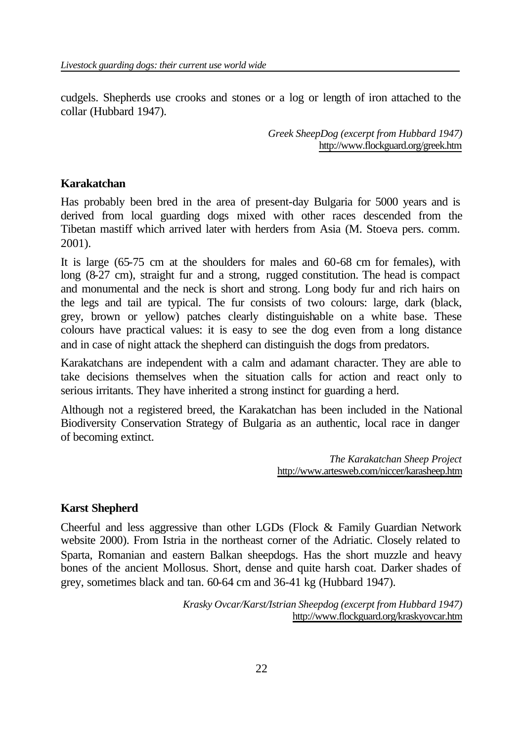cudgels. Shepherds use crooks and stones or a log or length of iron attached to the collar (Hubbard 1947).

*Greek SheepDog (excerpt from Hubbard 1947)*
http://www.flockguard.org/greek.htm

### Karakatchan

Has probably been bred in the area of present-day Bulgaria for 5000 years and is derived from local guarding dogs mixed with other races descended from the Tibetan mastiff which arrived later with herders from Asia (M. Stoeva pers. comm. 2001).

It is large (65-75 cm at the shoulders for males and 60-68 cm for females), with long (8-27 cm), straight fur and a strong, rugged constitution. The head is compact and monumental and the neck is short and strong. Long body fur and rich hairs on the legs and tail are typical. The fur consists of two colours: large, dark (black, grey, brown or yellow) patches clearly distinguishable on a white base. These colours have practical values: it is easy to see the dog even from a long distance and in case of night attack the shepherd can distinguish the dogs from predators.

Karakatchans are independent with a calm and adamant character. They are able to take decisions themselves when the situation calls for action and react only to serious irritants. They have inherited a strong instinct for guarding a herd.

Although not a registered breed, the Karakatchan has been included in the National Biodiversity Conservation Strategy of Bulgaria as an authentic, local race in danger of becoming extinct.

*The Karakatchan Sheep Project*
http://www.artesweb.com/niccer/karasheep.htm

### Karst Shepherd

Cheerful and less aggressive than other LGDs (Flock & Family Guardian Network website 2000). From Istria in the northeast corner of the Adriatic. Closely related to Sparta, Romanian and eastern Balkan sheepdogs. Has the short muzzle and heavy bones of the ancient Mollosus. Short, dense and quite harsh coat. Darker shades of grey, sometimes black and tan. 60-64 cm and 36-41 kg (Hubbard 1947).

*Krasky Ovcar/Karst/Istrian Sheepdog (excerpt from Hubbard 1947)*
http://www.flockguard.org/kraskyovcar.htm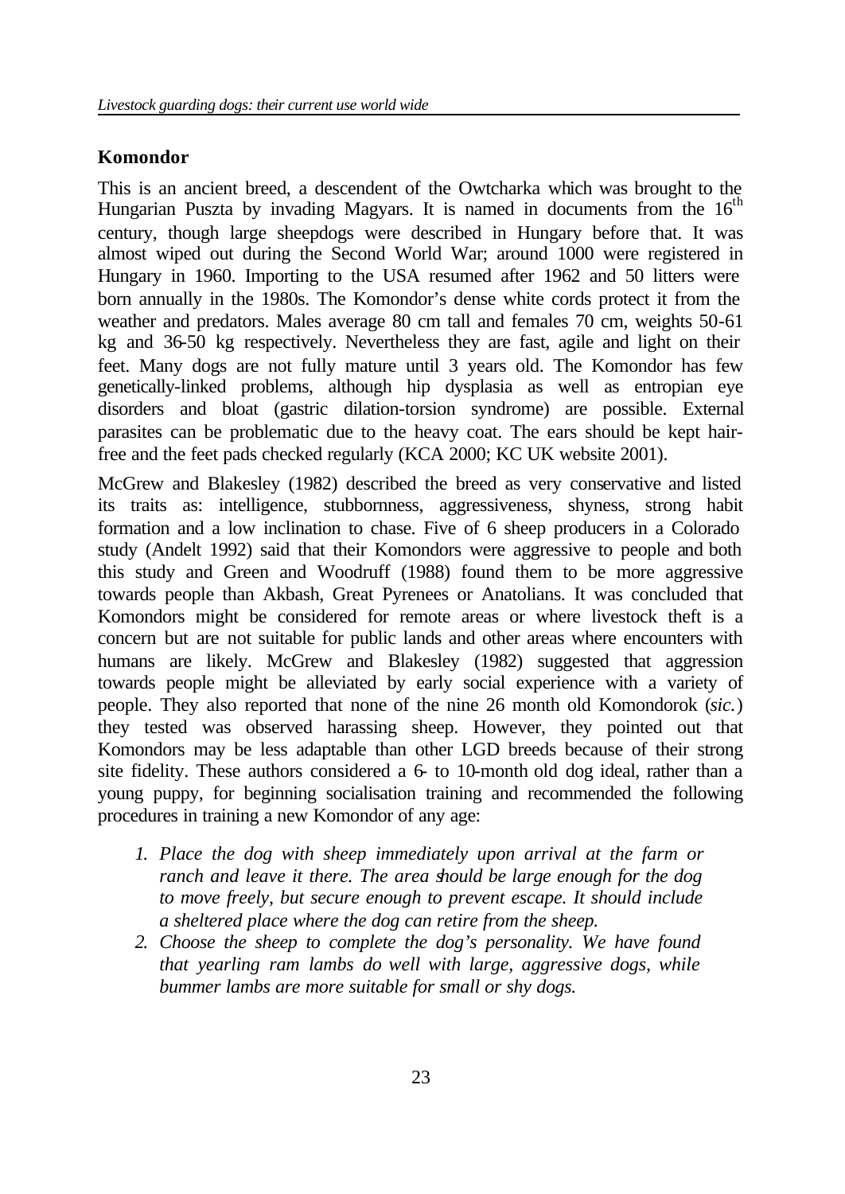## Komondor

This is an ancient breed, a descendent of the Owtcharka which was brought to the Hungarian Puszta by invading Magyars. It is named in documents from the 16th century, though large sheepdogs were described in Hungary before that. It was almost wiped out during the Second World War; around 1000 were registered in Hungary in 1960. Importing to the USA resumed after 1962 and 50 litters were born annually in the 1980s. The Komondor's dense white cords protect it from the weather and predators. Males average 80 cm tall and females 70 cm, weights 50-61 kg and 36-50 kg respectively. Nevertheless they are fast, agile and light on their feet. Many dogs are not fully mature until 3 years old. The Komondor has few genetically-linked problems, although hip dysplasia as well as entropian eye disorders and bloat (gastric dilation-torsion syndrome) are possible. External parasites can be problematic due to the heavy coat. The ears should be kept hair-free and the feet pads checked regularly (KCA 2000; KC UK website 2001).

McGrew and Blakesley (1982) described the breed as very conservative and listed its traits as: intelligence, stubbornness, aggressiveness, shyness, strong habit formation and a low inclination to chase. Five of 6 sheep producers in a Colorado study (Andelt 1992) said that their Komondors were aggressive to people and both this study and Green and Woodruff (1988) found them to be more aggressive towards people than Akbash, Great Pyrenees or Anatolians. It was concluded that Komondors might be considered for remote areas or where livestock theft is a concern but are not suitable for public lands and other areas where encounters with humans are likely. McGrew and Blakesley (1982) suggested that aggression towards people might be alleviated by early social experience with a variety of people. They also reported that none of the nine 26 month old Komondorok (*sic.*) they tested was observed harassing sheep. However, they pointed out that Komondors may be less adaptable than other LGD breeds because of their strong site fidelity. These authors considered a 6- to 10-month old dog ideal, rather than a young puppy, for beginning socialisation training and recommended the following procedures in training a new Komondor of any age:

1. *Place the dog with sheep immediately upon arrival at the farm or ranch and leave it there. The area should be large enough for the dog to move freely, but secure enough to prevent escape. It should include a sheltered place where the dog can retire from the sheep.*
2. *Choose the sheep to complete the dog's personality. We have found that yearling ram lambs do well with large, aggressive dogs, while bummer lambs are more suitable for small or shy dogs.*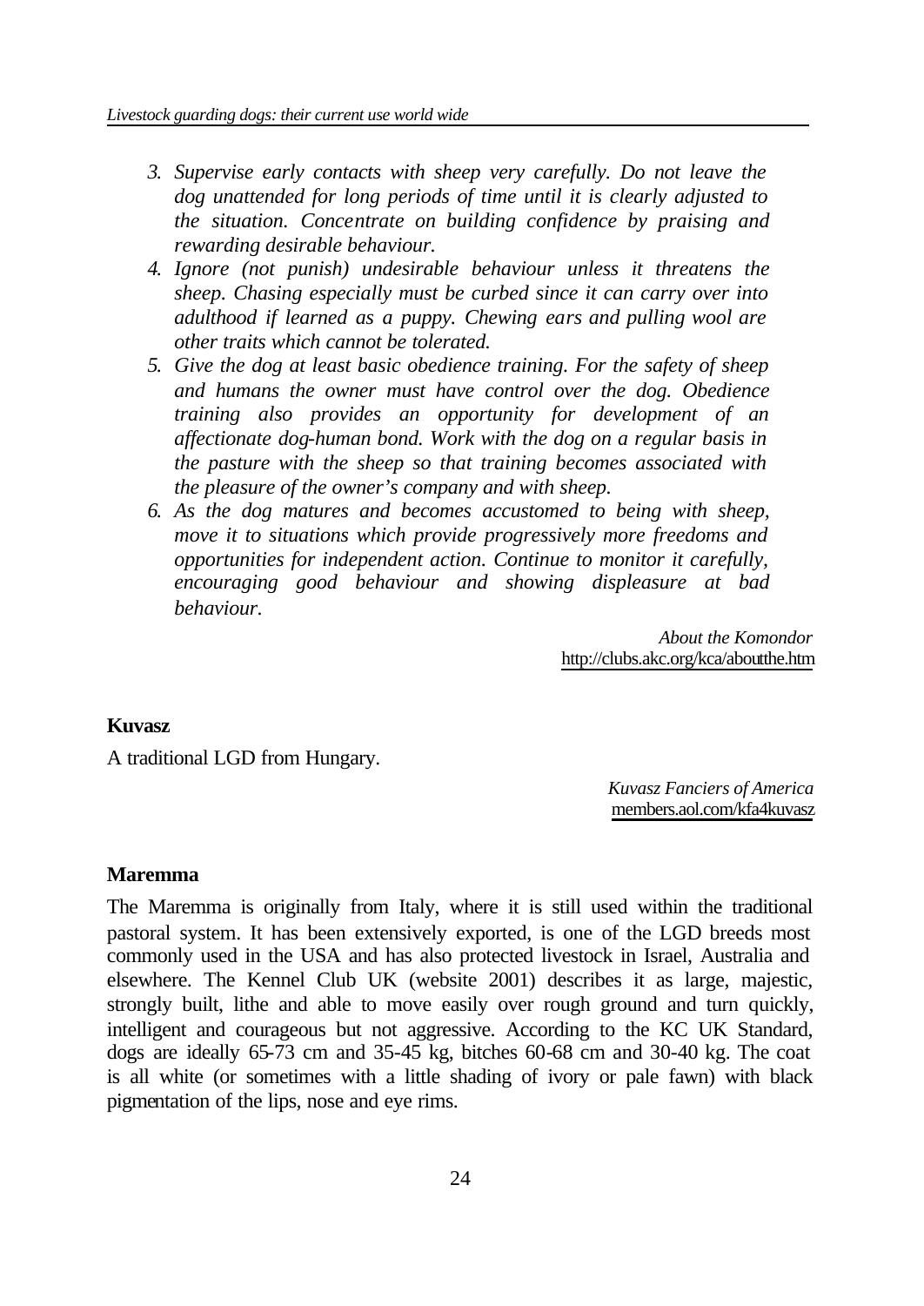3. *Supervise early contacts with sheep very carefully. Do not leave the dog unattended for long periods of time until it is clearly adjusted to the situation. Concentrate on building confidence by praising and rewarding desirable behaviour.*
4. *Ignore (not punish) undesirable behaviour unless it threatens the sheep. Chasing especially must be curbed since it can carry over into adulthood if learned as a puppy. Chewing ears and pulling wool are other traits which cannot be tolerated.*
5. *Give the dog at least basic obedience training. For the safety of sheep and humans the owner must have control over the dog. Obedience training also provides an opportunity for development of an affectionate dog-human bond. Work with the dog on a regular basis in the pasture with the sheep so that training becomes associated with the pleasure of the owner's company and with sheep.*
6. *As the dog matures and becomes accustomed to being with sheep, move it to situations which provide progressively more freedoms and opportunities for independent action. Continue to monitor it carefully, encouraging good behaviour and showing displeasure at bad behaviour.*

*About the Komondor*
http://clubs.akc.org/kca/aboutthe.htm

**Kuvasz**

A traditional LGD from Hungary.

*Kuvasz Fanciers of America*
members.aol.com/kfa4kuvasz

**Maremma**

The Maremma is originally from Italy, where it is still used within the traditional pastoral system. It has been extensively exported, is one of the LGD breeds most commonly used in the USA and has also protected livestock in Israel, Australia and elsewhere. The Kennel Club UK (website 2001) describes it as large, majestic, strongly built, lithe and able to move easily over rough ground and turn quickly, intelligent and courageous but not aggressive. According to the KC UK Standard, dogs are ideally 65-73 cm and 35-45 kg, bitches 60-68 cm and 30-40 kg. The coat is all white (or sometimes with a little shading of ivory or pale fawn) with black pigmentation of the lips, nose and eye rims.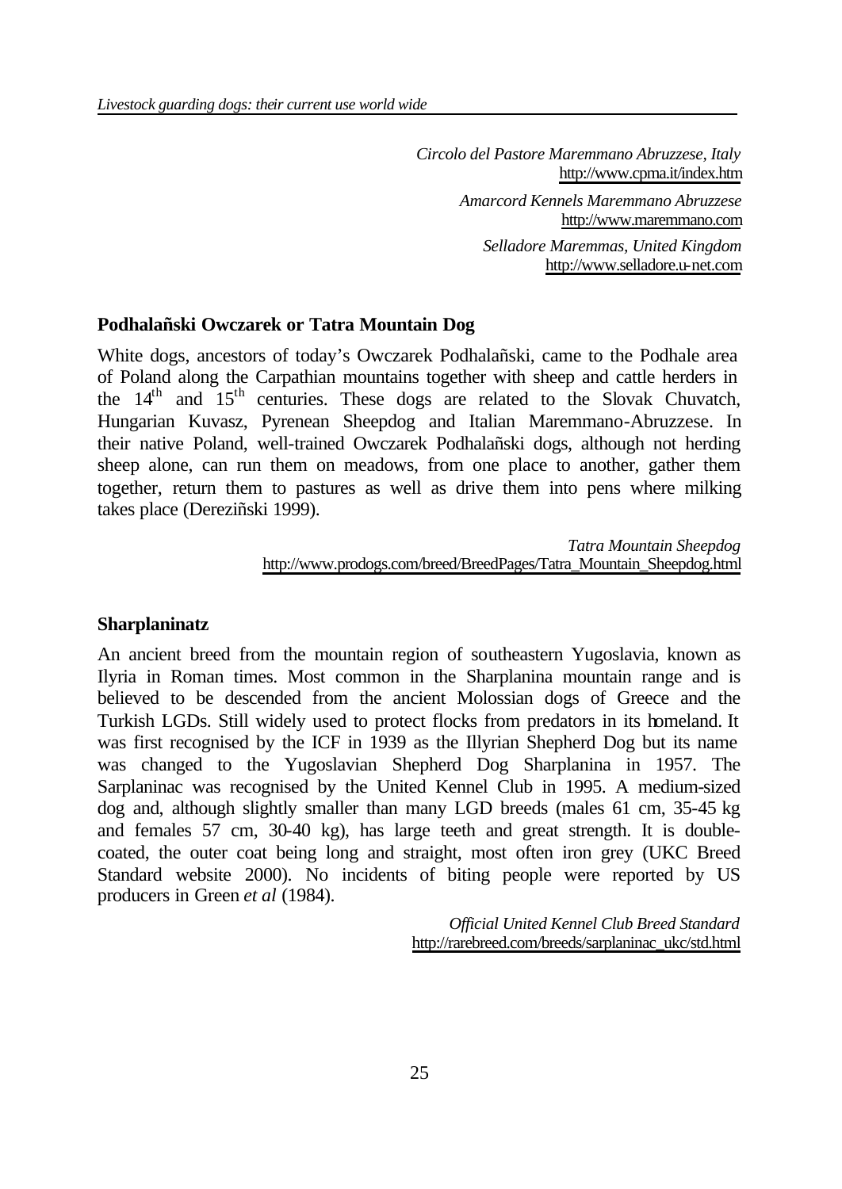*Circolo del Pastore Maremmano Abruzzese, Italy*
http://www.cpma.it/index.htm

*Amarcord Kennels Maremmano Abruzzese*
http://www.maremmano.com

*Selladore Maremmas, United Kingdom*
http://www.selladore.u-net.com

**Podhalañski Owczarek or Tatra Mountain Dog**

White dogs, ancestors of today's Owczarek Podhalañski, came to the Podhale area of Poland along the Carpathian mountains together with sheep and cattle herders in the 14th and 15th centuries. These dogs are related to the Slovak Chuvatch, Hungarian Kuvasz, Pyrenean Sheepdog and Italian Maremmano-Abruzzese. In their native Poland, well-trained Owczarek Podhalañski dogs, although not herding sheep alone, can run them on meadows, from one place to another, gather them together, return them to pastures as well as drive them into pens where milking takes place (Dereziñski 1999).

*Tatra Mountain Sheepdog*
http://www.prodogs.com/breed/BreedPages/Tatra_Mountain_Sheepdog.html

**Sharplaninatz**

An ancient breed from the mountain region of southeastern Yugoslavia, known as Ilyria in Roman times. Most common in the Sharplanina mountain range and is believed to be descended from the ancient Molossian dogs of Greece and the Turkish LGDs. Still widely used to protect flocks from predators in its homeland. It was first recognised by the ICF in 1939 as the Illyrian Shepherd Dog but its name was changed to the Yugoslavian Shepherd Dog Sharplanina in 1957. The Sarplaninac was recognised by the United Kennel Club in 1995. A medium-sized dog and, although slightly smaller than many LGD breeds (males 61 cm, 35-45 kg and females 57 cm, 30-40 kg), has large teeth and great strength. It is double-coated, the outer coat being long and straight, most often iron grey (UKC Breed Standard website 2000). No incidents of biting people were reported by US producers in Green *et al* (1984).

*Official United Kennel Club Breed Standard*
http://rarebreed.com/breeds/sarplaninac_ukc/std.html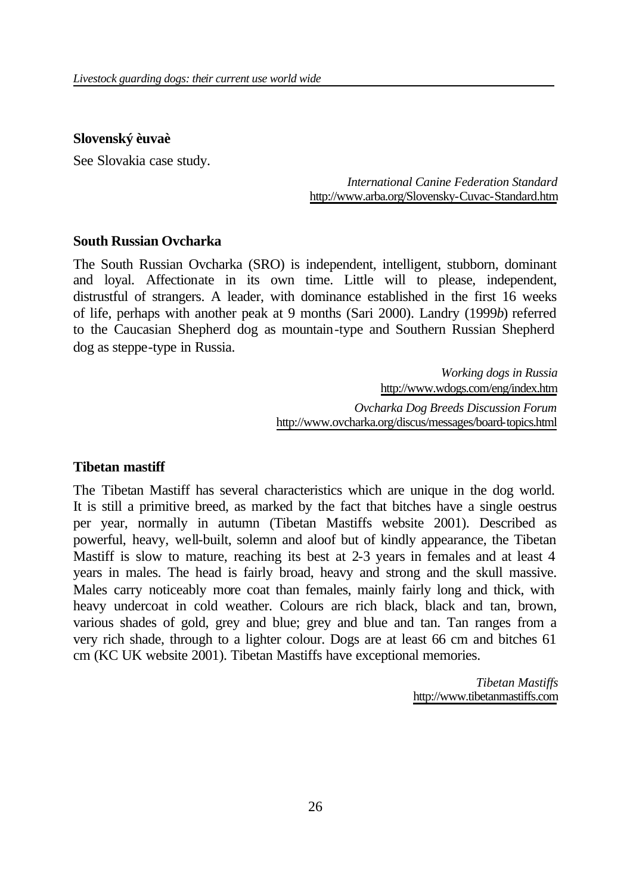**Slovenský èuvaè**

See Slovakia case study.

*International Canine Federation Standard*
http://www.arba.org/Slovensky-Cuvac-Standard.htm

**South Russian Ovcharka**

The South Russian Ovcharka (SRO) is independent, intelligent, stubborn, dominant and loyal. Affectionate in its own time. Little will to please, independent, distrustful of strangers. A leader, with dominance established in the first 16 weeks of life, perhaps with another peak at 9 months (Sari 2000). Landry (1999*b*) referred to the Caucasian Shepherd dog as mountain-type and Southern Russian Shepherd dog as steppe-type in Russia.

*Working dogs in Russia*
http://www.wdogs.com/eng/index.htm

*Ovcharka Dog Breeds Discussion Forum*
http://www.ovcharka.org/discus/messages/board-topics.html

**Tibetan mastiff**

The Tibetan Mastiff has several characteristics which are unique in the dog world. It is still a primitive breed, as marked by the fact that bitches have a single oestrus per year, normally in autumn (Tibetan Mastiffs website 2001). Described as powerful, heavy, well-built, solemn and aloof but of kindly appearance, the Tibetan Mastiff is slow to mature, reaching its best at 2-3 years in females and at least 4 years in males. The head is fairly broad, heavy and strong and the skull massive. Males carry noticeably more coat than females, mainly fairly long and thick, with heavy undercoat in cold weather. Colours are rich black, black and tan, brown, various shades of gold, grey and blue; grey and blue and tan. Tan ranges from a very rich shade, through to a lighter colour. Dogs are at least 66 cm and bitches 61 cm (KC UK website 2001). Tibetan Mastiffs have exceptional memories.

*Tibetan Mastiffs*
http://www.tibetanmastiffs.com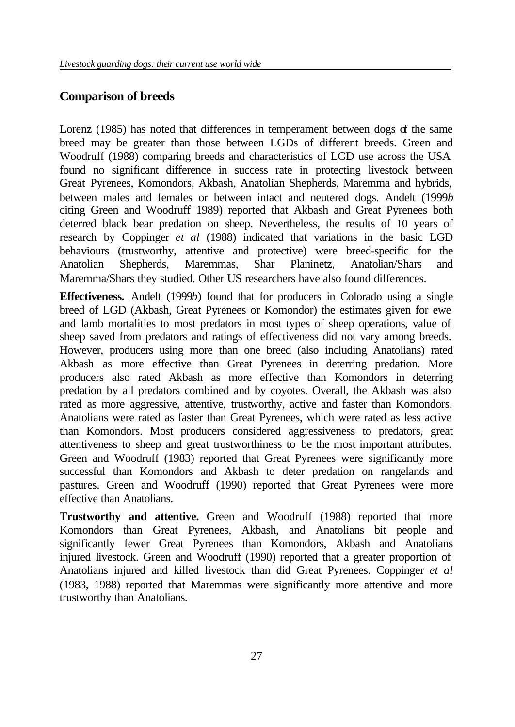## Comparison of breeds

Lorenz (1985) has noted that differences in temperament between dogs of the same breed may be greater than those between LGDs of different breeds. Green and Woodruff (1988) comparing breeds and characteristics of LGD use across the USA found no significant difference in success rate in protecting livestock between Great Pyrenees, Komondors, Akbash, Anatolian Shepherds, Maremma and hybrids, between males and females or between intact and neutered dogs. Andelt (1999*b* citing Green and Woodruff 1989) reported that Akbash and Great Pyrenees both deterred black bear predation on sheep. Nevertheless, the results of 10 years of research by Coppinger *et al* (1988) indicated that variations in the basic LGD behaviours (trustworthy, attentive and protective) were breed-specific for the Anatolian Shepherds, Maremmas, Shar Planinetz, Anatolian/Shars and Maremma/Shars they studied. Other US researchers have also found differences.

**Effectiveness.** Andelt (1999*b*) found that for producers in Colorado using a single breed of LGD (Akbash, Great Pyrenees or Komondor) the estimates given for ewe and lamb mortalities to most predators in most types of sheep operations, value of sheep saved from predators and ratings of effectiveness did not vary among breeds. However, producers using more than one breed (also including Anatolians) rated Akbash as more effective than Great Pyrenees in deterring predation. More producers also rated Akbash as more effective than Komondors in deterring predation by all predators combined and by coyotes. Overall, the Akbash was also rated as more aggressive, attentive, trustworthy, active and faster than Komondors. Anatolians were rated as faster than Great Pyrenees, which were rated as less active than Komondors. Most producers considered aggressiveness to predators, great attentiveness to sheep and great trustworthiness to be the most important attributes. Green and Woodruff (1983) reported that Great Pyrenees were significantly more successful than Komondors and Akbash to deter predation on rangelands and pastures. Green and Woodruff (1990) reported that Great Pyrenees were more effective than Anatolians.

**Trustworthy and attentive.** Green and Woodruff (1988) reported that more Komondors than Great Pyrenees, Akbash, and Anatolians bit people and significantly fewer Great Pyrenees than Komondors, Akbash and Anatolians injured livestock. Green and Woodruff (1990) reported that a greater proportion of Anatolians injured and killed livestock than did Great Pyrenees. Coppinger *et al* (1983, 1988) reported that Maremmas were significantly more attentive and more trustworthy than Anatolians.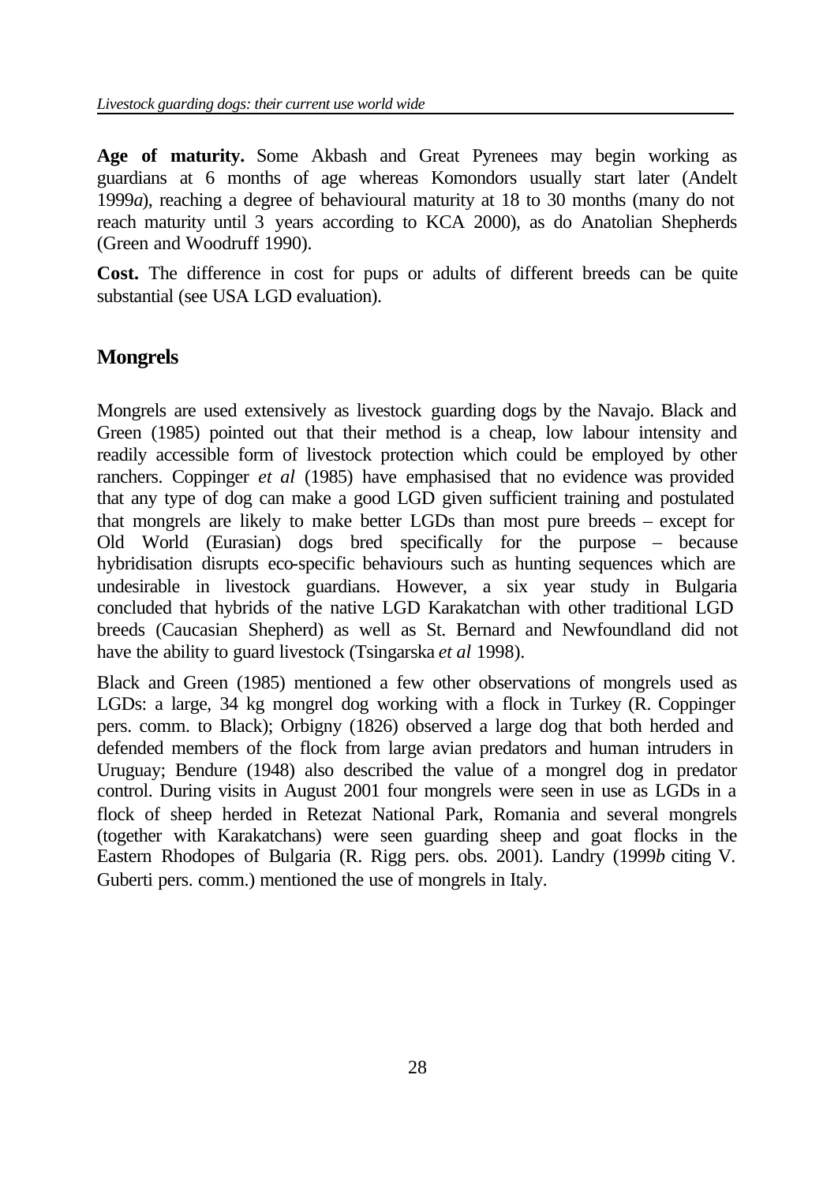**Age of maturity.** Some Akbash and Great Pyrenees may begin working as guardians at 6 months of age whereas Komondors usually start later (Andelt 1999*a*), reaching a degree of behavioural maturity at 18 to 30 months (many do not reach maturity until 3 years according to KCA 2000), as do Anatolian Shepherds (Green and Woodruff 1990).

**Cost.** The difference in cost for pups or adults of different breeds can be quite substantial (see USA LGD evaluation).

## Mongrels

Mongrels are used extensively as livestock guarding dogs by the Navajo. Black and Green (1985) pointed out that their method is a cheap, low labour intensity and readily accessible form of livestock protection which could be employed by other ranchers. Coppinger *et al* (1985) have emphasised that no evidence was provided that any type of dog can make a good LGD given sufficient training and postulated that mongrels are likely to make better LGDs than most pure breeds – except for Old World (Eurasian) dogs bred specifically for the purpose – because hybridisation disrupts eco-specific behaviours such as hunting sequences which are undesirable in livestock guardians. However, a six year study in Bulgaria concluded that hybrids of the native LGD Karakatchan with other traditional LGD breeds (Caucasian Shepherd) as well as St. Bernard and Newfoundland did not have the ability to guard livestock (Tsingarska *et al* 1998).

Black and Green (1985) mentioned a few other observations of mongrels used as LGDs: a large, 34 kg mongrel dog working with a flock in Turkey (R. Coppinger pers. comm. to Black); Orbigny (1826) observed a large dog that both herded and defended members of the flock from large avian predators and human intruders in Uruguay; Bendure (1948) also described the value of a mongrel dog in predator control. During visits in August 2001 four mongrels were seen in use as LGDs in a flock of sheep herded in Retezat National Park, Romania and several mongrels (together with Karakatchans) were seen guarding sheep and goat flocks in the Eastern Rhodopes of Bulgaria (R. Rigg pers. obs. 2001). Landry (1999*b* citing V. Guberti pers. comm.) mentioned the use of mongrels in Italy.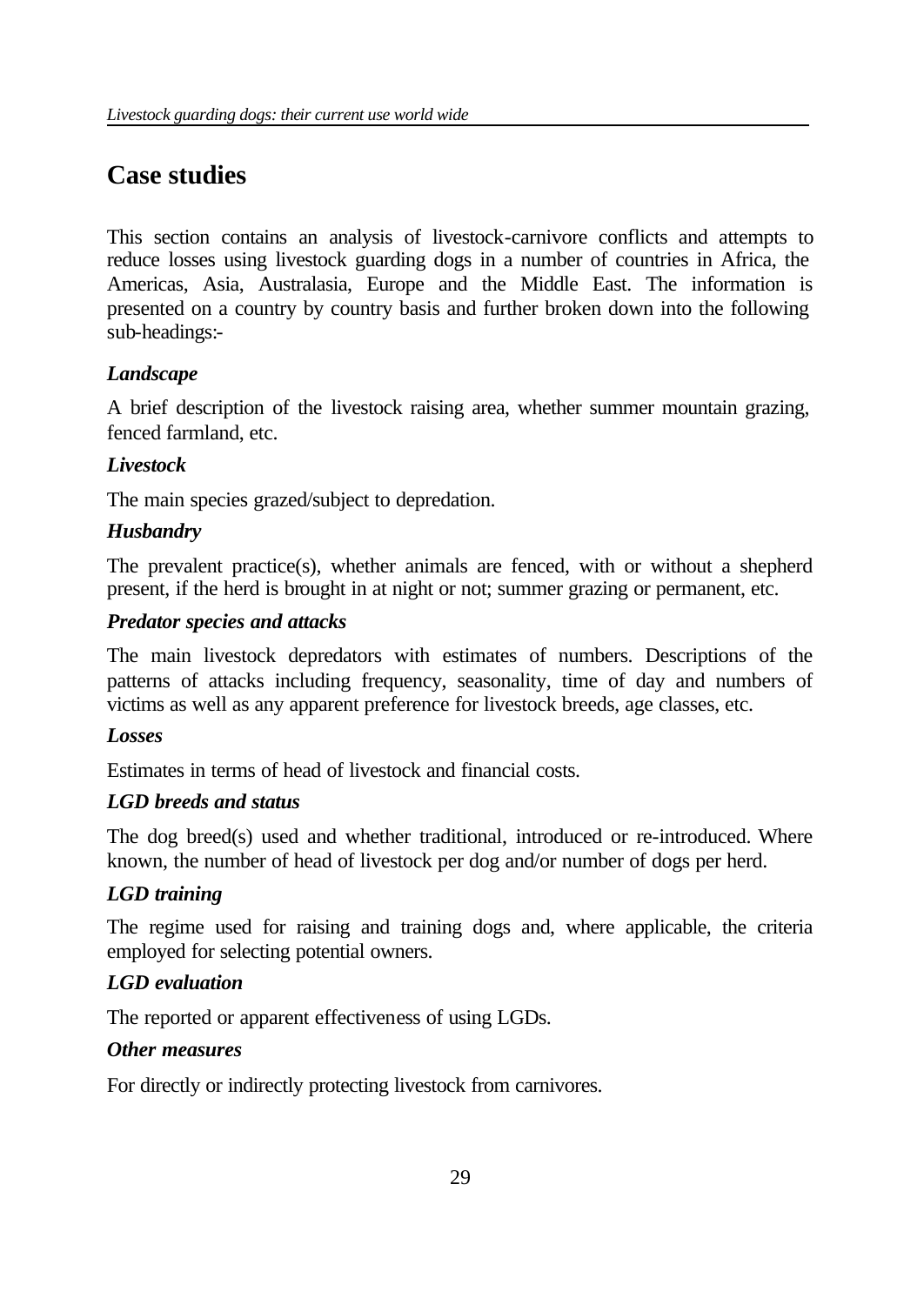# Case studies

This section contains an analysis of livestock-carnivore conflicts and attempts to reduce losses using livestock guarding dogs in a number of countries in Africa, the Americas, Asia, Australasia, Europe and the Middle East. The information is presented on a country by country basis and further broken down into the following sub-headings:-

***Landscape***

A brief description of the livestock raising area, whether summer mountain grazing, fenced farmland, etc.

***Livestock***

The main species grazed/subject to depredation.

***Husbandry***

The prevalent practice(s), whether animals are fenced, with or without a shepherd present, if the herd is brought in at night or not; summer grazing or permanent, etc.

***Predator species and attacks***

The main livestock depredators with estimates of numbers. Descriptions of the patterns of attacks including frequency, seasonality, time of day and numbers of victims as well as any apparent preference for livestock breeds, age classes, etc.

***Losses***

Estimates in terms of head of livestock and financial costs.

***LGD breeds and status***

The dog breed(s) used and whether traditional, introduced or re-introduced. Where known, the number of head of livestock per dog and/or number of dogs per herd.

***LGD training***

The regime used for raising and training dogs and, where applicable, the criteria employed for selecting potential owners.

***LGD evaluation***

The reported or apparent effectiveness of using LGDs.

***Other measures***

For directly or indirectly protecting livestock from carnivores.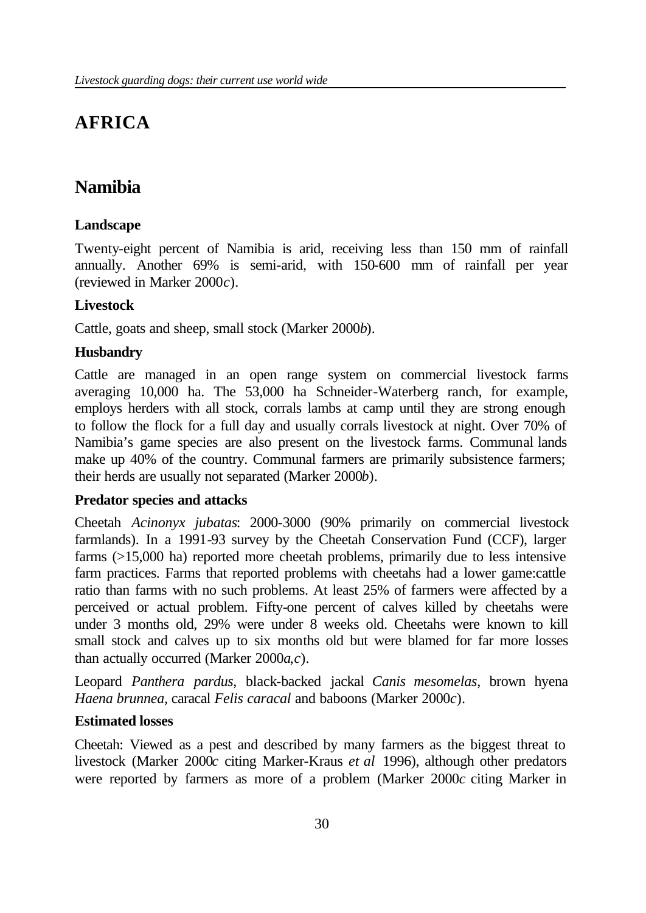# AFRICA

## Namibia

### Landscape

Twenty-eight percent of Namibia is arid, receiving less than 150 mm of rainfall annually. Another 69% is semi-arid, with 150-600 mm of rainfall per year (reviewed in Marker 2000*c*).

### Livestock

Cattle, goats and sheep, small stock (Marker 2000*b*).

### Husbandry

Cattle are managed in an open range system on commercial livestock farms averaging 10,000 ha. The 53,000 ha Schneider-Waterberg ranch, for example, employs herders with all stock, corrals lambs at camp until they are strong enough to follow the flock for a full day and usually corrals livestock at night. Over 70% of Namibia's game species are also present on the livestock farms. Communal lands make up 40% of the country. Communal farmers are primarily subsistence farmers; their herds are usually not separated (Marker 2000*b*).

### Predator species and attacks

Cheetah *Acinonyx jubatas*: 2000-3000 (90% primarily on commercial livestock farmlands). In a 1991-93 survey by the Cheetah Conservation Fund (CCF), larger farms (>15,000 ha) reported more cheetah problems, primarily due to less intensive farm practices. Farms that reported problems with cheetahs had a lower game:cattle ratio than farms with no such problems. At least 25% of farmers were affected by a perceived or actual problem. Fifty-one percent of calves killed by cheetahs were under 3 months old, 29% were under 8 weeks old. Cheetahs were known to kill small stock and calves up to six months old but were blamed for far more losses than actually occurred (Marker 2000*a,c*).

Leopard *Panthera pardus*, black-backed jackal *Canis mesomelas*, brown hyena *Haena brunnea*, caracal *Felis caracal* and baboons (Marker 2000*c*).

### Estimated losses

Cheetah: Viewed as a pest and described by many farmers as the biggest threat to livestock (Marker 2000*c* citing Marker-Kraus *et al* 1996), although other predators were reported by farmers as more of a problem (Marker 2000*c* citing Marker in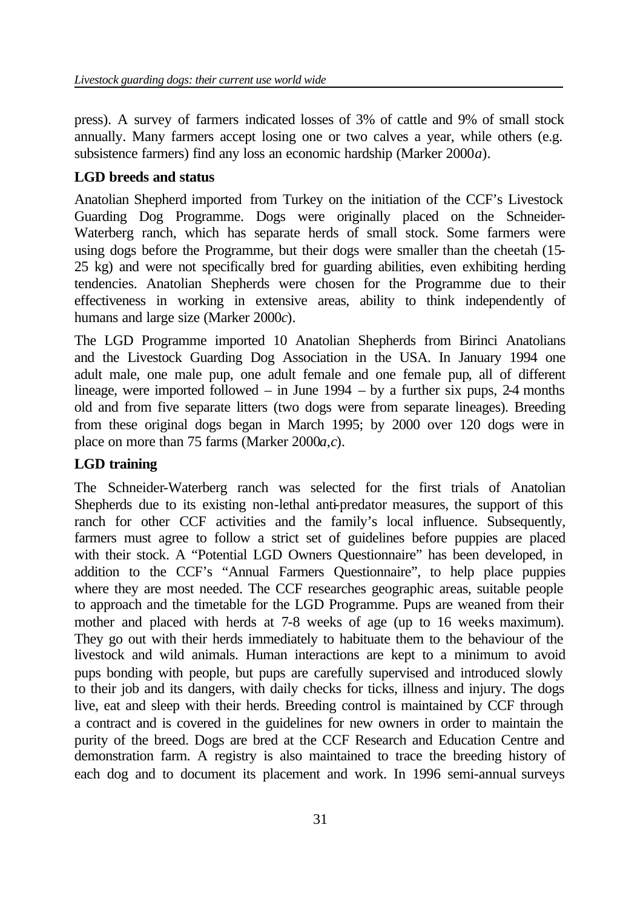press). A survey of farmers indicated losses of 3% of cattle and 9% of small stock annually. Many farmers accept losing one or two calves a year, while others (e.g. subsistence farmers) find any loss an economic hardship (Marker 2000*a*).

### LGD breeds and status

Anatolian Shepherd imported from Turkey on the initiation of the CCF's Livestock Guarding Dog Programme. Dogs were originally placed on the Schneider-Waterberg ranch, which has separate herds of small stock. Some farmers were using dogs before the Programme, but their dogs were smaller than the cheetah (15-25 kg) and were not specifically bred for guarding abilities, even exhibiting herding tendencies. Anatolian Shepherds were chosen for the Programme due to their effectiveness in working in extensive areas, ability to think independently of humans and large size (Marker 2000*c*).

The LGD Programme imported 10 Anatolian Shepherds from Birinci Anatolians and the Livestock Guarding Dog Association in the USA. In January 1994 one adult male, one male pup, one adult female and one female pup, all of different lineage, were imported followed – in June 1994 – by a further six pups, 2-4 months old and from five separate litters (two dogs were from separate lineages). Breeding from these original dogs began in March 1995; by 2000 over 120 dogs were in place on more than 75 farms (Marker 2000*a*,*c*).

### LGD training

The Schneider-Waterberg ranch was selected for the first trials of Anatolian Shepherds due to its existing non-lethal anti-predator measures, the support of this ranch for other CCF activities and the family's local influence. Subsequently, farmers must agree to follow a strict set of guidelines before puppies are placed with their stock. A "Potential LGD Owners Questionnaire" has been developed, in addition to the CCF's "Annual Farmers Questionnaire", to help place puppies where they are most needed. The CCF researches geographic areas, suitable people to approach and the timetable for the LGD Programme. Pups are weaned from their mother and placed with herds at 7-8 weeks of age (up to 16 weeks maximum). They go out with their herds immediately to habituate them to the behaviour of the livestock and wild animals. Human interactions are kept to a minimum to avoid pups bonding with people, but pups are carefully supervised and introduced slowly to their job and its dangers, with daily checks for ticks, illness and injury. The dogs live, eat and sleep with their herds. Breeding control is maintained by CCF through a contract and is covered in the guidelines for new owners in order to maintain the purity of the breed. Dogs are bred at the CCF Research and Education Centre and demonstration farm. A registry is also maintained to trace the breeding history of each dog and to document its placement and work. In 1996 semi-annual surveys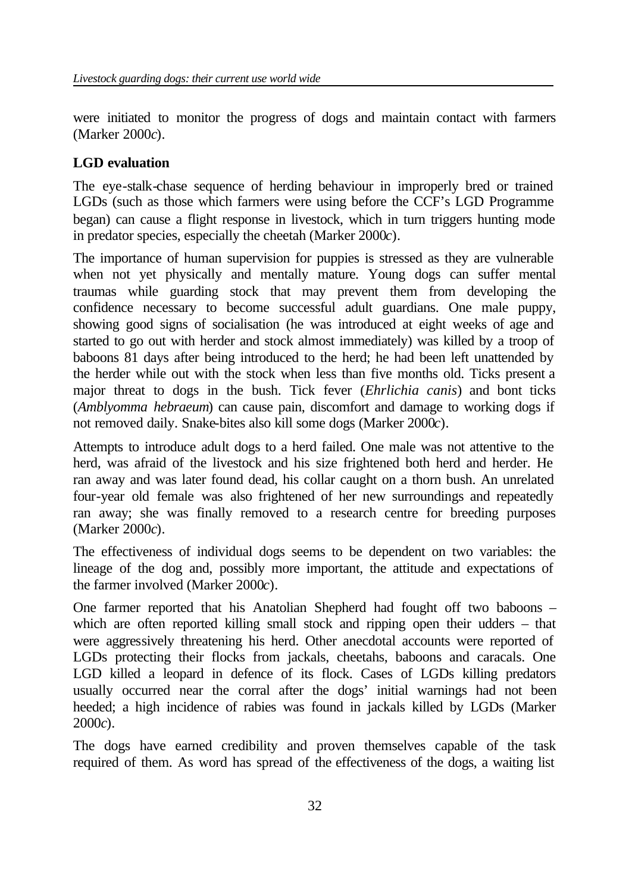were initiated to monitor the progress of dogs and maintain contact with farmers (Marker 2000*c*).

### LGD evaluation

The eye-stalk-chase sequence of herding behaviour in improperly bred or trained LGDs (such as those which farmers were using before the CCF's LGD Programme began) can cause a flight response in livestock, which in turn triggers hunting mode in predator species, especially the cheetah (Marker 2000*c*).

The importance of human supervision for puppies is stressed as they are vulnerable when not yet physically and mentally mature. Young dogs can suffer mental traumas while guarding stock that may prevent them from developing the confidence necessary to become successful adult guardians. One male puppy, showing good signs of socialisation (he was introduced at eight weeks of age and started to go out with herder and stock almost immediately) was killed by a troop of baboons 81 days after being introduced to the herd; he had been left unattended by the herder while out with the stock when less than five months old. Ticks present a major threat to dogs in the bush. Tick fever (*Ehrlichia canis*) and bont ticks (*Amblyomma hebraeum*) can cause pain, discomfort and damage to working dogs if not removed daily. Snake-bites also kill some dogs (Marker 2000*c*).

Attempts to introduce adult dogs to a herd failed. One male was not attentive to the herd, was afraid of the livestock and his size frightened both herd and herder. He ran away and was later found dead, his collar caught on a thorn bush. An unrelated four-year old female was also frightened of her new surroundings and repeatedly ran away; she was finally removed to a research centre for breeding purposes (Marker 2000*c*).

The effectiveness of individual dogs seems to be dependent on two variables: the lineage of the dog and, possibly more important, the attitude and expectations of the farmer involved (Marker 2000*c*).

One farmer reported that his Anatolian Shepherd had fought off two baboons – which are often reported killing small stock and ripping open their udders – that were aggressively threatening his herd. Other anecdotal accounts were reported of LGDs protecting their flocks from jackals, cheetahs, baboons and caracals. One LGD killed a leopard in defence of its flock. Cases of LGDs killing predators usually occurred near the corral after the dogs' initial warnings had not been heeded; a high incidence of rabies was found in jackals killed by LGDs (Marker 2000*c*).

The dogs have earned credibility and proven themselves capable of the task required of them. As word has spread of the effectiveness of the dogs, a waiting list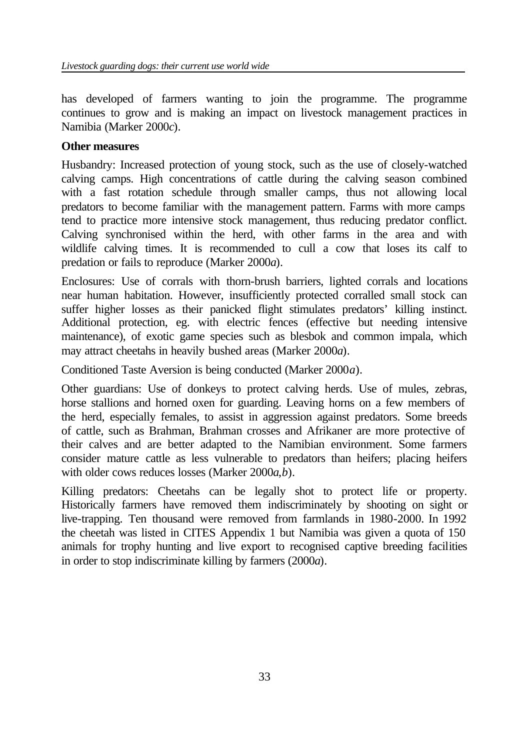has developed of farmers wanting to join the programme. The programme continues to grow and is making an impact on livestock management practices in Namibia (Marker 2000*c*).

**Other measures**

Husbandry: Increased protection of young stock, such as the use of closely-watched calving camps. High concentrations of cattle during the calving season combined with a fast rotation schedule through smaller camps, thus not allowing local predators to become familiar with the management pattern. Farms with more camps tend to practice more intensive stock management, thus reducing predator conflict. Calving synchronised within the herd, with other farms in the area and with wildlife calving times. It is recommended to cull a cow that loses its calf to predation or fails to reproduce (Marker 2000*a*).

Enclosures: Use of corrals with thorn-brush barriers, lighted corrals and locations near human habitation. However, insufficiently protected corralled small stock can suffer higher losses as their panicked flight stimulates predators' killing instinct. Additional protection, eg. with electric fences (effective but needing intensive maintenance), of exotic game species such as blesbok and common impala, which may attract cheetahs in heavily bushed areas (Marker 2000*a*).

Conditioned Taste Aversion is being conducted (Marker 2000*a*).

Other guardians: Use of donkeys to protect calving herds. Use of mules, zebras, horse stallions and horned oxen for guarding. Leaving horns on a few members of the herd, especially females, to assist in aggression against predators. Some breeds of cattle, such as Brahman, Brahman crosses and Afrikaner are more protective of their calves and are better adapted to the Namibian environment. Some farmers consider mature cattle as less vulnerable to predators than heifers; placing heifers with older cows reduces losses (Marker 2000*a,b*).

Killing predators: Cheetahs can be legally shot to protect life or property. Historically farmers have removed them indiscriminately by shooting on sight or live-trapping. Ten thousand were removed from farmlands in 1980-2000. In 1992 the cheetah was listed in CITES Appendix 1 but Namibia was given a quota of 150 animals for trophy hunting and live export to recognised captive breeding facilities in order to stop indiscriminate killing by farmers (2000*a*).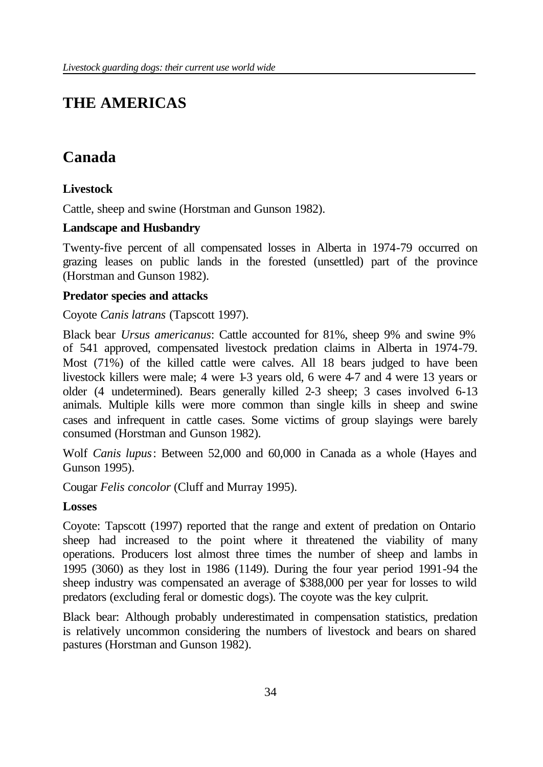# THE AMERICAS

## Canada

### Livestock

Cattle, sheep and swine (Horstman and Gunson 1982).

### Landscape and Husbandry

Twenty-five percent of all compensated losses in Alberta in 1974-79 occurred on grazing leases on public lands in the forested (unsettled) part of the province (Horstman and Gunson 1982).

### Predator species and attacks

Coyote *Canis latrans* (Tapscott 1997).

Black bear *Ursus americanus*: Cattle accounted for 81%, sheep 9% and swine 9% of 541 approved, compensated livestock predation claims in Alberta in 1974-79. Most (71%) of the killed cattle were calves. All 18 bears judged to have been livestock killers were male; 4 were 1-3 years old, 6 were 4-7 and 4 were 13 years or older (4 undetermined). Bears generally killed 2-3 sheep; 3 cases involved 6-13 animals. Multiple kills were more common than single kills in sheep and swine cases and infrequent in cattle cases. Some victims of group slayings were barely consumed (Horstman and Gunson 1982).

Wolf *Canis lupus*: Between 52,000 and 60,000 in Canada as a whole (Hayes and Gunson 1995).

Cougar *Felis concolor* (Cluff and Murray 1995).

### Losses

Coyote: Tapscott (1997) reported that the range and extent of predation on Ontario sheep had increased to the point where it threatened the viability of many operations. Producers lost almost three times the number of sheep and lambs in 1995 (3060) as they lost in 1986 (1149). During the four year period 1991-94 the sheep industry was compensated an average of $388,000 per year for losses to wild predators (excluding feral or domestic dogs). The coyote was the key culprit.

Black bear: Although probably underestimated in compensation statistics, predation is relatively uncommon considering the numbers of livestock and bears on shared pastures (Horstman and Gunson 1982).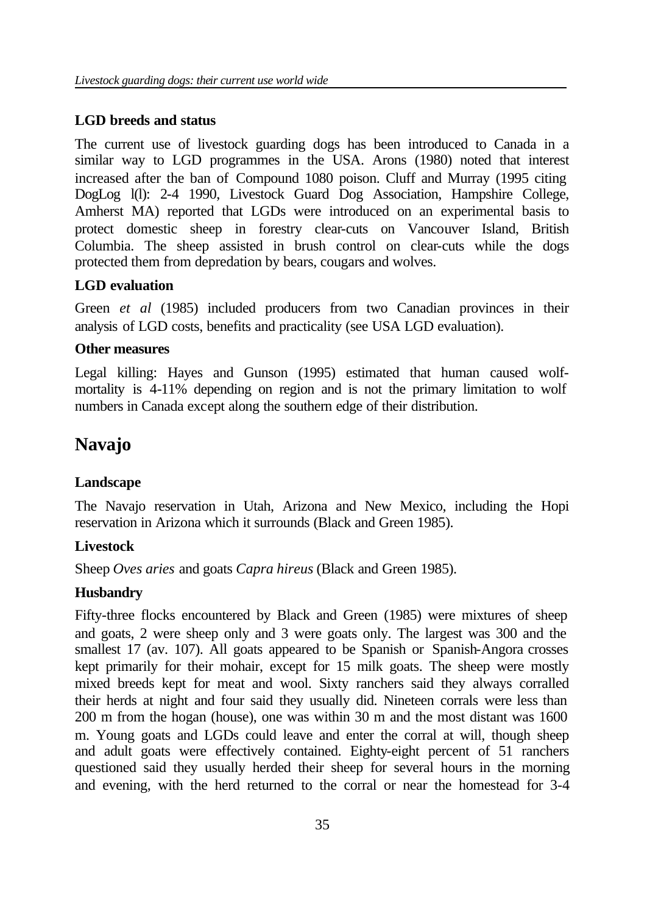### LGD breeds and status

The current use of livestock guarding dogs has been introduced to Canada in a similar way to LGD programmes in the USA. Arons (1980) noted that interest increased after the ban of Compound 1080 poison. Cluff and Murray (1995 citing DogLog l(l): 2-4 1990, Livestock Guard Dog Association, Hampshire College, Amherst MA) reported that LGDs were introduced on an experimental basis to protect domestic sheep in forestry clear-cuts on Vancouver Island, British Columbia. The sheep assisted in brush control on clear-cuts while the dogs protected them from depredation by bears, cougars and wolves.

### LGD evaluation

Green *et al* (1985) included producers from two Canadian provinces in their analysis of LGD costs, benefits and practicality (see USA LGD evaluation).

### Other measures

Legal killing: Hayes and Gunson (1995) estimated that human caused wolf-mortality is 4-11% depending on region and is not the primary limitation to wolf numbers in Canada except along the southern edge of their distribution.

## Navajo

### Landscape

The Navajo reservation in Utah, Arizona and New Mexico, including the Hopi reservation in Arizona which it surrounds (Black and Green 1985).

### Livestock

Sheep *Oves aries* and goats *Capra hireus* (Black and Green 1985).

### Husbandry

Fifty-three flocks encountered by Black and Green (1985) were mixtures of sheep and goats, 2 were sheep only and 3 were goats only. The largest was 300 and the smallest 17 (av. 107). All goats appeared to be Spanish or Spanish-Angora crosses kept primarily for their mohair, except for 15 milk goats. The sheep were mostly mixed breeds kept for meat and wool. Sixty ranchers said they always corralled their herds at night and four said they usually did. Nineteen corrals were less than 200 m from the hogan (house), one was within 30 m and the most distant was 1600 m. Young goats and LGDs could leave and enter the corral at will, though sheep and adult goats were effectively contained. Eighty-eight percent of 51 ranchers questioned said they usually herded their sheep for several hours in the morning and evening, with the herd returned to the corral or near the homestead for 3-4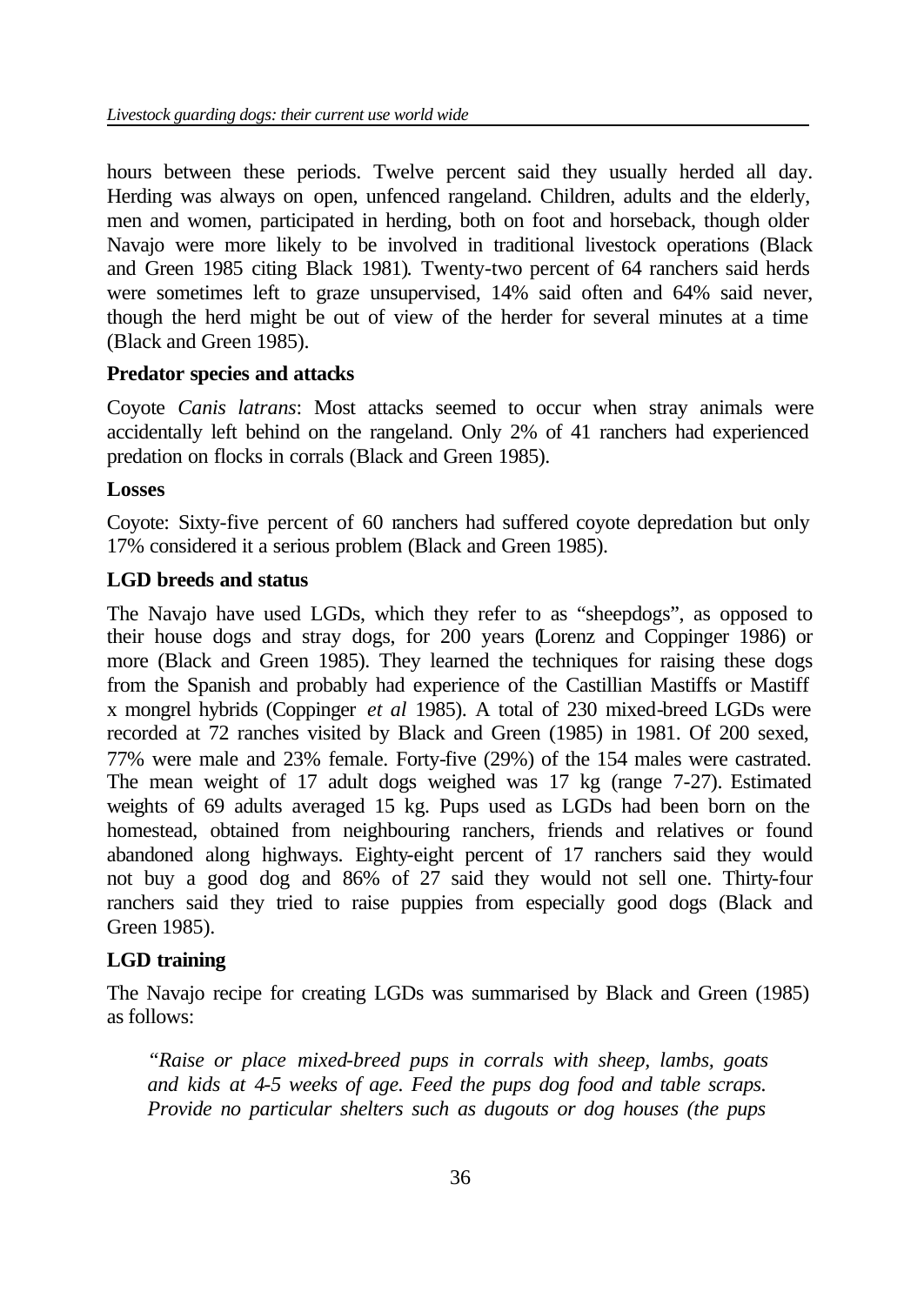hours between these periods. Twelve percent said they usually herded all day. Herding was always on open, unfenced rangeland. Children, adults and the elderly, men and women, participated in herding, both on foot and horseback, though older Navajo were more likely to be involved in traditional livestock operations (Black and Green 1985 citing Black 1981). Twenty-two percent of 64 ranchers said herds were sometimes left to graze unsupervised, 14% said often and 64% said never, though the herd might be out of view of the herder for several minutes at a time (Black and Green 1985).

### Predator species and attacks

Coyote *Canis latrans*: Most attacks seemed to occur when stray animals were accidentally left behind on the rangeland. Only 2% of 41 ranchers had experienced predation on flocks in corrals (Black and Green 1985).

### Losses

Coyote: Sixty-five percent of 60 ranchers had suffered coyote depredation but only 17% considered it a serious problem (Black and Green 1985).

### LGD breeds and status

The Navajo have used LGDs, which they refer to as "sheepdogs", as opposed to their house dogs and stray dogs, for 200 years (Lorenz and Coppinger 1986) or more (Black and Green 1985). They learned the techniques for raising these dogs from the Spanish and probably had experience of the Castillian Mastiffs or Mastiff x mongrel hybrids (Coppinger *et al* 1985). A total of 230 mixed-breed LGDs were recorded at 72 ranches visited by Black and Green (1985) in 1981. Of 200 sexed, 77% were male and 23% female. Forty-five (29%) of the 154 males were castrated. The mean weight of 17 adult dogs weighed was 17 kg (range 7-27). Estimated weights of 69 adults averaged 15 kg. Pups used as LGDs had been born on the homestead, obtained from neighbouring ranchers, friends and relatives or found abandoned along highways. Eighty-eight percent of 17 ranchers said they would not buy a good dog and 86% of 27 said they would not sell one. Thirty-four ranchers said they tried to raise puppies from especially good dogs (Black and Green 1985).

### LGD training

The Navajo recipe for creating LGDs was summarised by Black and Green (1985) as follows:

> *"Raise or place mixed-breed pups in corrals with sheep, lambs, goats and kids at 4-5 weeks of age. Feed the pups dog food and table scraps. Provide no particular shelters such as dugouts or dog houses (the pups*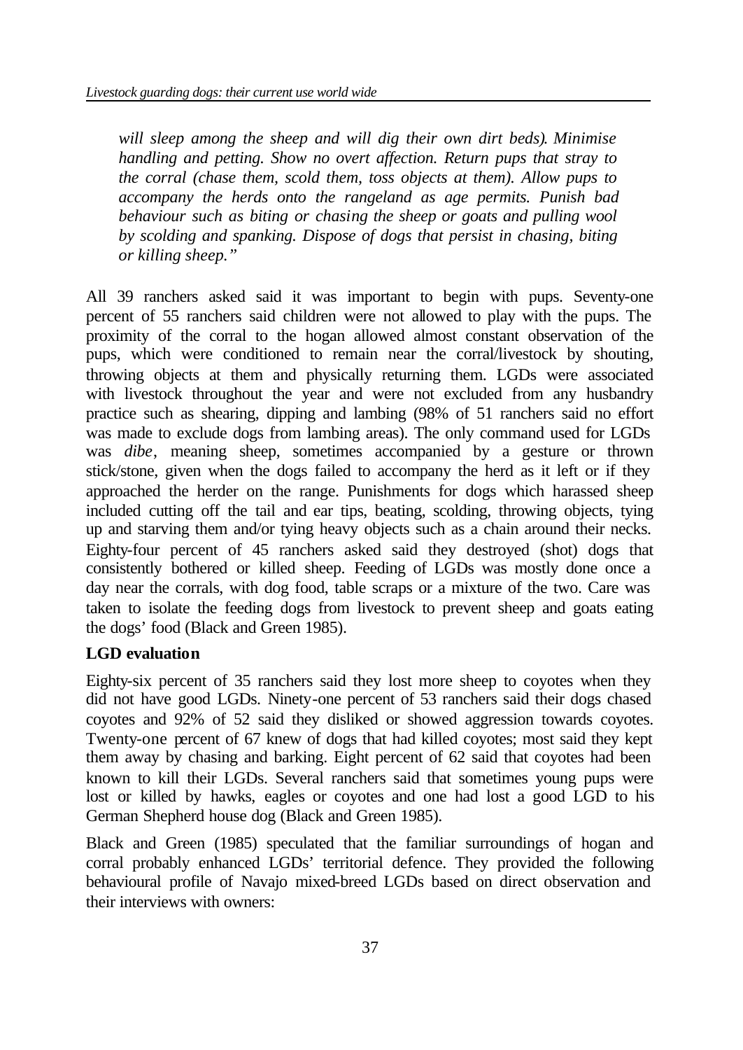*will sleep among the sheep and will dig their own dirt beds). Minimise handling and petting. Show no overt affection. Return pups that stray to the corral (chase them, scold them, toss objects at them). Allow pups to accompany the herds onto the rangeland as age permits. Punish bad behaviour such as biting or chasing the sheep or goats and pulling wool by scolding and spanking. Dispose of dogs that persist in chasing, biting or killing sheep."*

All 39 ranchers asked said it was important to begin with pups. Seventy-one percent of 55 ranchers said children were not allowed to play with the pups. The proximity of the corral to the hogan allowed almost constant observation of the pups, which were conditioned to remain near the corral/livestock by shouting, throwing objects at them and physically returning them. LGDs were associated with livestock throughout the year and were not excluded from any husbandry practice such as shearing, dipping and lambing (98% of 51 ranchers said no effort was made to exclude dogs from lambing areas). The only command used for LGDs was *dibe*, meaning sheep, sometimes accompanied by a gesture or thrown stick/stone, given when the dogs failed to accompany the herd as it left or if they approached the herder on the range. Punishments for dogs which harassed sheep included cutting off the tail and ear tips, beating, scolding, throwing objects, tying up and starving them and/or tying heavy objects such as a chain around their necks. Eighty-four percent of 45 ranchers asked said they destroyed (shot) dogs that consistently bothered or killed sheep. Feeding of LGDs was mostly done once a day near the corrals, with dog food, table scraps or a mixture of the two. Care was taken to isolate the feeding dogs from livestock to prevent sheep and goats eating the dogs' food (Black and Green 1985).

**LGD evaluation**

Eighty-six percent of 35 ranchers said they lost more sheep to coyotes when they did not have good LGDs. Ninety-one percent of 53 ranchers said their dogs chased coyotes and 92% of 52 said they disliked or showed aggression towards coyotes. Twenty-one percent of 67 knew of dogs that had killed coyotes; most said they kept them away by chasing and barking. Eight percent of 62 said that coyotes had been known to kill their LGDs. Several ranchers said that sometimes young pups were lost or killed by hawks, eagles or coyotes and one had lost a good LGD to his German Shepherd house dog (Black and Green 1985).

Black and Green (1985) speculated that the familiar surroundings of hogan and corral probably enhanced LGDs' territorial defence. They provided the following behavioural profile of Navajo mixed-breed LGDs based on direct observation and their interviews with owners: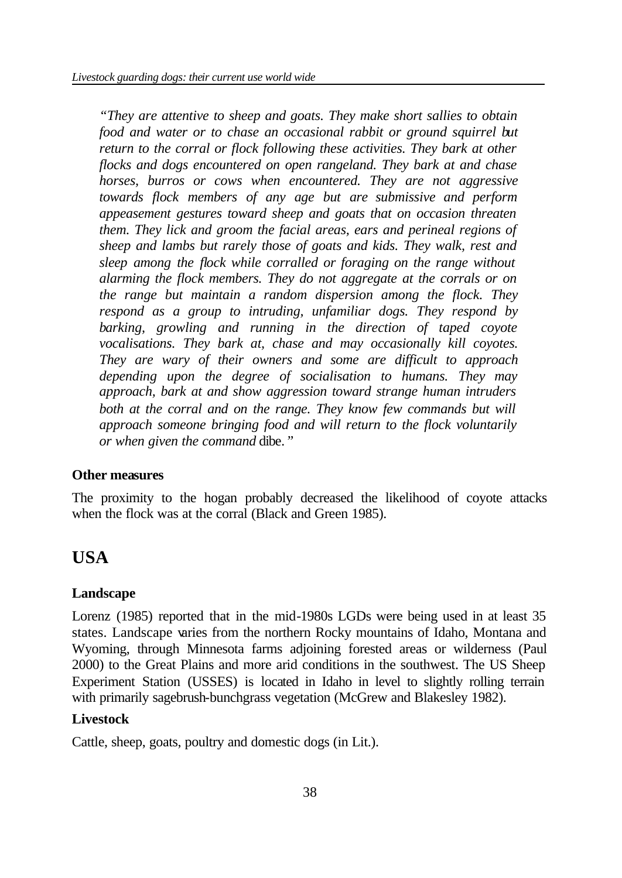*"They are attentive to sheep and goats. They make short sallies to obtain food and water or to chase an occasional rabbit or ground squirrel but return to the corral or flock following these activities. They bark at other flocks and dogs encountered on open rangeland. They bark at and chase horses, burros or cows when encountered. They are not aggressive towards flock members of any age but are submissive and perform appeasement gestures toward sheep and goats that on occasion threaten them. They lick and groom the facial areas, ears and perineal regions of sheep and lambs but rarely those of goats and kids. They walk, rest and sleep among the flock while corralled or foraging on the range without alarming the flock members. They do not aggregate at the corrals or on the range but maintain a random dispersion among the flock. They respond as a group to intruding, unfamiliar dogs. They respond by barking, growling and running in the direction of taped coyote vocalisations. They bark at, chase and may occasionally kill coyotes. They are wary of their owners and some are difficult to approach depending upon the degree of socialisation to humans. They may approach, bark at and show aggression toward strange human intruders both at the corral and on the range. They know few commands but will approach someone bringing food and will return to the flock voluntarily or when given the command* dibe.*"*

**Other measures**

The proximity to the hogan probably decreased the likelihood of coyote attacks when the flock was at the corral (Black and Green 1985).

## USA

**Landscape**

Lorenz (1985) reported that in the mid-1980s LGDs were being used in at least 35 states. Landscape varies from the northern Rocky mountains of Idaho, Montana and Wyoming, through Minnesota farms adjoining forested areas or wilderness (Paul 2000) to the Great Plains and more arid conditions in the southwest. The US Sheep Experiment Station (USSES) is located in Idaho in level to slightly rolling terrain with primarily sagebrush-bunchgrass vegetation (McGrew and Blakesley 1982).

**Livestock**

Cattle, sheep, goats, poultry and domestic dogs (in Lit.).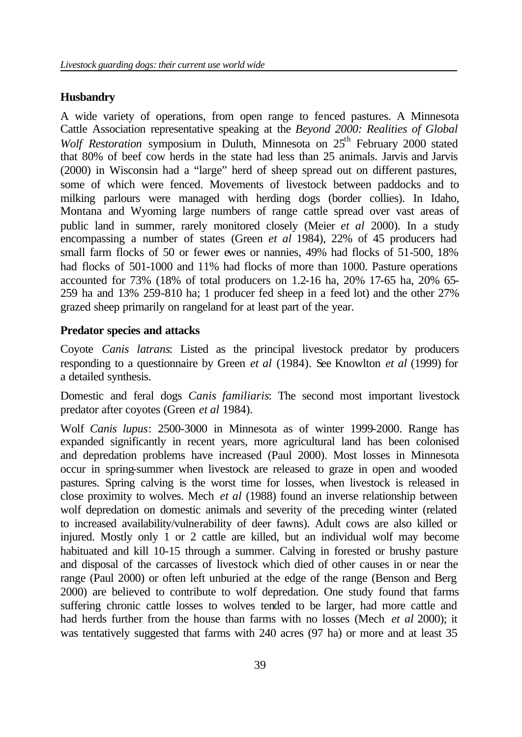## Husbandry

A wide variety of operations, from open range to fenced pastures. A Minnesota Cattle Association representative speaking at the *Beyond 2000: Realities of Global Wolf Restoration* symposium in Duluth, Minnesota on 25th February 2000 stated that 80% of beef cow herds in the state had less than 25 animals. Jarvis and Jarvis (2000) in Wisconsin had a "large" herd of sheep spread out on different pastures, some of which were fenced. Movements of livestock between paddocks and to milking parlours were managed with herding dogs (border collies). In Idaho, Montana and Wyoming large numbers of range cattle spread over vast areas of public land in summer, rarely monitored closely (Meier *et al* 2000). In a study encompassing a number of states (Green *et al* 1984), 22% of 45 producers had small farm flocks of 50 or fewer ewes or nannies, 49% had flocks of 51-500, 18% had flocks of 501-1000 and 11% had flocks of more than 1000. Pasture operations accounted for 73% (18% of total producers on 1.2-16 ha, 20% 17-65 ha, 20% 65-259 ha and 13% 259-810 ha; 1 producer fed sheep in a feed lot) and the other 27% grazed sheep primarily on rangeland for at least part of the year.

## Predator species and attacks

Coyote *Canis latrans*: Listed as the principal livestock predator by producers responding to a questionnaire by Green *et al* (1984). See Knowlton *et al* (1999) for a detailed synthesis.

Domestic and feral dogs *Canis familiaris*: The second most important livestock predator after coyotes (Green *et al* 1984).

Wolf *Canis lupus*: 2500-3000 in Minnesota as of winter 1999-2000. Range has expanded significantly in recent years, more agricultural land has been colonised and depredation problems have increased (Paul 2000). Most losses in Minnesota occur in spring-summer when livestock are released to graze in open and wooded pastures. Spring calving is the worst time for losses, when livestock is released in close proximity to wolves. Mech *et al* (1988) found an inverse relationship between wolf depredation on domestic animals and severity of the preceding winter (related to increased availability/vulnerability of deer fawns). Adult cows are also killed or injured. Mostly only 1 or 2 cattle are killed, but an individual wolf may become habituated and kill 10-15 through a summer. Calving in forested or brushy pasture and disposal of the carcasses of livestock which died of other causes in or near the range (Paul 2000) or often left unburied at the edge of the range (Benson and Berg 2000) are believed to contribute to wolf depredation. One study found that farms suffering chronic cattle losses to wolves tended to be larger, had more cattle and had herds further from the house than farms with no losses (Mech *et al* 2000); it was tentatively suggested that farms with 240 acres (97 ha) or more and at least 35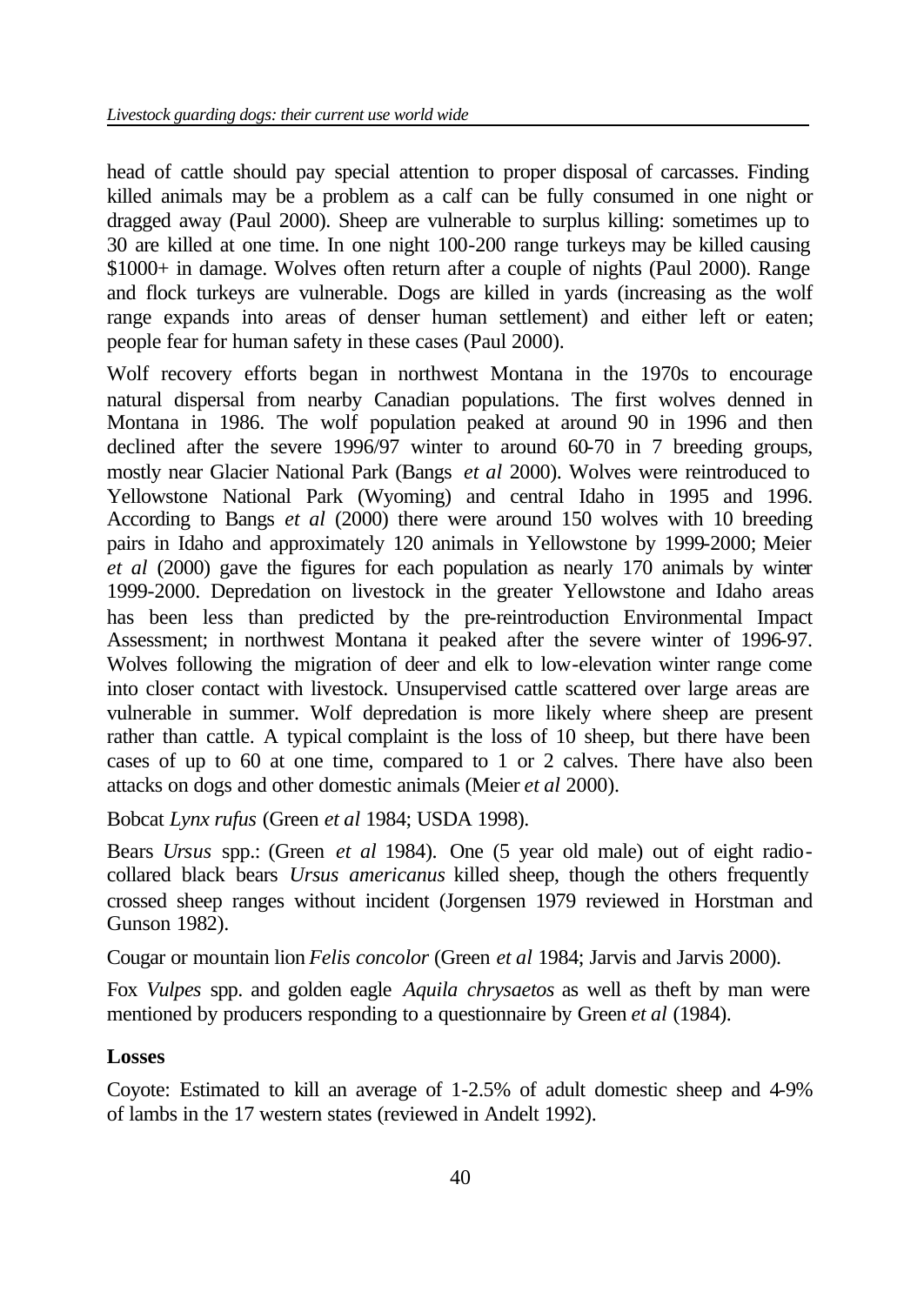head of cattle should pay special attention to proper disposal of carcasses. Finding killed animals may be a problem as a calf can be fully consumed in one night or dragged away (Paul 2000). Sheep are vulnerable to surplus killing: sometimes up to 30 are killed at one time. In one night 100-200 range turkeys may be killed causing $1000+ in damage. Wolves often return after a couple of nights (Paul 2000). Range and flock turkeys are vulnerable. Dogs are killed in yards (increasing as the wolf range expands into areas of denser human settlement) and either left or eaten; people fear for human safety in these cases (Paul 2000).

Wolf recovery efforts began in northwest Montana in the 1970s to encourage natural dispersal from nearby Canadian populations. The first wolves denned in Montana in 1986. The wolf population peaked at around 90 in 1996 and then declined after the severe 1996/97 winter to around 60-70 in 7 breeding groups, mostly near Glacier National Park (Bangs *et al* 2000). Wolves were reintroduced to Yellowstone National Park (Wyoming) and central Idaho in 1995 and 1996. According to Bangs *et al* (2000) there were around 150 wolves with 10 breeding pairs in Idaho and approximately 120 animals in Yellowstone by 1999-2000; Meier *et al* (2000) gave the figures for each population as nearly 170 animals by winter 1999-2000. Depredation on livestock in the greater Yellowstone and Idaho areas has been less than predicted by the pre-reintroduction Environmental Impact Assessment; in northwest Montana it peaked after the severe winter of 1996-97. Wolves following the migration of deer and elk to low-elevation winter range come into closer contact with livestock. Unsupervised cattle scattered over large areas are vulnerable in summer. Wolf depredation is more likely where sheep are present rather than cattle. A typical complaint is the loss of 10 sheep, but there have been cases of up to 60 at one time, compared to 1 or 2 calves. There have also been attacks on dogs and other domestic animals (Meier *et al* 2000).

Bobcat *Lynx rufus* (Green *et al* 1984; USDA 1998).

Bears *Ursus* spp.: (Green *et al* 1984). One (5 year old male) out of eight radio-collared black bears *Ursus americanus* killed sheep, though the others frequently crossed sheep ranges without incident (Jorgensen 1979 reviewed in Horstman and Gunson 1982).

Cougar or mountain lion *Felis concolor* (Green *et al* 1984; Jarvis and Jarvis 2000).

Fox *Vulpes* spp. and golden eagle *Aquila chrysaetos* as well as theft by man were mentioned by producers responding to a questionnaire by Green *et al* (1984).

**Losses**

Coyote: Estimated to kill an average of 1-2.5% of adult domestic sheep and 4-9% of lambs in the 17 western states (reviewed in Andelt 1992).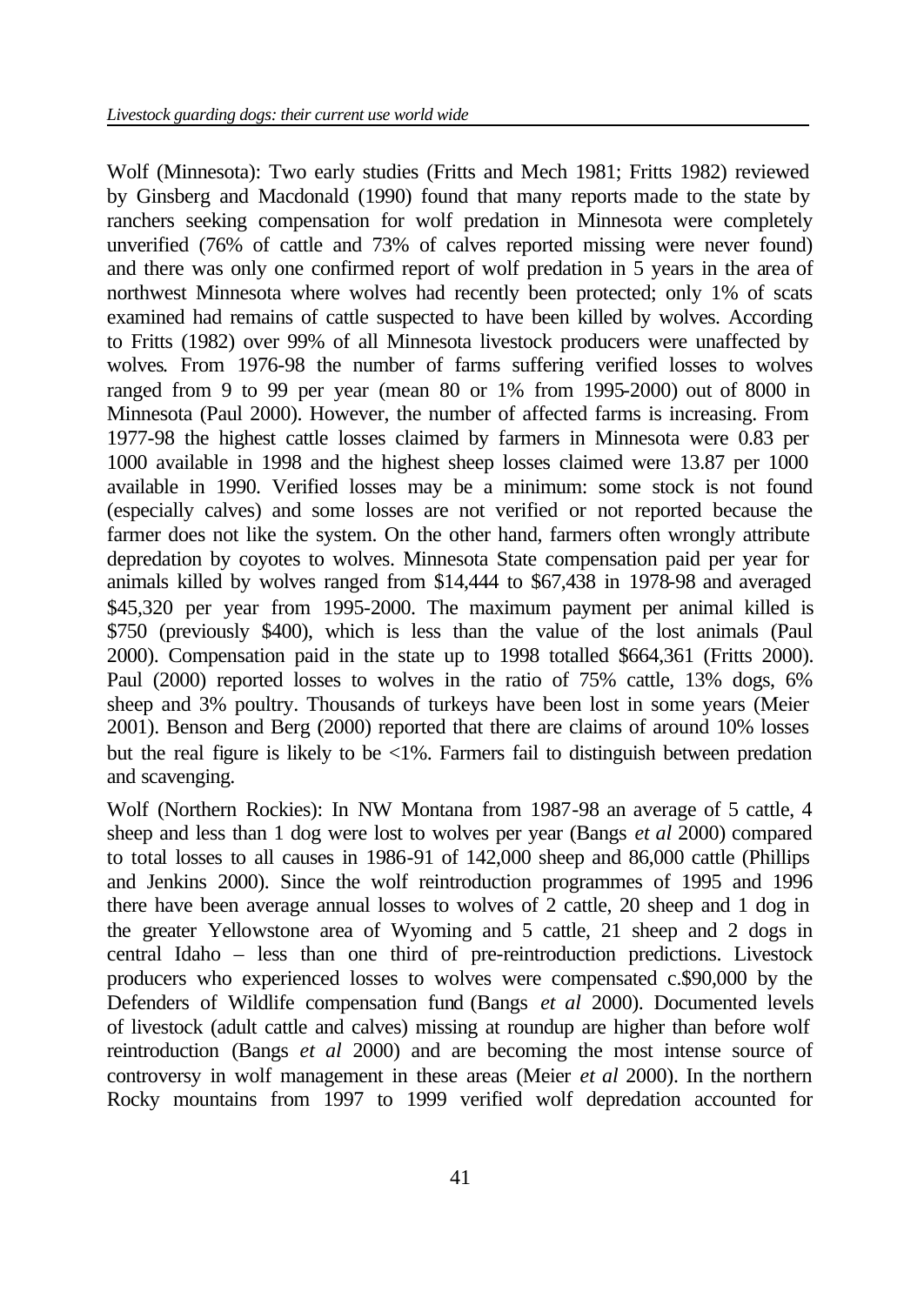Wolf (Minnesota): Two early studies (Fritts and Mech 1981; Fritts 1982) reviewed by Ginsberg and Macdonald (1990) found that many reports made to the state by ranchers seeking compensation for wolf predation in Minnesota were completely unverified (76% of cattle and 73% of calves reported missing were never found) and there was only one confirmed report of wolf predation in 5 years in the area of northwest Minnesota where wolves had recently been protected; only 1% of scats examined had remains of cattle suspected to have been killed by wolves. According to Fritts (1982) over 99% of all Minnesota livestock producers were unaffected by wolves. From 1976-98 the number of farms suffering verified losses to wolves ranged from 9 to 99 per year (mean 80 or 1% from 1995-2000) out of 8000 in Minnesota (Paul 2000). However, the number of affected farms is increasing. From 1977-98 the highest cattle losses claimed by farmers in Minnesota were 0.83 per 1000 available in 1998 and the highest sheep losses claimed were 13.87 per 1000 available in 1990. Verified losses may be a minimum: some stock is not found (especially calves) and some losses are not verified or not reported because the farmer does not like the system. On the other hand, farmers often wrongly attribute depredation by coyotes to wolves. Minnesota State compensation paid per year for animals killed by wolves ranged from $14,444 to $67,438 in 1978-98 and averaged $45,320 per year from 1995-2000. The maximum payment per animal killed is $750 (previously $400), which is less than the value of the lost animals (Paul 2000). Compensation paid in the state up to 1998 totalled $664,361 (Fritts 2000). Paul (2000) reported losses to wolves in the ratio of 75% cattle, 13% dogs, 6% sheep and 3% poultry. Thousands of turkeys have been lost in some years (Meier 2001). Benson and Berg (2000) reported that there are claims of around 10% losses but the real figure is likely to be <1%. Farmers fail to distinguish between predation and scavenging.

Wolf (Northern Rockies): In NW Montana from 1987-98 an average of 5 cattle, 4 sheep and less than 1 dog were lost to wolves per year (Bangs *et al* 2000) compared to total losses to all causes in 1986-91 of 142,000 sheep and 86,000 cattle (Phillips and Jenkins 2000). Since the wolf reintroduction programmes of 1995 and 1996 there have been average annual losses to wolves of 2 cattle, 20 sheep and 1 dog in the greater Yellowstone area of Wyoming and 5 cattle, 21 sheep and 2 dogs in central Idaho – less than one third of pre-reintroduction predictions. Livestock producers who experienced losses to wolves were compensated c.$90,000 by the Defenders of Wildlife compensation fund (Bangs *et al* 2000). Documented levels of livestock (adult cattle and calves) missing at roundup are higher than before wolf reintroduction (Bangs *et al* 2000) and are becoming the most intense source of controversy in wolf management in these areas (Meier *et al* 2000). In the northern Rocky mountains from 1997 to 1999 verified wolf depredation accounted for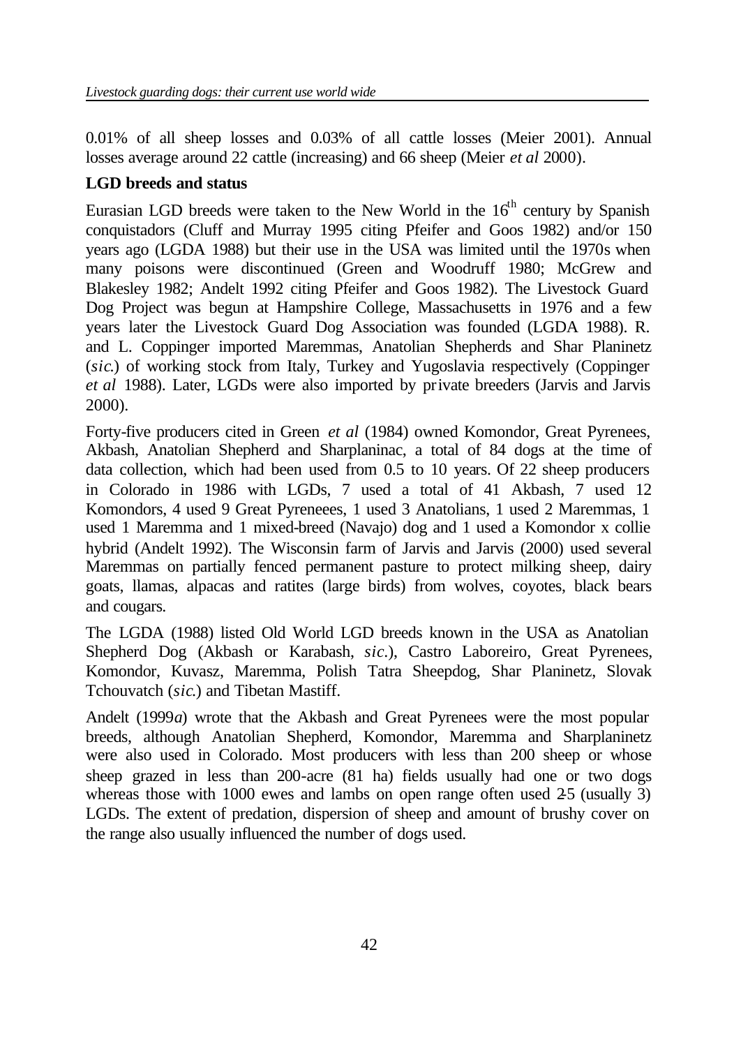0.01% of all sheep losses and 0.03% of all cattle losses (Meier 2001). Annual losses average around 22 cattle (increasing) and 66 sheep (Meier *et al* 2000).

**LGD breeds and status**

Eurasian LGD breeds were taken to the New World in the 16th century by Spanish conquistadors (Cluff and Murray 1995 citing Pfeifer and Goos 1982) and/or 150 years ago (LGDA 1988) but their use in the USA was limited until the 1970s when many poisons were discontinued (Green and Woodruff 1980; McGrew and Blakesley 1982; Andelt 1992 citing Pfeifer and Goos 1982). The Livestock Guard Dog Project was begun at Hampshire College, Massachusetts in 1976 and a few years later the Livestock Guard Dog Association was founded (LGDA 1988). R. and L. Coppinger imported Maremmas, Anatolian Shepherds and Shar Planinetz (*sic*.) of working stock from Italy, Turkey and Yugoslavia respectively (Coppinger *et al* 1988). Later, LGDs were also imported by private breeders (Jarvis and Jarvis 2000).

Forty-five producers cited in Green *et al* (1984) owned Komondor, Great Pyrenees, Akbash, Anatolian Shepherd and Sharplaninac, a total of 84 dogs at the time of data collection, which had been used from 0.5 to 10 years. Of 22 sheep producers in Colorado in 1986 with LGDs, 7 used a total of 41 Akbash, 7 used 12 Komondors, 4 used 9 Great Pyreneees, 1 used 3 Anatolians, 1 used 2 Maremmas, 1 used 1 Maremma and 1 mixed-breed (Navajo) dog and 1 used a Komondor x collie hybrid (Andelt 1992). The Wisconsin farm of Jarvis and Jarvis (2000) used several Maremmas on partially fenced permanent pasture to protect milking sheep, dairy goats, llamas, alpacas and ratites (large birds) from wolves, coyotes, black bears and cougars.

The LGDA (1988) listed Old World LGD breeds known in the USA as Anatolian Shepherd Dog (Akbash or Karabash, *sic*.), Castro Laboreiro, Great Pyrenees, Komondor, Kuvasz, Maremma, Polish Tatra Sheepdog, Shar Planinetz, Slovak Tchouvatch (*sic*.) and Tibetan Mastiff.

Andelt (1999*a*) wrote that the Akbash and Great Pyrenees were the most popular breeds, although Anatolian Shepherd, Komondor, Maremma and Sharplaninetz were also used in Colorado. Most producers with less than 200 sheep or whose sheep grazed in less than 200-acre (81 ha) fields usually had one or two dogs whereas those with 1000 ewes and lambs on open range often used 2-5 (usually 3) LGDs. The extent of predation, dispersion of sheep and amount of brushy cover on the range also usually influenced the number of dogs used.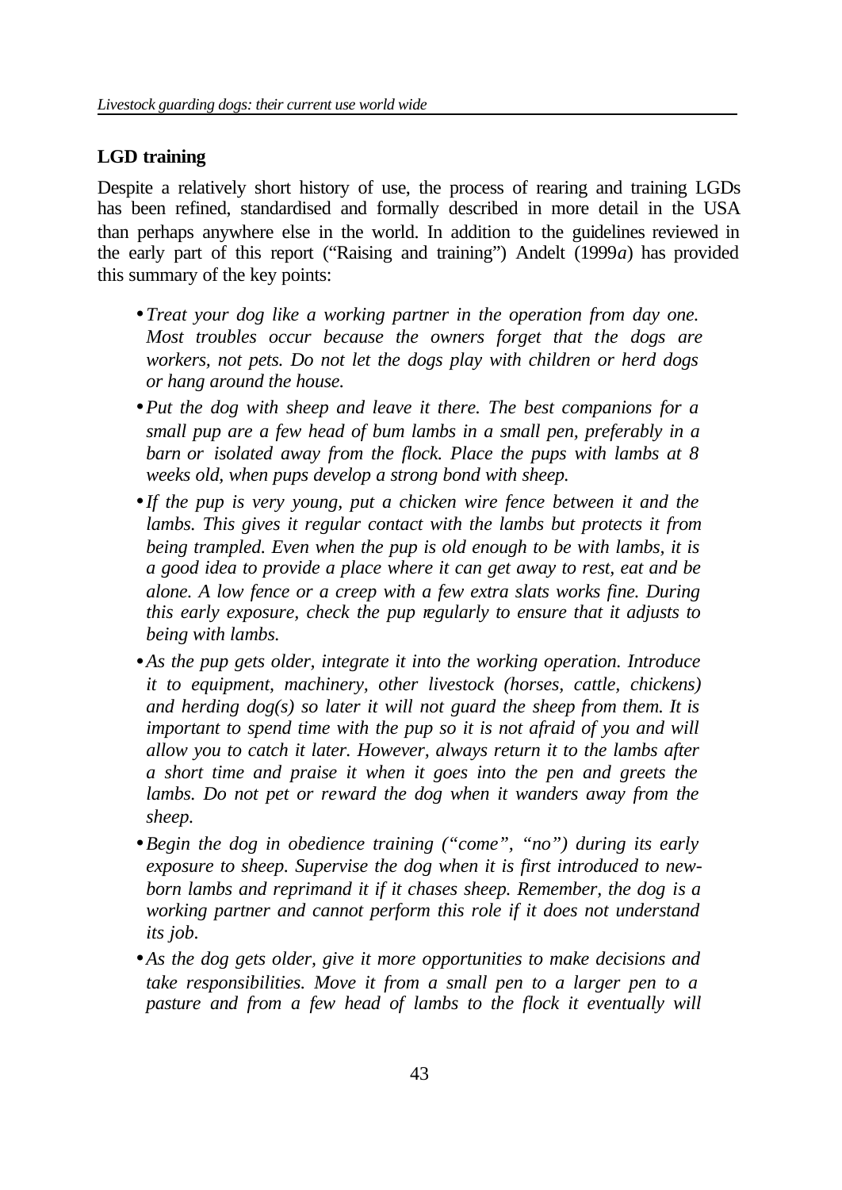## LGD training

Despite a relatively short history of use, the process of rearing and training LGDs has been refined, standardised and formally described in more detail in the USA than perhaps anywhere else in the world. In addition to the guidelines reviewed in the early part of this report ("Raising and training") Andelt (1999*a*) has provided this summary of the key points:

- *Treat your dog like a working partner in the operation from day one. Most troubles occur because the owners forget that the dogs are workers, not pets. Do not let the dogs play with children or herd dogs or hang around the house.*
- *Put the dog with sheep and leave it there. The best companions for a small pup are a few head of bum lambs in a small pen, preferably in a barn or isolated away from the flock. Place the pups with lambs at 8 weeks old, when pups develop a strong bond with sheep.*
- *If the pup is very young, put a chicken wire fence between it and the lambs. This gives it regular contact with the lambs but protects it from being trampled. Even when the pup is old enough to be with lambs, it is a good idea to provide a place where it can get away to rest, eat and be alone. A low fence or a creep with a few extra slats works fine. During this early exposure, check the pup regularly to ensure that it adjusts to being with lambs.*
- *As the pup gets older, integrate it into the working operation. Introduce it to equipment, machinery, other livestock (horses, cattle, chickens) and herding dog(s) so later it will not guard the sheep from them. It is important to spend time with the pup so it is not afraid of you and will allow you to catch it later. However, always return it to the lambs after a short time and praise it when it goes into the pen and greets the lambs. Do not pet or reward the dog when it wanders away from the sheep.*
- *Begin the dog in obedience training ("come", "no") during its early exposure to sheep. Supervise the dog when it is first introduced to new-born lambs and reprimand it if it chases sheep. Remember, the dog is a working partner and cannot perform this role if it does not understand its job.*
- *As the dog gets older, give it more opportunities to make decisions and take responsibilities. Move it from a small pen to a larger pen to a pasture and from a few head of lambs to the flock it eventually will*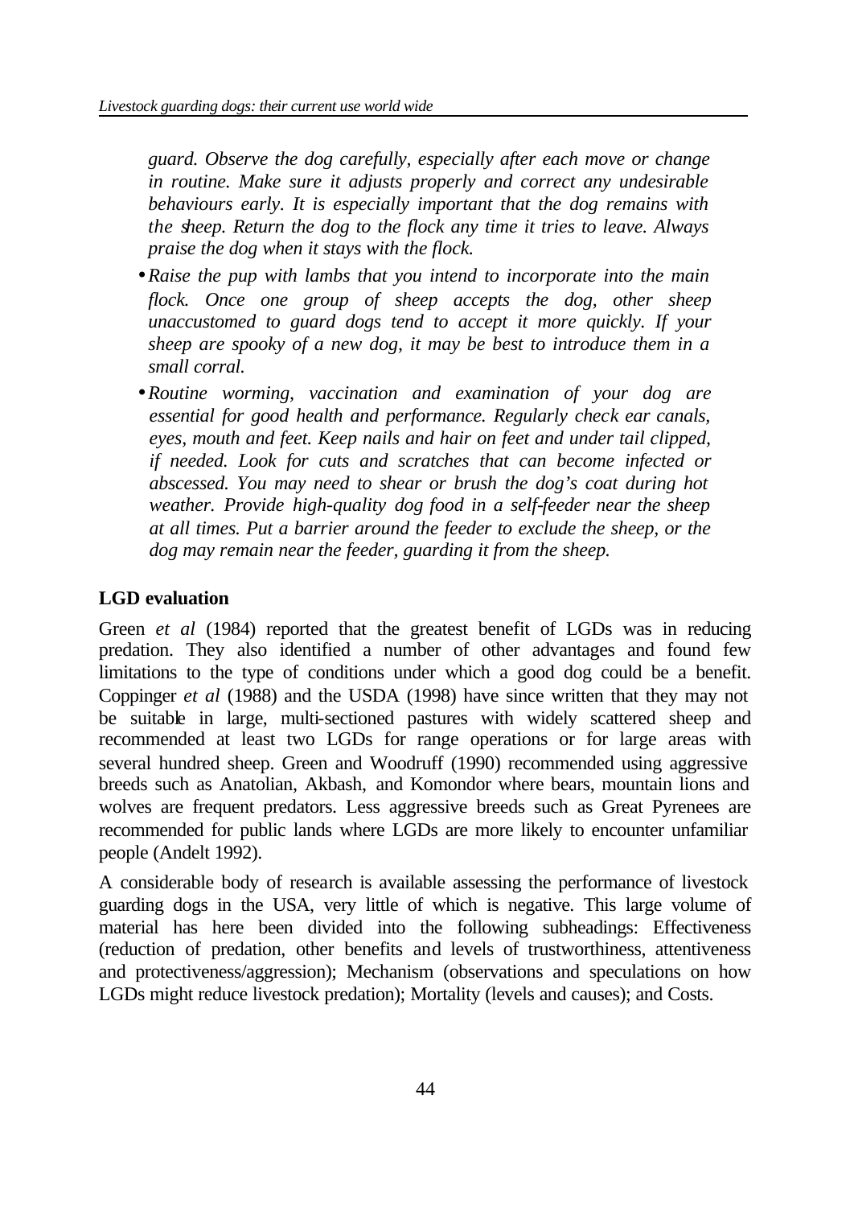*guard. Observe the dog carefully, especially after each move or change in routine. Make sure it adjusts properly and correct any undesirable behaviours early. It is especially important that the dog remains with the sheep. Return the dog to the flock any time it tries to leave. Always praise the dog when it stays with the flock.*

- *Raise the pup with lambs that you intend to incorporate into the main flock. Once one group of sheep accepts the dog, other sheep unaccustomed to guard dogs tend to accept it more quickly. If your sheep are spooky of a new dog, it may be best to introduce them in a small corral.*
- *Routine worming, vaccination and examination of your dog are essential for good health and performance. Regularly check ear canals, eyes, mouth and feet. Keep nails and hair on feet and under tail clipped, if needed. Look for cuts and scratches that can become infected or abscessed. You may need to shear or brush the dog's coat during hot weather. Provide high-quality dog food in a self-feeder near the sheep at all times. Put a barrier around the feeder to exclude the sheep, or the dog may remain near the feeder, guarding it from the sheep.*

**LGD evaluation**

Green *et al* (1984) reported that the greatest benefit of LGDs was in reducing predation. They also identified a number of other advantages and found few limitations to the type of conditions under which a good dog could be a benefit. Coppinger *et al* (1988) and the USDA (1998) have since written that they may not be suitable in large, multi-sectioned pastures with widely scattered sheep and recommended at least two LGDs for range operations or for large areas with several hundred sheep. Green and Woodruff (1990) recommended using aggressive breeds such as Anatolian, Akbash, and Komondor where bears, mountain lions and wolves are frequent predators. Less aggressive breeds such as Great Pyrenees are recommended for public lands where LGDs are more likely to encounter unfamiliar people (Andelt 1992).

A considerable body of research is available assessing the performance of livestock guarding dogs in the USA, very little of which is negative. This large volume of material has here been divided into the following subheadings: Effectiveness (reduction of predation, other benefits and levels of trustworthiness, attentiveness and protectiveness/aggression); Mechanism (observations and speculations on how LGDs might reduce livestock predation); Mortality (levels and causes); and Costs.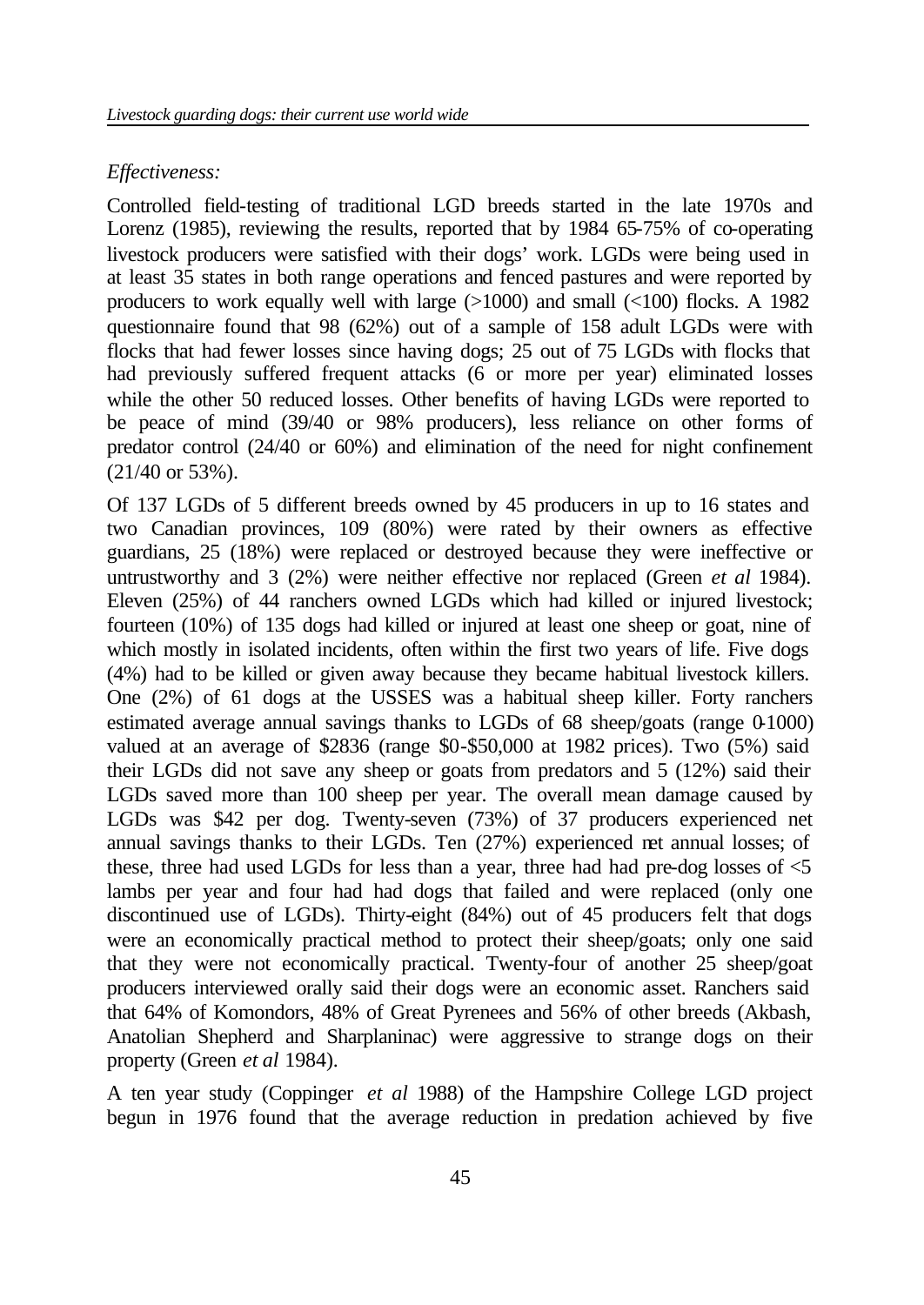*Effectiveness:*

Controlled field-testing of traditional LGD breeds started in the late 1970s and Lorenz (1985), reviewing the results, reported that by 1984 65-75% of co-operating livestock producers were satisfied with their dogs' work. LGDs were being used in at least 35 states in both range operations and fenced pastures and were reported by producers to work equally well with large (>1000) and small (<100) flocks. A 1982 questionnaire found that 98 (62%) out of a sample of 158 adult LGDs were with flocks that had fewer losses since having dogs; 25 out of 75 LGDs with flocks that had previously suffered frequent attacks (6 or more per year) eliminated losses while the other 50 reduced losses. Other benefits of having LGDs were reported to be peace of mind (39/40 or 98% producers), less reliance on other forms of predator control (24/40 or 60%) and elimination of the need for night confinement (21/40 or 53%).

Of 137 LGDs of 5 different breeds owned by 45 producers in up to 16 states and two Canadian provinces, 109 (80%) were rated by their owners as effective guardians, 25 (18%) were replaced or destroyed because they were ineffective or untrustworthy and 3 (2%) were neither effective nor replaced (Green *et al* 1984). Eleven (25%) of 44 ranchers owned LGDs which had killed or injured livestock; fourteen (10%) of 135 dogs had killed or injured at least one sheep or goat, nine of which mostly in isolated incidents, often within the first two years of life. Five dogs (4%) had to be killed or given away because they became habitual livestock killers. One (2%) of 61 dogs at the USSES was a habitual sheep killer. Forty ranchers estimated average annual savings thanks to LGDs of 68 sheep/goats (range 0-1000) valued at an average of $2836 (range $0-$50,000 at 1982 prices). Two (5%) said their LGDs did not save any sheep or goats from predators and 5 (12%) said their LGDs saved more than 100 sheep per year. The overall mean damage caused by LGDs was $42 per dog. Twenty-seven (73%) of 37 producers experienced net annual savings thanks to their LGDs. Ten (27%) experienced net annual losses; of these, three had used LGDs for less than a year, three had had pre-dog losses of <5 lambs per year and four had had dogs that failed and were replaced (only one discontinued use of LGDs). Thirty-eight (84%) out of 45 producers felt that dogs were an economically practical method to protect their sheep/goats; only one said that they were not economically practical. Twenty-four of another 25 sheep/goat producers interviewed orally said their dogs were an economic asset. Ranchers said that 64% of Komondors, 48% of Great Pyrenees and 56% of other breeds (Akbash, Anatolian Shepherd and Sharplaninac) were aggressive to strange dogs on their property (Green *et al* 1984).

A ten year study (Coppinger *et al* 1988) of the Hampshire College LGD project begun in 1976 found that the average reduction in predation achieved by five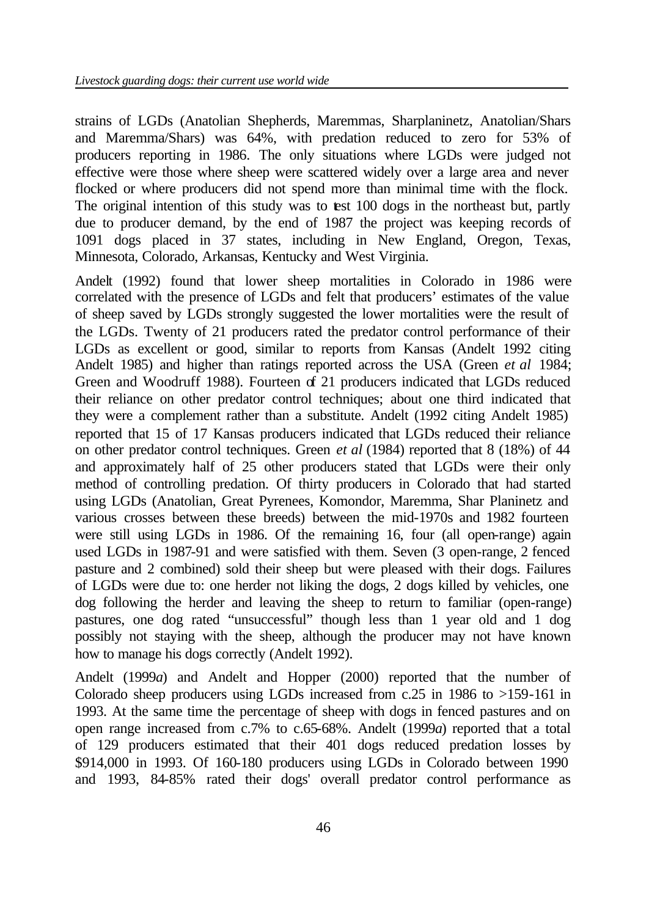strains of LGDs (Anatolian Shepherds, Maremmas, Sharplaninetz, Anatolian/Shars and Maremma/Shars) was 64%, with predation reduced to zero for 53% of producers reporting in 1986. The only situations where LGDs were judged not effective were those where sheep were scattered widely over a large area and never flocked or where producers did not spend more than minimal time with the flock. The original intention of this study was to test 100 dogs in the northeast but, partly due to producer demand, by the end of 1987 the project was keeping records of 1091 dogs placed in 37 states, including in New England, Oregon, Texas, Minnesota, Colorado, Arkansas, Kentucky and West Virginia.

Andelt (1992) found that lower sheep mortalities in Colorado in 1986 were correlated with the presence of LGDs and felt that producers' estimates of the value of sheep saved by LGDs strongly suggested the lower mortalities were the result of the LGDs. Twenty of 21 producers rated the predator control performance of their LGDs as excellent or good, similar to reports from Kansas (Andelt 1992 citing Andelt 1985) and higher than ratings reported across the USA (Green *et al* 1984; Green and Woodruff 1988). Fourteen of 21 producers indicated that LGDs reduced their reliance on other predator control techniques; about one third indicated that they were a complement rather than a substitute. Andelt (1992 citing Andelt 1985) reported that 15 of 17 Kansas producers indicated that LGDs reduced their reliance on other predator control techniques. Green *et al* (1984) reported that 8 (18%) of 44 and approximately half of 25 other producers stated that LGDs were their only method of controlling predation. Of thirty producers in Colorado that had started using LGDs (Anatolian, Great Pyrenees, Komondor, Maremma, Shar Planinetz and various crosses between these breeds) between the mid-1970s and 1982 fourteen were still using LGDs in 1986. Of the remaining 16, four (all open-range) again used LGDs in 1987-91 and were satisfied with them. Seven (3 open-range, 2 fenced pasture and 2 combined) sold their sheep but were pleased with their dogs. Failures of LGDs were due to: one herder not liking the dogs, 2 dogs killed by vehicles, one dog following the herder and leaving the sheep to return to familiar (open-range) pastures, one dog rated "unsuccessful" though less than 1 year old and 1 dog possibly not staying with the sheep, although the producer may not have known how to manage his dogs correctly (Andelt 1992).

Andelt (1999*a*) and Andelt and Hopper (2000) reported that the number of Colorado sheep producers using LGDs increased from c.25 in 1986 to >159-161 in 1993. At the same time the percentage of sheep with dogs in fenced pastures and on open range increased from c.7% to c.65-68%. Andelt (1999*a*) reported that a total of 129 producers estimated that their 401 dogs reduced predation losses by $914,000 in 1993. Of 160-180 producers using LGDs in Colorado between 1990 and 1993, 84-85% rated their dogs' overall predator control performance as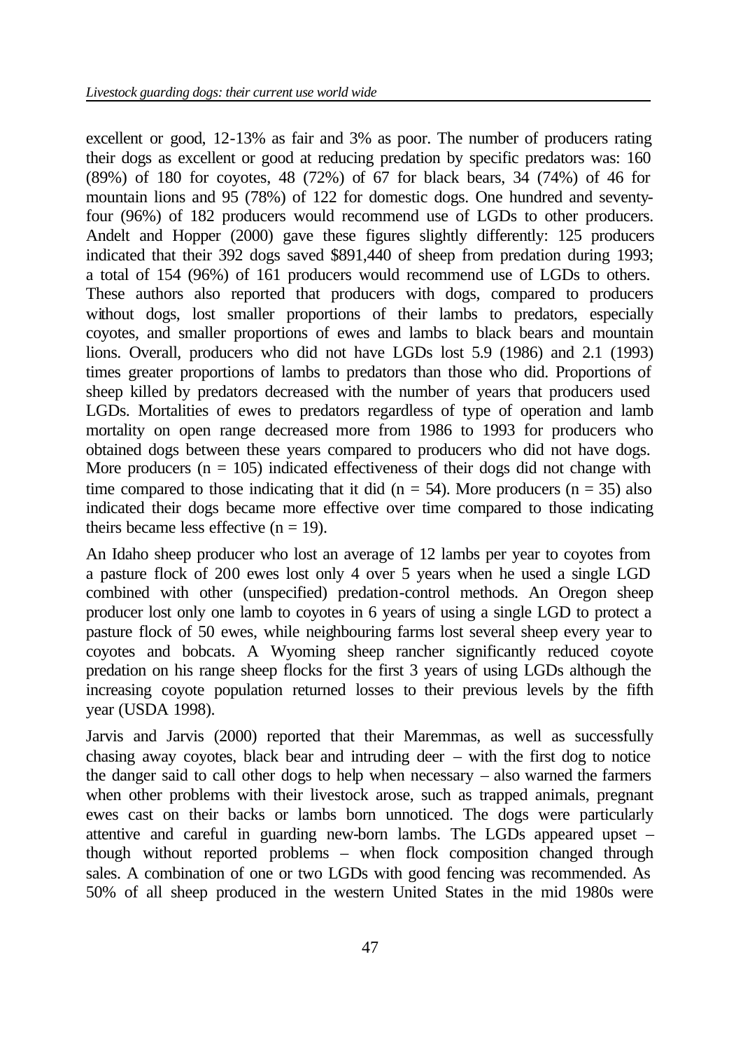excellent or good, 12-13% as fair and 3% as poor. The number of producers rating their dogs as excellent or good at reducing predation by specific predators was: 160 (89%) of 180 for coyotes, 48 (72%) of 67 for black bears, 34 (74%) of 46 for mountain lions and 95 (78%) of 122 for domestic dogs. One hundred and seventy-four (96%) of 182 producers would recommend use of LGDs to other producers. Andelt and Hopper (2000) gave these figures slightly differently: 125 producers indicated that their 392 dogs saved $891,440 of sheep from predation during 1993; a total of 154 (96%) of 161 producers would recommend use of LGDs to others. These authors also reported that producers with dogs, compared to producers without dogs, lost smaller proportions of their lambs to predators, especially coyotes, and smaller proportions of ewes and lambs to black bears and mountain lions. Overall, producers who did not have LGDs lost 5.9 (1986) and 2.1 (1993) times greater proportions of lambs to predators than those who did. Proportions of sheep killed by predators decreased with the number of years that producers used LGDs. Mortalities of ewes to predators regardless of type of operation and lamb mortality on open range decreased more from 1986 to 1993 for producers who obtained dogs between these years compared to producers who did not have dogs. More producers ($n = 105$) indicated effectiveness of their dogs did not change with time compared to those indicating that it did ($n = 54$). More producers ($n = 35$) also indicated their dogs became more effective over time compared to those indicating theirs became less effective ($n = 19$).

An Idaho sheep producer who lost an average of 12 lambs per year to coyotes from a pasture flock of 200 ewes lost only 4 over 5 years when he used a single LGD combined with other (unspecified) predation-control methods. An Oregon sheep producer lost only one lamb to coyotes in 6 years of using a single LGD to protect a pasture flock of 50 ewes, while neighbouring farms lost several sheep every year to coyotes and bobcats. A Wyoming sheep rancher significantly reduced coyote predation on his range sheep flocks for the first 3 years of using LGDs although the increasing coyote population returned losses to their previous levels by the fifth year (USDA 1998).

Jarvis and Jarvis (2000) reported that their Maremmas, as well as successfully chasing away coyotes, black bear and intruding deer – with the first dog to notice the danger said to call other dogs to help when necessary – also warned the farmers when other problems with their livestock arose, such as trapped animals, pregnant ewes cast on their backs or lambs born unnoticed. The dogs were particularly attentive and careful in guarding new-born lambs. The LGDs appeared upset – though without reported problems – when flock composition changed through sales. A combination of one or two LGDs with good fencing was recommended. As 50% of all sheep produced in the western United States in the mid 1980s were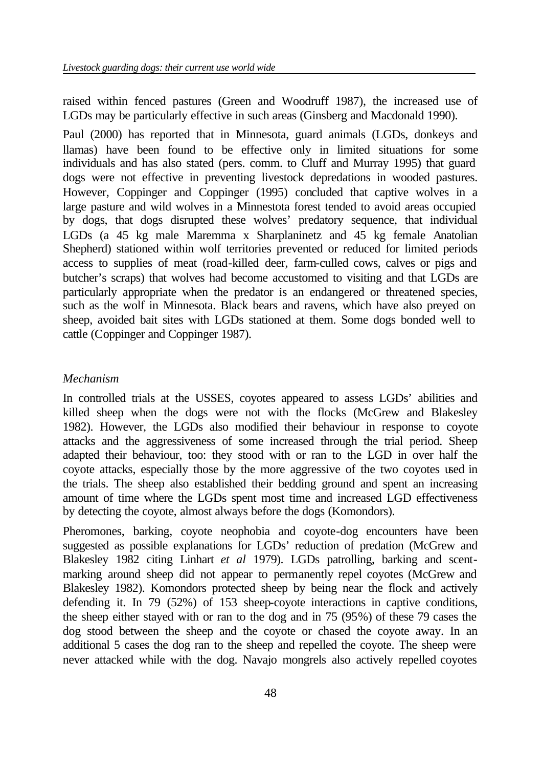raised within fenced pastures (Green and Woodruff 1987), the increased use of LGDs may be particularly effective in such areas (Ginsberg and Macdonald 1990).

Paul (2000) has reported that in Minnesota, guard animals (LGDs, donkeys and llamas) have been found to be effective only in limited situations for some individuals and has also stated (pers. comm. to Cluff and Murray 1995) that guard dogs were not effective in preventing livestock depredations in wooded pastures. However, Coppinger and Coppinger (1995) concluded that captive wolves in a large pasture and wild wolves in a Minnesota forest tended to avoid areas occupied by dogs, that dogs disrupted these wolves' predatory sequence, that individual LGDs (a 45 kg male Maremma x Sharplaninetz and 45 kg female Anatolian Shepherd) stationed within wolf territories prevented or reduced for limited periods access to supplies of meat (road-killed deer, farm-culled cows, calves or pigs and butcher's scraps) that wolves had become accustomed to visiting and that LGDs are particularly appropriate when the predator is an endangered or threatened species, such as the wolf in Minnesota. Black bears and ravens, which have also preyed on sheep, avoided bait sites with LGDs stationed at them. Some dogs bonded well to cattle (Coppinger and Coppinger 1987).

*Mechanism*

In controlled trials at the USSES, coyotes appeared to assess LGDs' abilities and killed sheep when the dogs were not with the flocks (McGrew and Blakesley 1982). However, the LGDs also modified their behaviour in response to coyote attacks and the aggressiveness of some increased through the trial period. Sheep adapted their behaviour, too: they stood with or ran to the LGD in over half the coyote attacks, especially those by the more aggressive of the two coyotes used in the trials. The sheep also established their bedding ground and spent an increasing amount of time where the LGDs spent most time and increased LGD effectiveness by detecting the coyote, almost always before the dogs (Komondors).

Pheromones, barking, coyote neophobia and coyote-dog encounters have been suggested as possible explanations for LGDs' reduction of predation (McGrew and Blakesley 1982 citing Linhart *et al* 1979). LGDs patrolling, barking and scent-marking around sheep did not appear to permanently repel coyotes (McGrew and Blakesley 1982). Komondors protected sheep by being near the flock and actively defending it. In 79 (52%) of 153 sheep-coyote interactions in captive conditions, the sheep either stayed with or ran to the dog and in 75 (95%) of these 79 cases the dog stood between the sheep and the coyote or chased the coyote away. In an additional 5 cases the dog ran to the sheep and repelled the coyote. The sheep were never attacked while with the dog. Navajo mongrels also actively repelled coyotes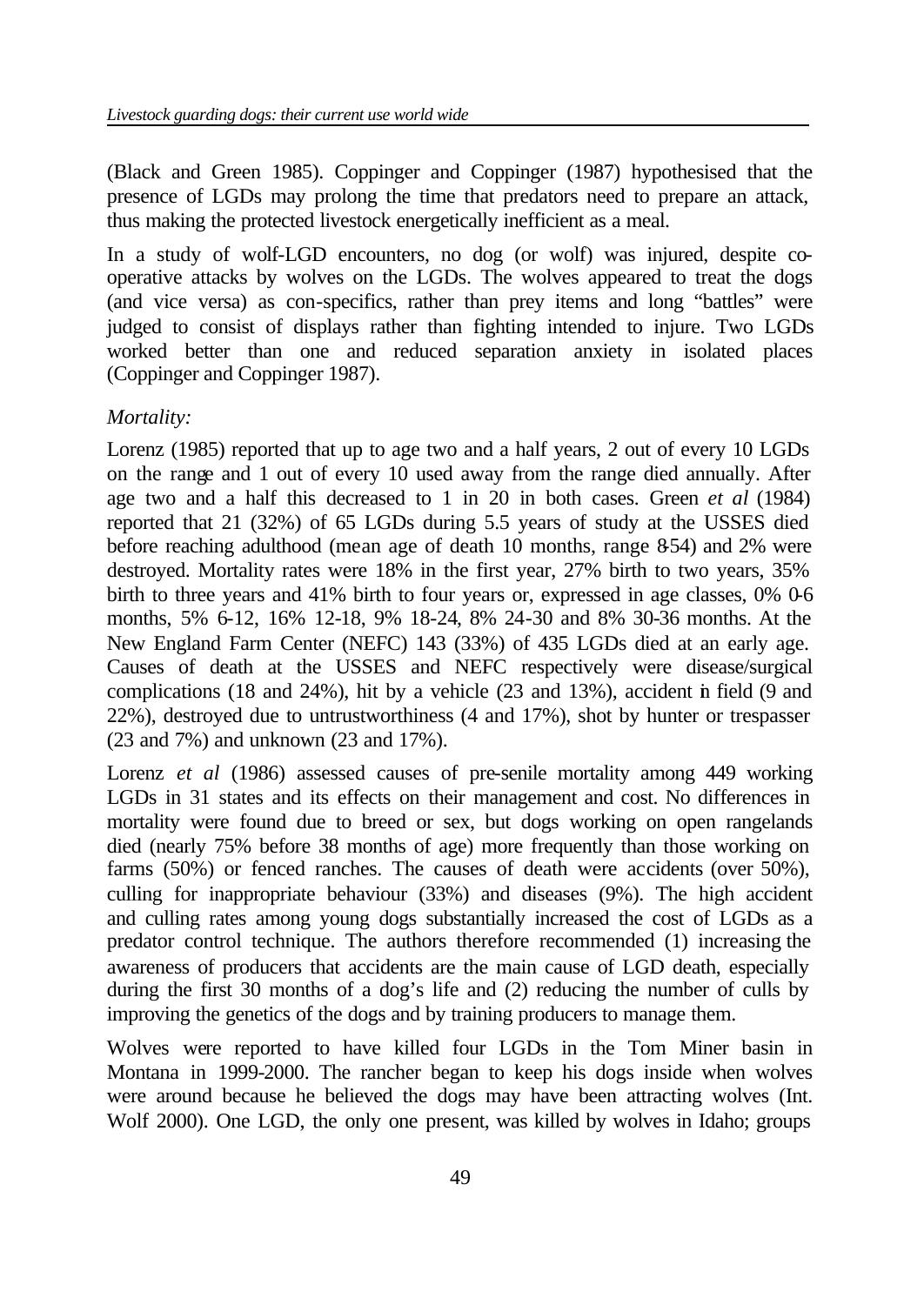(Black and Green 1985). Coppinger and Coppinger (1987) hypothesised that the presence of LGDs may prolong the time that predators need to prepare an attack, thus making the protected livestock energetically inefficient as a meal.

In a study of wolf-LGD encounters, no dog (or wolf) was injured, despite co-operative attacks by wolves on the LGDs. The wolves appeared to treat the dogs (and vice versa) as con-specifics, rather than prey items and long "battles" were judged to consist of displays rather than fighting intended to injure. Two LGDs worked better than one and reduced separation anxiety in isolated places (Coppinger and Coppinger 1987).

*Mortality:*

Lorenz (1985) reported that up to age two and a half years, 2 out of every 10 LGDs on the range and 1 out of every 10 used away from the range died annually. After age two and a half this decreased to 1 in 20 in both cases. Green *et al* (1984) reported that 21 (32%) of 65 LGDs during 5.5 years of study at the USSES died before reaching adulthood (mean age of death 10 months, range 8-54) and 2% were destroyed. Mortality rates were 18% in the first year, 27% birth to two years, 35% birth to three years and 41% birth to four years or, expressed in age classes, 0% 0-6 months, 5% 6-12, 16% 12-18, 9% 18-24, 8% 24-30 and 8% 30-36 months. At the New England Farm Center (NEFC) 143 (33%) of 435 LGDs died at an early age. Causes of death at the USSES and NEFC respectively were disease/surgical complications (18 and 24%), hit by a vehicle (23 and 13%), accident in field (9 and 22%), destroyed due to untrustworthiness (4 and 17%), shot by hunter or trespasser (23 and 7%) and unknown (23 and 17%).

Lorenz *et al* (1986) assessed causes of pre-senile mortality among 449 working LGDs in 31 states and its effects on their management and cost. No differences in mortality were found due to breed or sex, but dogs working on open rangelands died (nearly 75% before 38 months of age) more frequently than those working on farms (50%) or fenced ranches. The causes of death were accidents (over 50%), culling for inappropriate behaviour (33%) and diseases (9%). The high accident and culling rates among young dogs substantially increased the cost of LGDs as a predator control technique. The authors therefore recommended (1) increasing the awareness of producers that accidents are the main cause of LGD death, especially during the first 30 months of a dog's life and (2) reducing the number of culls by improving the genetics of the dogs and by training producers to manage them.

Wolves were reported to have killed four LGDs in the Tom Miner basin in Montana in 1999-2000. The rancher began to keep his dogs inside when wolves were around because he believed the dogs may have been attracting wolves (Int. Wolf 2000). One LGD, the only one present, was killed by wolves in Idaho; groups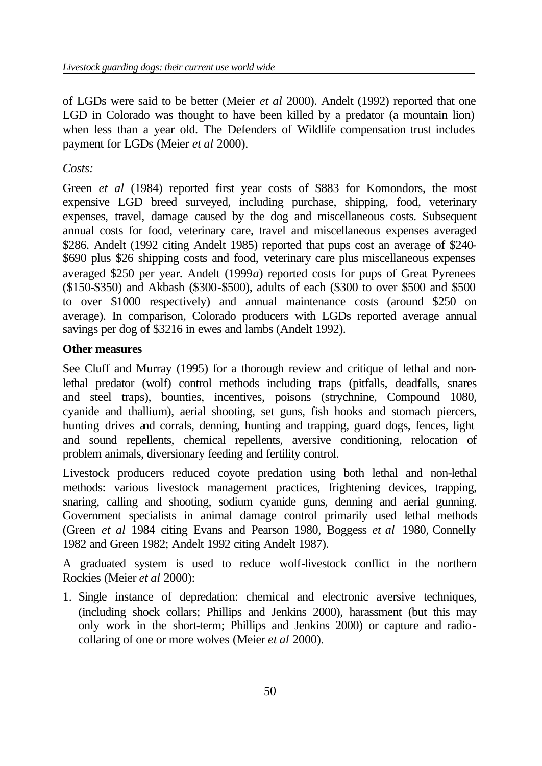of LGDs were said to be better (Meier *et al* 2000). Andelt (1992) reported that one LGD in Colorado was thought to have been killed by a predator (a mountain lion) when less than a year old. The Defenders of Wildlife compensation trust includes payment for LGDs (Meier *et al* 2000).

*Costs:*

Green *et al* (1984) reported first year costs of $883 for Komondors, the most expensive LGD breed surveyed, including purchase, shipping, food, veterinary expenses, travel, damage caused by the dog and miscellaneous costs. Subsequent annual costs for food, veterinary care, travel and miscellaneous expenses averaged $286. Andelt (1992 citing Andelt 1985) reported that pups cost an average of $240-$690 plus $26 shipping costs and food, veterinary care plus miscellaneous expenses averaged $250 per year. Andelt (1999*a*) reported costs for pups of Great Pyrenees ($150-$350) and Akbash ($300-$500), adults of each ($300 to over $500 and $500 to over $1000 respectively) and annual maintenance costs (around $250 on average). In comparison, Colorado producers with LGDs reported average annual savings per dog of $3216 in ewes and lambs (Andelt 1992).

**Other measures**

See Cluff and Murray (1995) for a thorough review and critique of lethal and non-lethal predator (wolf) control methods including traps (pitfalls, deadfalls, snares and steel traps), bounties, incentives, poisons (strychnine, Compound 1080, cyanide and thallium), aerial shooting, set guns, fish hooks and stomach piercers, hunting drives and corrals, denning, hunting and trapping, guard dogs, fences, light and sound repellents, chemical repellents, aversive conditioning, relocation of problem animals, diversionary feeding and fertility control.

Livestock producers reduced coyote predation using both lethal and non-lethal methods: various livestock management practices, frightening devices, trapping, snaring, calling and shooting, sodium cyanide guns, denning and aerial gunning. Government specialists in animal damage control primarily used lethal methods (Green *et al* 1984 citing Evans and Pearson 1980, Boggess *et al* 1980, Connelly 1982 and Green 1982; Andelt 1992 citing Andelt 1987).

A graduated system is used to reduce wolf-livestock conflict in the northern Rockies (Meier *et al* 2000):

1. Single instance of depredation: chemical and electronic aversive techniques, (including shock collars; Phillips and Jenkins 2000), harassment (but this may only work in the short-term; Phillips and Jenkins 2000) or capture and radio-collaring of one or more wolves (Meier *et al* 2000).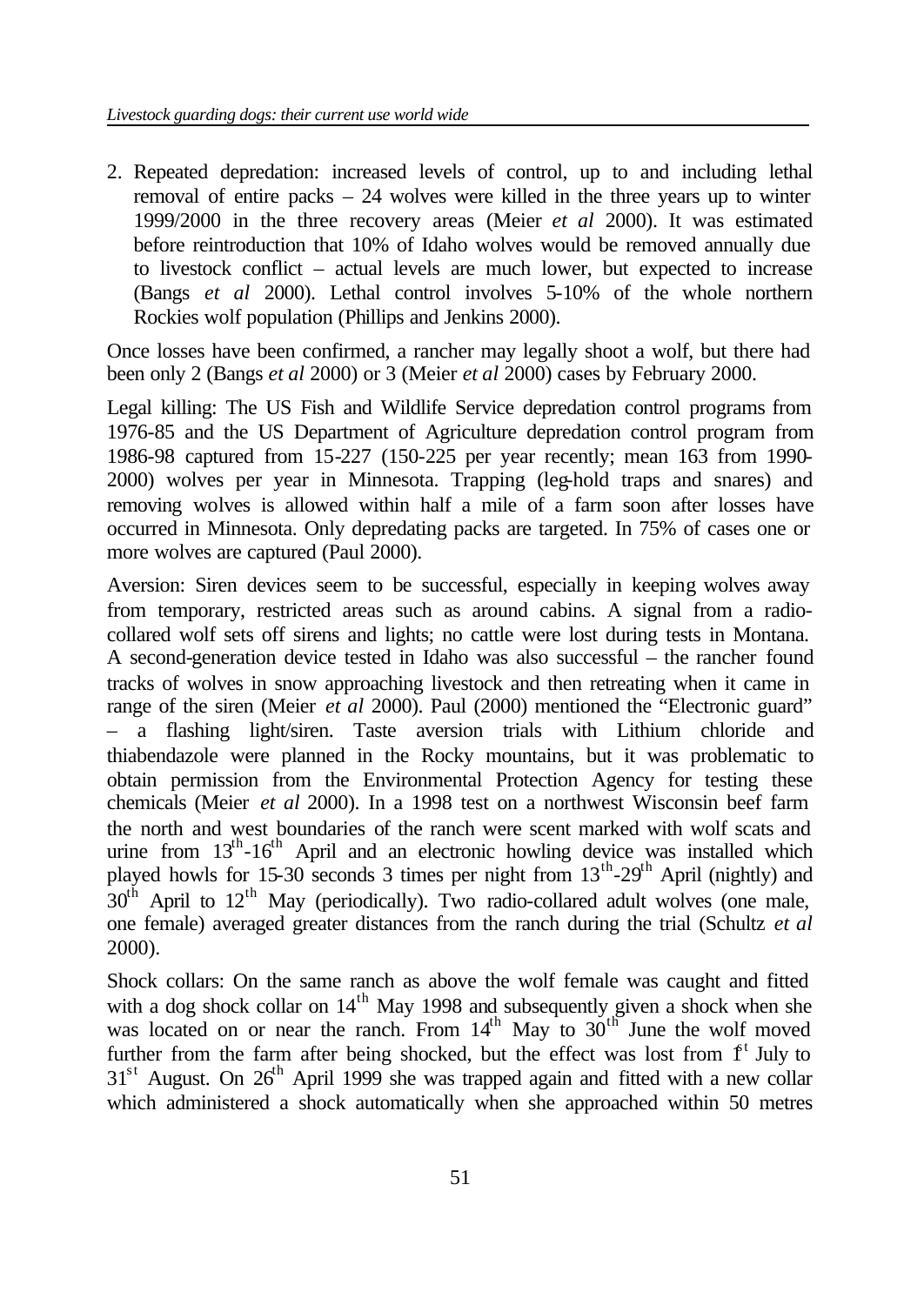2. Repeated depredation: increased levels of control, up to and including lethal removal of entire packs – 24 wolves were killed in the three years up to winter 1999/2000 in the three recovery areas (Meier *et al* 2000). It was estimated before reintroduction that 10% of Idaho wolves would be removed annually due to livestock conflict – actual levels are much lower, but expected to increase (Bangs *et al* 2000). Lethal control involves 5-10% of the whole northern Rockies wolf population (Phillips and Jenkins 2000).

Once losses have been confirmed, a rancher may legally shoot a wolf, but there had been only 2 (Bangs *et al* 2000) or 3 (Meier *et al* 2000) cases by February 2000.

Legal killing: The US Fish and Wildlife Service depredation control programs from 1976-85 and the US Department of Agriculture depredation control program from 1986-98 captured from 15-227 (150-225 per year recently; mean 163 from 1990-2000) wolves per year in Minnesota. Trapping (leg-hold traps and snares) and removing wolves is allowed within half a mile of a farm soon after losses have occurred in Minnesota. Only depredating packs are targeted. In 75% of cases one or more wolves are captured (Paul 2000).

Aversion: Siren devices seem to be successful, especially in keeping wolves away from temporary, restricted areas such as around cabins. A signal from a radio-collared wolf sets off sirens and lights; no cattle were lost during tests in Montana. A second-generation device tested in Idaho was also successful – the rancher found tracks of wolves in snow approaching livestock and then retreating when it came in range of the siren (Meier *et al* 2000). Paul (2000) mentioned the "Electronic guard" – a flashing light/siren. Taste aversion trials with Lithium chloride and thiabendazole were planned in the Rocky mountains, but it was problematic to obtain permission from the Environmental Protection Agency for testing these chemicals (Meier *et al* 2000). In a 1998 test on a northwest Wisconsin beef farm the north and west boundaries of the ranch were scent marked with wolf scats and urine from 13th-16th April and an electronic howling device was installed which played howls for 15-30 seconds 3 times per night from 13th-29th April (nightly) and 30th April to 12th May (periodically). Two radio-collared adult wolves (one male, one female) averaged greater distances from the ranch during the trial (Schultz *et al* 2000).

Shock collars: On the same ranch as above the wolf female was caught and fitted with a dog shock collar on 14th May 1998 and subsequently given a shock when she was located on or near the ranch. From 14th May to 30th June the wolf moved further from the farm after being shocked, but the effect was lost from 1st July to 31st August. On 26th April 1999 she was trapped again and fitted with a new collar which administered a shock automatically when she approached within 50 metres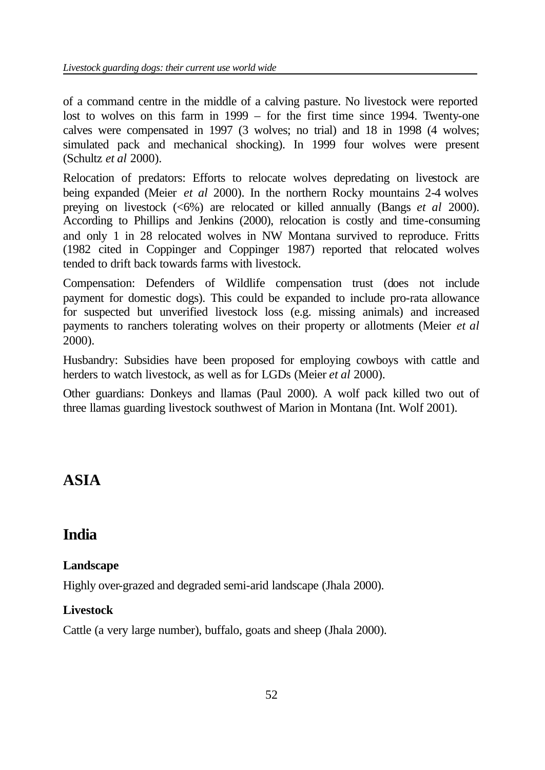of a command centre in the middle of a calving pasture. No livestock were reported lost to wolves on this farm in 1999 – for the first time since 1994. Twenty-one calves were compensated in 1997 (3 wolves; no trial) and 18 in 1998 (4 wolves; simulated pack and mechanical shocking). In 1999 four wolves were present (Schultz *et al* 2000).

Relocation of predators: Efforts to relocate wolves depredating on livestock are being expanded (Meier *et al* 2000). In the northern Rocky mountains 2-4 wolves preying on livestock (<6%) are relocated or killed annually (Bangs *et al* 2000). According to Phillips and Jenkins (2000), relocation is costly and time-consuming and only 1 in 28 relocated wolves in NW Montana survived to reproduce. Fritts (1982 cited in Coppinger and Coppinger 1987) reported that relocated wolves tended to drift back towards farms with livestock.

Compensation: Defenders of Wildlife compensation trust (does not include payment for domestic dogs). This could be expanded to include pro-rata allowance for suspected but unverified livestock loss (e.g. missing animals) and increased payments to ranchers tolerating wolves on their property or allotments (Meier *et al* 2000).

Husbandry: Subsidies have been proposed for employing cowboys with cattle and herders to watch livestock, as well as for LGDs (Meier *et al* 2000).

Other guardians: Donkeys and llamas (Paul 2000). A wolf pack killed two out of three llamas guarding livestock southwest of Marion in Montana (Int. Wolf 2001).

# ASIA

## India

### Landscape

Highly over-grazed and degraded semi-arid landscape (Jhala 2000).

### Livestock

Cattle (a very large number), buffalo, goats and sheep (Jhala 2000).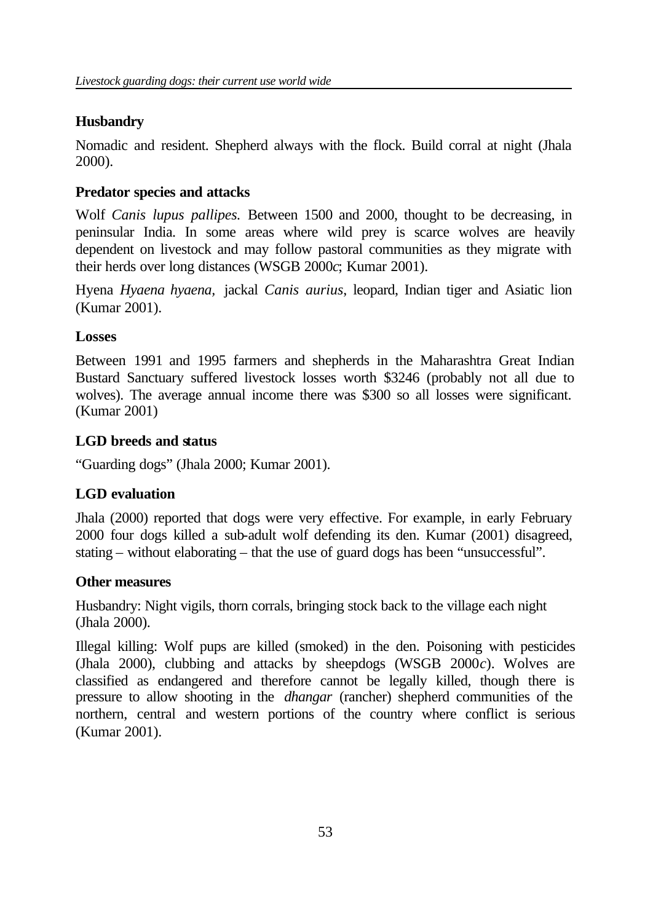**Husbandry**

Nomadic and resident. Shepherd always with the flock. Build corral at night (Jhala 2000).

**Predator species and attacks**

Wolf *Canis lupus pallipes*. Between 1500 and 2000, thought to be decreasing, in peninsular India. In some areas where wild prey is scarce wolves are heavily dependent on livestock and may follow pastoral communities as they migrate with their herds over long distances (WSGB 2000*c*; Kumar 2001).

Hyena *Hyaena hyaena*, jackal *Canis aurius*, leopard, Indian tiger and Asiatic lion (Kumar 2001).

**Losses**

Between 1991 and 1995 farmers and shepherds in the Maharashtra Great Indian Bustard Sanctuary suffered livestock losses worth $3246 (probably not all due to wolves). The average annual income there was $300 so all losses were significant. (Kumar 2001)

**LGD breeds and status**

"Guarding dogs" (Jhala 2000; Kumar 2001).

**LGD evaluation**

Jhala (2000) reported that dogs were very effective. For example, in early February 2000 four dogs killed a sub-adult wolf defending its den. Kumar (2001) disagreed, stating – without elaborating – that the use of guard dogs has been "unsuccessful".

**Other measures**

Husbandry: Night vigils, thorn corrals, bringing stock back to the village each night (Jhala 2000).

Illegal killing: Wolf pups are killed (smoked) in the den. Poisoning with pesticides (Jhala 2000), clubbing and attacks by sheepdogs (WSGB 2000*c*). Wolves are classified as endangered and therefore cannot be legally killed, though there is pressure to allow shooting in the *dhangar* (rancher) shepherd communities of the northern, central and western portions of the country where conflict is serious (Kumar 2001).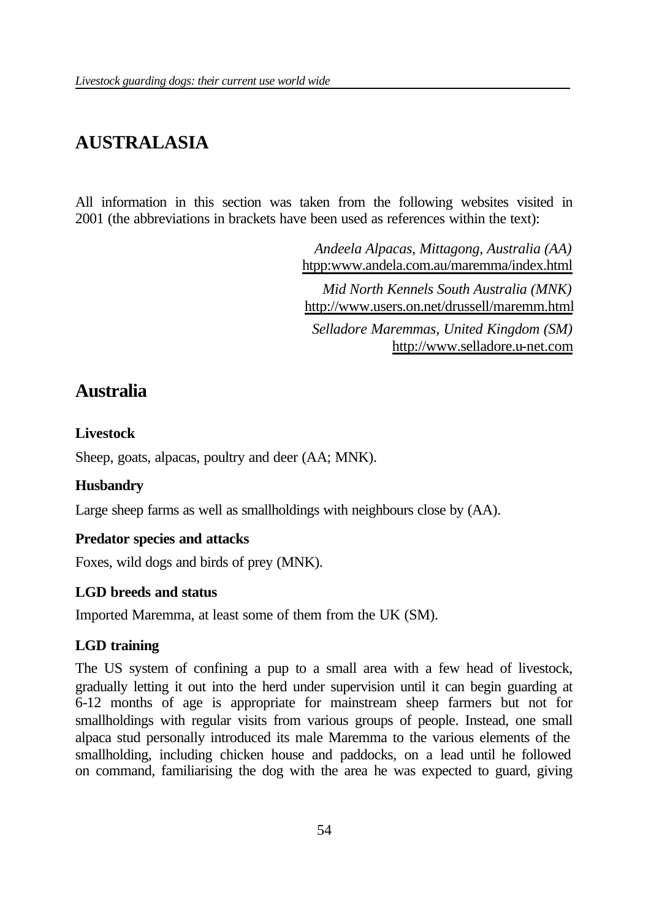# AUSTRALASIA

All information in this section was taken from the following websites visited in 2001 (the abbreviations in brackets have been used as references within the text):

*Andeela Alpacas, Mittagong, Australia (AA)*
htpp:www.andela.com.au/maremma/index.html

*Mid North Kennels South Australia (MNK)*
http://www.users.on.net/drussell/maremm.html

*Selladore Maremmas, United Kingdom (SM)*
http://www.selladore.u-net.com

## Australia

### Livestock

Sheep, goats, alpacas, poultry and deer (AA; MNK).

### Husbandry

Large sheep farms as well as smallholdings with neighbours close by (AA).

### Predator species and attacks

Foxes, wild dogs and birds of prey (MNK).

### LGD breeds and status

Imported Maremma, at least some of them from the UK (SM).

### LGD training

The US system of confining a pup to a small area with a few head of livestock, gradually letting it out into the herd under supervision until it can begin guarding at 6-12 months of age is appropriate for mainstream sheep farmers but not for smallholdings with regular visits from various groups of people. Instead, one small alpaca stud personally introduced its male Maremma to the various elements of the smallholding, including chicken house and paddocks, on a lead until he followed on command, familiarising the dog with the area he was expected to guard, giving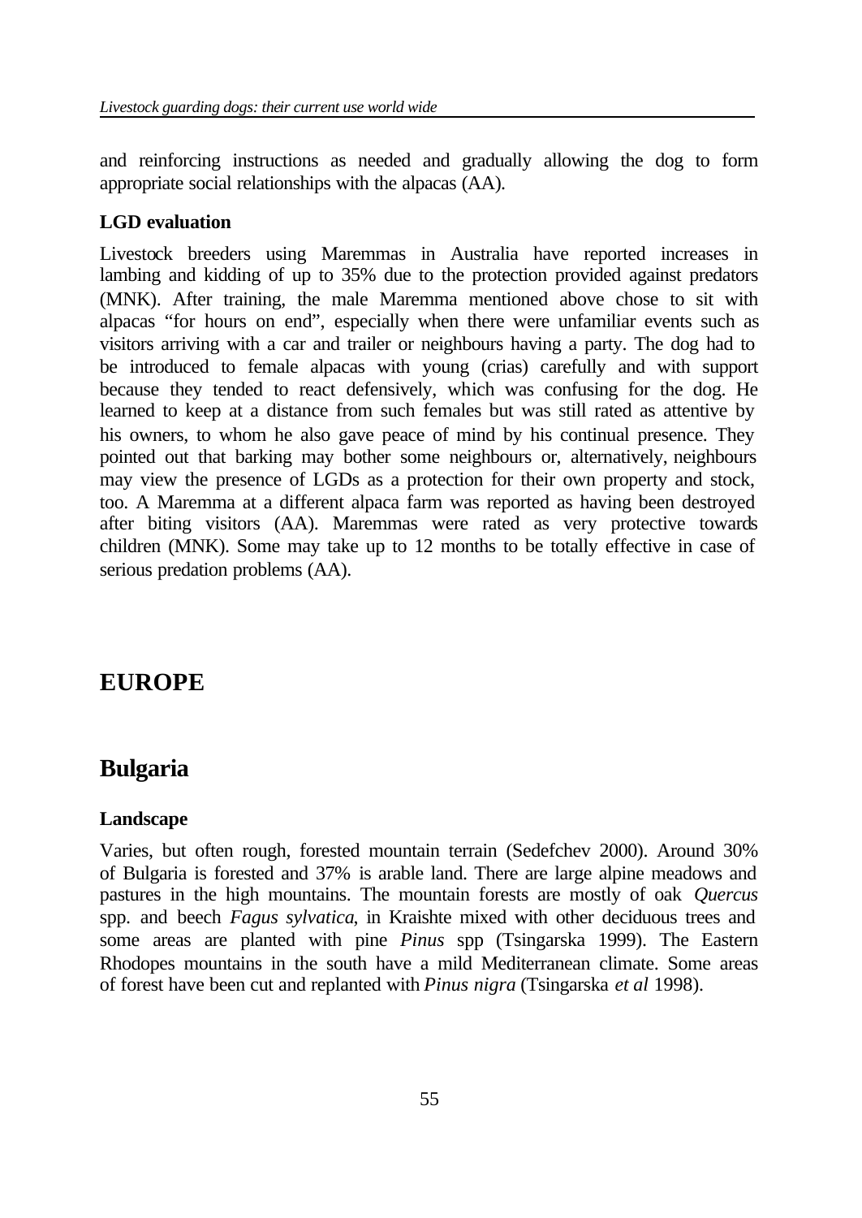and reinforcing instructions as needed and gradually allowing the dog to form appropriate social relationships with the alpacas (AA).

### LGD evaluation

Livestock breeders using Maremmas in Australia have reported increases in lambing and kidding of up to 35% due to the protection provided against predators (MNK). After training, the male Maremma mentioned above chose to sit with alpacas "for hours on end", especially when there were unfamiliar events such as visitors arriving with a car and trailer or neighbours having a party. The dog had to be introduced to female alpacas with young (crias) carefully and with support because they tended to react defensively, which was confusing for the dog. He learned to keep at a distance from such females but was still rated as attentive by his owners, to whom he also gave peace of mind by his continual presence. They pointed out that barking may bother some neighbours or, alternatively, neighbours may view the presence of LGDs as a protection for their own property and stock, too. A Maremma at a different alpaca farm was reported as having been destroyed after biting visitors (AA). Maremmas were rated as very protective towards children (MNK). Some may take up to 12 months to be totally effective in case of serious predation problems (AA).

# EUROPE

## Bulgaria

### Landscape

Varies, but often rough, forested mountain terrain (Sedefchev 2000). Around 30% of Bulgaria is forested and 37% is arable land. There are large alpine meadows and pastures in the high mountains. The mountain forests are mostly of oak *Quercus* spp. and beech *Fagus sylvatica*, in Kraishte mixed with other deciduous trees and some areas are planted with pine *Pinus* spp (Tsingarska 1999). The Eastern Rhodopes mountains in the south have a mild Mediterranean climate. Some areas of forest have been cut and replanted with *Pinus nigra* (Tsingarska *et al* 1998).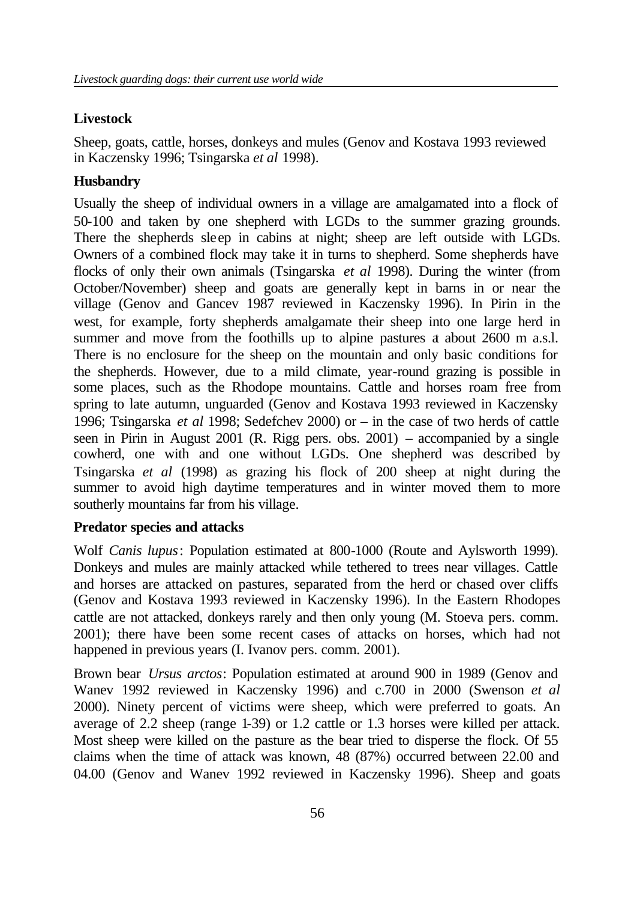**Livestock**

Sheep, goats, cattle, horses, donkeys and mules (Genov and Kostava 1993 reviewed in Kaczensky 1996; Tsingarska *et al* 1998).

**Husbandry**

Usually the sheep of individual owners in a village are amalgamated into a flock of 50-100 and taken by one shepherd with LGDs to the summer grazing grounds. There the shepherds sleep in cabins at night; sheep are left outside with LGDs. Owners of a combined flock may take it in turns to shepherd. Some shepherds have flocks of only their own animals (Tsingarska *et al* 1998). During the winter (from October/November) sheep and goats are generally kept in barns in or near the village (Genov and Gancev 1987 reviewed in Kaczensky 1996). In Pirin in the west, for example, forty shepherds amalgamate their sheep into one large herd in summer and move from the foothills up to alpine pastures at about 2600 m a.s.l. There is no enclosure for the sheep on the mountain and only basic conditions for the shepherds. However, due to a mild climate, year-round grazing is possible in some places, such as the Rhodope mountains. Cattle and horses roam free from spring to late autumn, unguarded (Genov and Kostava 1993 reviewed in Kaczensky 1996; Tsingarska *et al* 1998; Sedefchev 2000) or – in the case of two herds of cattle seen in Pirin in August 2001 (R. Rigg pers. obs. 2001) – accompanied by a single cowherd, one with and one without LGDs. One shepherd was described by Tsingarska *et al* (1998) as grazing his flock of 200 sheep at night during the summer to avoid high daytime temperatures and in winter moved them to more southerly mountains far from his village.

**Predator species and attacks**

Wolf *Canis lupus*: Population estimated at 800-1000 (Route and Aylsworth 1999). Donkeys and mules are mainly attacked while tethered to trees near villages. Cattle and horses are attacked on pastures, separated from the herd or chased over cliffs (Genov and Kostava 1993 reviewed in Kaczensky 1996). In the Eastern Rhodopes cattle are not attacked, donkeys rarely and then only young (M. Stoeva pers. comm. 2001); there have been some recent cases of attacks on horses, which had not happened in previous years (I. Ivanov pers. comm. 2001).

Brown bear *Ursus arctos*: Population estimated at around 900 in 1989 (Genov and Wanev 1992 reviewed in Kaczensky 1996) and c.700 in 2000 (Swenson *et al* 2000). Ninety percent of victims were sheep, which were preferred to goats. An average of 2.2 sheep (range 1-39) or 1.2 cattle or 1.3 horses were killed per attack. Most sheep were killed on the pasture as the bear tried to disperse the flock. Of 55 claims when the time of attack was known, 48 (87%) occurred between 22.00 and 04.00 (Genov and Wanev 1992 reviewed in Kaczensky 1996). Sheep and goats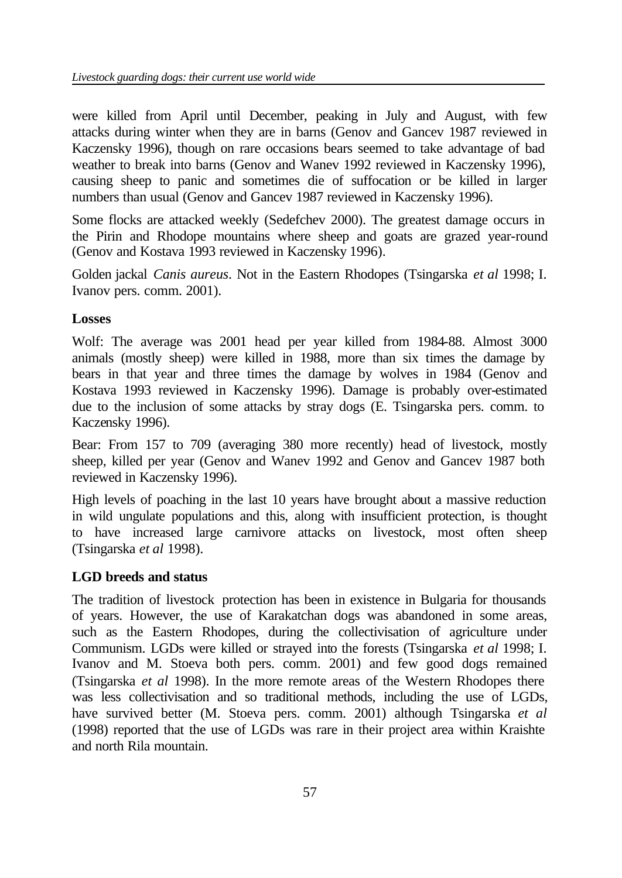were killed from April until December, peaking in July and August, with few attacks during winter when they are in barns (Genov and Gancev 1987 reviewed in Kaczensky 1996), though on rare occasions bears seemed to take advantage of bad weather to break into barns (Genov and Wanev 1992 reviewed in Kaczensky 1996), causing sheep to panic and sometimes die of suffocation or be killed in larger numbers than usual (Genov and Gancev 1987 reviewed in Kaczensky 1996).

Some flocks are attacked weekly (Sedefchev 2000). The greatest damage occurs in the Pirin and Rhodope mountains where sheep and goats are grazed year-round (Genov and Kostava 1993 reviewed in Kaczensky 1996).

Golden jackal *Canis aureus*. Not in the Eastern Rhodopes (Tsingarska *et al* 1998; I. Ivanov pers. comm. 2001).

**Losses**

Wolf: The average was 2001 head per year killed from 1984-88. Almost 3000 animals (mostly sheep) were killed in 1988, more than six times the damage by bears in that year and three times the damage by wolves in 1984 (Genov and Kostava 1993 reviewed in Kaczensky 1996). Damage is probably over-estimated due to the inclusion of some attacks by stray dogs (E. Tsingarska pers. comm. to Kaczensky 1996).

Bear: From 157 to 709 (averaging 380 more recently) head of livestock, mostly sheep, killed per year (Genov and Wanev 1992 and Genov and Gancev 1987 both reviewed in Kaczensky 1996).

High levels of poaching in the last 10 years have brought about a massive reduction in wild ungulate populations and this, along with insufficient protection, is thought to have increased large carnivore attacks on livestock, most often sheep (Tsingarska *et al* 1998).

**LGD breeds and status**

The tradition of livestock protection has been in existence in Bulgaria for thousands of years. However, the use of Karakatchan dogs was abandoned in some areas, such as the Eastern Rhodopes, during the collectivisation of agriculture under Communism. LGDs were killed or strayed into the forests (Tsingarska *et al* 1998; I. Ivanov and M. Stoeva both pers. comm. 2001) and few good dogs remained (Tsingarska *et al* 1998). In the more remote areas of the Western Rhodopes there was less collectivisation and so traditional methods, including the use of LGDs, have survived better (M. Stoeva pers. comm. 2001) although Tsingarska *et al* (1998) reported that the use of LGDs was rare in their project area within Kraishte and north Rila mountain.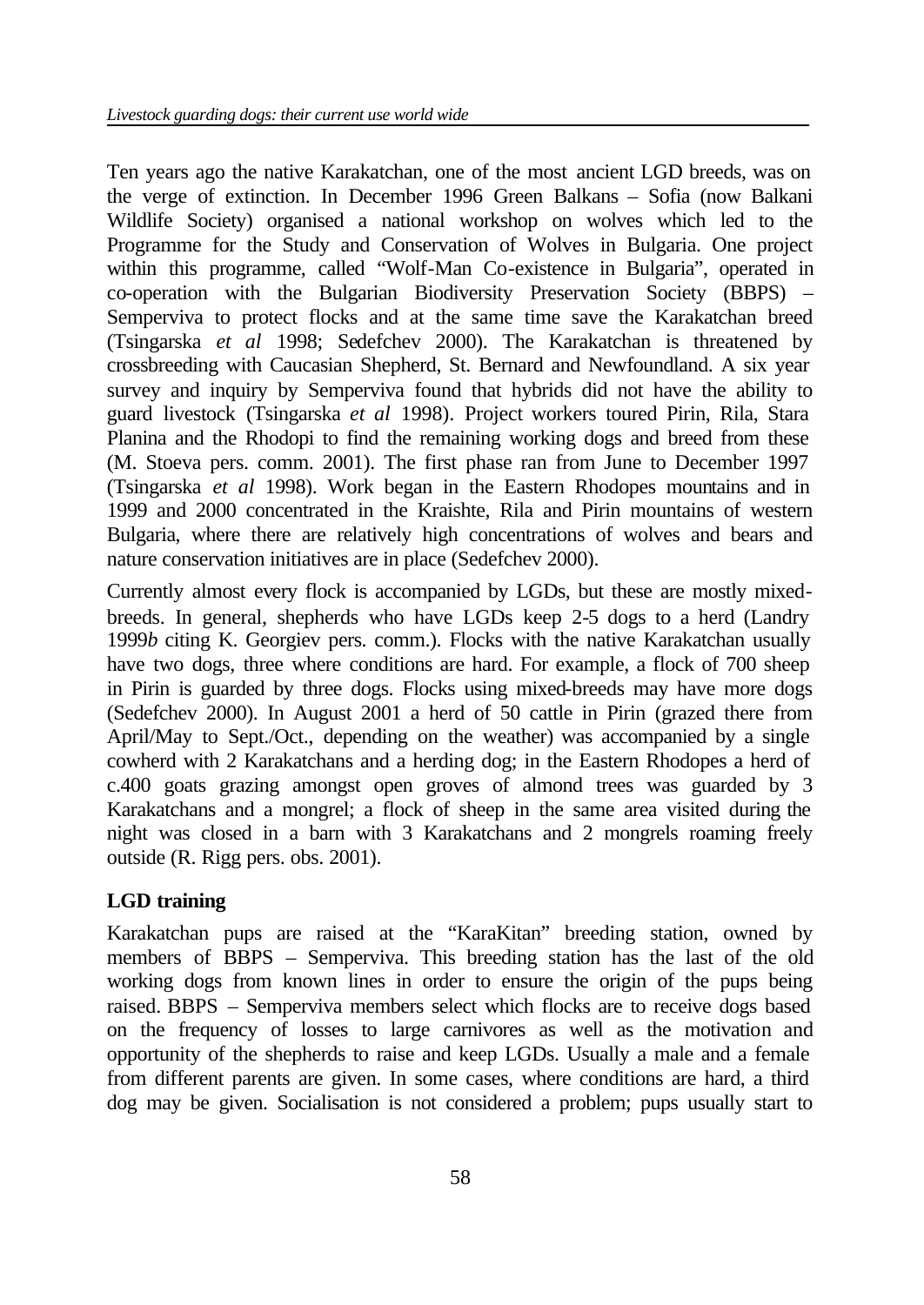Ten years ago the native Karakatchan, one of the most ancient LGD breeds, was on the verge of extinction. In December 1996 Green Balkans – Sofia (now Balkani Wildlife Society) organised a national workshop on wolves which led to the Programme for the Study and Conservation of Wolves in Bulgaria. One project within this programme, called "Wolf-Man Co-existence in Bulgaria", operated in co-operation with the Bulgarian Biodiversity Preservation Society (BBPS) – Semperviva to protect flocks and at the same time save the Karakatchan breed (Tsingarska *et al* 1998; Sedefchev 2000). The Karakatchan is threatened by crossbreeding with Caucasian Shepherd, St. Bernard and Newfoundland. A six year survey and inquiry by Semperviva found that hybrids did not have the ability to guard livestock (Tsingarska *et al* 1998). Project workers toured Pirin, Rila, Stara Planina and the Rhodopi to find the remaining working dogs and breed from these (M. Stoeva pers. comm. 2001). The first phase ran from June to December 1997 (Tsingarska *et al* 1998). Work began in the Eastern Rhodopes mountains and in 1999 and 2000 concentrated in the Kraishte, Rila and Pirin mountains of western Bulgaria, where there are relatively high concentrations of wolves and bears and nature conservation initiatives are in place (Sedefchev 2000).

Currently almost every flock is accompanied by LGDs, but these are mostly mixed-breeds. In general, shepherds who have LGDs keep 2-5 dogs to a herd (Landry 1999*b* citing K. Georgiev pers. comm.). Flocks with the native Karakatchan usually have two dogs, three where conditions are hard. For example, a flock of 700 sheep in Pirin is guarded by three dogs. Flocks using mixed-breeds may have more dogs (Sedefchev 2000). In August 2001 a herd of 50 cattle in Pirin (grazed there from April/May to Sept./Oct., depending on the weather) was accompanied by a single cowherd with 2 Karakatchans and a herding dog; in the Eastern Rhodopes a herd of c.400 goats grazing amongst open groves of almond trees was guarded by 3 Karakatchans and a mongrel; a flock of sheep in the same area visited during the night was closed in a barn with 3 Karakatchans and 2 mongrels roaming freely outside (R. Rigg pers. obs. 2001).

**LGD training**

Karakatchan pups are raised at the "KaraKitan" breeding station, owned by members of BBPS – Semperviva. This breeding station has the last of the old working dogs from known lines in order to ensure the origin of the pups being raised. BBPS – Semperviva members select which flocks are to receive dogs based on the frequency of losses to large carnivores as well as the motivation and opportunity of the shepherds to raise and keep LGDs. Usually a male and a female from different parents are given. In some cases, where conditions are hard, a third dog may be given. Socialisation is not considered a problem; pups usually start to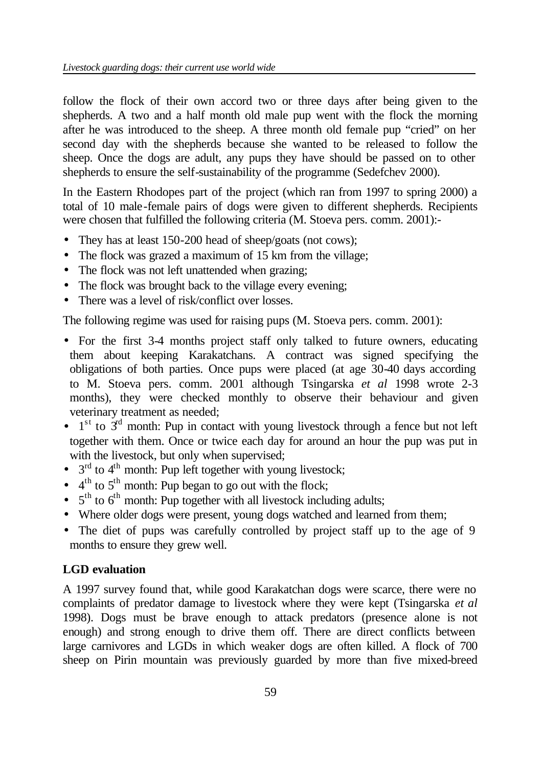follow the flock of their own accord two or three days after being given to the shepherds. A two and a half month old male pup went with the flock the morning after he was introduced to the sheep. A three month old female pup "cried" on her second day with the shepherds because she wanted to be released to follow the sheep. Once the dogs are adult, any pups they have should be passed on to other shepherds to ensure the self-sustainability of the programme (Sedefchev 2000).

In the Eastern Rhodopes part of the project (which ran from 1997 to spring 2000) a total of 10 male-female pairs of dogs were given to different shepherds. Recipients were chosen that fulfilled the following criteria (M. Stoeva pers. comm. 2001):-

- They has at least 150-200 head of sheep/goats (not cows);
- The flock was grazed a maximum of 15 km from the village;
- The flock was not left unattended when grazing;
- The flock was brought back to the village every evening;
- There was a level of risk/conflict over losses.

The following regime was used for raising pups (M. Stoeva pers. comm. 2001):

- For the first 3-4 months project staff only talked to future owners, educating them about keeping Karakatchans. A contract was signed specifying the obligations of both parties. Once pups were placed (at age 30-40 days according to M. Stoeva pers. comm. 2001 although Tsingarska *et al* 1998 wrote 2-3 months), they were checked monthly to observe their behaviour and given veterinary treatment as needed;
- 1st to 3rd month: Pup in contact with young livestock through a fence but not left together with them. Once or twice each day for around an hour the pup was put in with the livestock, but only when supervised;
- 3rd to 4th month: Pup left together with young livestock;
- 4th to 5th month: Pup began to go out with the flock;
- 5th to 6th month: Pup together with all livestock including adults;
- Where older dogs were present, young dogs watched and learned from them;
- The diet of pups was carefully controlled by project staff up to the age of 9 months to ensure they grew well.

### LGD evaluation

A 1997 survey found that, while good Karakatchan dogs were scarce, there were no complaints of predator damage to livestock where they were kept (Tsingarska *et al* 1998). Dogs must be brave enough to attack predators (presence alone is not enough) and strong enough to drive them off. There are direct conflicts between large carnivores and LGDs in which weaker dogs are often killed. A flock of 700 sheep on Pirin mountain was previously guarded by more than five mixed-breed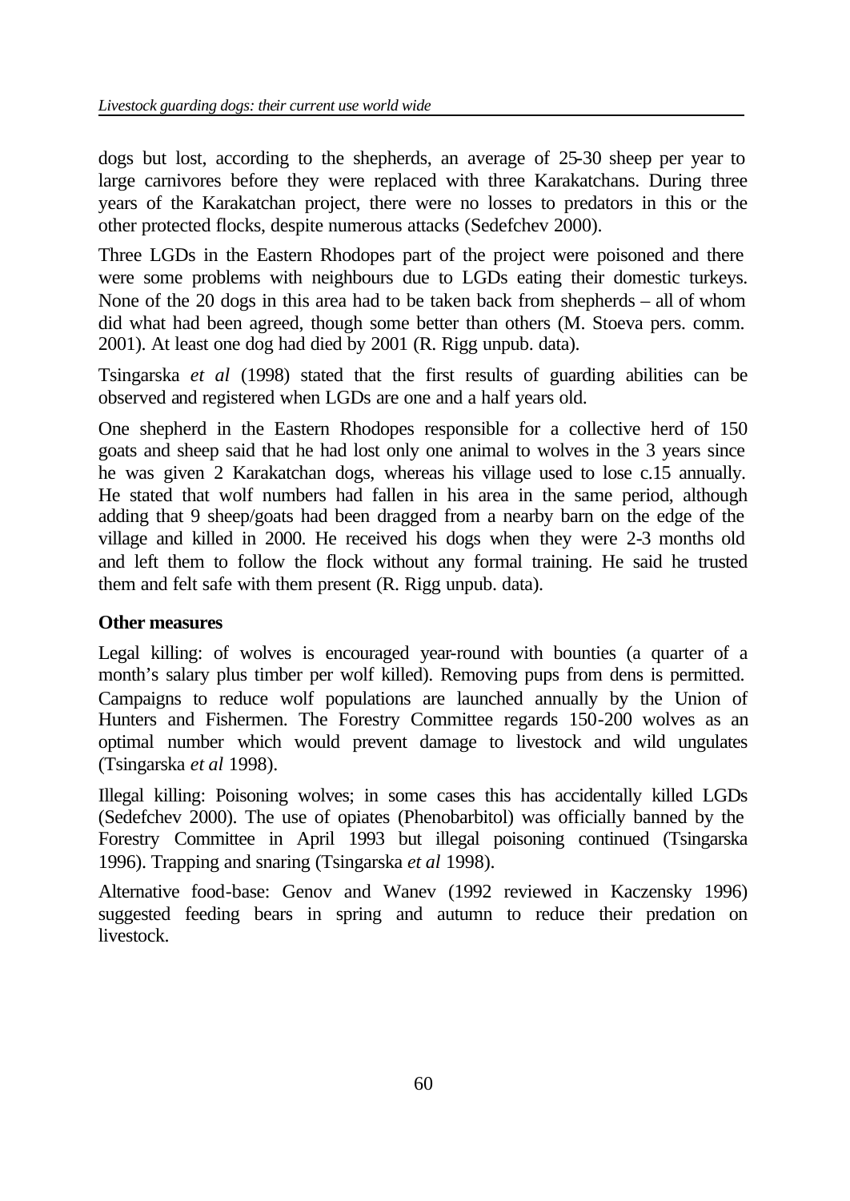dogs but lost, according to the shepherds, an average of 25-30 sheep per year to large carnivores before they were replaced with three Karakatchans. During three years of the Karakatchan project, there were no losses to predators in this or the other protected flocks, despite numerous attacks (Sedefchev 2000).

Three LGDs in the Eastern Rhodopes part of the project were poisoned and there were some problems with neighbours due to LGDs eating their domestic turkeys. None of the 20 dogs in this area had to be taken back from shepherds – all of whom did what had been agreed, though some better than others (M. Stoeva pers. comm. 2001). At least one dog had died by 2001 (R. Rigg unpub. data).

Tsingarska *et al* (1998) stated that the first results of guarding abilities can be observed and registered when LGDs are one and a half years old.

One shepherd in the Eastern Rhodopes responsible for a collective herd of 150 goats and sheep said that he had lost only one animal to wolves in the 3 years since he was given 2 Karakatchan dogs, whereas his village used to lose c.15 annually. He stated that wolf numbers had fallen in his area in the same period, although adding that 9 sheep/goats had been dragged from a nearby barn on the edge of the village and killed in 2000. He received his dogs when they were 2-3 months old and left them to follow the flock without any formal training. He said he trusted them and felt safe with them present (R. Rigg unpub. data).

**Other measures**

Legal killing: of wolves is encouraged year-round with bounties (a quarter of a month's salary plus timber per wolf killed). Removing pups from dens is permitted. Campaigns to reduce wolf populations are launched annually by the Union of Hunters and Fishermen. The Forestry Committee regards 150-200 wolves as an optimal number which would prevent damage to livestock and wild ungulates (Tsingarska *et al* 1998).

Illegal killing: Poisoning wolves; in some cases this has accidentally killed LGDs (Sedefchev 2000). The use of opiates (Phenobarbitol) was officially banned by the Forestry Committee in April 1993 but illegal poisoning continued (Tsingarska 1996). Trapping and snaring (Tsingarska *et al* 1998).

Alternative food-base: Genov and Wanev (1992 reviewed in Kaczensky 1996) suggested feeding bears in spring and autumn to reduce their predation on livestock.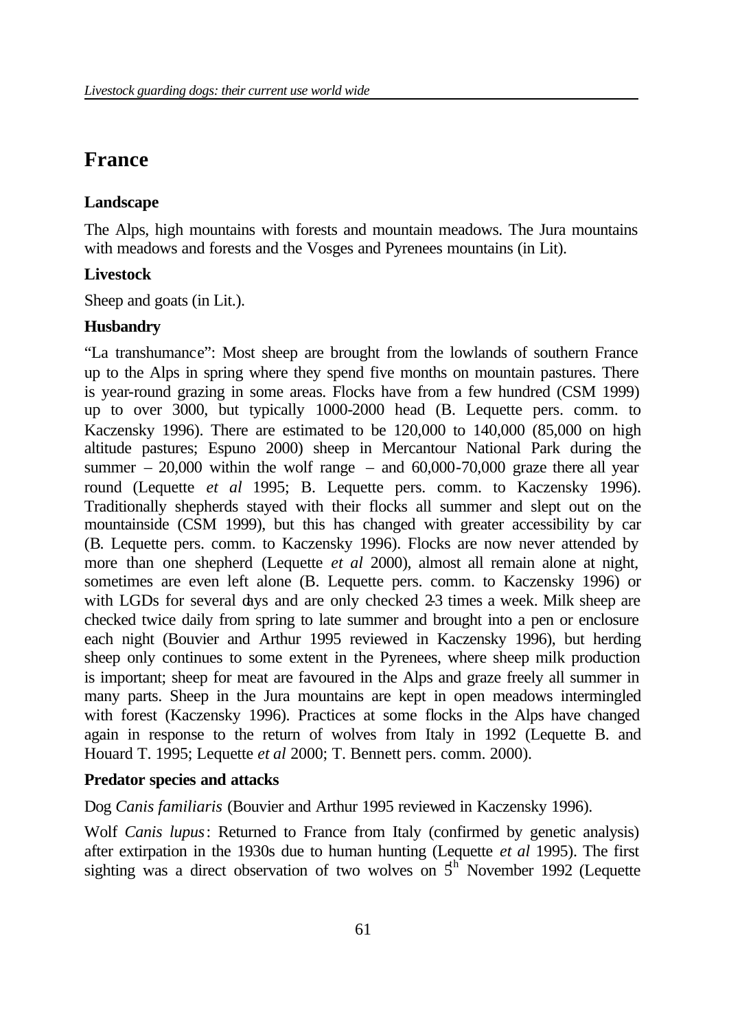# France

### Landscape

The Alps, high mountains with forests and mountain meadows. The Jura mountains with meadows and forests and the Vosges and Pyrenees mountains (in Lit).

### Livestock

Sheep and goats (in Lit.).

### Husbandry

"La transhumance": Most sheep are brought from the lowlands of southern France up to the Alps in spring where they spend five months on mountain pastures. There is year-round grazing in some areas. Flocks have from a few hundred (CSM 1999) up to over 3000, but typically 1000-2000 head (B. Lequette pers. comm. to Kaczensky 1996). There are estimated to be 120,000 to 140,000 (85,000 on high altitude pastures; Espuno 2000) sheep in Mercantour National Park during the summer – 20,000 within the wolf range – and 60,000-70,000 graze there all year round (Lequette *et al* 1995; B. Lequette pers. comm. to Kaczensky 1996). Traditionally shepherds stayed with their flocks all summer and slept out on the mountainside (CSM 1999), but this has changed with greater accessibility by car (B. Lequette pers. comm. to Kaczensky 1996). Flocks are now never attended by more than one shepherd (Lequette *et al* 2000), almost all remain alone at night, sometimes are even left alone (B. Lequette pers. comm. to Kaczensky 1996) or with LGDs for several days and are only checked 2-3 times a week. Milk sheep are checked twice daily from spring to late summer and brought into a pen or enclosure each night (Bouvier and Arthur 1995 reviewed in Kaczensky 1996), but herding sheep only continues to some extent in the Pyrenees, where sheep milk production is important; sheep for meat are favoured in the Alps and graze freely all summer in many parts. Sheep in the Jura mountains are kept in open meadows intermingled with forest (Kaczensky 1996). Practices at some flocks in the Alps have changed again in response to the return of wolves from Italy in 1992 (Lequette B. and Houard T. 1995; Lequette *et al* 2000; T. Bennett pers. comm. 2000).

### Predator species and attacks

Dog *Canis familiaris* (Bouvier and Arthur 1995 reviewed in Kaczensky 1996).

Wolf *Canis lupus*: Returned to France from Italy (confirmed by genetic analysis) after extirpation in the 1930s due to human hunting (Lequette *et al* 1995). The first sighting was a direct observation of two wolves on 5th November 1992 (Lequette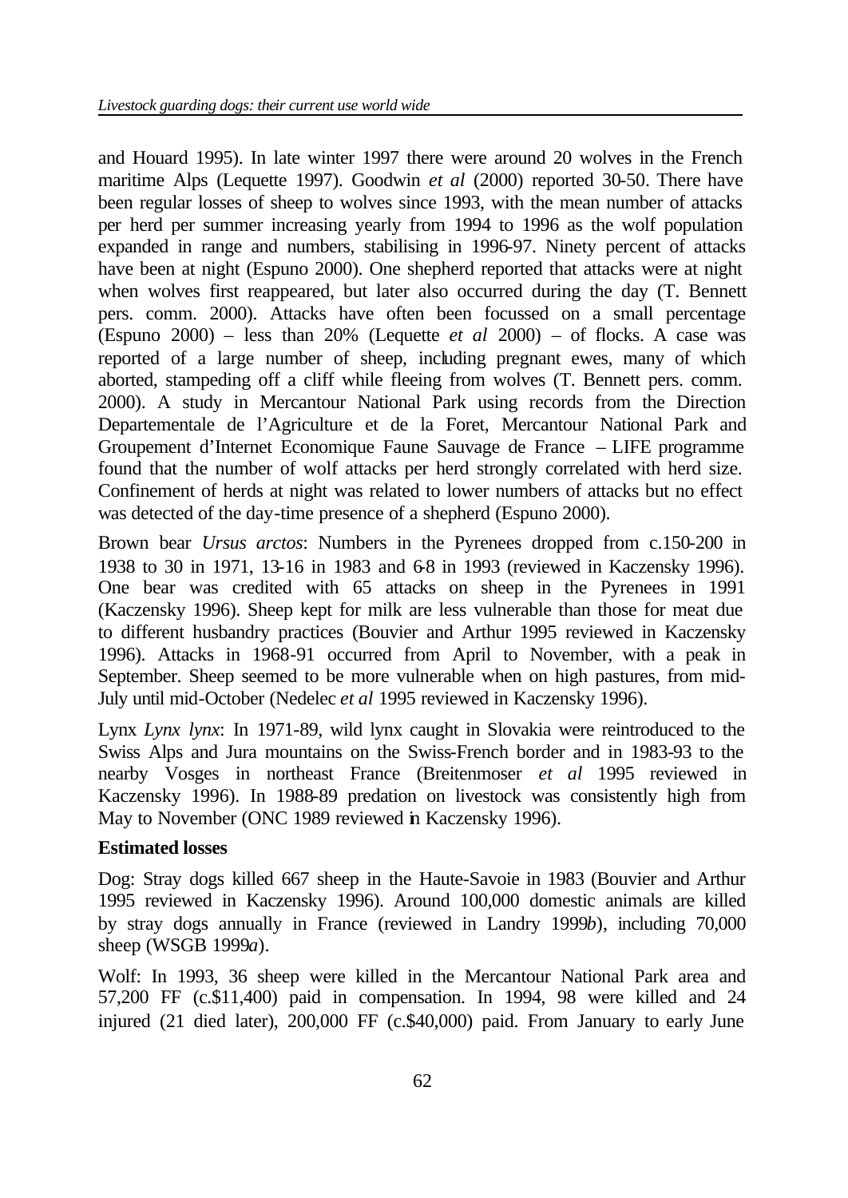and Houard 1995). In late winter 1997 there were around 20 wolves in the French maritime Alps (Lequette 1997). Goodwin *et al* (2000) reported 30-50. There have been regular losses of sheep to wolves since 1993, with the mean number of attacks per herd per summer increasing yearly from 1994 to 1996 as the wolf population expanded in range and numbers, stabilising in 1996-97. Ninety percent of attacks have been at night (Espuno 2000). One shepherd reported that attacks were at night when wolves first reappeared, but later also occurred during the day (T. Bennett pers. comm. 2000). Attacks have often been focussed on a small percentage (Espuno 2000) – less than 20% (Lequette *et al* 2000) – of flocks. A case was reported of a large number of sheep, including pregnant ewes, many of which aborted, stampeding off a cliff while fleeing from wolves (T. Bennett pers. comm. 2000). A study in Mercantour National Park using records from the Direction Departementale de l'Agriculture et de la Foret, Mercantour National Park and Groupement d'Internet Economique Faune Sauvage de France – LIFE programme found that the number of wolf attacks per herd strongly correlated with herd size. Confinement of herds at night was related to lower numbers of attacks but no effect was detected of the day-time presence of a shepherd (Espuno 2000).

Brown bear *Ursus arctos*: Numbers in the Pyrenees dropped from c.150-200 in 1938 to 30 in 1971, 13-16 in 1983 and 6-8 in 1993 (reviewed in Kaczensky 1996). One bear was credited with 65 attacks on sheep in the Pyrenees in 1991 (Kaczensky 1996). Sheep kept for milk are less vulnerable than those for meat due to different husbandry practices (Bouvier and Arthur 1995 reviewed in Kaczensky 1996). Attacks in 1968-91 occurred from April to November, with a peak in September. Sheep seemed to be more vulnerable when on high pastures, from mid-July until mid-October (Nedelec *et al* 1995 reviewed in Kaczensky 1996).

Lynx *Lynx lynx*: In 1971-89, wild lynx caught in Slovakia were reintroduced to the Swiss Alps and Jura mountains on the Swiss-French border and in 1983-93 to the nearby Vosges in northeast France (Breitenmoser *et al* 1995 reviewed in Kaczensky 1996). In 1988-89 predation on livestock was consistently high from May to November (ONC 1989 reviewed in Kaczensky 1996).

**Estimated losses**

Dog: Stray dogs killed 667 sheep in the Haute-Savoie in 1983 (Bouvier and Arthur 1995 reviewed in Kaczensky 1996). Around 100,000 domestic animals are killed by stray dogs annually in France (reviewed in Landry 1999*b*), including 70,000 sheep (WSGB 1999*a*).

Wolf: In 1993, 36 sheep were killed in the Mercantour National Park area and 57,200 FF (c.$11,400) paid in compensation. In 1994, 98 were killed and 24 injured (21 died later), 200,000 FF (c.$40,000) paid. From January to early June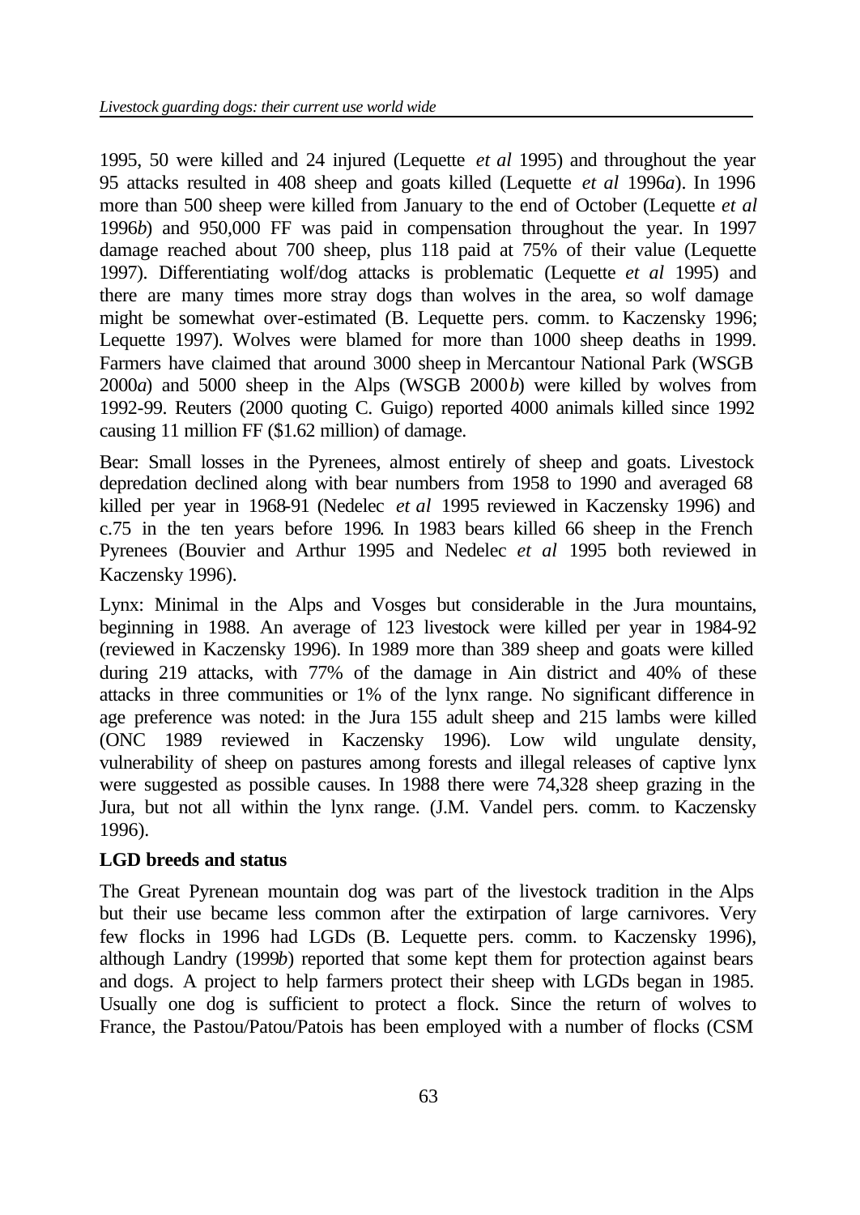1995, 50 were killed and 24 injured (Lequette *et al* 1995) and throughout the year 95 attacks resulted in 408 sheep and goats killed (Lequette *et al* 1996*a*). In 1996 more than 500 sheep were killed from January to the end of October (Lequette *et al* 1996*b*) and 950,000 FF was paid in compensation throughout the year. In 1997 damage reached about 700 sheep, plus 118 paid at 75% of their value (Lequette 1997). Differentiating wolf/dog attacks is problematic (Lequette *et al* 1995) and there are many times more stray dogs than wolves in the area, so wolf damage might be somewhat over-estimated (B. Lequette pers. comm. to Kaczensky 1996; Lequette 1997). Wolves were blamed for more than 1000 sheep deaths in 1999. Farmers have claimed that around 3000 sheep in Mercantour National Park (WSGB 2000*a*) and 5000 sheep in the Alps (WSGB 2000*b*) were killed by wolves from 1992-99. Reuters (2000 quoting C. Guigo) reported 4000 animals killed since 1992 causing 11 million FF ($1.62 million) of damage.

Bear: Small losses in the Pyrenees, almost entirely of sheep and goats. Livestock depredation declined along with bear numbers from 1958 to 1990 and averaged 68 killed per year in 1968-91 (Nedelec *et al* 1995 reviewed in Kaczensky 1996) and c.75 in the ten years before 1996. In 1983 bears killed 66 sheep in the French Pyrenees (Bouvier and Arthur 1995 and Nedelec *et al* 1995 both reviewed in Kaczensky 1996).

Lynx: Minimal in the Alps and Vosges but considerable in the Jura mountains, beginning in 1988. An average of 123 livestock were killed per year in 1984-92 (reviewed in Kaczensky 1996). In 1989 more than 389 sheep and goats were killed during 219 attacks, with 77% of the damage in Ain district and 40% of these attacks in three communities or 1% of the lynx range. No significant difference in age preference was noted: in the Jura 155 adult sheep and 215 lambs were killed (ONC 1989 reviewed in Kaczensky 1996). Low wild ungulate density, vulnerability of sheep on pastures among forests and illegal releases of captive lynx were suggested as possible causes. In 1988 there were 74,328 sheep grazing in the Jura, but not all within the lynx range. (J.M. Vandel pers. comm. to Kaczensky 1996).

**LGD breeds and status**

The Great Pyrenean mountain dog was part of the livestock tradition in the Alps but their use became less common after the extirpation of large carnivores. Very few flocks in 1996 had LGDs (B. Lequette pers. comm. to Kaczensky 1996), although Landry (1999*b*) reported that some kept them for protection against bears and dogs. A project to help farmers protect their sheep with LGDs began in 1985. Usually one dog is sufficient to protect a flock. Since the return of wolves to France, the Pastou/Patou/Patois has been employed with a number of flocks (CSM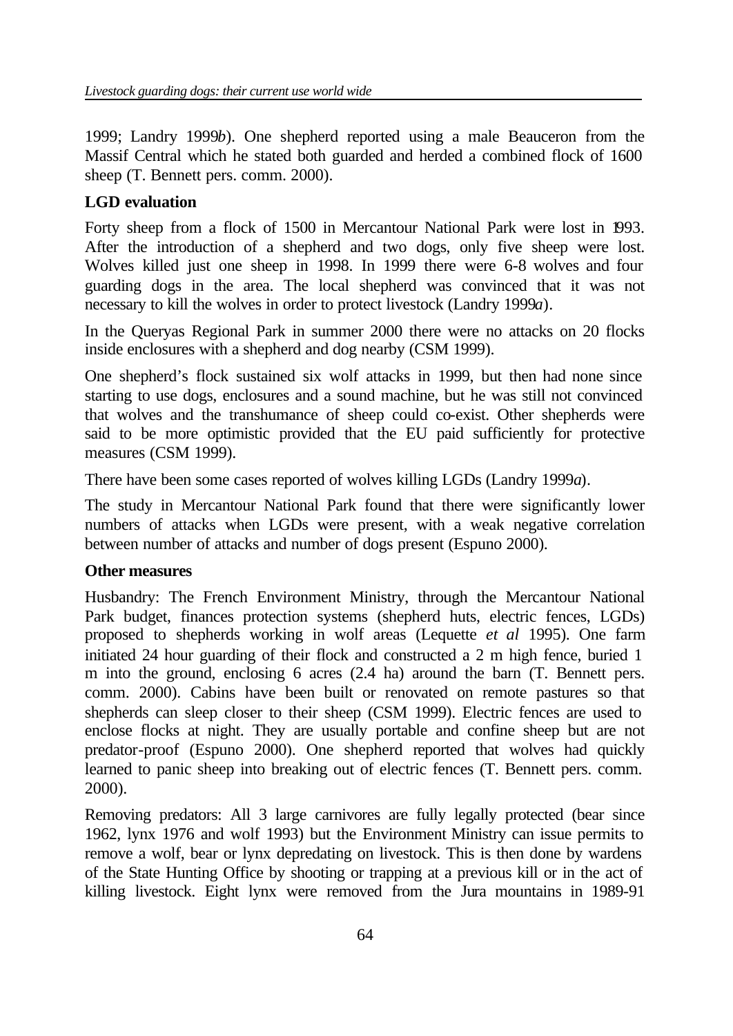1999; Landry 1999*b*). One shepherd reported using a male Beauceron from the Massif Central which he stated both guarded and herded a combined flock of 1600 sheep (T. Bennett pers. comm. 2000).

**LGD evaluation**

Forty sheep from a flock of 1500 in Mercantour National Park were lost in 1993. After the introduction of a shepherd and two dogs, only five sheep were lost. Wolves killed just one sheep in 1998. In 1999 there were 6-8 wolves and four guarding dogs in the area. The local shepherd was convinced that it was not necessary to kill the wolves in order to protect livestock (Landry 1999*a*).

In the Queryas Regional Park in summer 2000 there were no attacks on 20 flocks inside enclosures with a shepherd and dog nearby (CSM 1999).

One shepherd's flock sustained six wolf attacks in 1999, but then had none since starting to use dogs, enclosures and a sound machine, but he was still not convinced that wolves and the transhumance of sheep could co-exist. Other shepherds were said to be more optimistic provided that the EU paid sufficiently for protective measures (CSM 1999).

There have been some cases reported of wolves killing LGDs (Landry 1999*a*).

The study in Mercantour National Park found that there were significantly lower numbers of attacks when LGDs were present, with a weak negative correlation between number of attacks and number of dogs present (Espuno 2000).

**Other measures**

Husbandry: The French Environment Ministry, through the Mercantour National Park budget, finances protection systems (shepherd huts, electric fences, LGDs) proposed to shepherds working in wolf areas (Lequette *et al* 1995). One farm initiated 24 hour guarding of their flock and constructed a 2 m high fence, buried 1 m into the ground, enclosing 6 acres (2.4 ha) around the barn (T. Bennett pers. comm. 2000). Cabins have been built or renovated on remote pastures so that shepherds can sleep closer to their sheep (CSM 1999). Electric fences are used to enclose flocks at night. They are usually portable and confine sheep but are not predator-proof (Espuno 2000). One shepherd reported that wolves had quickly learned to panic sheep into breaking out of electric fences (T. Bennett pers. comm. 2000).

Removing predators: All 3 large carnivores are fully legally protected (bear since 1962, lynx 1976 and wolf 1993) but the Environment Ministry can issue permits to remove a wolf, bear or lynx depredating on livestock. This is then done by wardens of the State Hunting Office by shooting or trapping at a previous kill or in the act of killing livestock. Eight lynx were removed from the Jura mountains in 1989-91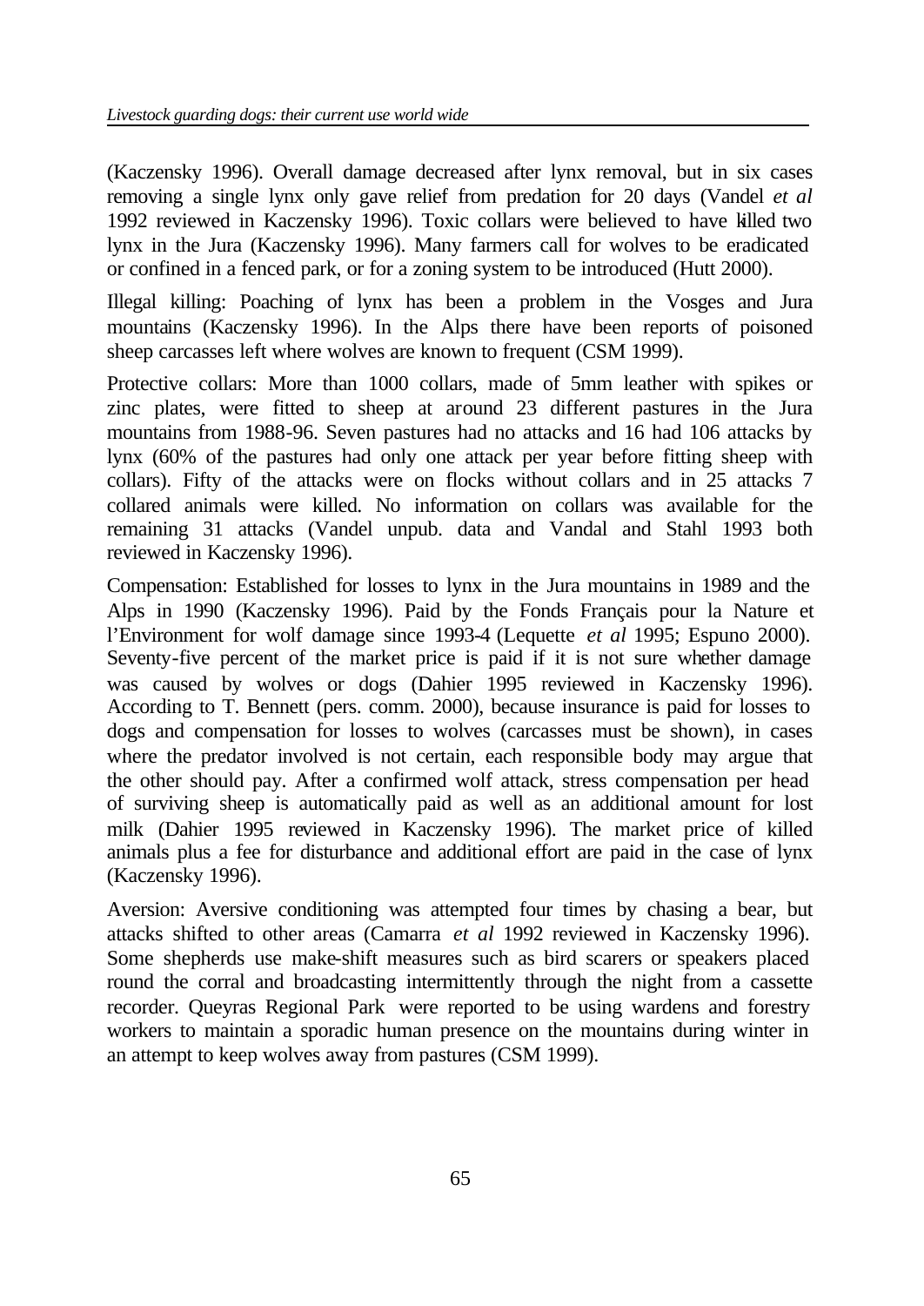(Kaczensky 1996). Overall damage decreased after lynx removal, but in six cases removing a single lynx only gave relief from predation for 20 days (Vandel *et al* 1992 reviewed in Kaczensky 1996). Toxic collars were believed to have killed two lynx in the Jura (Kaczensky 1996). Many farmers call for wolves to be eradicated or confined in a fenced park, or for a zoning system to be introduced (Hutt 2000).

Illegal killing: Poaching of lynx has been a problem in the Vosges and Jura mountains (Kaczensky 1996). In the Alps there have been reports of poisoned sheep carcasses left where wolves are known to frequent (CSM 1999).

Protective collars: More than 1000 collars, made of 5mm leather with spikes or zinc plates, were fitted to sheep at around 23 different pastures in the Jura mountains from 1988-96. Seven pastures had no attacks and 16 had 106 attacks by lynx (60% of the pastures had only one attack per year before fitting sheep with collars). Fifty of the attacks were on flocks without collars and in 25 attacks 7 collared animals were killed. No information on collars was available for the remaining 31 attacks (Vandel unpub. data and Vandal and Stahl 1993 both reviewed in Kaczensky 1996).

Compensation: Established for losses to lynx in the Jura mountains in 1989 and the Alps in 1990 (Kaczensky 1996). Paid by the Fonds Français pour la Nature et l'Environment for wolf damage since 1993-4 (Lequette *et al* 1995; Espuno 2000). Seventy-five percent of the market price is paid if it is not sure whether damage was caused by wolves or dogs (Dahier 1995 reviewed in Kaczensky 1996). According to T. Bennett (pers. comm. 2000), because insurance is paid for losses to dogs and compensation for losses to wolves (carcasses must be shown), in cases where the predator involved is not certain, each responsible body may argue that the other should pay. After a confirmed wolf attack, stress compensation per head of surviving sheep is automatically paid as well as an additional amount for lost milk (Dahier 1995 reviewed in Kaczensky 1996). The market price of killed animals plus a fee for disturbance and additional effort are paid in the case of lynx (Kaczensky 1996).

Aversion: Aversive conditioning was attempted four times by chasing a bear, but attacks shifted to other areas (Camarra *et al* 1992 reviewed in Kaczensky 1996). Some shepherds use make-shift measures such as bird scarers or speakers placed round the corral and broadcasting intermittently through the night from a cassette recorder. Queyras Regional Park were reported to be using wardens and forestry workers to maintain a sporadic human presence on the mountains during winter in an attempt to keep wolves away from pastures (CSM 1999).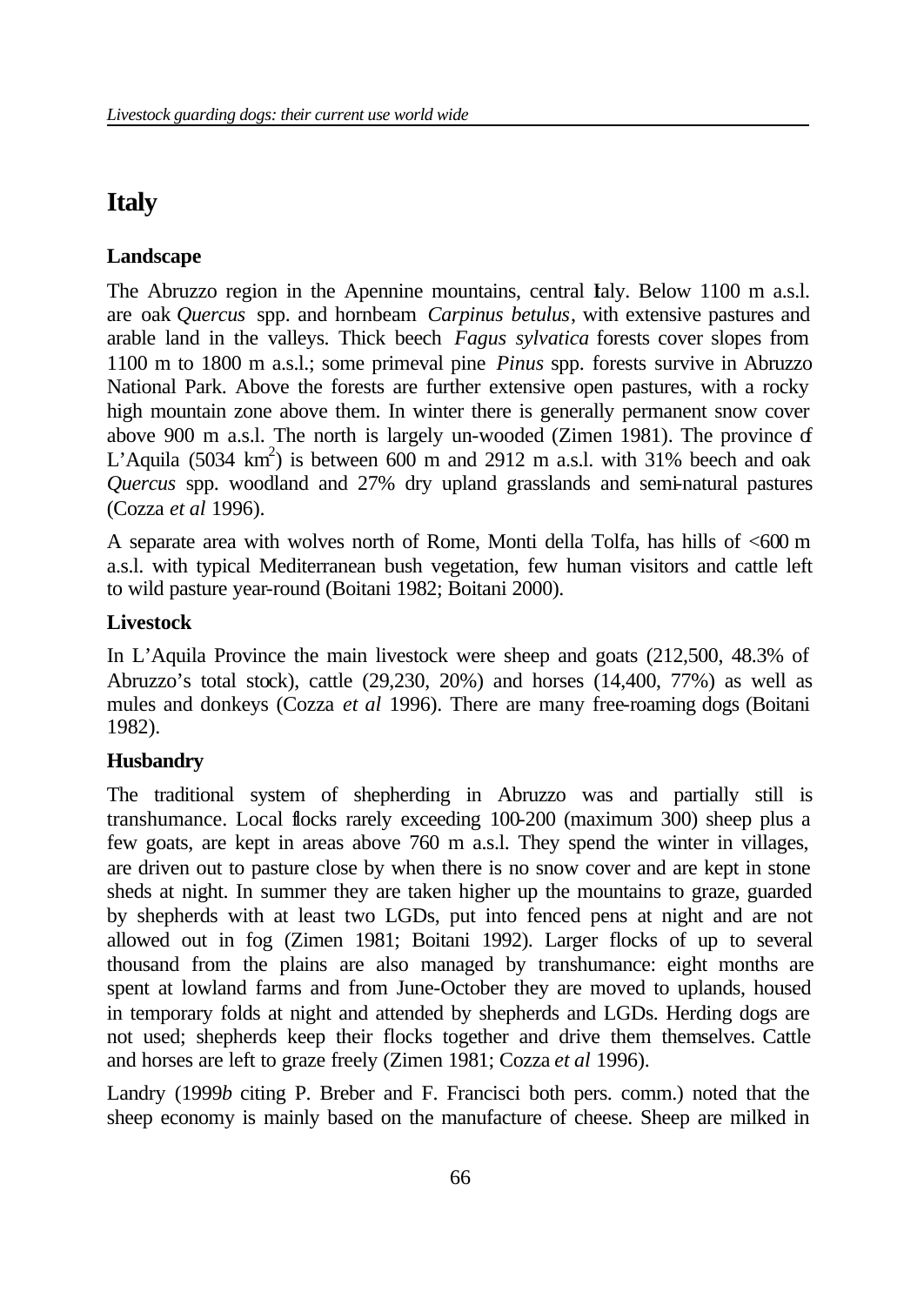# Italy

### Landscape

The Abruzzo region in the Apennine mountains, central Italy. Below 1100 m a.s.l. are oak *Quercus* spp. and hornbeam *Carpinus betulus*, with extensive pastures and arable land in the valleys. Thick beech *Fagus sylvatica* forests cover slopes from 1100 m to 1800 m a.s.l.; some primeval pine *Pinus* spp. forests survive in Abruzzo National Park. Above the forests are further extensive open pastures, with a rocky high mountain zone above them. In winter there is generally permanent snow cover above 900 m a.s.l. The north is largely un-wooded (Zimen 1981). The province of L'Aquila (5034 km$^2$) is between 600 m and 2912 m a.s.l. with 31% beech and oak *Quercus* spp. woodland and 27% dry upland grasslands and semi-natural pastures (Cozza *et al* 1996).

A separate area with wolves north of Rome, Monti della Tolfa, has hills of <600 m a.s.l. with typical Mediterranean bush vegetation, few human visitors and cattle left to wild pasture year-round (Boitani 1982; Boitani 2000).

### Livestock

In L'Aquila Province the main livestock were sheep and goats (212,500, 48.3% of Abruzzo's total stock), cattle (29,230, 20%) and horses (14,400, 77%) as well as mules and donkeys (Cozza *et al* 1996). There are many free-roaming dogs (Boitani 1982).

### Husbandry

The traditional system of shepherding in Abruzzo was and partially still is transhumance. Local flocks rarely exceeding 100-200 (maximum 300) sheep plus a few goats, are kept in areas above 760 m a.s.l. They spend the winter in villages, are driven out to pasture close by when there is no snow cover and are kept in stone sheds at night. In summer they are taken higher up the mountains to graze, guarded by shepherds with at least two LGDs, put into fenced pens at night and are not allowed out in fog (Zimen 1981; Boitani 1992). Larger flocks of up to several thousand from the plains are also managed by transhumance: eight months are spent at lowland farms and from June-October they are moved to uplands, housed in temporary folds at night and attended by shepherds and LGDs. Herding dogs are not used; shepherds keep their flocks together and drive them themselves. Cattle and horses are left to graze freely (Zimen 1981; Cozza *et al* 1996).

Landry (1999*b* citing P. Breber and F. Francisci both pers. comm.) noted that the sheep economy is mainly based on the manufacture of cheese. Sheep are milked in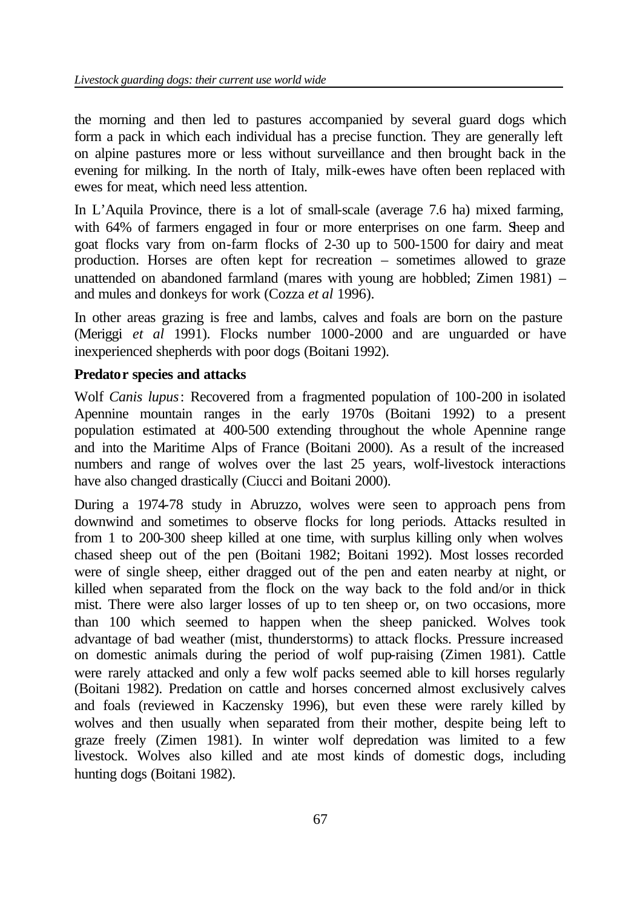the morning and then led to pastures accompanied by several guard dogs which form a pack in which each individual has a precise function. They are generally left on alpine pastures more or less without surveillance and then brought back in the evening for milking. In the north of Italy, milk-ewes have often been replaced with ewes for meat, which need less attention.

In L'Aquila Province, there is a lot of small-scale (average 7.6 ha) mixed farming, with 64% of farmers engaged in four or more enterprises on one farm. Sheep and goat flocks vary from on-farm flocks of 2-30 up to 500-1500 for dairy and meat production. Horses are often kept for recreation – sometimes allowed to graze unattended on abandoned farmland (mares with young are hobbled; Zimen 1981) – and mules and donkeys for work (Cozza *et al* 1996).

In other areas grazing is free and lambs, calves and foals are born on the pasture (Meriggi *et al* 1991). Flocks number 1000-2000 and are unguarded or have inexperienced shepherds with poor dogs (Boitani 1992).

**Predator species and attacks**

Wolf *Canis lupus*: Recovered from a fragmented population of 100-200 in isolated Apennine mountain ranges in the early 1970s (Boitani 1992) to a present population estimated at 400-500 extending throughout the whole Apennine range and into the Maritime Alps of France (Boitani 2000). As a result of the increased numbers and range of wolves over the last 25 years, wolf-livestock interactions have also changed drastically (Ciucci and Boitani 2000).

During a 1974-78 study in Abruzzo, wolves were seen to approach pens from downwind and sometimes to observe flocks for long periods. Attacks resulted in from 1 to 200-300 sheep killed at one time, with surplus killing only when wolves chased sheep out of the pen (Boitani 1982; Boitani 1992). Most losses recorded were of single sheep, either dragged out of the pen and eaten nearby at night, or killed when separated from the flock on the way back to the fold and/or in thick mist. There were also larger losses of up to ten sheep or, on two occasions, more than 100 which seemed to happen when the sheep panicked. Wolves took advantage of bad weather (mist, thunderstorms) to attack flocks. Pressure increased on domestic animals during the period of wolf pup-raising (Zimen 1981). Cattle were rarely attacked and only a few wolf packs seemed able to kill horses regularly (Boitani 1982). Predation on cattle and horses concerned almost exclusively calves and foals (reviewed in Kaczensky 1996), but even these were rarely killed by wolves and then usually when separated from their mother, despite being left to graze freely (Zimen 1981). In winter wolf depredation was limited to a few livestock. Wolves also killed and ate most kinds of domestic dogs, including hunting dogs (Boitani 1982).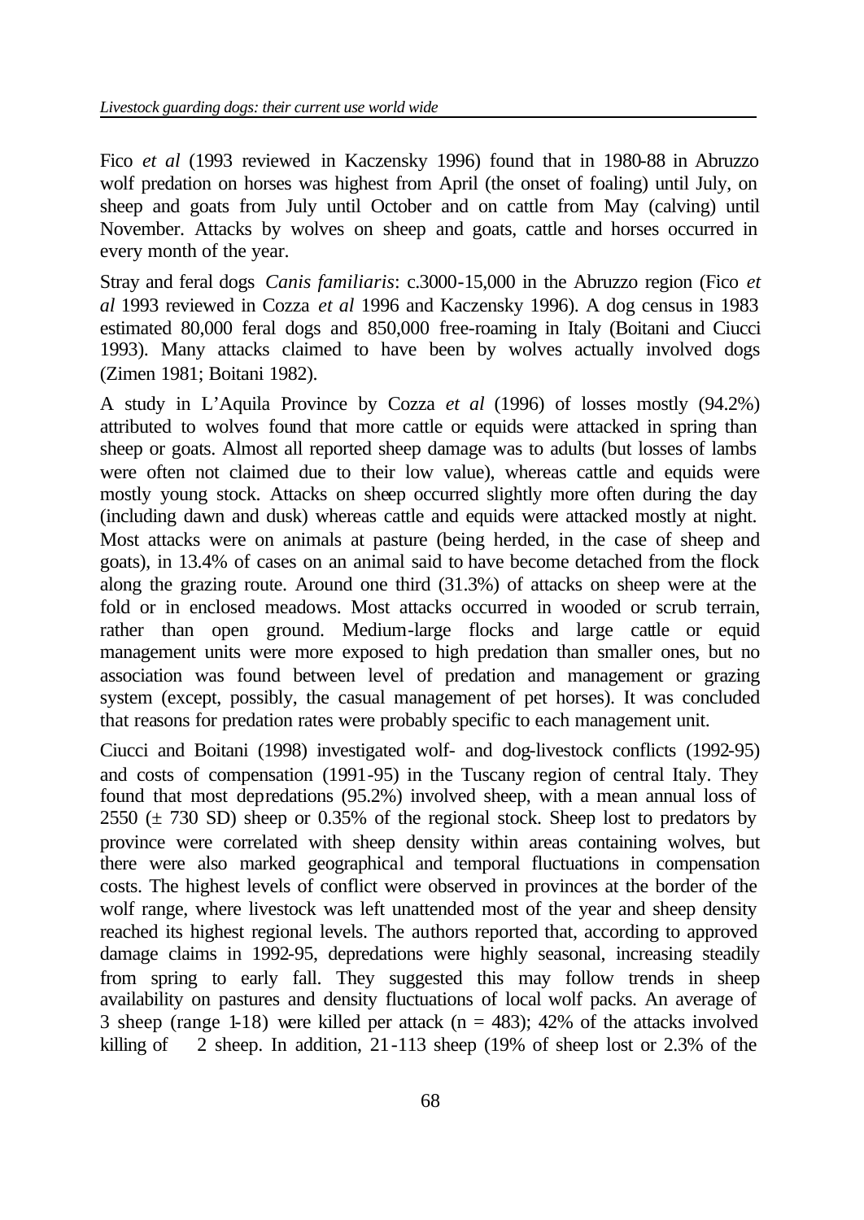Fico *et al* (1993 reviewed in Kaczensky 1996) found that in 1980-88 in Abruzzo wolf predation on horses was highest from April (the onset of foaling) until July, on sheep and goats from July until October and on cattle from May (calving) until November. Attacks by wolves on sheep and goats, cattle and horses occurred in every month of the year.

Stray and feral dogs *Canis familiaris*: c.3000-15,000 in the Abruzzo region (Fico *et al* 1993 reviewed in Cozza *et al* 1996 and Kaczensky 1996). A dog census in 1983 estimated 80,000 feral dogs and 850,000 free-roaming in Italy (Boitani and Ciucci 1993). Many attacks claimed to have been by wolves actually involved dogs (Zimen 1981; Boitani 1982).

A study in L'Aquila Province by Cozza *et al* (1996) of losses mostly (94.2%) attributed to wolves found that more cattle or equids were attacked in spring than sheep or goats. Almost all reported sheep damage was to adults (but losses of lambs were often not claimed due to their low value), whereas cattle and equids were mostly young stock. Attacks on sheep occurred slightly more often during the day (including dawn and dusk) whereas cattle and equids were attacked mostly at night. Most attacks were on animals at pasture (being herded, in the case of sheep and goats), in 13.4% of cases on an animal said to have become detached from the flock along the grazing route. Around one third (31.3%) of attacks on sheep were at the fold or in enclosed meadows. Most attacks occurred in wooded or scrub terrain, rather than open ground. Medium-large flocks and large cattle or equid management units were more exposed to high predation than smaller ones, but no association was found between level of predation and management or grazing system (except, possibly, the casual management of pet horses). It was concluded that reasons for predation rates were probably specific to each management unit.

Ciucci and Boitani (1998) investigated wolf- and dog-livestock conflicts (1992-95) and costs of compensation (1991-95) in the Tuscany region of central Italy. They found that most depredations (95.2%) involved sheep, with a mean annual loss of 2550 (± 730 SD) sheep or 0.35% of the regional stock. Sheep lost to predators by province were correlated with sheep density within areas containing wolves, but there were also marked geographical and temporal fluctuations in compensation costs. The highest levels of conflict were observed in provinces at the border of the wolf range, where livestock was left unattended most of the year and sheep density reached its highest regional levels. The authors reported that, according to approved damage claims in 1992-95, depredations were highly seasonal, increasing steadily from spring to early fall. They suggested this may follow trends in sheep availability on pastures and density fluctuations of local wolf packs. An average of 3 sheep (range 1-18) were killed per attack (n = 483); 42% of the attacks involved killing of  2 sheep. In addition, 21-113 sheep (19% of sheep lost or 2.3% of the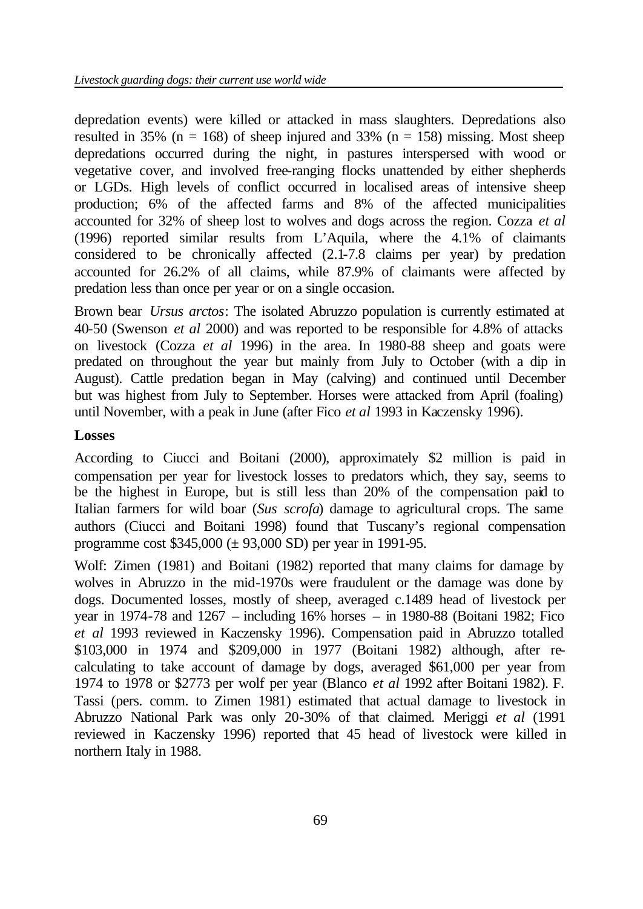depredation events) were killed or attacked in mass slaughters. Depredations also resulted in 35% (n = 168) of sheep injured and 33% (n = 158) missing. Most sheep depredations occurred during the night, in pastures interspersed with wood or vegetative cover, and involved free-ranging flocks unattended by either shepherds or LGDs. High levels of conflict occurred in localised areas of intensive sheep production; 6% of the affected farms and 8% of the affected municipalities accounted for 32% of sheep lost to wolves and dogs across the region. Cozza *et al* (1996) reported similar results from L'Aquila, where the 4.1% of claimants considered to be chronically affected (2.1-7.8 claims per year) by predation accounted for 26.2% of all claims, while 87.9% of claimants were affected by predation less than once per year or on a single occasion.

Brown bear *Ursus arctos*: The isolated Abruzzo population is currently estimated at 40-50 (Swenson *et al* 2000) and was reported to be responsible for 4.8% of attacks on livestock (Cozza *et al* 1996) in the area. In 1980-88 sheep and goats were predated on throughout the year but mainly from July to October (with a dip in August). Cattle predation began in May (calving) and continued until December but was highest from July to September. Horses were attacked from April (foaling) until November, with a peak in June (after Fico *et al* 1993 in Kaczensky 1996).

**Losses**

According to Ciucci and Boitani (2000), approximately \$2 million is paid in compensation per year for livestock losses to predators which, they say, seems to be the highest in Europe, but is still less than 20% of the compensation paid to Italian farmers for wild boar (*Sus scrofa*) damage to agricultural crops. The same authors (Ciucci and Boitani 1998) found that Tuscany's regional compensation programme cost \$345,000 (± 93,000 SD) per year in 1991-95.

Wolf: Zimen (1981) and Boitani (1982) reported that many claims for damage by wolves in Abruzzo in the mid-1970s were fraudulent or the damage was done by dogs. Documented losses, mostly of sheep, averaged c.1489 head of livestock per year in 1974-78 and 1267 – including 16% horses – in 1980-88 (Boitani 1982; Fico *et al* 1993 reviewed in Kaczensky 1996). Compensation paid in Abruzzo totalled \$103,000 in 1974 and \$209,000 in 1977 (Boitani 1982) although, after re-calculating to take account of damage by dogs, averaged \$61,000 per year from 1974 to 1978 or \$2773 per wolf per year (Blanco *et al* 1992 after Boitani 1982). F. Tassi (pers. comm. to Zimen 1981) estimated that actual damage to livestock in Abruzzo National Park was only 20-30% of that claimed. Meriggi *et al* (1991 reviewed in Kaczensky 1996) reported that 45 head of livestock were killed in northern Italy in 1988.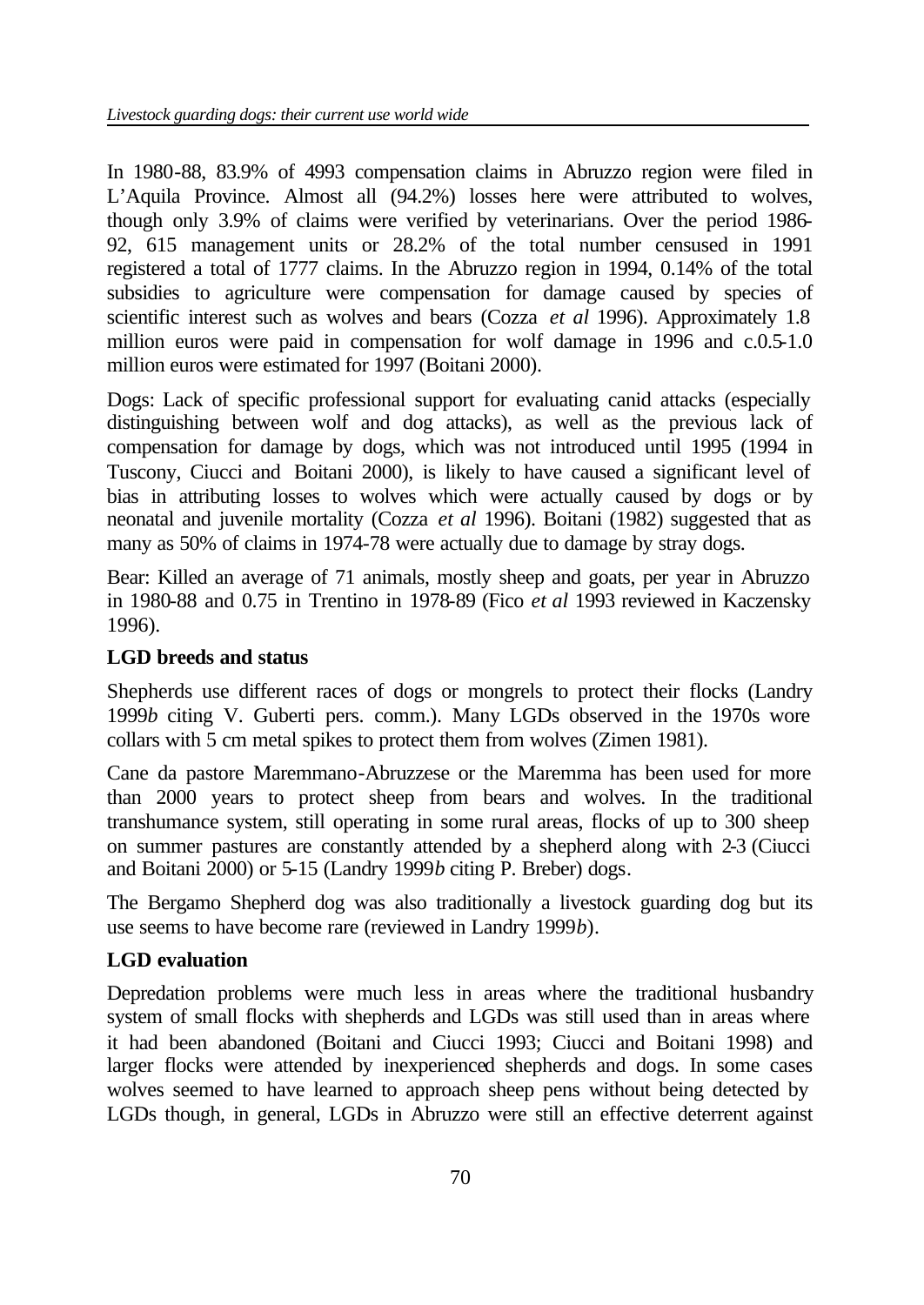In 1980-88, 83.9% of 4993 compensation claims in Abruzzo region were filed in L'Aquila Province. Almost all (94.2%) losses here were attributed to wolves, though only 3.9% of claims were verified by veterinarians. Over the period 1986-92, 615 management units or 28.2% of the total number censused in 1991 registered a total of 1777 claims. In the Abruzzo region in 1994, 0.14% of the total subsidies to agriculture were compensation for damage caused by species of scientific interest such as wolves and bears (Cozza *et al* 1996). Approximately 1.8 million euros were paid in compensation for wolf damage in 1996 and c.0.5-1.0 million euros were estimated for 1997 (Boitani 2000).

Dogs: Lack of specific professional support for evaluating canid attacks (especially distinguishing between wolf and dog attacks), as well as the previous lack of compensation for damage by dogs, which was not introduced until 1995 (1994 in Tuscony, Ciucci and Boitani 2000), is likely to have caused a significant level of bias in attributing losses to wolves which were actually caused by dogs or by neonatal and juvenile mortality (Cozza *et al* 1996). Boitani (1982) suggested that as many as 50% of claims in 1974-78 were actually due to damage by stray dogs.

Bear: Killed an average of 71 animals, mostly sheep and goats, per year in Abruzzo in 1980-88 and 0.75 in Trentino in 1978-89 (Fico *et al* 1993 reviewed in Kaczensky 1996).

**LGD breeds and status**

Shepherds use different races of dogs or mongrels to protect their flocks (Landry 1999*b* citing V. Guberti pers. comm.). Many LGDs observed in the 1970s wore collars with 5 cm metal spikes to protect them from wolves (Zimen 1981).

Cane da pastore Maremmano-Abruzzese or the Maremma has been used for more than 2000 years to protect sheep from bears and wolves. In the traditional transhumance system, still operating in some rural areas, flocks of up to 300 sheep on summer pastures are constantly attended by a shepherd along with 2-3 (Ciucci and Boitani 2000) or 5-15 (Landry 1999*b* citing P. Breber) dogs.

The Bergamo Shepherd dog was also traditionally a livestock guarding dog but its use seems to have become rare (reviewed in Landry 1999*b*).

**LGD evaluation**

Depredation problems were much less in areas where the traditional husbandry system of small flocks with shepherds and LGDs was still used than in areas where it had been abandoned (Boitani and Ciucci 1993; Ciucci and Boitani 1998) and larger flocks were attended by inexperienced shepherds and dogs. In some cases wolves seemed to have learned to approach sheep pens without being detected by LGDs though, in general, LGDs in Abruzzo were still an effective deterrent against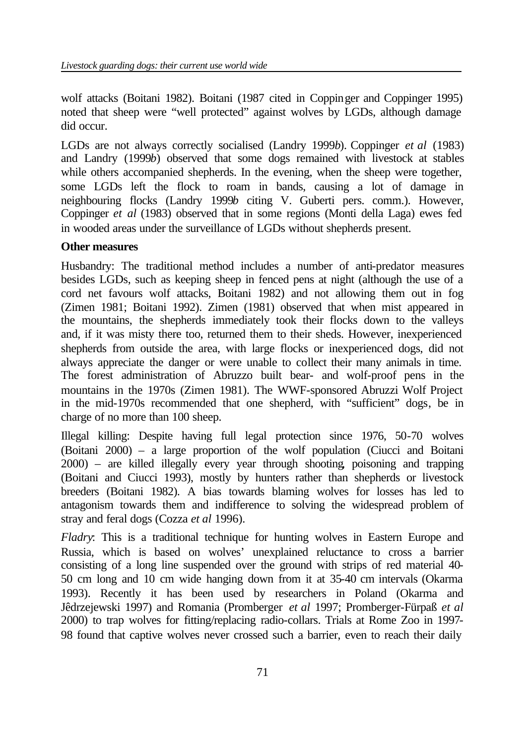wolf attacks (Boitani 1982). Boitani (1987 cited in Coppinger and Coppinger 1995) noted that sheep were "well protected" against wolves by LGDs, although damage did occur.

LGDs are not always correctly socialised (Landry 1999*b*). Coppinger *et al* (1983) and Landry (1999*b*) observed that some dogs remained with livestock at stables while others accompanied shepherds. In the evening, when the sheep were together, some LGDs left the flock to roam in bands, causing a lot of damage in neighbouring flocks (Landry 1999*b* citing V. Guberti pers. comm.). However, Coppinger *et al* (1983) observed that in some regions (Monti della Laga) ewes fed in wooded areas under the surveillance of LGDs without shepherds present.

**Other measures**

Husbandry: The traditional method includes a number of anti-predator measures besides LGDs, such as keeping sheep in fenced pens at night (although the use of a cord net favours wolf attacks, Boitani 1982) and not allowing them out in fog (Zimen 1981; Boitani 1992). Zimen (1981) observed that when mist appeared in the mountains, the shepherds immediately took their flocks down to the valleys and, if it was misty there too, returned them to their sheds. However, inexperienced shepherds from outside the area, with large flocks or inexperienced dogs, did not always appreciate the danger or were unable to collect their many animals in time. The forest administration of Abruzzo built bear- and wolf-proof pens in the mountains in the 1970s (Zimen 1981). The WWF-sponsored Abruzzi Wolf Project in the mid-1970s recommended that one shepherd, with "sufficient" dogs, be in charge of no more than 100 sheep.

Illegal killing: Despite having full legal protection since 1976, 50-70 wolves (Boitani 2000) – a large proportion of the wolf population (Ciucci and Boitani 2000) – are killed illegally every year through shooting, poisoning and trapping (Boitani and Ciucci 1993), mostly by hunters rather than shepherds or livestock breeders (Boitani 1982). A bias towards blaming wolves for losses has led to antagonism towards them and indifference to solving the widespread problem of stray and feral dogs (Cozza *et al* 1996).

*Fladry*: This is a traditional technique for hunting wolves in Eastern Europe and Russia, which is based on wolves' unexplained reluctance to cross a barrier consisting of a long line suspended over the ground with strips of red material 40-50 cm long and 10 cm wide hanging down from it at 35-40 cm intervals (Okarma 1993). Recently it has been used by researchers in Poland (Okarma and Jêdrzejewski 1997) and Romania (Promberger *et al* 1997; Promberger-Fürpaß *et al* 2000) to trap wolves for fitting/replacing radio-collars. Trials at Rome Zoo in 1997-98 found that captive wolves never crossed such a barrier, even to reach their daily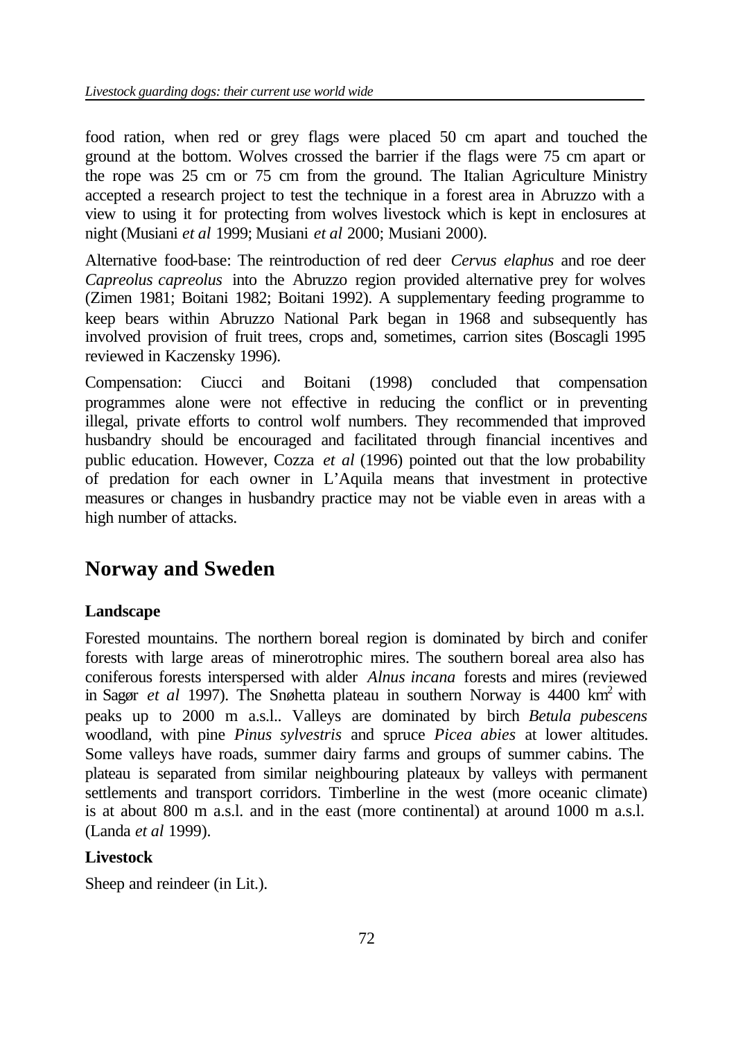food ration, when red or grey flags were placed 50 cm apart and touched the ground at the bottom. Wolves crossed the barrier if the flags were 75 cm apart or the rope was 25 cm or 75 cm from the ground. The Italian Agriculture Ministry accepted a research project to test the technique in a forest area in Abruzzo with a view to using it for protecting from wolves livestock which is kept in enclosures at night (Musiani *et al* 1999; Musiani *et al* 2000; Musiani 2000).

Alternative food-base: The reintroduction of red deer *Cervus elaphus* and roe deer *Capreolus capreolus* into the Abruzzo region provided alternative prey for wolves (Zimen 1981; Boitani 1982; Boitani 1992). A supplementary feeding programme to keep bears within Abruzzo National Park began in 1968 and subsequently has involved provision of fruit trees, crops and, sometimes, carrion sites (Boscagli 1995 reviewed in Kaczensky 1996).

Compensation: Ciucci and Boitani (1998) concluded that compensation programmes alone were not effective in reducing the conflict or in preventing illegal, private efforts to control wolf numbers. They recommended that improved husbandry should be encouraged and facilitated through financial incentives and public education. However, Cozza *et al* (1996) pointed out that the low probability of predation for each owner in L'Aquila means that investment in protective measures or changes in husbandry practice may not be viable even in areas with a high number of attacks.

## Norway and Sweden

### Landscape

Forested mountains. The northern boreal region is dominated by birch and conifer forests with large areas of minerotrophic mires. The southern boreal area also has coniferous forests interspersed with alder *Alnus incana* forests and mires (reviewed in Sagør *et al* 1997). The Snøhetta plateau in southern Norway is 4400 $km^2$ with peaks up to 2000 m a.s.l.. Valleys are dominated by birch *Betula pubescens* woodland, with pine *Pinus sylvestris* and spruce *Picea abies* at lower altitudes. Some valleys have roads, summer dairy farms and groups of summer cabins. The plateau is separated from similar neighbouring plateaux by valleys with permanent settlements and transport corridors. Timberline in the west (more oceanic climate) is at about 800 m a.s.l. and in the east (more continental) at around 1000 m a.s.l. (Landa *et al* 1999).

### Livestock

Sheep and reindeer (in Lit.).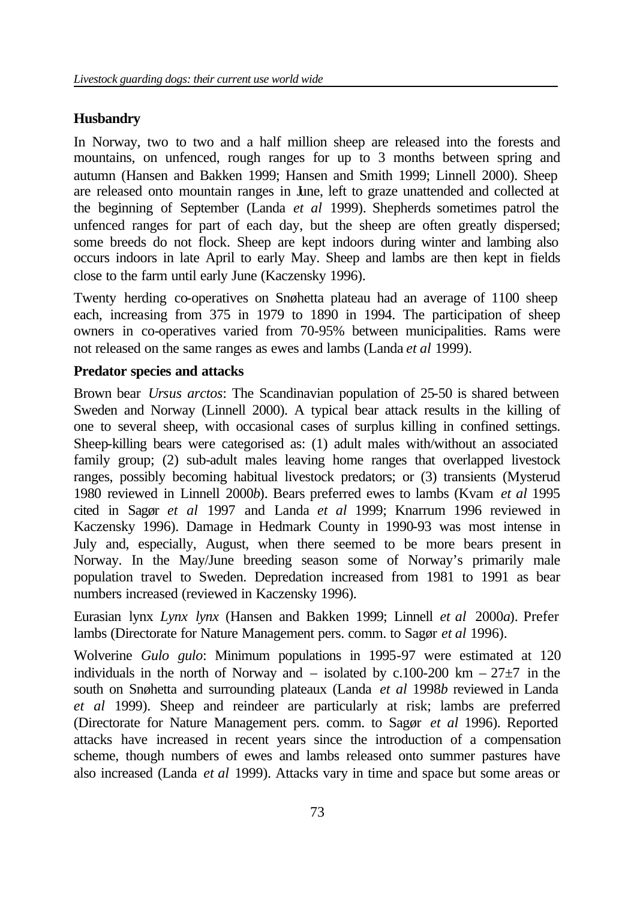## Husbandry

In Norway, two to two and a half million sheep are released into the forests and mountains, on unfenced, rough ranges for up to 3 months between spring and autumn (Hansen and Bakken 1999; Hansen and Smith 1999; Linnell 2000). Sheep are released onto mountain ranges in June, left to graze unattended and collected at the beginning of September (Landa *et al* 1999). Shepherds sometimes patrol the unfenced ranges for part of each day, but the sheep are often greatly dispersed; some breeds do not flock. Sheep are kept indoors during winter and lambing also occurs indoors in late April to early May. Sheep and lambs are then kept in fields close to the farm until early June (Kaczensky 1996).

Twenty herding co-operatives on Snøhetta plateau had an average of 1100 sheep each, increasing from 375 in 1979 to 1890 in 1994. The participation of sheep owners in co-operatives varied from 70-95% between municipalities. Rams were not released on the same ranges as ewes and lambs (Landa *et al* 1999).

## Predator species and attacks

Brown bear *Ursus arctos*: The Scandinavian population of 25-50 is shared between Sweden and Norway (Linnell 2000). A typical bear attack results in the killing of one to several sheep, with occasional cases of surplus killing in confined settings. Sheep-killing bears were categorised as: (1) adult males with/without an associated family group; (2) sub-adult males leaving home ranges that overlapped livestock ranges, possibly becoming habitual livestock predators; or (3) transients (Mysterud 1980 reviewed in Linnell 2000*b*). Bears preferred ewes to lambs (Kvam *et al* 1995 cited in Sagør *et al* 1997 and Landa *et al* 1999; Knarrum 1996 reviewed in Kaczensky 1996). Damage in Hedmark County in 1990-93 was most intense in July and, especially, August, when there seemed to be more bears present in Norway. In the May/June breeding season some of Norway's primarily male population travel to Sweden. Depredation increased from 1981 to 1991 as bear numbers increased (reviewed in Kaczensky 1996).

Eurasian lynx *Lynx lynx* (Hansen and Bakken 1999; Linnell *et al* 2000*a*). Prefer lambs (Directorate for Nature Management pers. comm. to Sagør *et al* 1996).

Wolverine *Gulo gulo*: Minimum populations in 1995-97 were estimated at 120 individuals in the north of Norway and – isolated by c.100-200 km – $27 \pm 7$ in the south on Snøhetta and surrounding plateaux (Landa *et al* 1998*b* reviewed in Landa *et al* 1999). Sheep and reindeer are particularly at risk; lambs are preferred (Directorate for Nature Management pers. comm. to Sagør *et al* 1996). Reported attacks have increased in recent years since the introduction of a compensation scheme, though numbers of ewes and lambs released onto summer pastures have also increased (Landa *et al* 1999). Attacks vary in time and space but some areas or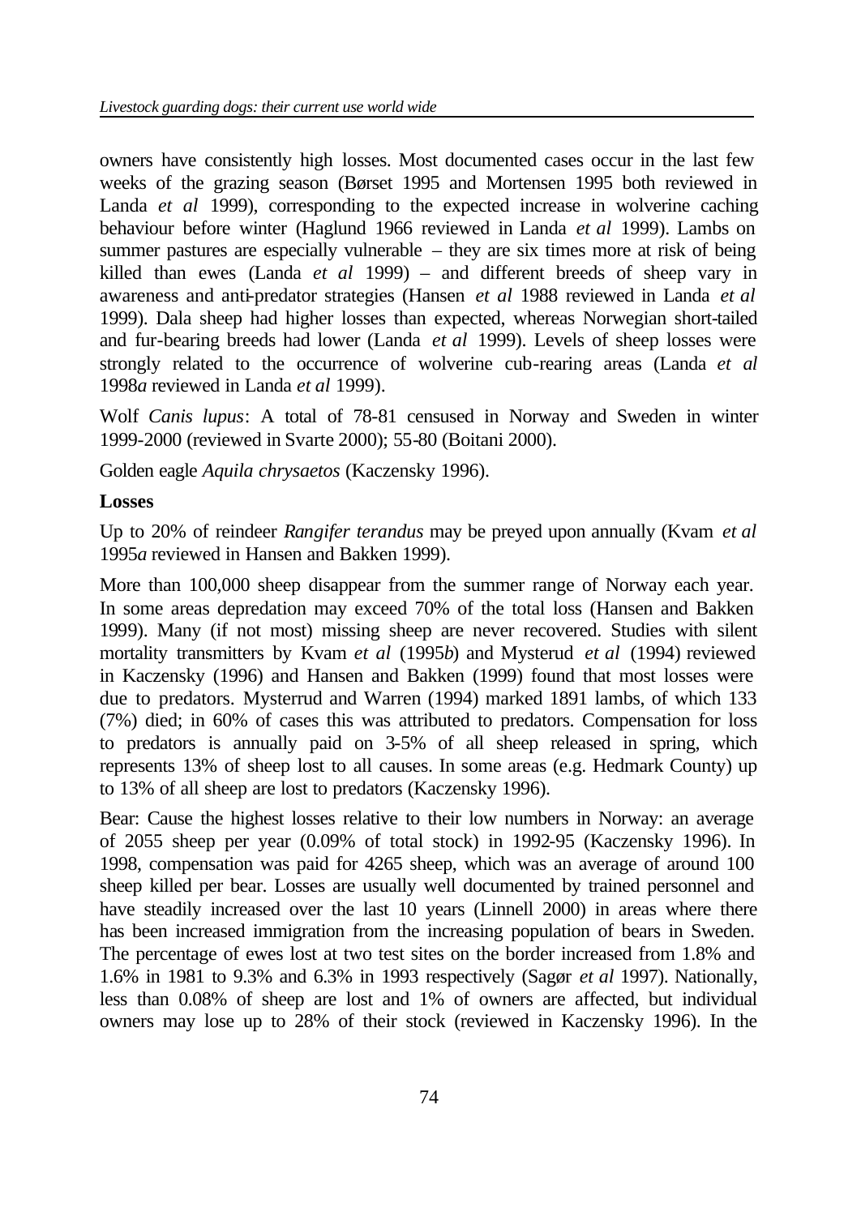owners have consistently high losses. Most documented cases occur in the last few weeks of the grazing season (Børset 1995 and Mortensen 1995 both reviewed in Landa *et al* 1999), corresponding to the expected increase in wolverine caching behaviour before winter (Haglund 1966 reviewed in Landa *et al* 1999). Lambs on summer pastures are especially vulnerable – they are six times more at risk of being killed than ewes (Landa *et al* 1999) – and different breeds of sheep vary in awareness and anti-predator strategies (Hansen *et al* 1988 reviewed in Landa *et al* 1999). Dala sheep had higher losses than expected, whereas Norwegian short-tailed and fur-bearing breeds had lower (Landa *et al* 1999). Levels of sheep losses were strongly related to the occurrence of wolverine cub-rearing areas (Landa *et al* 1998*a* reviewed in Landa *et al* 1999).

Wolf *Canis lupus*: A total of 78-81 censused in Norway and Sweden in winter 1999-2000 (reviewed in Svarte 2000); 55-80 (Boitani 2000).

Golden eagle *Aquila chrysaetos* (Kaczensky 1996).

**Losses**

Up to 20% of reindeer *Rangifer terandus* may be preyed upon annually (Kvam *et al* 1995*a* reviewed in Hansen and Bakken 1999).

More than 100,000 sheep disappear from the summer range of Norway each year. In some areas depredation may exceed 70% of the total loss (Hansen and Bakken 1999). Many (if not most) missing sheep are never recovered. Studies with silent mortality transmitters by Kvam *et al* (1995*b*) and Mysterud *et al* (1994) reviewed in Kaczensky (1996) and Hansen and Bakken (1999) found that most losses were due to predators. Mysterrud and Warren (1994) marked 1891 lambs, of which 133 (7%) died; in 60% of cases this was attributed to predators. Compensation for loss to predators is annually paid on 3-5% of all sheep released in spring, which represents 13% of sheep lost to all causes. In some areas (e.g. Hedmark County) up to 13% of all sheep are lost to predators (Kaczensky 1996).

Bear: Cause the highest losses relative to their low numbers in Norway: an average of 2055 sheep per year (0.09% of total stock) in 1992-95 (Kaczensky 1996). In 1998, compensation was paid for 4265 sheep, which was an average of around 100 sheep killed per bear. Losses are usually well documented by trained personnel and have steadily increased over the last 10 years (Linnell 2000) in areas where there has been increased immigration from the increasing population of bears in Sweden. The percentage of ewes lost at two test sites on the border increased from 1.8% and 1.6% in 1981 to 9.3% and 6.3% in 1993 respectively (Sagør *et al* 1997). Nationally, less than 0.08% of sheep are lost and 1% of owners are affected, but individual owners may lose up to 28% of their stock (reviewed in Kaczensky 1996). In the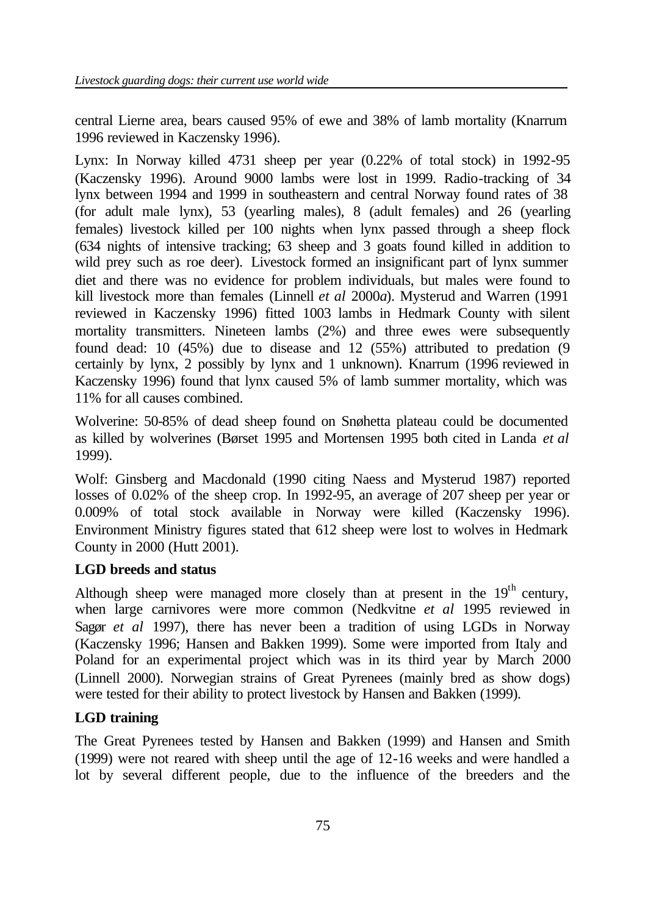central Lierne area, bears caused 95% of ewe and 38% of lamb mortality (Knarrum 1996 reviewed in Kaczensky 1996).

Lynx: In Norway killed 4731 sheep per year (0.22% of total stock) in 1992-95 (Kaczensky 1996). Around 9000 lambs were lost in 1999. Radio-tracking of 34 lynx between 1994 and 1999 in southeastern and central Norway found rates of 38 (for adult male lynx), 53 (yearling males), 8 (adult females) and 26 (yearling females) livestock killed per 100 nights when lynx passed through a sheep flock (634 nights of intensive tracking; 63 sheep and 3 goats found killed in addition to wild prey such as roe deer). Livestock formed an insignificant part of lynx summer diet and there was no evidence for problem individuals, but males were found to kill livestock more than females (Linnell *et al* 2000*a*). Mysterud and Warren (1991 reviewed in Kaczensky 1996) fitted 1003 lambs in Hedmark County with silent mortality transmitters. Nineteen lambs (2%) and three ewes were subsequently found dead: 10 (45%) due to disease and 12 (55%) attributed to predation (9 certainly by lynx, 2 possibly by lynx and 1 unknown). Knarrum (1996 reviewed in Kaczensky 1996) found that lynx caused 5% of lamb summer mortality, which was 11% for all causes combined.

Wolverine: 50-85% of dead sheep found on Snøhetta plateau could be documented as killed by wolverines (Børset 1995 and Mortensen 1995 both cited in Landa *et al* 1999).

Wolf: Ginsberg and Macdonald (1990 citing Naess and Mysterud 1987) reported losses of 0.02% of the sheep crop. In 1992-95, an average of 207 sheep per year or 0.009% of total stock available in Norway were killed (Kaczensky 1996). Environment Ministry figures stated that 612 sheep were lost to wolves in Hedmark County in 2000 (Hutt 2001).

**LGD breeds and status**

Although sheep were managed more closely than at present in the 19th century, when large carnivores were more common (Nedkvitne *et al* 1995 reviewed in Sagør *et al* 1997), there has never been a tradition of using LGDs in Norway (Kaczensky 1996; Hansen and Bakken 1999). Some were imported from Italy and Poland for an experimental project which was in its third year by March 2000 (Linnell 2000). Norwegian strains of Great Pyrenees (mainly bred as show dogs) were tested for their ability to protect livestock by Hansen and Bakken (1999).

**LGD training**

The Great Pyrenees tested by Hansen and Bakken (1999) and Hansen and Smith (1999) were not reared with sheep until the age of 12-16 weeks and were handled a lot by several different people, due to the influence of the breeders and the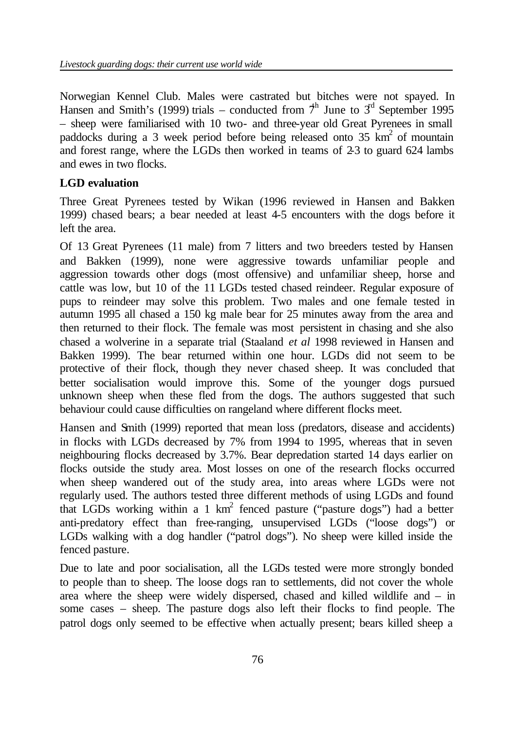Norwegian Kennel Club. Males were castrated but bitches were not spayed. In Hansen and Smith's (1999) trials – conducted from 7th June to 3rd September 1995 – sheep were familiarised with 10 two- and three-year old Great Pyrenees in small paddocks during a 3 week period before being released onto 35 $km^2$ of mountain and forest range, where the LGDs then worked in teams of 2-3 to guard 624 lambs and ewes in two flocks.

**LGD evaluation**

Three Great Pyrenees tested by Wikan (1996 reviewed in Hansen and Bakken 1999) chased bears; a bear needed at least 4-5 encounters with the dogs before it left the area.

Of 13 Great Pyrenees (11 male) from 7 litters and two breeders tested by Hansen and Bakken (1999), none were aggressive towards unfamiliar people and aggression towards other dogs (most offensive) and unfamiliar sheep, horse and cattle was low, but 10 of the 11 LGDs tested chased reindeer. Regular exposure of pups to reindeer may solve this problem. Two males and one female tested in autumn 1995 all chased a 150 kg male bear for 25 minutes away from the area and then returned to their flock. The female was most persistent in chasing and she also chased a wolverine in a separate trial (Staaland *et al* 1998 reviewed in Hansen and Bakken 1999). The bear returned within one hour. LGDs did not seem to be protective of their flock, though they never chased sheep. It was concluded that better socialisation would improve this. Some of the younger dogs pursued unknown sheep when these fled from the dogs. The authors suggested that such behaviour could cause difficulties on rangeland where different flocks meet.

Hansen and Smith (1999) reported that mean loss (predators, disease and accidents) in flocks with LGDs decreased by 7% from 1994 to 1995, whereas that in seven neighbouring flocks decreased by 3.7%. Bear depredation started 14 days earlier on flocks outside the study area. Most losses on one of the research flocks occurred when sheep wandered out of the study area, into areas where LGDs were not regularly used. The authors tested three different methods of using LGDs and found that LGDs working within a 1 $km^2$ fenced pasture ("pasture dogs") had a better anti-predatory effect than free-ranging, unsupervised LGDs ("loose dogs") or LGDs walking with a dog handler ("patrol dogs"). No sheep were killed inside the fenced pasture.

Due to late and poor socialisation, all the LGDs tested were more strongly bonded to people than to sheep. The loose dogs ran to settlements, did not cover the whole area where the sheep were widely dispersed, chased and killed wildlife and – in some cases – sheep. The pasture dogs also left their flocks to find people. The patrol dogs only seemed to be effective when actually present; bears killed sheep a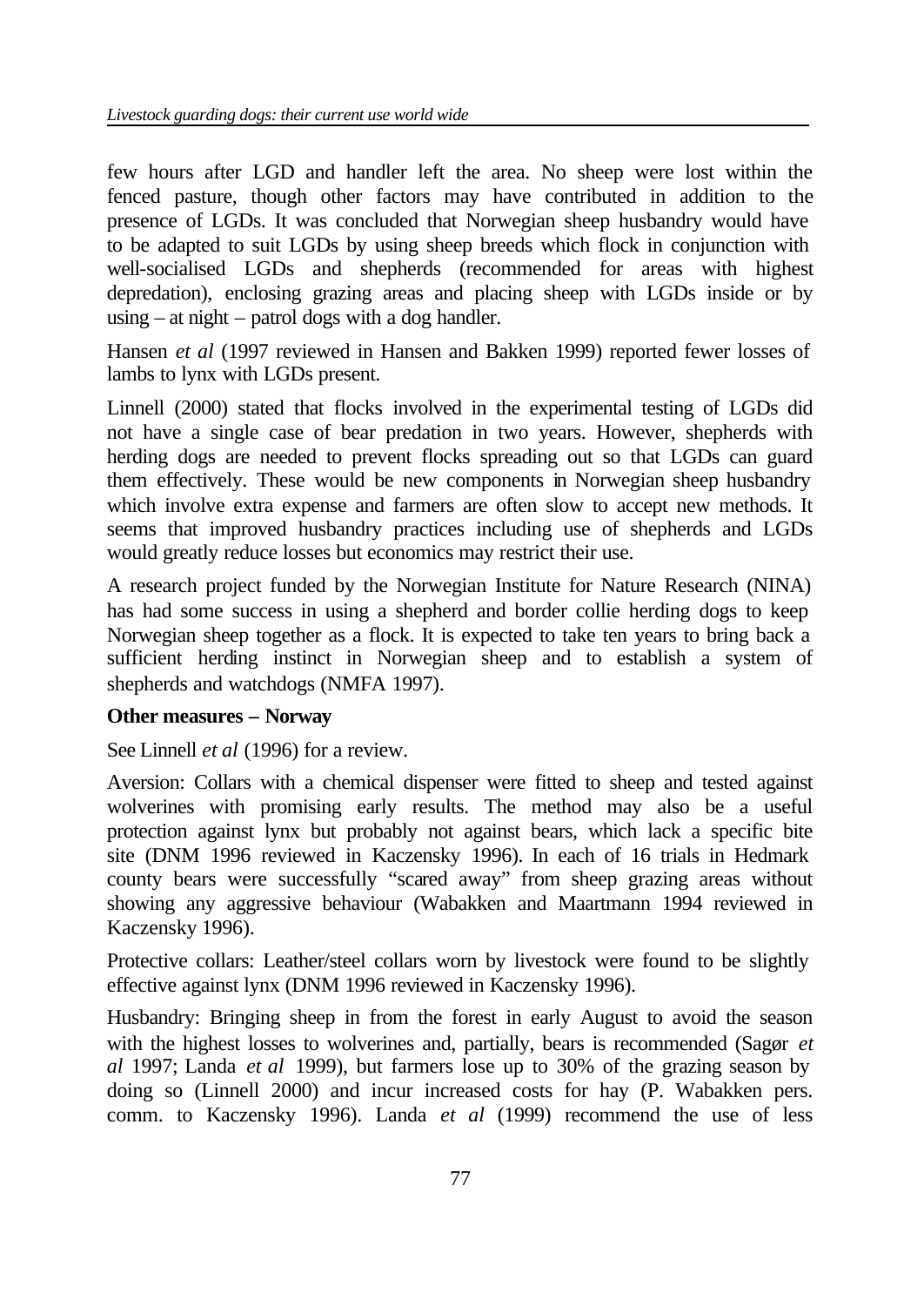few hours after LGD and handler left the area. No sheep were lost within the fenced pasture, though other factors may have contributed in addition to the presence of LGDs. It was concluded that Norwegian sheep husbandry would have to be adapted to suit LGDs by using sheep breeds which flock in conjunction with well-socialised LGDs and shepherds (recommended for areas with highest depredation), enclosing grazing areas and placing sheep with LGDs inside or by using – at night – patrol dogs with a dog handler.

Hansen *et al* (1997 reviewed in Hansen and Bakken 1999) reported fewer losses of lambs to lynx with LGDs present.

Linnell (2000) stated that flocks involved in the experimental testing of LGDs did not have a single case of bear predation in two years. However, shepherds with herding dogs are needed to prevent flocks spreading out so that LGDs can guard them effectively. These would be new components in Norwegian sheep husbandry which involve extra expense and farmers are often slow to accept new methods. It seems that improved husbandry practices including use of shepherds and LGDs would greatly reduce losses but economics may restrict their use.

A research project funded by the Norwegian Institute for Nature Research (NINA) has had some success in using a shepherd and border collie herding dogs to keep Norwegian sheep together as a flock. It is expected to take ten years to bring back a sufficient herding instinct in Norwegian sheep and to establish a system of shepherds and watchdogs (NMFA 1997).

**Other measures – Norway**

See Linnell *et al* (1996) for a review.

Aversion: Collars with a chemical dispenser were fitted to sheep and tested against wolverines with promising early results. The method may also be a useful protection against lynx but probably not against bears, which lack a specific bite site (DNM 1996 reviewed in Kaczensky 1996). In each of 16 trials in Hedmark county bears were successfully "scared away" from sheep grazing areas without showing any aggressive behaviour (Wabakken and Maartmann 1994 reviewed in Kaczensky 1996).

Protective collars: Leather/steel collars worn by livestock were found to be slightly effective against lynx (DNM 1996 reviewed in Kaczensky 1996).

Husbandry: Bringing sheep in from the forest in early August to avoid the season with the highest losses to wolverines and, partially, bears is recommended (Sagør *et al* 1997; Landa *et al* 1999), but farmers lose up to 30% of the grazing season by doing so (Linnell 2000) and incur increased costs for hay (P. Wabakken pers. comm. to Kaczensky 1996). Landa *et al* (1999) recommend the use of less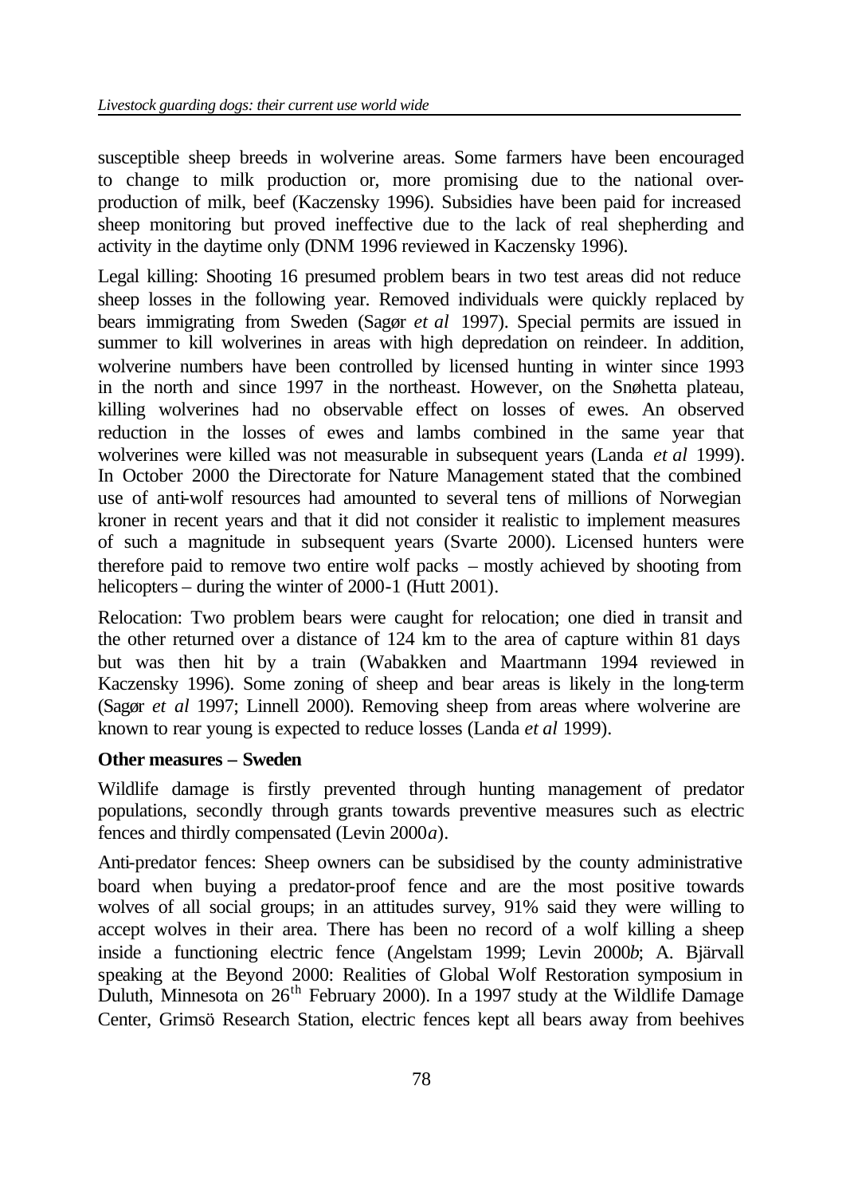susceptible sheep breeds in wolverine areas. Some farmers have been encouraged to change to milk production or, more promising due to the national over-production of milk, beef (Kaczensky 1996). Subsidies have been paid for increased sheep monitoring but proved ineffective due to the lack of real shepherding and activity in the daytime only (DNM 1996 reviewed in Kaczensky 1996).

Legal killing: Shooting 16 presumed problem bears in two test areas did not reduce sheep losses in the following year. Removed individuals were quickly replaced by bears immigrating from Sweden (Sagør *et al* 1997). Special permits are issued in summer to kill wolverines in areas with high depredation on reindeer. In addition, wolverine numbers have been controlled by licensed hunting in winter since 1993 in the north and since 1997 in the northeast. However, on the Snøhetta plateau, killing wolverines had no observable effect on losses of ewes. An observed reduction in the losses of ewes and lambs combined in the same year that wolverines were killed was not measurable in subsequent years (Landa *et al* 1999). In October 2000 the Directorate for Nature Management stated that the combined use of anti-wolf resources had amounted to several tens of millions of Norwegian kroner in recent years and that it did not consider it realistic to implement measures of such a magnitude in subsequent years (Svarte 2000). Licensed hunters were therefore paid to remove two entire wolf packs – mostly achieved by shooting from helicopters – during the winter of 2000-1 (Hutt 2001).

Relocation: Two problem bears were caught for relocation; one died in transit and the other returned over a distance of 124 km to the area of capture within 81 days but was then hit by a train (Wabakken and Maartmann 1994 reviewed in Kaczensky 1996). Some zoning of sheep and bear areas is likely in the long-term (Sagør *et al* 1997; Linnell 2000). Removing sheep from areas where wolverine are known to rear young is expected to reduce losses (Landa *et al* 1999).

**Other measures – Sweden**

Wildlife damage is firstly prevented through hunting management of predator populations, secondly through grants towards preventive measures such as electric fences and thirdly compensated (Levin 2000*a*).

Anti-predator fences: Sheep owners can be subsidised by the county administrative board when buying a predator-proof fence and are the most positive towards wolves of all social groups; in an attitudes survey, 91% said they were willing to accept wolves in their area. There has been no record of a wolf killing a sheep inside a functioning electric fence (Angelstam 1999; Levin 2000*b*; A. Bjärvall speaking at the Beyond 2000: Realities of Global Wolf Restoration symposium in Duluth, Minnesota on 26th February 2000). In a 1997 study at the Wildlife Damage Center, Grimsö Research Station, electric fences kept all bears away from beehives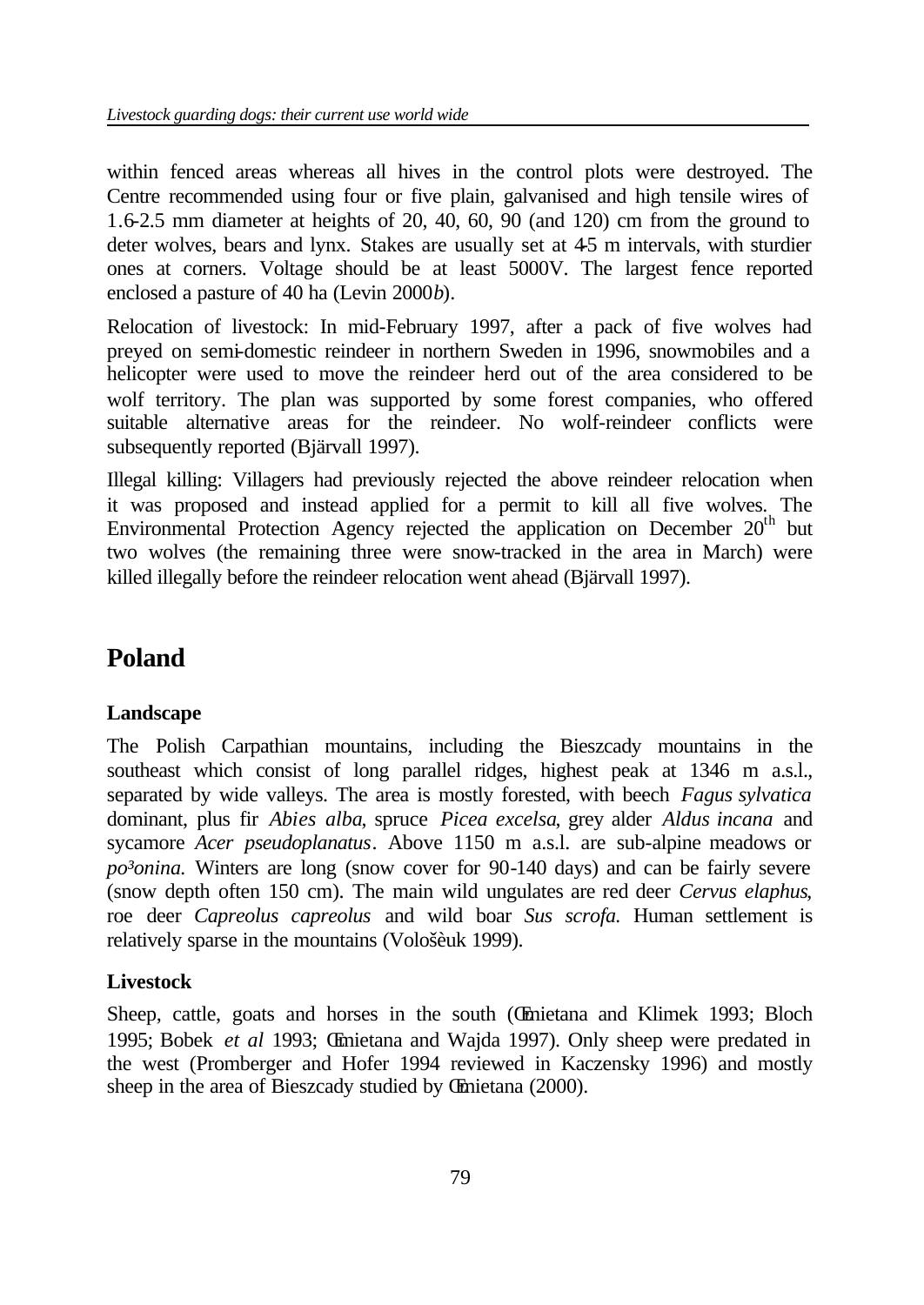within fenced areas whereas all hives in the control plots were destroyed. The Centre recommended using four or five plain, galvanised and high tensile wires of 1.6-2.5 mm diameter at heights of 20, 40, 60, 90 (and 120) cm from the ground to deter wolves, bears and lynx. Stakes are usually set at 4-5 m intervals, with sturdier ones at corners. Voltage should be at least 5000V. The largest fence reported enclosed a pasture of 40 ha (Levin 2000*b*).

Relocation of livestock: In mid-February 1997, after a pack of five wolves had preyed on semi-domestic reindeer in northern Sweden in 1996, snowmobiles and a helicopter were used to move the reindeer herd out of the area considered to be wolf territory. The plan was supported by some forest companies, who offered suitable alternative areas for the reindeer. No wolf-reindeer conflicts were subsequently reported (Bjärvall 1997).

Illegal killing: Villagers had previously rejected the above reindeer relocation when it was proposed and instead applied for a permit to kill all five wolves. The Environmental Protection Agency rejected the application on December 20th but two wolves (the remaining three were snow-tracked in the area in March) were killed illegally before the reindeer relocation went ahead (Bjärvall 1997).

# Poland

### Landscape

The Polish Carpathian mountains, including the Bieszcady mountains in the southeast which consist of long parallel ridges, highest peak at 1346 m a.s.l., separated by wide valleys. The area is mostly forested, with beech *Fagus sylvatica* dominant, plus fir *Abies alba*, spruce *Picea excelsa*, grey alder *Aldus incana* and sycamore *Acer pseudoplanatus*. Above 1150 m a.s.l. are sub-alpine meadows or *po³onina.* Winters are long (snow cover for 90-140 days) and can be fairly severe (snow depth often 150 cm). The main wild ungulates are red deer *Cervus elaphus*, roe deer *Capreolus capreolus* and wild boar *Sus scrofa.* Human settlement is relatively sparse in the mountains (Vološèuk 1999).

### Livestock

Sheep, cattle, goats and horses in the south (Œmietana and Klimek 1993; Bloch 1995; Bobek *et al* 1993; Œmietana and Wajda 1997). Only sheep were predated in the west (Promberger and Hofer 1994 reviewed in Kaczensky 1996) and mostly sheep in the area of Bieszcady studied by Œmietana (2000).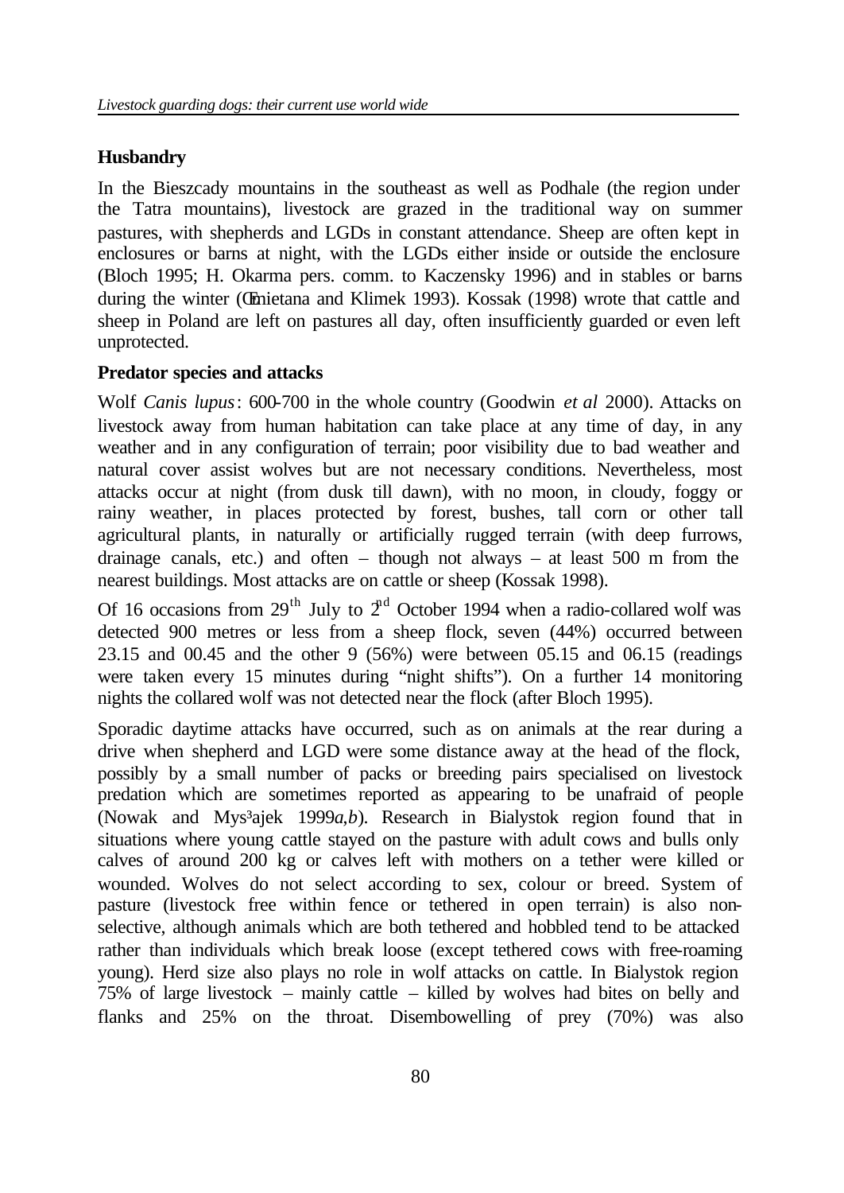**Husbandry**

In the Bieszcady mountains in the southeast as well as Podhale (the region under the Tatra mountains), livestock are grazed in the traditional way on summer pastures, with shepherds and LGDs in constant attendance. Sheep are often kept in enclosures or barns at night, with the LGDs either inside or outside the enclosure (Bloch 1995; H. Okarma pers. comm. to Kaczensky 1996) and in stables or barns during the winter (Œmietana and Klimek 1993). Kossak (1998) wrote that cattle and sheep in Poland are left on pastures all day, often insufficiently guarded or even left unprotected.

**Predator species and attacks**

Wolf *Canis lupus*: 600-700 in the whole country (Goodwin *et al* 2000). Attacks on livestock away from human habitation can take place at any time of day, in any weather and in any configuration of terrain; poor visibility due to bad weather and natural cover assist wolves but are not necessary conditions. Nevertheless, most attacks occur at night (from dusk till dawn), with no moon, in cloudy, foggy or rainy weather, in places protected by forest, bushes, tall corn or other tall agricultural plants, in naturally or artificially rugged terrain (with deep furrows, drainage canals, etc.) and often – though not always – at least 500 m from the nearest buildings. Most attacks are on cattle or sheep (Kossak 1998).

Of 16 occasions from 29th July to 2nd October 1994 when a radio-collared wolf was detected 900 metres or less from a sheep flock, seven (44%) occurred between 23.15 and 00.45 and the other 9 (56%) were between 05.15 and 06.15 (readings were taken every 15 minutes during "night shifts"). On a further 14 monitoring nights the collared wolf was not detected near the flock (after Bloch 1995).

Sporadic daytime attacks have occurred, such as on animals at the rear during a drive when shepherd and LGD were some distance away at the head of the flock, possibly by a small number of packs or breeding pairs specialised on livestock predation which are sometimes reported as appearing to be unafraid of people (Nowak and Mys³ajek 1999*a,b*). Research in Bialystok region found that in situations where young cattle stayed on the pasture with adult cows and bulls only calves of around 200 kg or calves left with mothers on a tether were killed or wounded. Wolves do not select according to sex, colour or breed. System of pasture (livestock free within fence or tethered in open terrain) is also non-selective, although animals which are both tethered and hobbled tend to be attacked rather than individuals which break loose (except tethered cows with free-roaming young). Herd size also plays no role in wolf attacks on cattle. In Bialystok region 75% of large livestock – mainly cattle – killed by wolves had bites on belly and flanks and 25% on the throat. Disembowelling of prey (70%) was also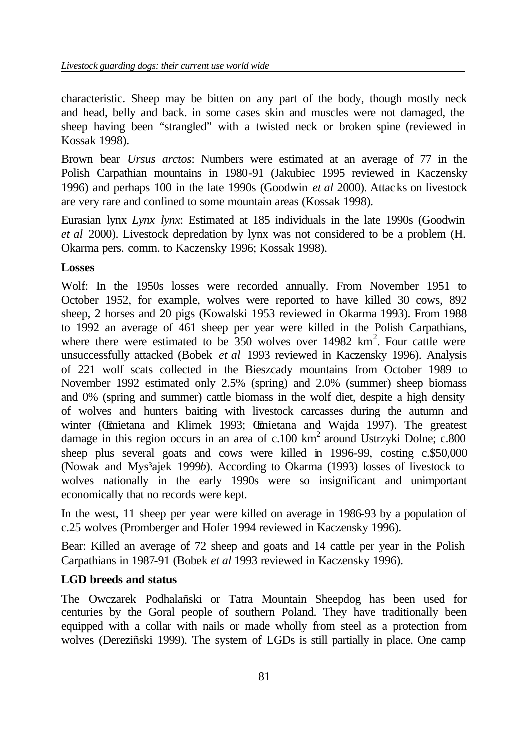characteristic. Sheep may be bitten on any part of the body, though mostly neck and head, belly and back. in some cases skin and muscles were not damaged, the sheep having been "strangled" with a twisted neck or broken spine (reviewed in Kossak 1998).

Brown bear *Ursus arctos*: Numbers were estimated at an average of 77 in the Polish Carpathian mountains in 1980-91 (Jakubiec 1995 reviewed in Kaczensky 1996) and perhaps 100 in the late 1990s (Goodwin *et al* 2000). Attacks on livestock are very rare and confined to some mountain areas (Kossak 1998).

Eurasian lynx *Lynx lynx*: Estimated at 185 individuals in the late 1990s (Goodwin *et al* 2000). Livestock depredation by lynx was not considered to be a problem (H. Okarma pers. comm. to Kaczensky 1996; Kossak 1998).

**Losses**

Wolf: In the 1950s losses were recorded annually. From November 1951 to October 1952, for example, wolves were reported to have killed 30 cows, 892 sheep, 2 horses and 20 pigs (Kowalski 1953 reviewed in Okarma 1993). From 1988 to 1992 an average of 461 sheep per year were killed in the Polish Carpathians, where there were estimated to be 350 wolves over 14982 km$^2$. Four cattle were unsuccessfully attacked (Bobek *et al* 1993 reviewed in Kaczensky 1996). Analysis of 221 wolf scats collected in the Bieszcady mountains from October 1989 to November 1992 estimated only 2.5% (spring) and 2.0% (summer) sheep biomass and 0% (spring and summer) cattle biomass in the wolf diet, despite a high density of wolves and hunters baiting with livestock carcasses during the autumn and winter (Œmietana and Klimek 1993; Œmietana and Wajda 1997). The greatest damage in this region occurs in an area of c.100 km$^2$ around Ustrzyki Dolne; c.800 sheep plus several goats and cows were killed in 1996-99, costing c.$50,000 (Nowak and Mys³ajek 1999*b*). According to Okarma (1993) losses of livestock to wolves nationally in the early 1990s were so insignificant and unimportant economically that no records were kept.

In the west, 11 sheep per year were killed on average in 1986-93 by a population of c.25 wolves (Promberger and Hofer 1994 reviewed in Kaczensky 1996).

Bear: Killed an average of 72 sheep and goats and 14 cattle per year in the Polish Carpathians in 1987-91 (Bobek *et al* 1993 reviewed in Kaczensky 1996).

**LGD breeds and status**

The Owczarek Podhalañski or Tatra Mountain Sheepdog has been used for centuries by the Goral people of southern Poland. They have traditionally been equipped with a collar with nails or made wholly from steel as a protection from wolves (Dereziñski 1999). The system of LGDs is still partially in place. One camp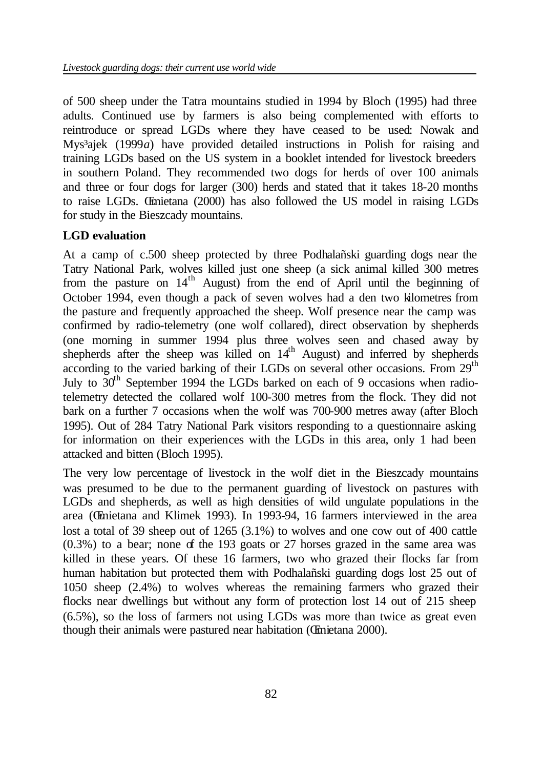of 500 sheep under the Tatra mountains studied in 1994 by Bloch (1995) had three adults. Continued use by farmers is also being complemented with efforts to reintroduce or spread LGDs where they have ceased to be used: Nowak and Mys³ajek (1999*a*) have provided detailed instructions in Polish for raising and training LGDs based on the US system in a booklet intended for livestock breeders in southern Poland. They recommended two dogs for herds of over 100 animals and three or four dogs for larger (300) herds and stated that it takes 18-20 months to raise LGDs. Œmietana (2000) has also followed the US model in raising LGDs for study in the Bieszcady mountains.

**LGD evaluation**

At a camp of c.500 sheep protected by three Podhalañski guarding dogs near the Tatry National Park, wolves killed just one sheep (a sick animal killed 300 metres from the pasture on 14th August) from the end of April until the beginning of October 1994, even though a pack of seven wolves had a den two kilometres from the pasture and frequently approached the sheep. Wolf presence near the camp was confirmed by radio-telemetry (one wolf collared), direct observation by shepherds (one morning in summer 1994 plus three wolves seen and chased away by shepherds after the sheep was killed on 14th August) and inferred by shepherds according to the varied barking of their LGDs on several other occasions. From 29th July to 30th September 1994 the LGDs barked on each of 9 occasions when radio-telemetry detected the collared wolf 100-300 metres from the flock. They did not bark on a further 7 occasions when the wolf was 700-900 metres away (after Bloch 1995). Out of 284 Tatry National Park visitors responding to a questionnaire asking for information on their experiences with the LGDs in this area, only 1 had been attacked and bitten (Bloch 1995).

The very low percentage of livestock in the wolf diet in the Bieszcady mountains was presumed to be due to the permanent guarding of livestock on pastures with LGDs and shepherds, as well as high densities of wild ungulate populations in the area (Œmietana and Klimek 1993). In 1993-94, 16 farmers interviewed in the area lost a total of 39 sheep out of 1265 (3.1%) to wolves and one cow out of 400 cattle (0.3%) to a bear; none of the 193 goats or 27 horses grazed in the same area was killed in these years. Of these 16 farmers, two who grazed their flocks far from human habitation but protected them with Podhalañski guarding dogs lost 25 out of 1050 sheep (2.4%) to wolves whereas the remaining farmers who grazed their flocks near dwellings but without any form of protection lost 14 out of 215 sheep (6.5%), so the loss of farmers not using LGDs was more than twice as great even though their animals were pastured near habitation (Œmietana 2000).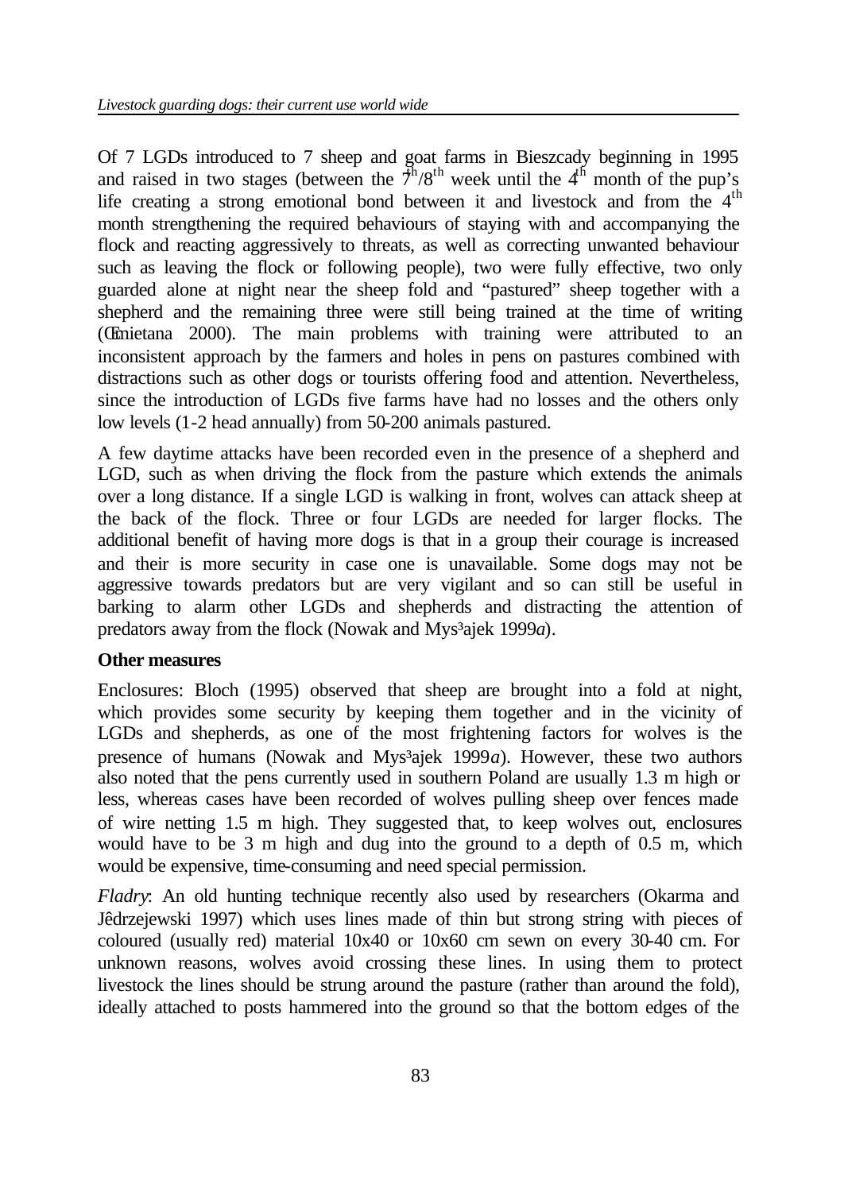Of 7 LGDs introduced to 7 sheep and goat farms in Bieszcady beginning in 1995 and raised in two stages (between the 7th/8th week until the 4th month of the pup's life creating a strong emotional bond between it and livestock and from the 4th month strengthening the required behaviours of staying with and accompanying the flock and reacting aggressively to threats, as well as correcting unwanted behaviour such as leaving the flock or following people), two were fully effective, two only guarded alone at night near the sheep fold and "pastured" sheep together with a shepherd and the remaining three were still being trained at the time of writing (Œmietana 2000). The main problems with training were attributed to an inconsistent approach by the farmers and holes in pens on pastures combined with distractions such as other dogs or tourists offering food and attention. Nevertheless, since the introduction of LGDs five farms have had no losses and the others only low levels (1-2 head annually) from 50-200 animals pastured.

A few daytime attacks have been recorded even in the presence of a shepherd and LGD, such as when driving the flock from the pasture which extends the animals over a long distance. If a single LGD is walking in front, wolves can attack sheep at the back of the flock. Three or four LGDs are needed for larger flocks. The additional benefit of having more dogs is that in a group their courage is increased and their is more security in case one is unavailable. Some dogs may not be aggressive towards predators but are very vigilant and so can still be useful in barking to alarm other LGDs and shepherds and distracting the attention of predators away from the flock (Nowak and Mys³ajek 1999*a*).

**Other measures**

Enclosures: Bloch (1995) observed that sheep are brought into a fold at night, which provides some security by keeping them together and in the vicinity of LGDs and shepherds, as one of the most frightening factors for wolves is the presence of humans (Nowak and Mys³ajek 1999*a*). However, these two authors also noted that the pens currently used in southern Poland are usually 1.3 m high or less, whereas cases have been recorded of wolves pulling sheep over fences made of wire netting 1.5 m high. They suggested that, to keep wolves out, enclosures would have to be 3 m high and dug into the ground to a depth of 0.5 m, which would be expensive, time-consuming and need special permission.

*Fladry*: An old hunting technique recently also used by researchers (Okarma and Jêdrzejewski 1997) which uses lines made of thin but strong string with pieces of coloured (usually red) material 10x40 or 10x60 cm sewn on every 30-40 cm. For unknown reasons, wolves avoid crossing these lines. In using them to protect livestock the lines should be strung around the pasture (rather than around the fold), ideally attached to posts hammered into the ground so that the bottom edges of the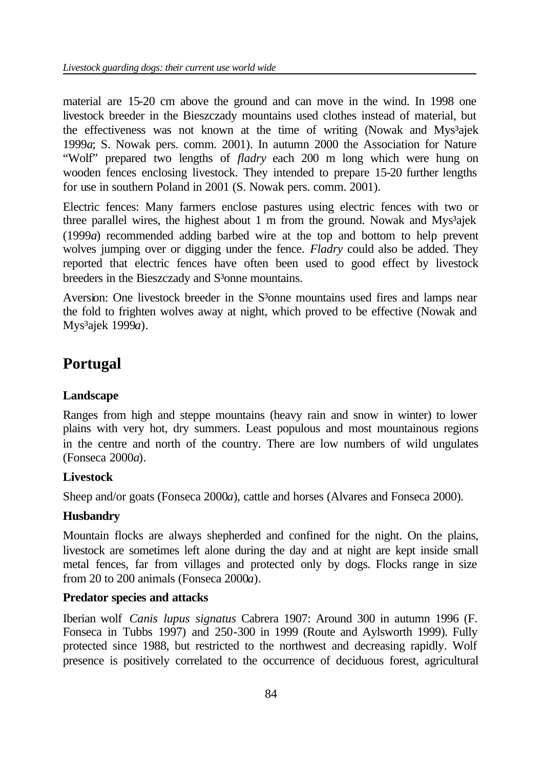material are 15-20 cm above the ground and can move in the wind. In 1998 one livestock breeder in the Bieszczady mountains used clothes instead of material, but the effectiveness was not known at the time of writing (Nowak and Mys³ajek 1999*a*; S. Nowak pers. comm. 2001). In autumn 2000 the Association for Nature "Wolf" prepared two lengths of *fladry* each 200 m long which were hung on wooden fences enclosing livestock. They intended to prepare 15-20 further lengths for use in southern Poland in 2001 (S. Nowak pers. comm. 2001).

Electric fences: Many farmers enclose pastures using electric fences with two or three parallel wires, the highest about 1 m from the ground. Nowak and Mys³ajek (1999*a*) recommended adding barbed wire at the top and bottom to help prevent wolves jumping over or digging under the fence. *Fladry* could also be added. They reported that electric fences have often been used to good effect by livestock breeders in the Bieszczady and S³onne mountains.

Aversion: One livestock breeder in the S³onne mountains used fires and lamps near the fold to frighten wolves away at night, which proved to be effective (Nowak and Mys³ajek 1999*a*).

## Portugal

### Landscape

Ranges from high and steppe mountains (heavy rain and snow in winter) to lower plains with very hot, dry summers. Least populous and most mountainous regions in the centre and north of the country. There are low numbers of wild ungulates (Fonseca 2000*a*).

### Livestock

Sheep and/or goats (Fonseca 2000*a*), cattle and horses (Alvares and Fonseca 2000).

### Husbandry

Mountain flocks are always shepherded and confined for the night. On the plains, livestock are sometimes left alone during the day and at night are kept inside small metal fences, far from villages and protected only by dogs. Flocks range in size from 20 to 200 animals (Fonseca 2000*a*).

### Predator species and attacks

Iberian wolf *Canis lupus signatus* Cabrera 1907: Around 300 in autumn 1996 (F. Fonseca in Tubbs 1997) and 250-300 in 1999 (Route and Aylsworth 1999). Fully protected since 1988, but restricted to the northwest and decreasing rapidly. Wolf presence is positively correlated to the occurrence of deciduous forest, agricultural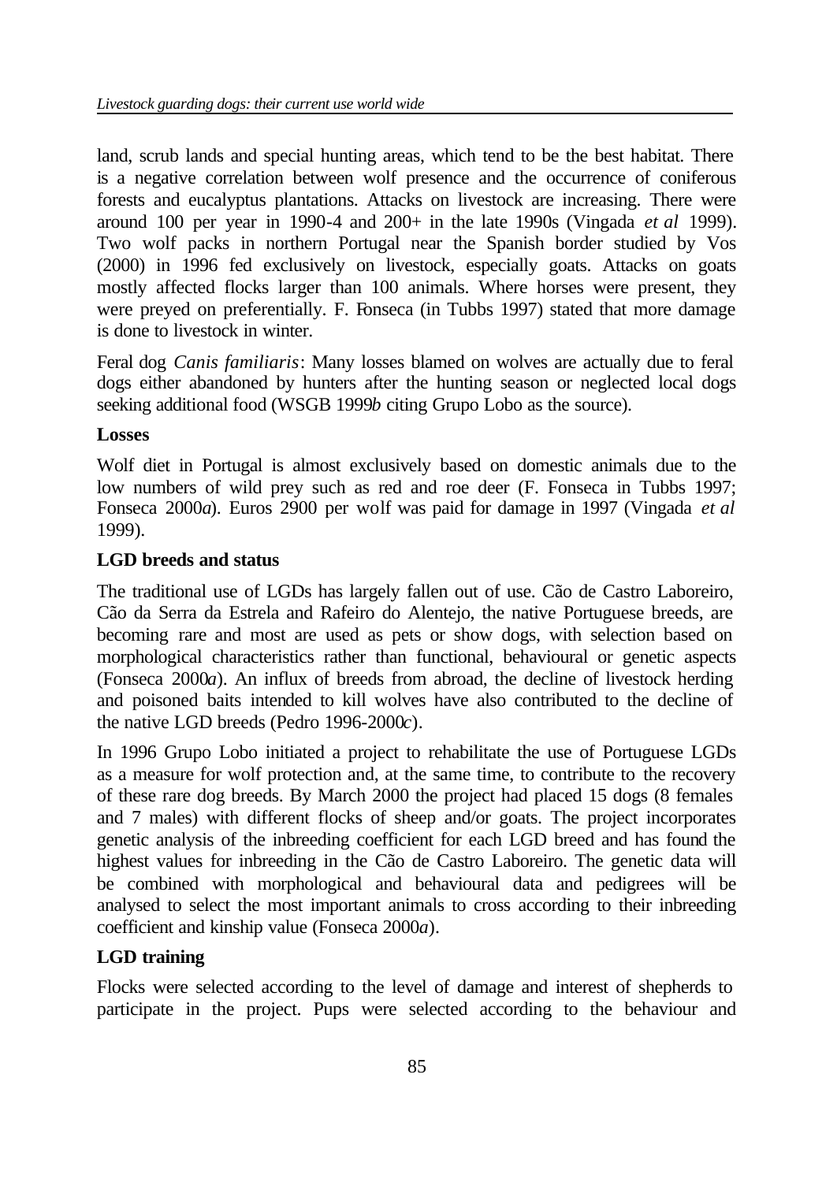land, scrub lands and special hunting areas, which tend to be the best habitat. There is a negative correlation between wolf presence and the occurrence of coniferous forests and eucalyptus plantations. Attacks on livestock are increasing. There were around 100 per year in 1990-4 and 200+ in the late 1990s (Vingada *et al* 1999). Two wolf packs in northern Portugal near the Spanish border studied by Vos (2000) in 1996 fed exclusively on livestock, especially goats. Attacks on goats mostly affected flocks larger than 100 animals. Where horses were present, they were preyed on preferentially. F. Fonseca (in Tubbs 1997) stated that more damage is done to livestock in winter.

Feral dog *Canis familiaris*: Many losses blamed on wolves are actually due to feral dogs either abandoned by hunters after the hunting season or neglected local dogs seeking additional food (WSGB 1999*b* citing Grupo Lobo as the source).

### Losses

Wolf diet in Portugal is almost exclusively based on domestic animals due to the low numbers of wild prey such as red and roe deer (F. Fonseca in Tubbs 1997; Fonseca 2000*a*). Euros 2900 per wolf was paid for damage in 1997 (Vingada *et al* 1999).

### LGD breeds and status

The traditional use of LGDs has largely fallen out of use. Cão de Castro Laboreiro, Cão da Serra da Estrela and Rafeiro do Alentejo, the native Portuguese breeds, are becoming rare and most are used as pets or show dogs, with selection based on morphological characteristics rather than functional, behavioural or genetic aspects (Fonseca 2000*a*). An influx of breeds from abroad, the decline of livestock herding and poisoned baits intended to kill wolves have also contributed to the decline of the native LGD breeds (Pedro 1996-2000*c*).

In 1996 Grupo Lobo initiated a project to rehabilitate the use of Portuguese LGDs as a measure for wolf protection and, at the same time, to contribute to the recovery of these rare dog breeds. By March 2000 the project had placed 15 dogs (8 females and 7 males) with different flocks of sheep and/or goats. The project incorporates genetic analysis of the inbreeding coefficient for each LGD breed and has found the highest values for inbreeding in the Cão de Castro Laboreiro. The genetic data will be combined with morphological and behavioural data and pedigrees will be analysed to select the most important animals to cross according to their inbreeding coefficient and kinship value (Fonseca 2000*a*).

### LGD training

Flocks were selected according to the level of damage and interest of shepherds to participate in the project. Pups were selected according to the behaviour and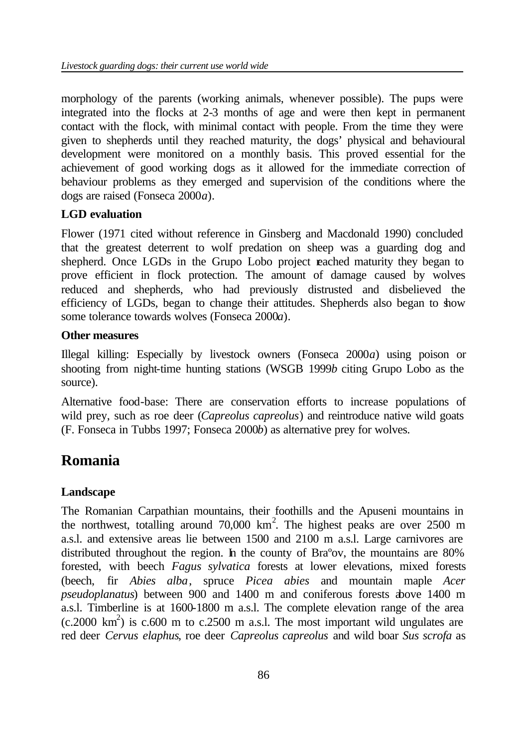morphology of the parents (working animals, whenever possible). The pups were integrated into the flocks at 2-3 months of age and were then kept in permanent contact with the flock, with minimal contact with people. From the time they were given to shepherds until they reached maturity, the dogs' physical and behavioural development were monitored on a monthly basis. This proved essential for the achievement of good working dogs as it allowed for the immediate correction of behaviour problems as they emerged and supervision of the conditions where the dogs are raised (Fonseca 2000*a*).

### LGD evaluation

Flower (1971 cited without reference in Ginsberg and Macdonald 1990) concluded that the greatest deterrent to wolf predation on sheep was a guarding dog and shepherd. Once LGDs in the Grupo Lobo project reached maturity they began to prove efficient in flock protection. The amount of damage caused by wolves reduced and shepherds, who had previously distrusted and disbelieved the efficiency of LGDs, began to change their attitudes. Shepherds also began to show some tolerance towards wolves (Fonseca 2000*a*).

### Other measures

Illegal killing: Especially by livestock owners (Fonseca 2000*a*) using poison or shooting from night-time hunting stations (WSGB 1999*b* citing Grupo Lobo as the source).

Alternative food-base: There are conservation efforts to increase populations of wild prey, such as roe deer (*Capreolus capreolus*) and reintroduce native wild goats (F. Fonseca in Tubbs 1997; Fonseca 2000*b*) as alternative prey for wolves.

## Romania

### Landscape

The Romanian Carpathian mountains, their foothills and the Apuseni mountains in the northwest, totalling around 70,000 km$^2$. The highest peaks are over 2500 m a.s.l. and extensive areas lie between 1500 and 2100 m a.s.l. Large carnivores are distributed throughout the region. In the county of Braºov, the mountains are 80% forested, with beech *Fagus sylvatica* forests at lower elevations, mixed forests (beech, fir *Abies alba*, spruce *Picea abies* and mountain maple *Acer pseudoplanatus*) between 900 and 1400 m and coniferous forests above 1400 m a.s.l. Timberline is at 1600-1800 m a.s.l. The complete elevation range of the area (c.2000 km$^2$) is c.600 m to c.2500 m a.s.l. The most important wild ungulates are red deer *Cervus elaphus*, roe deer *Capreolus capreolus* and wild boar *Sus scrofa* as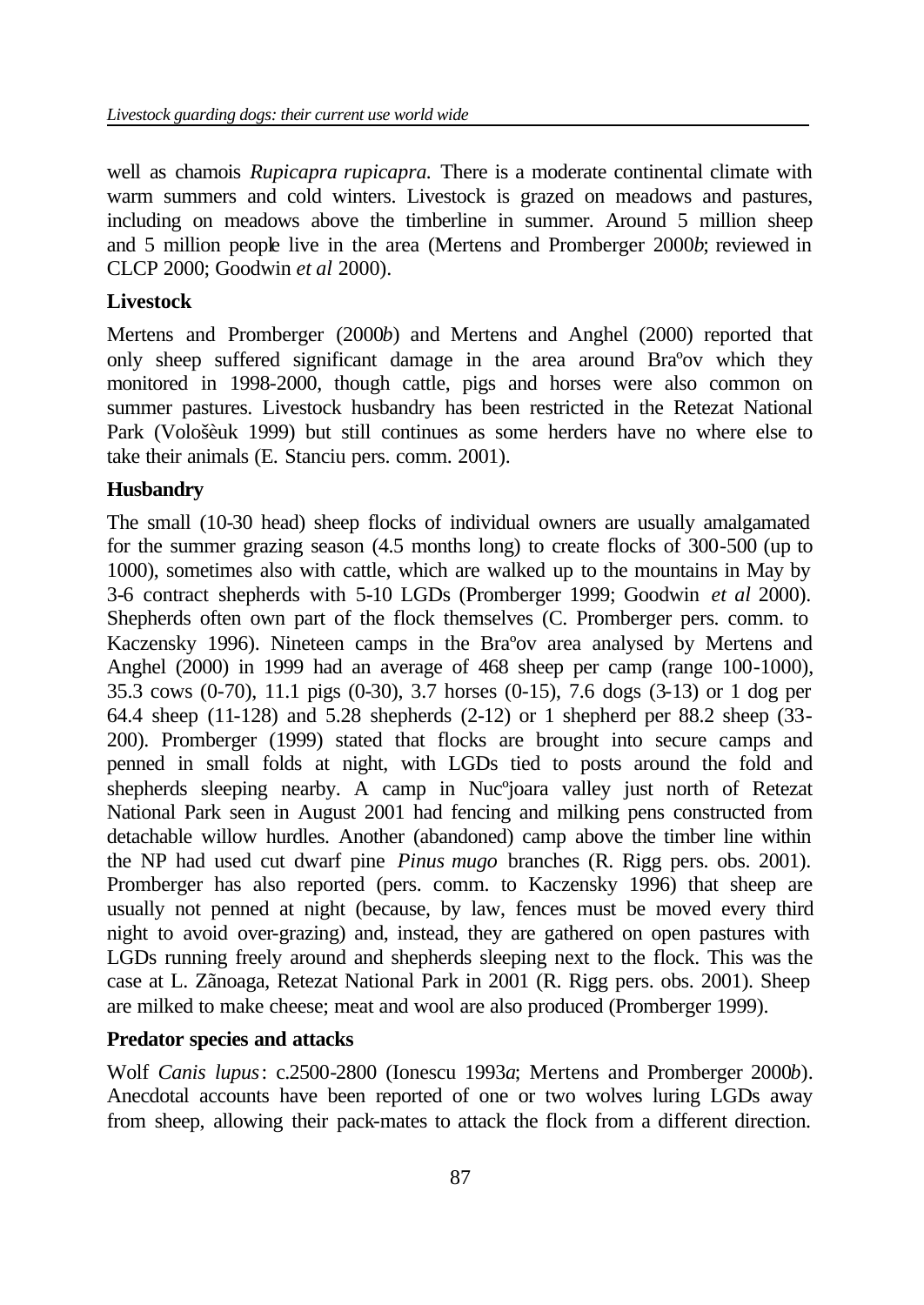well as chamois *Rupicapra rupicapra.* There is a moderate continental climate with warm summers and cold winters. Livestock is grazed on meadows and pastures, including on meadows above the timberline in summer. Around 5 million sheep and 5 million people live in the area (Mertens and Promberger 2000*b*; reviewed in CLCP 2000; Goodwin *et al* 2000).

### Livestock

Mertens and Promberger (2000*b*) and Mertens and Anghel (2000) reported that only sheep suffered significant damage in the area around Braºov which they monitored in 1998-2000, though cattle, pigs and horses were also common on summer pastures. Livestock husbandry has been restricted in the Retezat National Park (Vološèuk 1999) but still continues as some herders have no where else to take their animals (E. Stanciu pers. comm. 2001).

### Husbandry

The small (10-30 head) sheep flocks of individual owners are usually amalgamated for the summer grazing season (4.5 months long) to create flocks of 300-500 (up to 1000), sometimes also with cattle, which are walked up to the mountains in May by 3-6 contract shepherds with 5-10 LGDs (Promberger 1999; Goodwin *et al* 2000). Shepherds often own part of the flock themselves (C. Promberger pers. comm. to Kaczensky 1996). Nineteen camps in the Braºov area analysed by Mertens and Anghel (2000) in 1999 had an average of 468 sheep per camp (range 100-1000), 35.3 cows (0-70), 11.1 pigs (0-30), 3.7 horses (0-15), 7.6 dogs (3-13) or 1 dog per 64.4 sheep (11-128) and 5.28 shepherds (2-12) or 1 shepherd per 88.2 sheep (33-200). Promberger (1999) stated that flocks are brought into secure camps and penned in small folds at night, with LGDs tied to posts around the fold and shepherds sleeping nearby. A camp in Nucºjoara valley just north of Retezat National Park seen in August 2001 had fencing and milking pens constructed from detachable willow hurdles. Another (abandoned) camp above the timber line within the NP had used cut dwarf pine *Pinus mugo* branches (R. Rigg pers. obs. 2001). Promberger has also reported (pers. comm. to Kaczensky 1996) that sheep are usually not penned at night (because, by law, fences must be moved every third night to avoid over-grazing) and, instead, they are gathered on open pastures with LGDs running freely around and shepherds sleeping next to the flock. This was the case at L. Zãnoaga, Retezat National Park in 2001 (R. Rigg pers. obs. 2001). Sheep are milked to make cheese; meat and wool are also produced (Promberger 1999).

### Predator species and attacks

Wolf *Canis lupus*: c.2500-2800 (Ionescu 1993*a*; Mertens and Promberger 2000*b*). Anecdotal accounts have been reported of one or two wolves luring LGDs away from sheep, allowing their pack-mates to attack the flock from a different direction.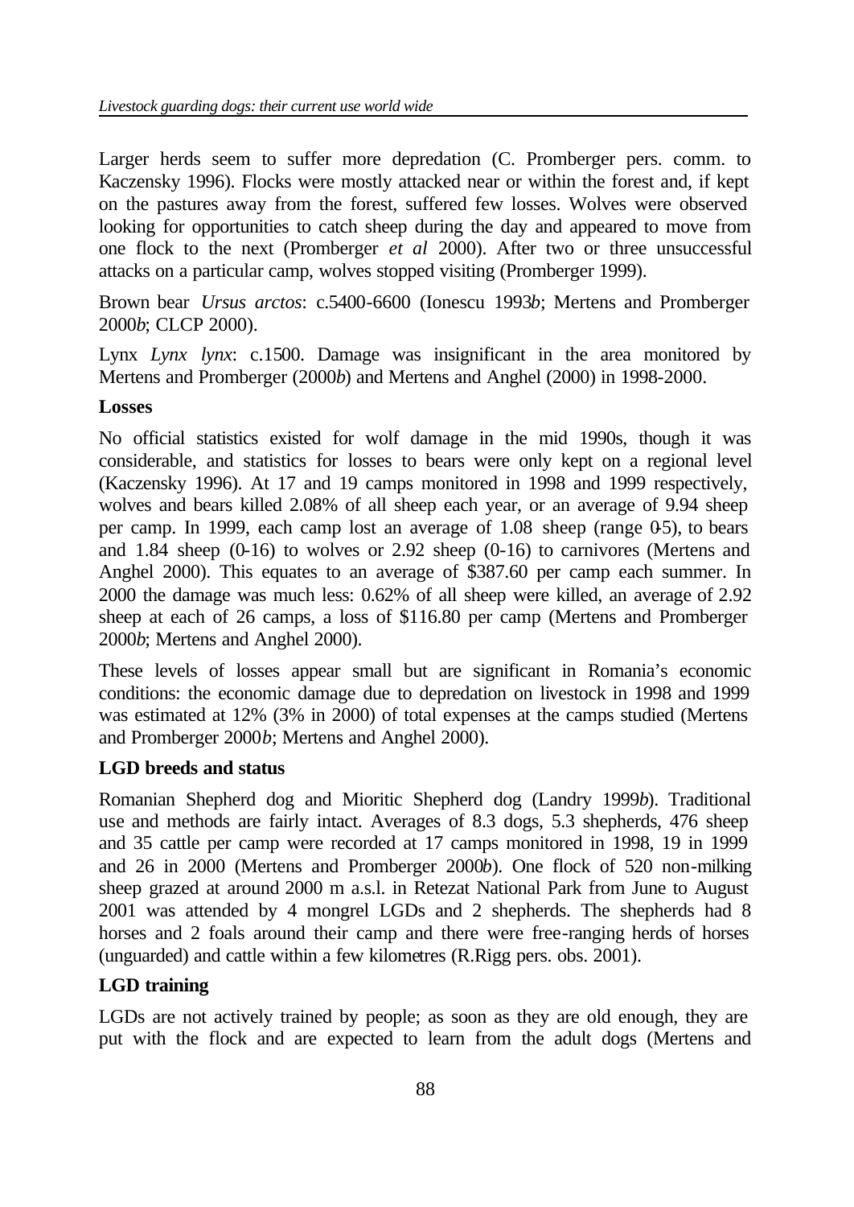Larger herds seem to suffer more depredation (C. Promberger pers. comm. to Kaczensky 1996). Flocks were mostly attacked near or within the forest and, if kept on the pastures away from the forest, suffered few losses. Wolves were observed looking for opportunities to catch sheep during the day and appeared to move from one flock to the next (Promberger *et al* 2000). After two or three unsuccessful attacks on a particular camp, wolves stopped visiting (Promberger 1999).

Brown bear *Ursus arctos*: c.5400-6600 (Ionescu 1993*b*; Mertens and Promberger 2000*b*; CLCP 2000).

Lynx *Lynx lynx*: c.1500. Damage was insignificant in the area monitored by Mertens and Promberger (2000*b*) and Mertens and Anghel (2000) in 1998-2000.

**Losses**

No official statistics existed for wolf damage in the mid 1990s, though it was considerable, and statistics for losses to bears were only kept on a regional level (Kaczensky 1996). At 17 and 19 camps monitored in 1998 and 1999 respectively, wolves and bears killed 2.08% of all sheep each year, or an average of 9.94 sheep per camp. In 1999, each camp lost an average of 1.08 sheep (range 0-5), to bears and 1.84 sheep (0-16) to wolves or 2.92 sheep (0-16) to carnivores (Mertens and Anghel 2000). This equates to an average of $387.60 per camp each summer. In 2000 the damage was much less: 0.62% of all sheep were killed, an average of 2.92 sheep at each of 26 camps, a loss of $116.80 per camp (Mertens and Promberger 2000*b*; Mertens and Anghel 2000).

These levels of losses appear small but are significant in Romania's economic conditions: the economic damage due to depredation on livestock in 1998 and 1999 was estimated at 12% (3% in 2000) of total expenses at the camps studied (Mertens and Promberger 2000*b*; Mertens and Anghel 2000).

**LGD breeds and status**

Romanian Shepherd dog and Mioritic Shepherd dog (Landry 1999*b*). Traditional use and methods are fairly intact. Averages of 8.3 dogs, 5.3 shepherds, 476 sheep and 35 cattle per camp were recorded at 17 camps monitored in 1998, 19 in 1999 and 26 in 2000 (Mertens and Promberger 2000*b*). One flock of 520 non-milking sheep grazed at around 2000 m a.s.l. in Retezat National Park from June to August 2001 was attended by 4 mongrel LGDs and 2 shepherds. The shepherds had 8 horses and 2 foals around their camp and there were free-ranging herds of horses (unguarded) and cattle within a few kilometres (R.Rigg pers. obs. 2001).

**LGD training**

LGDs are not actively trained by people; as soon as they are old enough, they are put with the flock and are expected to learn from the adult dogs (Mertens and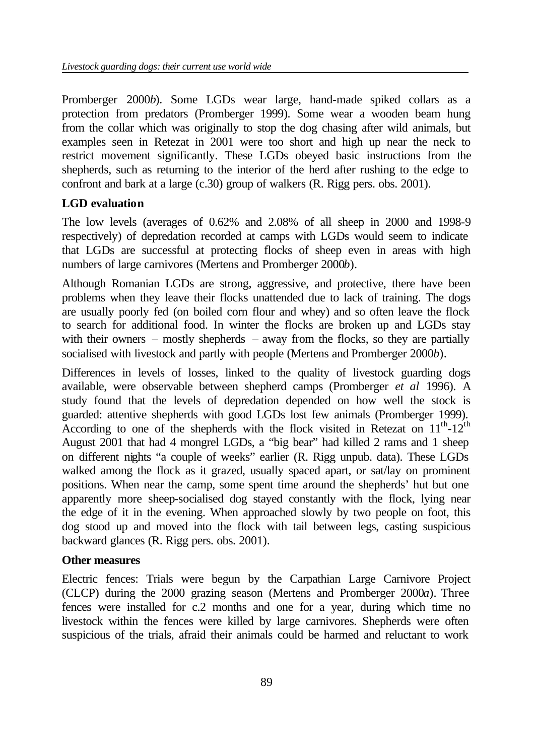Promberger 2000*b*). Some LGDs wear large, hand-made spiked collars as a protection from predators (Promberger 1999). Some wear a wooden beam hung from the collar which was originally to stop the dog chasing after wild animals, but examples seen in Retezat in 2001 were too short and high up near the neck to restrict movement significantly. These LGDs obeyed basic instructions from the shepherds, such as returning to the interior of the herd after rushing to the edge to confront and bark at a large (c.30) group of walkers (R. Rigg pers. obs. 2001).

**LGD evaluation**

The low levels (averages of 0.62% and 2.08% of all sheep in 2000 and 1998-9 respectively) of depredation recorded at camps with LGDs would seem to indicate that LGDs are successful at protecting flocks of sheep even in areas with high numbers of large carnivores (Mertens and Promberger 2000*b*).

Although Romanian LGDs are strong, aggressive, and protective, there have been problems when they leave their flocks unattended due to lack of training. The dogs are usually poorly fed (on boiled corn flour and whey) and so often leave the flock to search for additional food. In winter the flocks are broken up and LGDs stay with their owners – mostly shepherds – away from the flocks, so they are partially socialised with livestock and partly with people (Mertens and Promberger 2000*b*).

Differences in levels of losses, linked to the quality of livestock guarding dogs available, were observable between shepherd camps (Promberger *et al* 1996). A study found that the levels of depredation depended on how well the stock is guarded: attentive shepherds with good LGDs lost few animals (Promberger 1999). According to one of the shepherds with the flock visited in Retezat on 11th-12th August 2001 that had 4 mongrel LGDs, a "big bear" had killed 2 rams and 1 sheep on different nights "a couple of weeks" earlier (R. Rigg unpub. data). These LGDs walked among the flock as it grazed, usually spaced apart, or sat/lay on prominent positions. When near the camp, some spent time around the shepherds' hut but one apparently more sheep-socialised dog stayed constantly with the flock, lying near the edge of it in the evening. When approached slowly by two people on foot, this dog stood up and moved into the flock with tail between legs, casting suspicious backward glances (R. Rigg pers. obs. 2001).

**Other measures**

Electric fences: Trials were begun by the Carpathian Large Carnivore Project (CLCP) during the 2000 grazing season (Mertens and Promberger 2000*a*). Three fences were installed for c.2 months and one for a year, during which time no livestock within the fences were killed by large carnivores. Shepherds were often suspicious of the trials, afraid their animals could be harmed and reluctant to work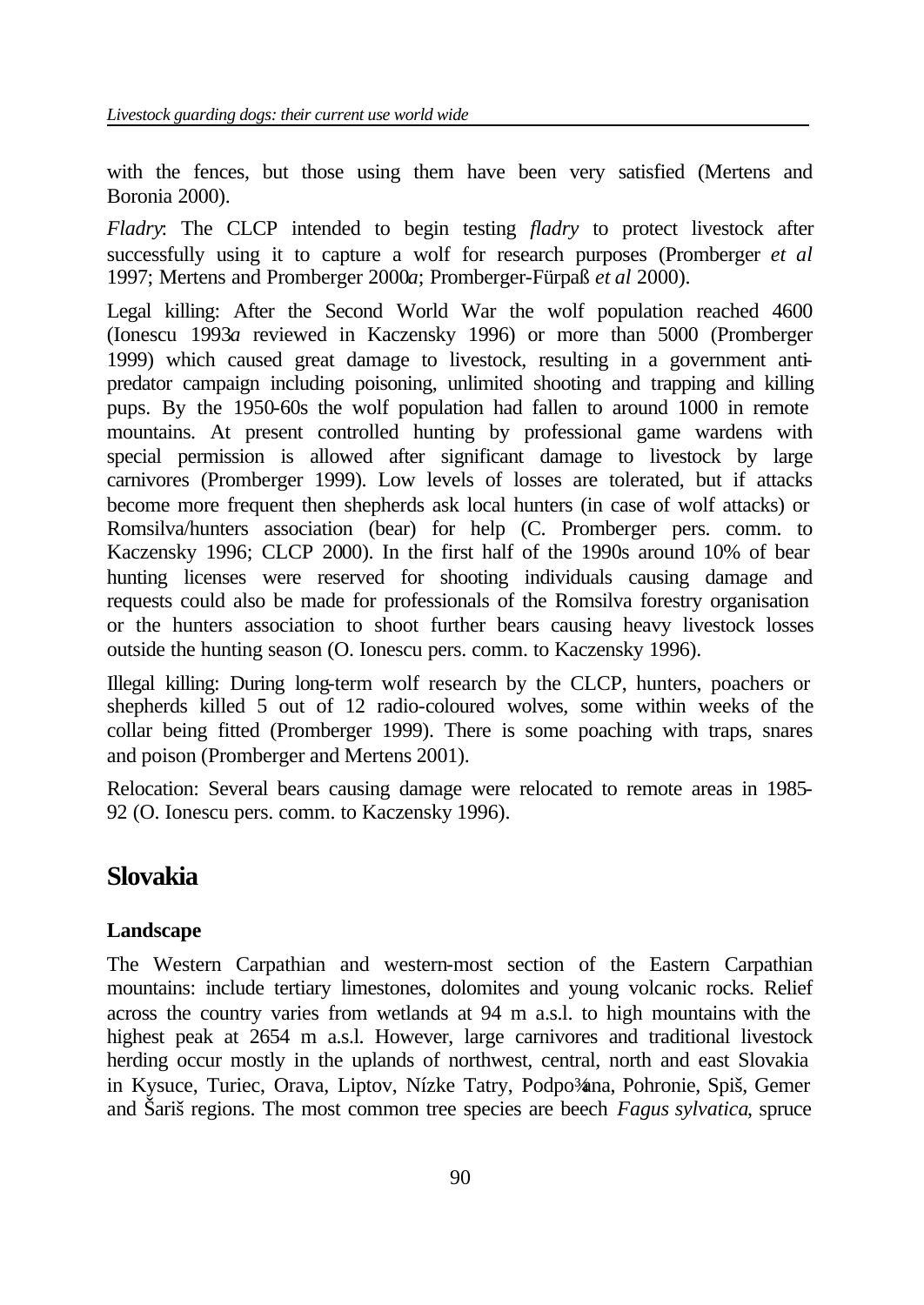with the fences, but those using them have been very satisfied (Mertens and Boronia 2000).

*Fladry*: The CLCP intended to begin testing *fladry* to protect livestock after successfully using it to capture a wolf for research purposes (Promberger *et al* 1997; Mertens and Promberger 2000*a*; Promberger-Fürpaß *et al* 2000).

Legal killing: After the Second World War the wolf population reached 4600 (Ionescu 1993*a* reviewed in Kaczensky 1996) or more than 5000 (Promberger 1999) which caused great damage to livestock, resulting in a government anti-predator campaign including poisoning, unlimited shooting and trapping and killing pups. By the 1950-60s the wolf population had fallen to around 1000 in remote mountains. At present controlled hunting by professional game wardens with special permission is allowed after significant damage to livestock by large carnivores (Promberger 1999). Low levels of losses are tolerated, but if attacks become more frequent then shepherds ask local hunters (in case of wolf attacks) or Romsilva/hunters association (bear) for help (C. Promberger pers. comm. to Kaczensky 1996; CLCP 2000). In the first half of the 1990s around 10% of bear hunting licenses were reserved for shooting individuals causing damage and requests could also be made for professionals of the Romsilva forestry organisation or the hunters association to shoot further bears causing heavy livestock losses outside the hunting season (O. Ionescu pers. comm. to Kaczensky 1996).

Illegal killing: During long-term wolf research by the CLCP, hunters, poachers or shepherds killed 5 out of 12 radio-coloured wolves, some within weeks of the collar being fitted (Promberger 1999). There is some poaching with traps, snares and poison (Promberger and Mertens 2001).

Relocation: Several bears causing damage were relocated to remote areas in 1985-92 (O. Ionescu pers. comm. to Kaczensky 1996).

## Slovakia

### Landscape

The Western Carpathian and western-most section of the Eastern Carpathian mountains: include tertiary limestones, dolomites and young volcanic rocks. Relief across the country varies from wetlands at 94 m a.s.l. to high mountains with the highest peak at 2654 m a.s.l. However, large carnivores and traditional livestock herding occur mostly in the uplands of northwest, central, north and east Slovakia in Kysuce, Turiec, Orava, Liptov, Nízke Tatry, Podpo¾ana, Pohronie, Spiš, Gemer and Šariš regions. The most common tree species are beech *Fagus sylvatica*, spruce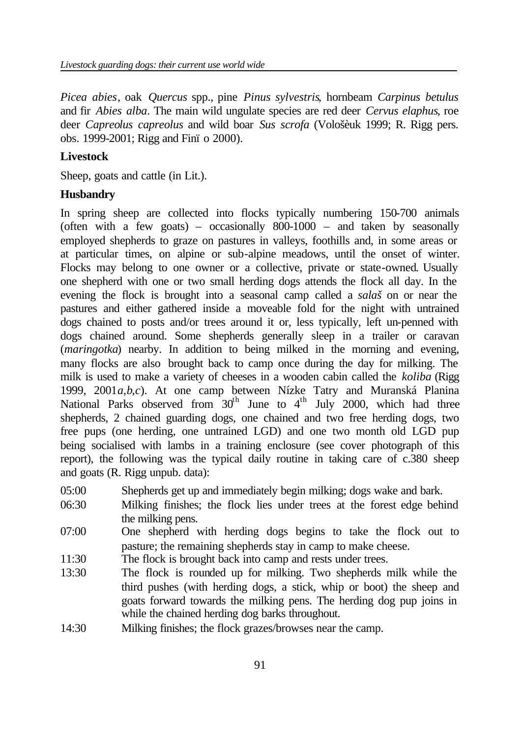*Picea abies*, oak *Quercus* spp., pine *Pinus sylvestris*, hornbeam *Carpinus betulus* and fir *Abies alba*. The main wild ungulate species are red deer *Cervus elaphus*, roe deer *Capreolus capreolus* and wild boar *Sus scrofa* (Vološèuk 1999; R. Rigg pers. obs. 1999-2001; Rigg and Finï o 2000).

**Livestock**

Sheep, goats and cattle (in Lit.).

**Husbandry**

In spring sheep are collected into flocks typically numbering 150-700 animals (often with a few goats) – occasionally 800-1000 – and taken by seasonally employed shepherds to graze on pastures in valleys, foothills and, in some areas or at particular times, on alpine or sub-alpine meadows, until the onset of winter. Flocks may belong to one owner or a collective, private or state-owned. Usually one shepherd with one or two small herding dogs attends the flock all day. In the evening the flock is brought into a seasonal camp called a *salaš* on or near the pastures and either gathered inside a moveable fold for the night with untrained dogs chained to posts and/or trees around it or, less typically, left un-penned with dogs chained around. Some shepherds generally sleep in a trailer or caravan (*maringotka*) nearby. In addition to being milked in the morning and evening, many flocks are also brought back to camp once during the day for milking. The milk is used to make a variety of cheeses in a wooden cabin called the *koliba* (Rigg 1999, 2001*a,b,c*). At one camp between Nízke Tatry and Muranská Planina National Parks observed from 30th June to 4th July 2000, which had three shepherds, 2 chained guarding dogs, one chained and two free herding dogs, two free pups (one herding, one untrained LGD) and one two month old LGD pup being socialised with lambs in a training enclosure (see cover photograph of this report), the following was the typical daily routine in taking care of c.380 sheep and goats (R. Rigg unpub. data):

- 05:00 Shepherds get up and immediately begin milking; dogs wake and bark.
- 06:30 Milking finishes; the flock lies under trees at the forest edge behind the milking pens.
- 07:00 One shepherd with herding dogs begins to take the flock out to pasture; the remaining shepherds stay in camp to make cheese.
- 11:30 The flock is brought back into camp and rests under trees.
- 13:30 The flock is rounded up for milking. Two shepherds milk while the third pushes (with herding dogs, a stick, whip or boot) the sheep and goats forward towards the milking pens. The herding dog pup joins in while the chained herding dog barks throughout.
- 14:30 Milking finishes; the flock grazes/browses near the camp.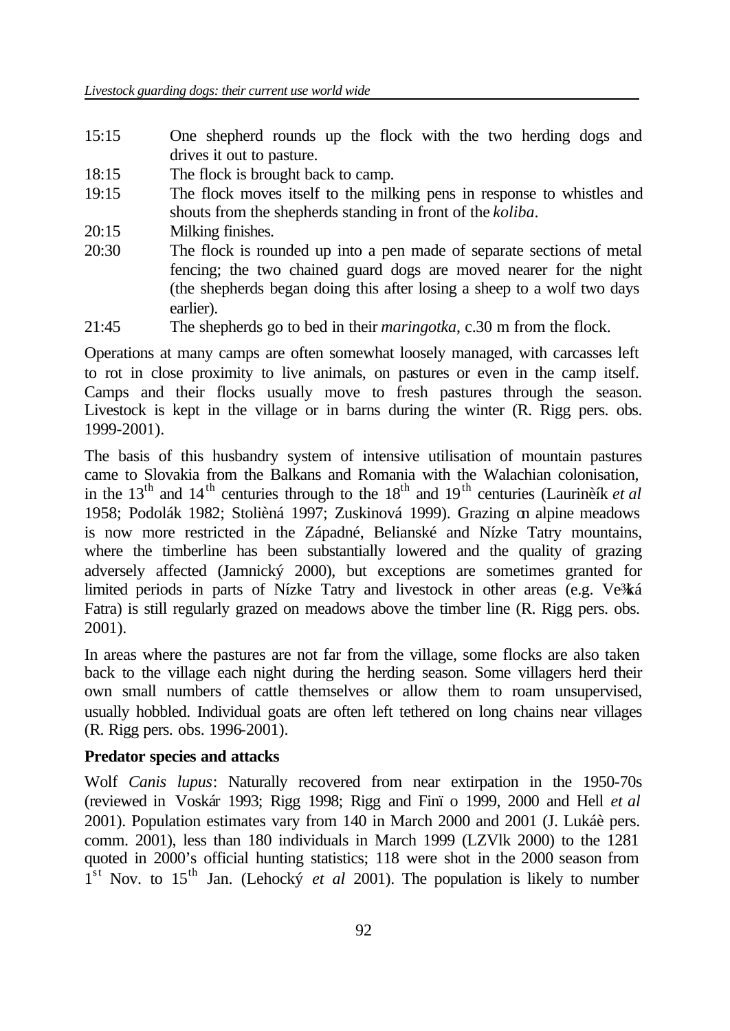15:15 One shepherd rounds up the flock with the two herding dogs and drives it out to pasture.

18:15 The flock is brought back to camp.

19:15 The flock moves itself to the milking pens in response to whistles and shouts from the shepherds standing in front of the *koliba*.

20:15 Milking finishes.

20:30 The flock is rounded up into a pen made of separate sections of metal fencing; the two chained guard dogs are moved nearer for the night (the shepherds began doing this after losing a sheep to a wolf two days earlier).

21:45 The shepherds go to bed in their *maringotka*, c.30 m from the flock.

Operations at many camps are often somewhat loosely managed, with carcasses left to rot in close proximity to live animals, on pastures or even in the camp itself. Camps and their flocks usually move to fresh pastures through the season. Livestock is kept in the village or in barns during the winter (R. Rigg pers. obs. 1999-2001).

The basis of this husbandry system of intensive utilisation of mountain pastures came to Slovakia from the Balkans and Romania with the Walachian colonisation, in the 13th and 14th centuries through to the 18th and 19th centuries (Laurinèík *et al* 1958; Podolák 1982; Stolièná 1997; Zuskinová 1999). Grazing on alpine meadows is now more restricted in the Západné, Belianské and Nízke Tatry mountains, where the timberline has been substantially lowered and the quality of grazing adversely affected (Jamnický 2000), but exceptions are sometimes granted for limited periods in parts of Nízke Tatry and livestock in other areas (e.g. Ve¾ká Fatra) is still regularly grazed on meadows above the timber line (R. Rigg pers. obs. 2001).

In areas where the pastures are not far from the village, some flocks are also taken back to the village each night during the herding season. Some villagers herd their own small numbers of cattle themselves or allow them to roam unsupervised, usually hobbled. Individual goats are often left tethered on long chains near villages (R. Rigg pers. obs. 1996-2001).

**Predator species and attacks**

Wolf *Canis lupus*: Naturally recovered from near extirpation in the 1950-70s (reviewed in Voskár 1993; Rigg 1998; Rigg and Finï o 1999, 2000 and Hell *et al* 2001). Population estimates vary from 140 in March 2000 and 2001 (J. Lukáè pers. comm. 2001), less than 180 individuals in March 1999 (LZVlk 2000) to the 1281 quoted in 2000's official hunting statistics; 118 were shot in the 2000 season from 1st Nov. to 15th Jan. (Lehocký *et al* 2001). The population is likely to number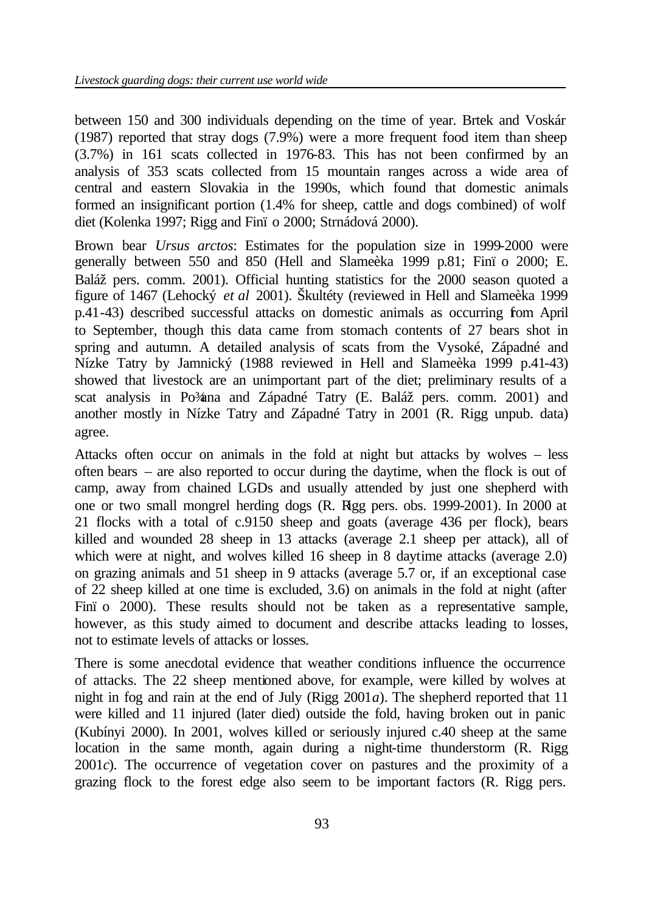between 150 and 300 individuals depending on the time of year. Brtek and Voskár (1987) reported that stray dogs (7.9%) were a more frequent food item than sheep (3.7%) in 161 scats collected in 1976-83. This has not been confirmed by an analysis of 353 scats collected from 15 mountain ranges across a wide area of central and eastern Slovakia in the 1990s, which found that domestic animals formed an insignificant portion (1.4% for sheep, cattle and dogs combined) of wolf diet (Kolenka 1997; Rigg and Finï o 2000; Strnádová 2000).

Brown bear *Ursus arctos*: Estimates for the population size in 1999-2000 were generally between 550 and 850 (Hell and Slameèka 1999 p.81; Finï o 2000; E. Baláž pers. comm. 2001). Official hunting statistics for the 2000 season quoted a figure of 1467 (Lehocký *et al* 2001). Škultéty (reviewed in Hell and Slameèka 1999 p.41-43) described successful attacks on domestic animals as occurring from April to September, though this data came from stomach contents of 27 bears shot in spring and autumn. A detailed analysis of scats from the Vysoké, Západné and Nízke Tatry by Jamnický (1988 reviewed in Hell and Slameèka 1999 p.41-43) showed that livestock are an unimportant part of the diet; preliminary results of a scat analysis in Po¾ana and Západné Tatry (E. Baláž pers. comm. 2001) and another mostly in Nízke Tatry and Západné Tatry in 2001 (R. Rigg unpub. data) agree.

Attacks often occur on animals in the fold at night but attacks by wolves – less often bears – are also reported to occur during the daytime, when the flock is out of camp, away from chained LGDs and usually attended by just one shepherd with one or two small mongrel herding dogs (R. Rigg pers. obs. 1999-2001). In 2000 at 21 flocks with a total of c.9150 sheep and goats (average 436 per flock), bears killed and wounded 28 sheep in 13 attacks (average 2.1 sheep per attack), all of which were at night, and wolves killed 16 sheep in 8 daytime attacks (average 2.0) on grazing animals and 51 sheep in 9 attacks (average 5.7 or, if an exceptional case of 22 sheep killed at one time is excluded, 3.6) on animals in the fold at night (after Finï o 2000). These results should not be taken as a representative sample, however, as this study aimed to document and describe attacks leading to losses, not to estimate levels of attacks or losses.

There is some anecdotal evidence that weather conditions influence the occurrence of attacks. The 22 sheep mentioned above, for example, were killed by wolves at night in fog and rain at the end of July (Rigg 2001*a*). The shepherd reported that 11 were killed and 11 injured (later died) outside the fold, having broken out in panic (Kubínyi 2000). In 2001, wolves killed or seriously injured c.40 sheep at the same location in the same month, again during a night-time thunderstorm (R. Rigg 2001*c*). The occurrence of vegetation cover on pastures and the proximity of a grazing flock to the forest edge also seem to be important factors (R. Rigg pers.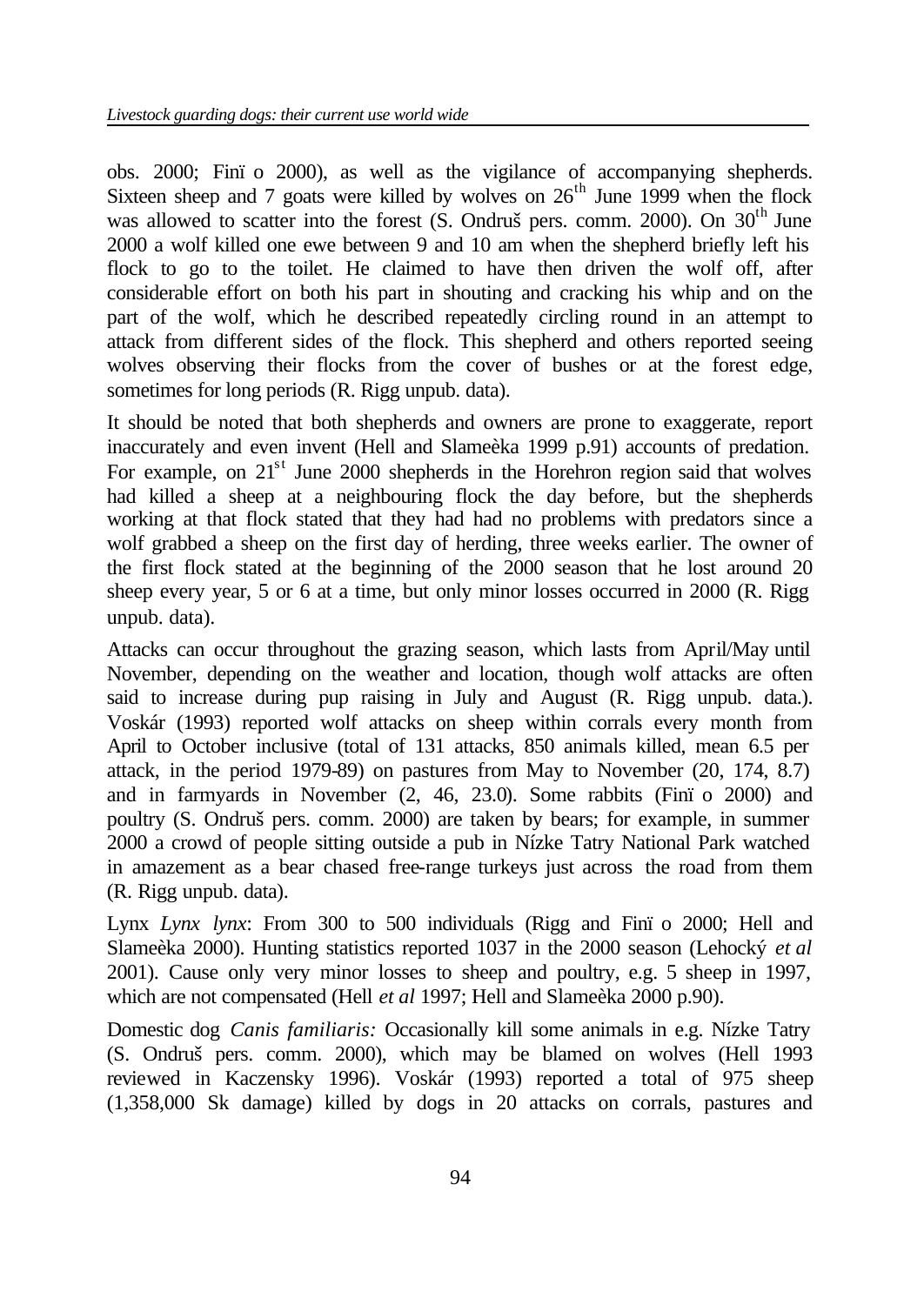obs. 2000; Finï o 2000), as well as the vigilance of accompanying shepherds. Sixteen sheep and 7 goats were killed by wolves on 26th June 1999 when the flock was allowed to scatter into the forest (S. Ondruš pers. comm. 2000). On 30th June 2000 a wolf killed one ewe between 9 and 10 am when the shepherd briefly left his flock to go to the toilet. He claimed to have then driven the wolf off, after considerable effort on both his part in shouting and cracking his whip and on the part of the wolf, which he described repeatedly circling round in an attempt to attack from different sides of the flock. This shepherd and others reported seeing wolves observing their flocks from the cover of bushes or at the forest edge, sometimes for long periods (R. Rigg unpub. data).

It should be noted that both shepherds and owners are prone to exaggerate, report inaccurately and even invent (Hell and Slameèka 1999 p.91) accounts of predation. For example, on 21st June 2000 shepherds in the Horehron region said that wolves had killed a sheep at a neighbouring flock the day before, but the shepherds working at that flock stated that they had had no problems with predators since a wolf grabbed a sheep on the first day of herding, three weeks earlier. The owner of the first flock stated at the beginning of the 2000 season that he lost around 20 sheep every year, 5 or 6 at a time, but only minor losses occurred in 2000 (R. Rigg unpub. data).

Attacks can occur throughout the grazing season, which lasts from April/May until November, depending on the weather and location, though wolf attacks are often said to increase during pup raising in July and August (R. Rigg unpub. data.). Voskár (1993) reported wolf attacks on sheep within corrals every month from April to October inclusive (total of 131 attacks, 850 animals killed, mean 6.5 per attack, in the period 1979-89) on pastures from May to November (20, 174, 8.7) and in farmyards in November (2, 46, 23.0). Some rabbits (Finï o 2000) and poultry (S. Ondruš pers. comm. 2000) are taken by bears; for example, in summer 2000 a crowd of people sitting outside a pub in Nízke Tatry National Park watched in amazement as a bear chased free-range turkeys just across the road from them (R. Rigg unpub. data).

Lynx *Lynx lynx*: From 300 to 500 individuals (Rigg and Finï o 2000; Hell and Slameèka 2000). Hunting statistics reported 1037 in the 2000 season (Lehocký *et al* 2001). Cause only very minor losses to sheep and poultry, e.g. 5 sheep in 1997, which are not compensated (Hell *et al* 1997; Hell and Slameèka 2000 p.90).

Domestic dog *Canis familiaris:* Occasionally kill some animals in e.g. Nízke Tatry (S. Ondruš pers. comm. 2000), which may be blamed on wolves (Hell 1993 reviewed in Kaczensky 1996). Voskár (1993) reported a total of 975 sheep (1,358,000 Sk damage) killed by dogs in 20 attacks on corrals, pastures and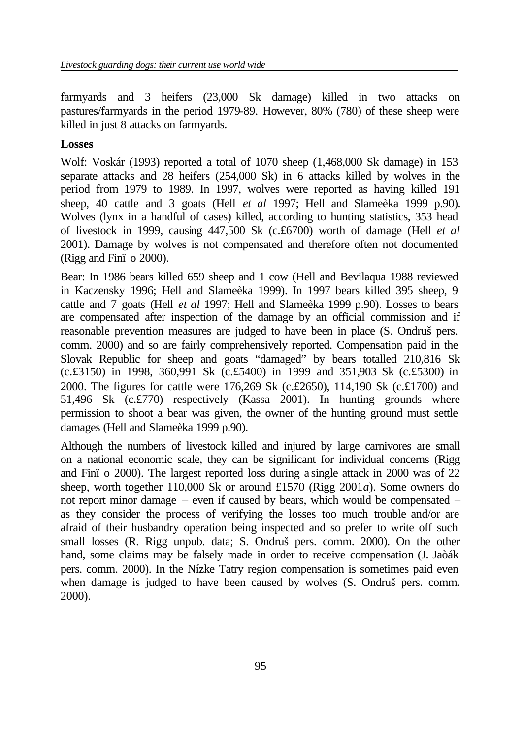farmyards and 3 heifers (23,000 Sk damage) killed in two attacks on pastures/farmyards in the period 1979-89. However, 80% (780) of these sheep were killed in just 8 attacks on farmyards.

**Losses**

Wolf: Voskár (1993) reported a total of 1070 sheep (1,468,000 Sk damage) in 153 separate attacks and 28 heifers (254,000 Sk) in 6 attacks killed by wolves in the period from 1979 to 1989. In 1997, wolves were reported as having killed 191 sheep, 40 cattle and 3 goats (Hell *et al* 1997; Hell and Slameèka 1999 p.90). Wolves (lynx in a handful of cases) killed, according to hunting statistics, 353 head of livestock in 1999, causing 447,500 Sk (c.£6700) worth of damage (Hell *et al* 2001). Damage by wolves is not compensated and therefore often not documented (Rigg and Finï o 2000).

Bear: In 1986 bears killed 659 sheep and 1 cow (Hell and Bevilaqua 1988 reviewed in Kaczensky 1996; Hell and Slameèka 1999). In 1997 bears killed 395 sheep, 9 cattle and 7 goats (Hell *et al* 1997; Hell and Slameèka 1999 p.90). Losses to bears are compensated after inspection of the damage by an official commission and if reasonable prevention measures are judged to have been in place (S. Ondruš pers. comm. 2000) and so are fairly comprehensively reported. Compensation paid in the Slovak Republic for sheep and goats "damaged" by bears totalled 210,816 Sk (c.£3150) in 1998, 360,991 Sk (c.£5400) in 1999 and 351,903 Sk (c.£5300) in 2000. The figures for cattle were 176,269 Sk (c.£2650), 114,190 Sk (c.£1700) and 51,496 Sk (c.£770) respectively (Kassa 2001). In hunting grounds where permission to shoot a bear was given, the owner of the hunting ground must settle damages (Hell and Slameèka 1999 p.90).

Although the numbers of livestock killed and injured by large carnivores are small on a national economic scale, they can be significant for individual concerns (Rigg and Finï o 2000). The largest reported loss during a single attack in 2000 was of 22 sheep, worth together 110,000 Sk or around £1570 (Rigg 2001*a*). Some owners do not report minor damage – even if caused by bears, which would be compensated – as they consider the process of verifying the losses too much trouble and/or are afraid of their husbandry operation being inspected and so prefer to write off such small losses (R. Rigg unpub. data; S. Ondruš pers. comm. 2000). On the other hand, some claims may be falsely made in order to receive compensation (J. Jaòák pers. comm. 2000). In the Nízke Tatry region compensation is sometimes paid even when damage is judged to have been caused by wolves (S. Ondruš pers. comm. 2000).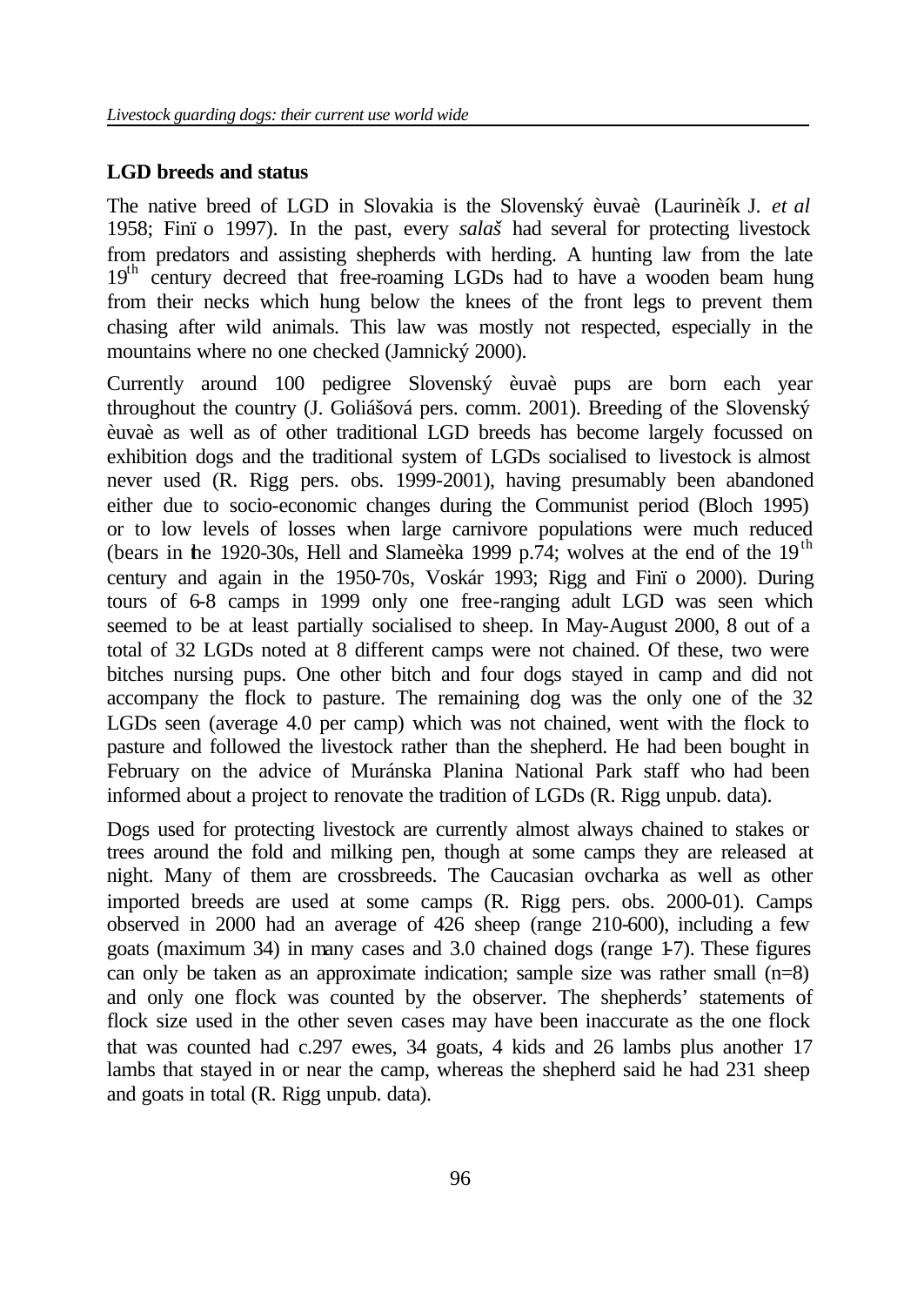## LGD breeds and status

The native breed of LGD in Slovakia is the Slovenský èuvaè (Laurinèík J. *et al* 1958; Finï o 1997). In the past, every *salaš* had several for protecting livestock from predators and assisting shepherds with herding. A hunting law from the late $19^{th}$ century decreed that free-roaming LGDs had to have a wooden beam hung from their necks which hung below the knees of the front legs to prevent them chasing after wild animals. This law was mostly not respected, especially in the mountains where no one checked (Jamnický 2000).

Currently around 100 pedigree Slovenský èuvaè pups are born each year throughout the country (J. Goliášová pers. comm. 2001). Breeding of the Slovenský èuvaè as well as of other traditional LGD breeds has become largely focussed on exhibition dogs and the traditional system of LGDs socialised to livestock is almost never used (R. Rigg pers. obs. 1999-2001), having presumably been abandoned either due to socio-economic changes during the Communist period (Bloch 1995) or to low levels of losses when large carnivore populations were much reduced (bears in the 1920-30s, Hell and Slameèka 1999 p.74; wolves at the end of the $19^{th}$ century and again in the 1950-70s, Voskár 1993; Rigg and Finï o 2000). During tours of 6-8 camps in 1999 only one free-ranging adult LGD was seen which seemed to be at least partially socialised to sheep. In May-August 2000, 8 out of a total of 32 LGDs noted at 8 different camps were not chained. Of these, two were bitches nursing pups. One other bitch and four dogs stayed in camp and did not accompany the flock to pasture. The remaining dog was the only one of the 32 LGDs seen (average 4.0 per camp) which was not chained, went with the flock to pasture and followed the livestock rather than the shepherd. He had been bought in February on the advice of Muránska Planina National Park staff who had been informed about a project to renovate the tradition of LGDs (R. Rigg unpub. data).

Dogs used for protecting livestock are currently almost always chained to stakes or trees around the fold and milking pen, though at some camps they are released at night. Many of them are crossbreeds. The Caucasian ovcharka as well as other imported breeds are used at some camps (R. Rigg pers. obs. 2000-01). Camps observed in 2000 had an average of 426 sheep (range 210-600), including a few goats (maximum 34) in many cases and 3.0 chained dogs (range 1-7). These figures can only be taken as an approximate indication; sample size was rather small (n=8) and only one flock was counted by the observer. The shepherds' statements of flock size used in the other seven cases may have been inaccurate as the one flock that was counted had c.297 ewes, 34 goats, 4 kids and 26 lambs plus another 17 lambs that stayed in or near the camp, whereas the shepherd said he had 231 sheep and goats in total (R. Rigg unpub. data).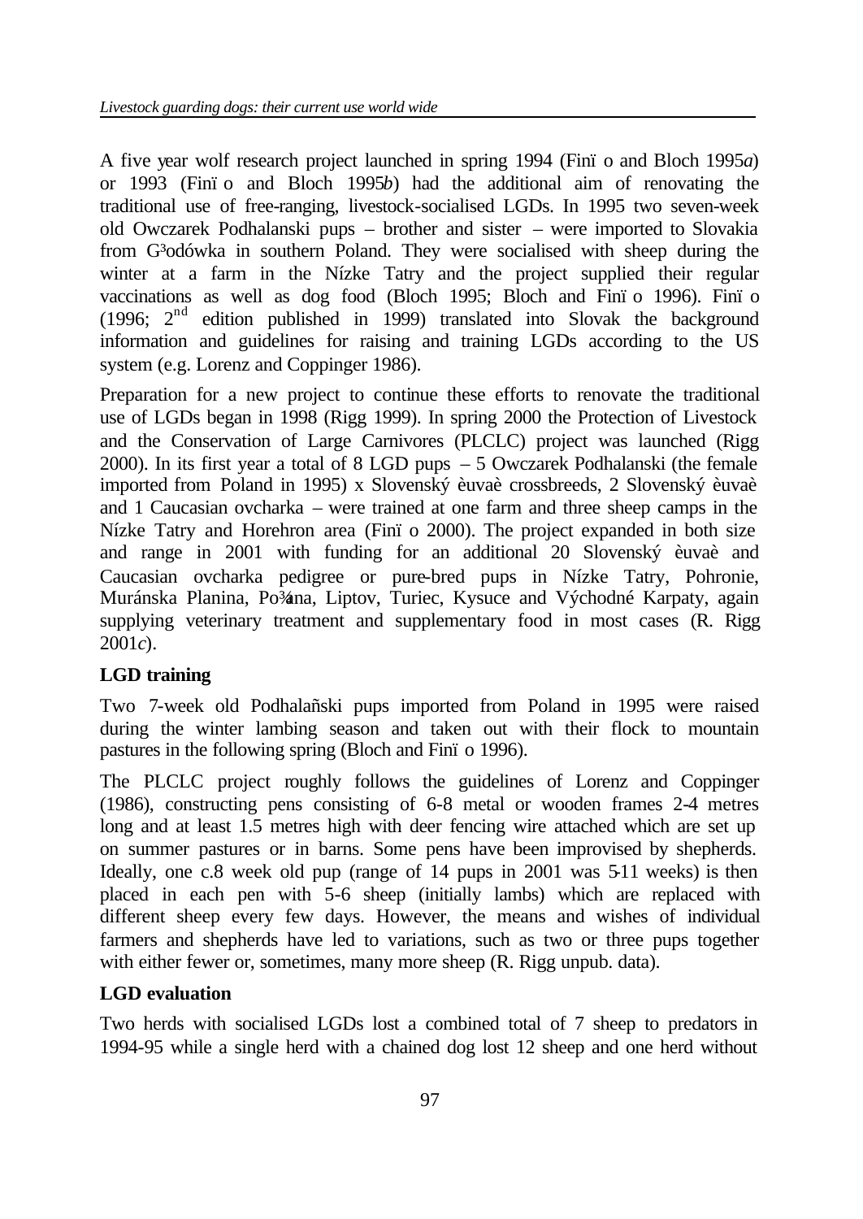A five year wolf research project launched in spring 1994 (Finï o and Bloch 1995*a*) or 1993 (Finï o and Bloch 1995*b*) had the additional aim of renovating the traditional use of free-ranging, livestock-socialised LGDs. In 1995 two seven-week old Owczarek Podhalanski pups – brother and sister – were imported to Slovakia from G³odówka in southern Poland. They were socialised with sheep during the winter at a farm in the Nízke Tatry and the project supplied their regular vaccinations as well as dog food (Bloch 1995; Bloch and Finï o 1996). Finï o (1996; 2nd edition published in 1999) translated into Slovak the background information and guidelines for raising and training LGDs according to the US system (e.g. Lorenz and Coppinger 1986).

Preparation for a new project to continue these efforts to renovate the traditional use of LGDs began in 1998 (Rigg 1999). In spring 2000 the Protection of Livestock and the Conservation of Large Carnivores (PLCLC) project was launched (Rigg 2000). In its first year a total of 8 LGD pups – 5 Owczarek Podhalanski (the female imported from Poland in 1995) x Slovenský èuvaè crossbreeds, 2 Slovenský èuvaè and 1 Caucasian ovcharka – were trained at one farm and three sheep camps in the Nízke Tatry and Horehron area (Finï o 2000). The project expanded in both size and range in 2001 with funding for an additional 20 Slovenský èuvaè and Caucasian ovcharka pedigree or pure-bred pups in Nízke Tatry, Pohronie, Muránska Planina, Po¾ana, Liptov, Turiec, Kysuce and Východné Karpaty, again supplying veterinary treatment and supplementary food in most cases (R. Rigg 2001*c*).

**LGD training**

Two 7-week old Podhalañski pups imported from Poland in 1995 were raised during the winter lambing season and taken out with their flock to mountain pastures in the following spring (Bloch and Finï o 1996).

The PLCLC project roughly follows the guidelines of Lorenz and Coppinger (1986), constructing pens consisting of 6-8 metal or wooden frames 2-4 metres long and at least 1.5 metres high with deer fencing wire attached which are set up on summer pastures or in barns. Some pens have been improvised by shepherds. Ideally, one c.8 week old pup (range of 14 pups in 2001 was 5-11 weeks) is then placed in each pen with 5-6 sheep (initially lambs) which are replaced with different sheep every few days. However, the means and wishes of individual farmers and shepherds have led to variations, such as two or three pups together with either fewer or, sometimes, many more sheep (R. Rigg unpub. data).

**LGD evaluation**

Two herds with socialised LGDs lost a combined total of 7 sheep to predators in 1994-95 while a single herd with a chained dog lost 12 sheep and one herd without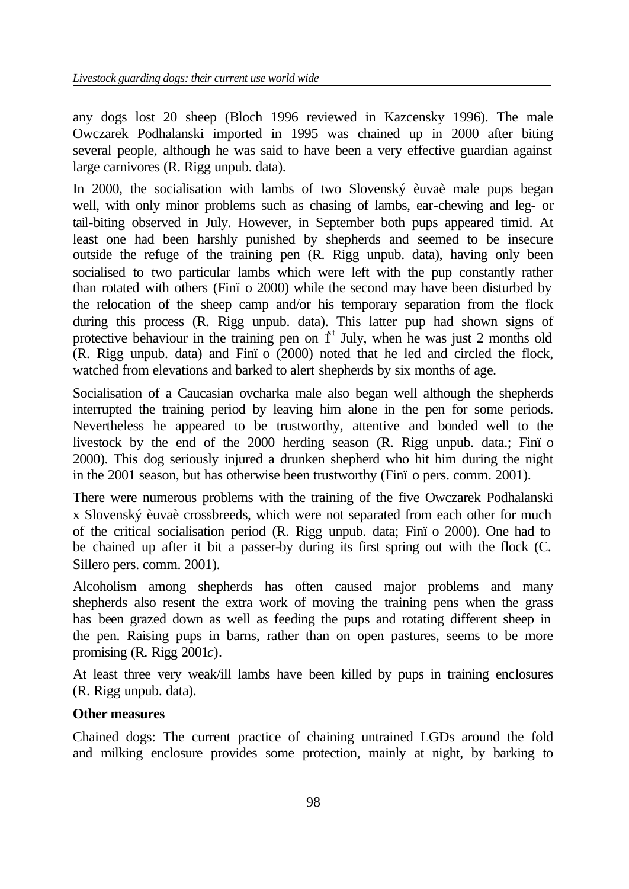any dogs lost 20 sheep (Bloch 1996 reviewed in Kazcensky 1996). The male Owczarek Podhalanski imported in 1995 was chained up in 2000 after biting several people, although he was said to have been a very effective guardian against large carnivores (R. Rigg unpub. data).

In 2000, the socialisation with lambs of two Slovenský èuvaè male pups began well, with only minor problems such as chasing of lambs, ear-chewing and leg- or tail-biting observed in July. However, in September both pups appeared timid. At least one had been harshly punished by shepherds and seemed to be insecure outside the refuge of the training pen (R. Rigg unpub. data), having only been socialised to two particular lambs which were left with the pup constantly rather than rotated with others (Finï o 2000) while the second may have been disturbed by the relocation of the sheep camp and/or his temporary separation from the flock during this process (R. Rigg unpub. data). This latter pup had shown signs of protective behaviour in the training pen on 1st July, when he was just 2 months old (R. Rigg unpub. data) and Finï o (2000) noted that he led and circled the flock, watched from elevations and barked to alert shepherds by six months of age.

Socialisation of a Caucasian ovcharka male also began well although the shepherds interrupted the training period by leaving him alone in the pen for some periods. Nevertheless he appeared to be trustworthy, attentive and bonded well to the livestock by the end of the 2000 herding season (R. Rigg unpub. data.; Finï o 2000). This dog seriously injured a drunken shepherd who hit him during the night in the 2001 season, but has otherwise been trustworthy (Finï o pers. comm. 2001).

There were numerous problems with the training of the five Owczarek Podhalanski x Slovenský èuvaè crossbreeds, which were not separated from each other for much of the critical socialisation period (R. Rigg unpub. data; Finï o 2000). One had to be chained up after it bit a passer-by during its first spring out with the flock (C. Sillero pers. comm. 2001).

Alcoholism among shepherds has often caused major problems and many shepherds also resent the extra work of moving the training pens when the grass has been grazed down as well as feeding the pups and rotating different sheep in the pen. Raising pups in barns, rather than on open pastures, seems to be more promising (R. Rigg 2001*c*).

At least three very weak/ill lambs have been killed by pups in training enclosures (R. Rigg unpub. data).

**Other measures**

Chained dogs: The current practice of chaining untrained LGDs around the fold and milking enclosure provides some protection, mainly at night, by barking to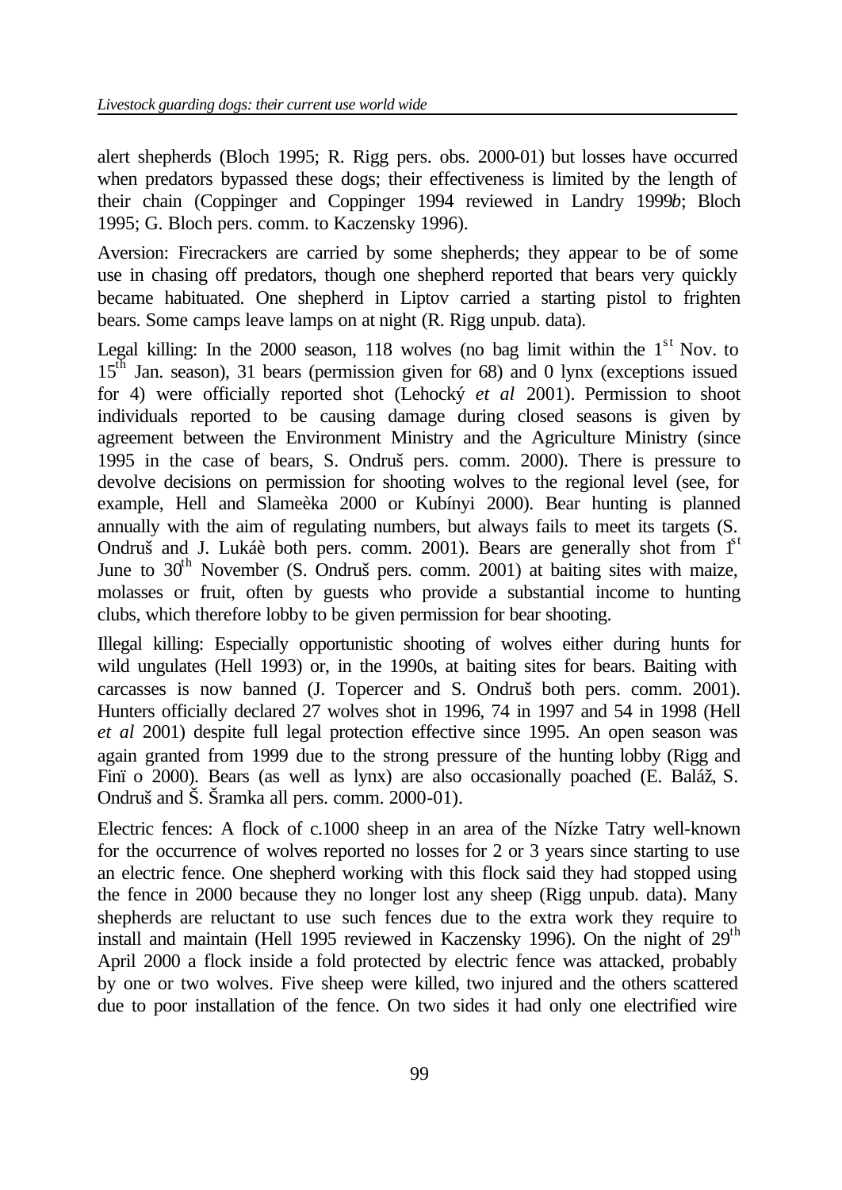alert shepherds (Bloch 1995; R. Rigg pers. obs. 2000-01) but losses have occurred when predators bypassed these dogs; their effectiveness is limited by the length of their chain (Coppinger and Coppinger 1994 reviewed in Landry 1999*b*; Bloch 1995; G. Bloch pers. comm. to Kaczensky 1996).

Aversion: Firecrackers are carried by some shepherds; they appear to be of some use in chasing off predators, though one shepherd reported that bears very quickly became habituated. One shepherd in Liptov carried a starting pistol to frighten bears. Some camps leave lamps on at night (R. Rigg unpub. data).

Legal killing: In the 2000 season, 118 wolves (no bag limit within the 1st Nov. to 15th Jan. season), 31 bears (permission given for 68) and 0 lynx (exceptions issued for 4) were officially reported shot (Lehocký *et al* 2001). Permission to shoot individuals reported to be causing damage during closed seasons is given by agreement between the Environment Ministry and the Agriculture Ministry (since 1995 in the case of bears, S. Ondruš pers. comm. 2000). There is pressure to devolve decisions on permission for shooting wolves to the regional level (see, for example, Hell and Slameèka 2000 or Kubínyi 2000). Bear hunting is planned annually with the aim of regulating numbers, but always fails to meet its targets (S. Ondruš and J. Lukáè both pers. comm. 2001). Bears are generally shot from 1st June to 30th November (S. Ondruš pers. comm. 2001) at baiting sites with maize, molasses or fruit, often by guests who provide a substantial income to hunting clubs, which therefore lobby to be given permission for bear shooting.

Illegal killing: Especially opportunistic shooting of wolves either during hunts for wild ungulates (Hell 1993) or, in the 1990s, at baiting sites for bears. Baiting with carcasses is now banned (J. Topercer and S. Ondruš both pers. comm. 2001). Hunters officially declared 27 wolves shot in 1996, 74 in 1997 and 54 in 1998 (Hell *et al* 2001) despite full legal protection effective since 1995. An open season was again granted from 1999 due to the strong pressure of the hunting lobby (Rigg and Finï o 2000). Bears (as well as lynx) are also occasionally poached (E. Baláž, S. Ondruš and Š. Šramka all pers. comm. 2000-01).

Electric fences: A flock of c.1000 sheep in an area of the Nízke Tatry well-known for the occurrence of wolves reported no losses for 2 or 3 years since starting to use an electric fence. One shepherd working with this flock said they had stopped using the fence in 2000 because they no longer lost any sheep (Rigg unpub. data). Many shepherds are reluctant to use such fences due to the extra work they require to install and maintain (Hell 1995 reviewed in Kaczensky 1996). On the night of 29th April 2000 a flock inside a fold protected by electric fence was attacked, probably by one or two wolves. Five sheep were killed, two injured and the others scattered due to poor installation of the fence. On two sides it had only one electrified wire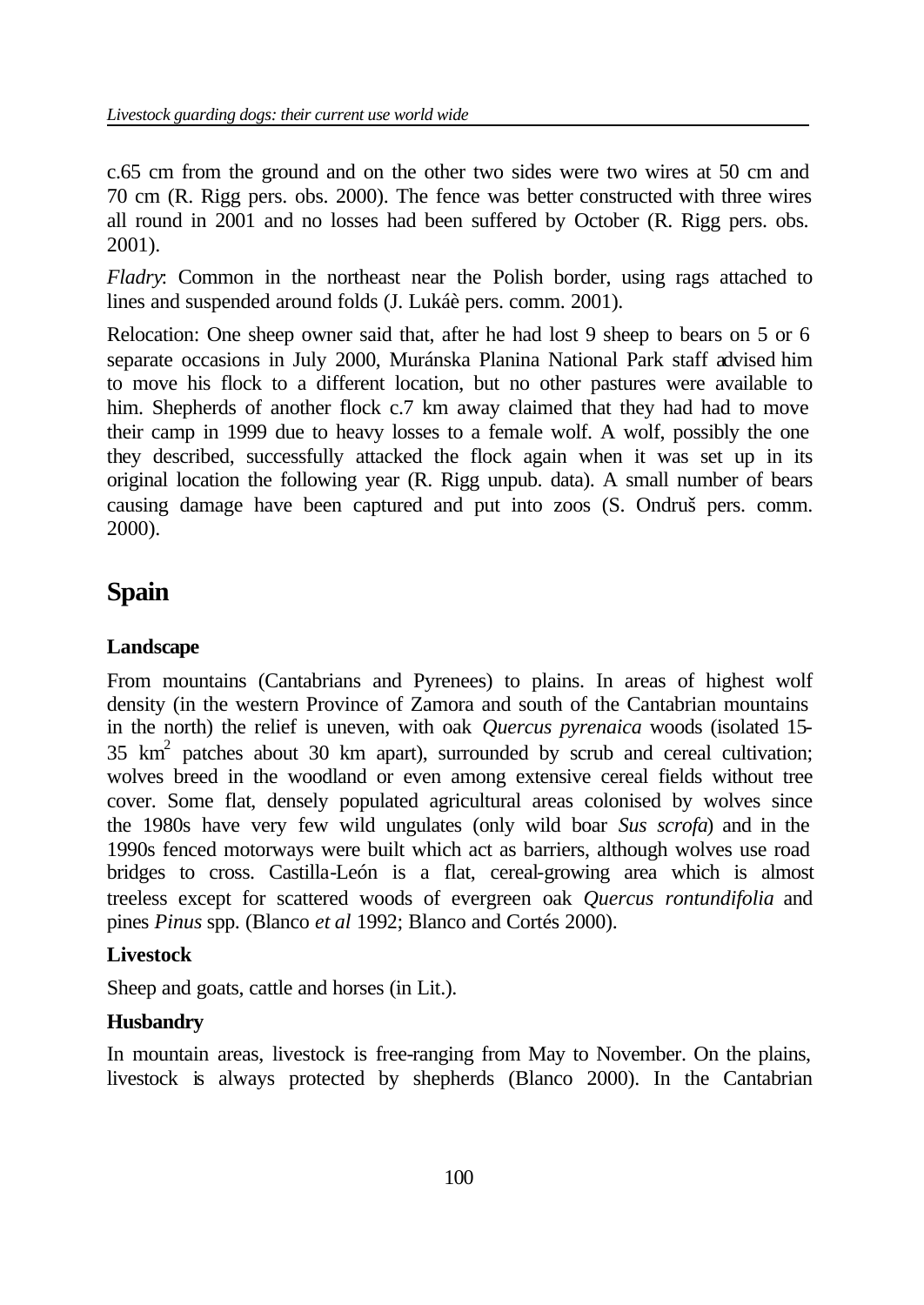c.65 cm from the ground and on the other two sides were two wires at 50 cm and 70 cm (R. Rigg pers. obs. 2000). The fence was better constructed with three wires all round in 2001 and no losses had been suffered by October (R. Rigg pers. obs. 2001).

*Fladry*: Common in the northeast near the Polish border, using rags attached to lines and suspended around folds (J. Lukáè pers. comm. 2001).

Relocation: One sheep owner said that, after he had lost 9 sheep to bears on 5 or 6 separate occasions in July 2000, Muránska Planina National Park staff advised him to move his flock to a different location, but no other pastures were available to him. Shepherds of another flock c.7 km away claimed that they had had to move their camp in 1999 due to heavy losses to a female wolf. A wolf, possibly the one they described, successfully attacked the flock again when it was set up in its original location the following year (R. Rigg unpub. data). A small number of bears causing damage have been captured and put into zoos (S. Ondruš pers. comm. 2000).

## Spain

### Landscape

From mountains (Cantabrians and Pyrenees) to plains. In areas of highest wolf density (in the western Province of Zamora and south of the Cantabrian mountains in the north) the relief is uneven, with oak *Quercus pyrenaica* woods (isolated 15-35 km$^2$ patches about 30 km apart), surrounded by scrub and cereal cultivation; wolves breed in the woodland or even among extensive cereal fields without tree cover. Some flat, densely populated agricultural areas colonised by wolves since the 1980s have very few wild ungulates (only wild boar *Sus scrofa*) and in the 1990s fenced motorways were built which act as barriers, although wolves use road bridges to cross. Castilla-León is a flat, cereal-growing area which is almost treeless except for scattered woods of evergreen oak *Quercus rontundifolia* and pines *Pinus* spp. (Blanco *et al* 1992; Blanco and Cortés 2000).

### Livestock

Sheep and goats, cattle and horses (in Lit.).

### Husbandry

In mountain areas, livestock is free-ranging from May to November. On the plains, livestock is always protected by shepherds (Blanco 2000). In the Cantabrian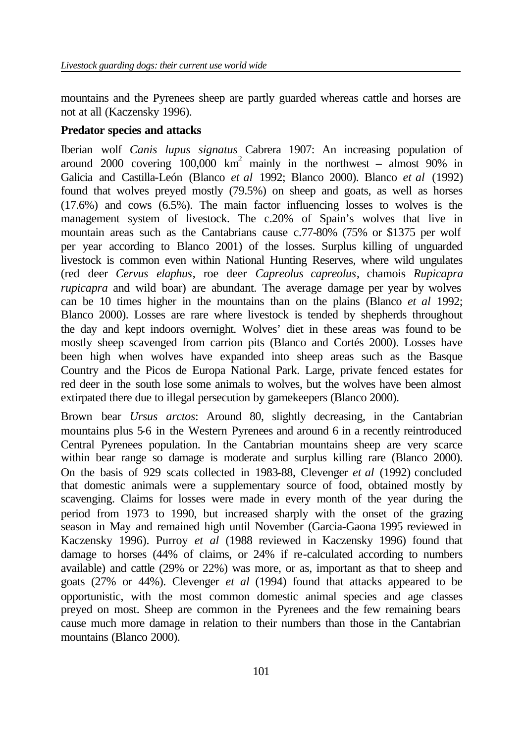mountains and the Pyrenees sheep are partly guarded whereas cattle and horses are not at all (Kaczensky 1996).

**Predator species and attacks**

Iberian wolf *Canis lupus signatus* Cabrera 1907: An increasing population of around 2000 covering 100,000 km$^2$ mainly in the northwest – almost 90% in Galicia and Castilla-León (Blanco *et al* 1992; Blanco 2000). Blanco *et al* (1992) found that wolves preyed mostly (79.5%) on sheep and goats, as well as horses (17.6%) and cows (6.5%). The main factor influencing losses to wolves is the management system of livestock. The c.20% of Spain's wolves that live in mountain areas such as the Cantabrians cause c.77-80% (75% or $1375 per wolf per year according to Blanco 2001) of the losses. Surplus killing of unguarded livestock is common even within National Hunting Reserves, where wild ungulates (red deer *Cervus elaphus*, roe deer *Capreolus capreolus*, chamois *Rupicapra rupicapra* and wild boar) are abundant. The average damage per year by wolves can be 10 times higher in the mountains than on the plains (Blanco *et al* 1992; Blanco 2000). Losses are rare where livestock is tended by shepherds throughout the day and kept indoors overnight. Wolves' diet in these areas was found to be mostly sheep scavenged from carrion pits (Blanco and Cortés 2000). Losses have been high when wolves have expanded into sheep areas such as the Basque Country and the Picos de Europa National Park. Large, private fenced estates for red deer in the south lose some animals to wolves, but the wolves have been almost extirpated there due to illegal persecution by gamekeepers (Blanco 2000).

Brown bear *Ursus arctos*: Around 80, slightly decreasing, in the Cantabrian mountains plus 5-6 in the Western Pyrenees and around 6 in a recently reintroduced Central Pyrenees population. In the Cantabrian mountains sheep are very scarce within bear range so damage is moderate and surplus killing rare (Blanco 2000). On the basis of 929 scats collected in 1983-88, Clevenger *et al* (1992) concluded that domestic animals were a supplementary source of food, obtained mostly by scavenging. Claims for losses were made in every month of the year during the period from 1973 to 1990, but increased sharply with the onset of the grazing season in May and remained high until November (Garcia-Gaona 1995 reviewed in Kaczensky 1996). Purroy *et al* (1988 reviewed in Kaczensky 1996) found that damage to horses (44% of claims, or 24% if re-calculated according to numbers available) and cattle (29% or 22%) was more, or as, important as that to sheep and goats (27% or 44%). Clevenger *et al* (1994) found that attacks appeared to be opportunistic, with the most common domestic animal species and age classes preyed on most. Sheep are common in the Pyrenees and the few remaining bears cause much more damage in relation to their numbers than those in the Cantabrian mountains (Blanco 2000).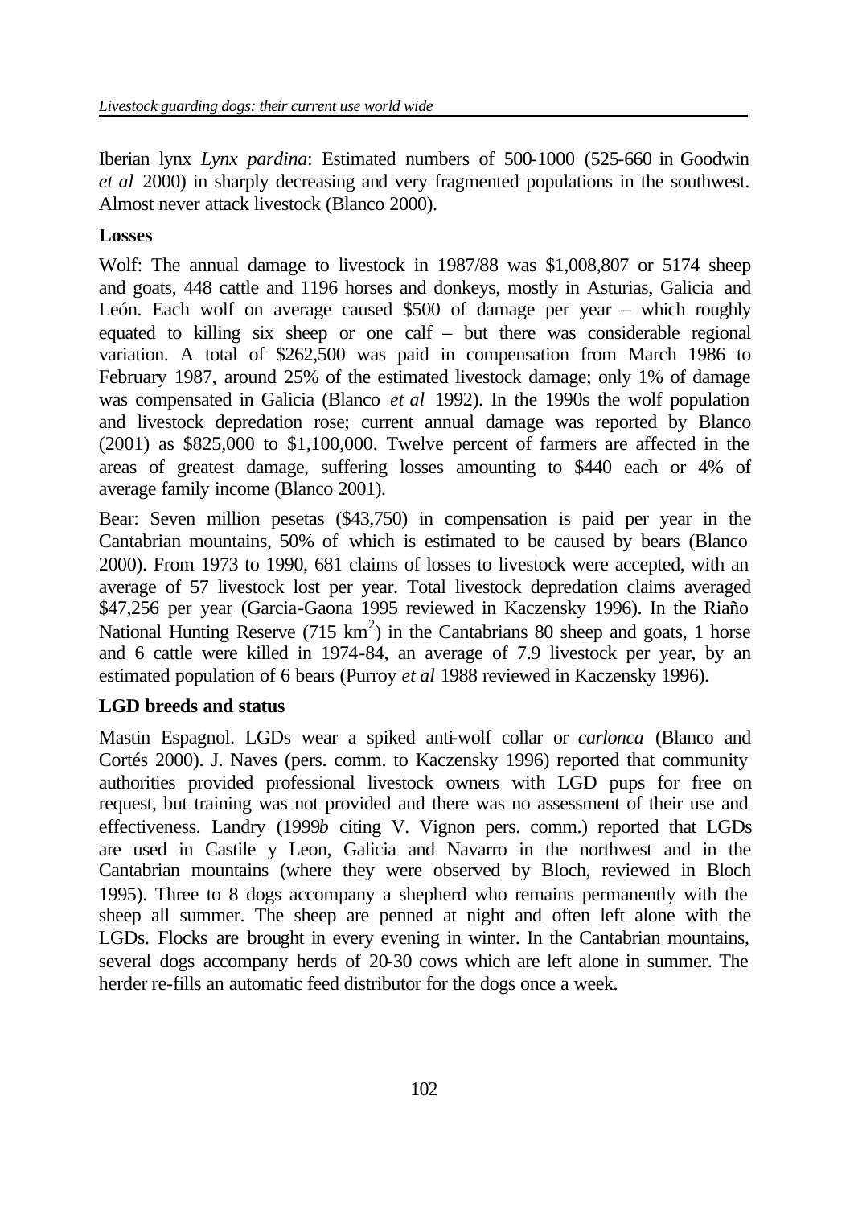Iberian lynx *Lynx pardina*: Estimated numbers of 500-1000 (525-660 in Goodwin *et al* 2000) in sharply decreasing and very fragmented populations in the southwest. Almost never attack livestock (Blanco 2000).

**Losses**

Wolf: The annual damage to livestock in 1987/88 was $1,008,807 or 5174 sheep and goats, 448 cattle and 1196 horses and donkeys, mostly in Asturias, Galicia and León. Each wolf on average caused $500 of damage per year – which roughly equated to killing six sheep or one calf – but there was considerable regional variation. A total of $262,500 was paid in compensation from March 1986 to February 1987, around 25% of the estimated livestock damage; only 1% of damage was compensated in Galicia (Blanco *et al* 1992). In the 1990s the wolf population and livestock depredation rose; current annual damage was reported by Blanco (2001) as $825,000 to $1,100,000. Twelve percent of farmers are affected in the areas of greatest damage, suffering losses amounting to $440 each or 4% of average family income (Blanco 2001).

Bear: Seven million pesetas ($43,750) in compensation is paid per year in the Cantabrian mountains, 50% of which is estimated to be caused by bears (Blanco 2000). From 1973 to 1990, 681 claims of losses to livestock were accepted, with an average of 57 livestock lost per year. Total livestock depredation claims averaged $47,256 per year (Garcia-Gaona 1995 reviewed in Kaczensky 1996). In the Riaño National Hunting Reserve (715 $km^2$) in the Cantabrians 80 sheep and goats, 1 horse and 6 cattle were killed in 1974-84, an average of 7.9 livestock per year, by an estimated population of 6 bears (Purroy *et al* 1988 reviewed in Kaczensky 1996).

**LGD breeds and status**

Mastin Espagnol. LGDs wear a spiked anti-wolf collar or *carlonca* (Blanco and Cortés 2000). J. Naves (pers. comm. to Kaczensky 1996) reported that community authorities provided professional livestock owners with LGD pups for free on request, but training was not provided and there was no assessment of their use and effectiveness. Landry (1999*b* citing V. Vignon pers. comm.) reported that LGDs are used in Castile y Leon, Galicia and Navarro in the northwest and in the Cantabrian mountains (where they were observed by Bloch, reviewed in Bloch 1995). Three to 8 dogs accompany a shepherd who remains permanently with the sheep all summer. The sheep are penned at night and often left alone with the LGDs. Flocks are brought in every evening in winter. In the Cantabrian mountains, several dogs accompany herds of 20-30 cows which are left alone in summer. The herder re-fills an automatic feed distributor for the dogs once a week.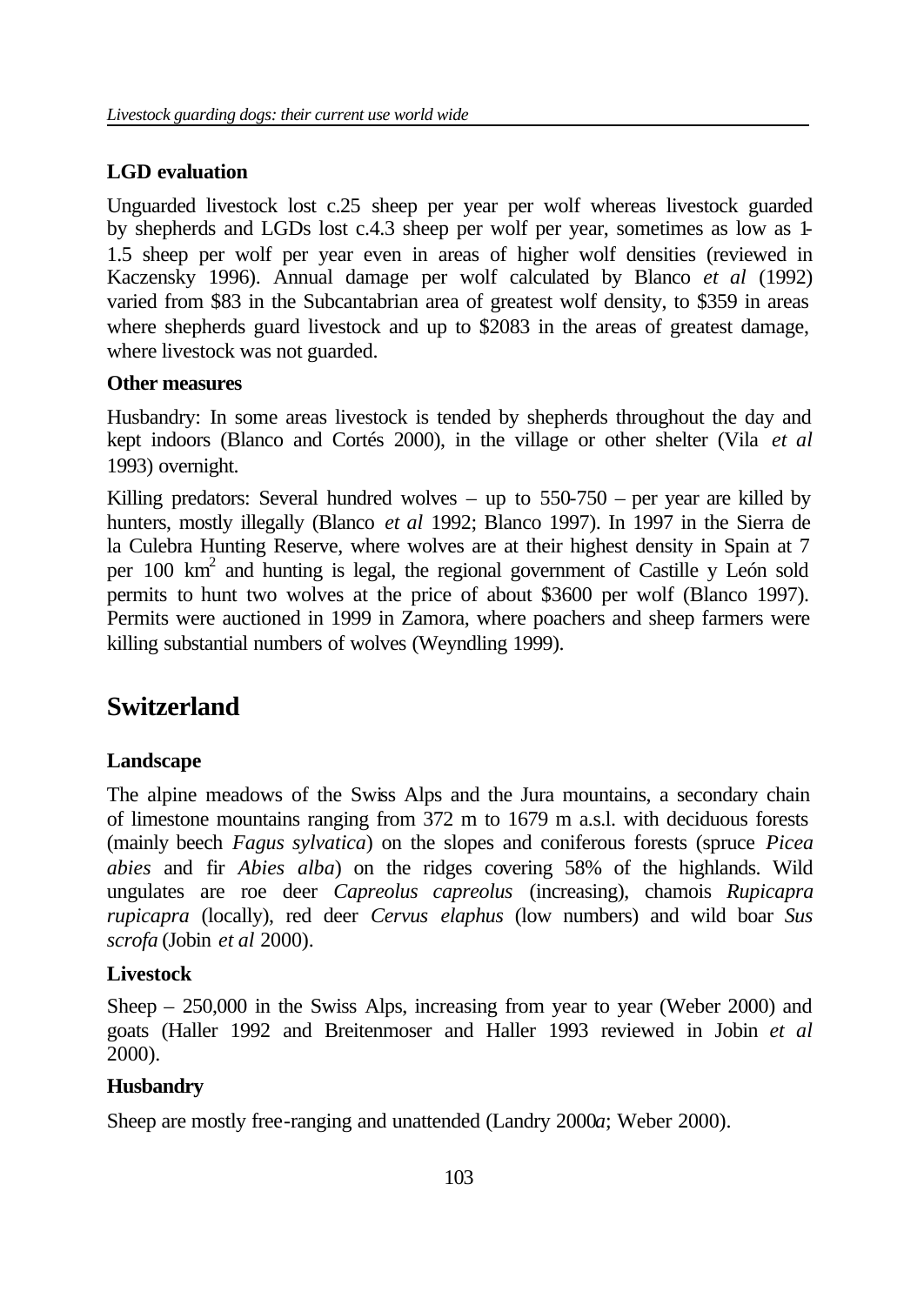**LGD evaluation**

Unguarded livestock lost c.25 sheep per year per wolf whereas livestock guarded by shepherds and LGDs lost c.4.3 sheep per wolf per year, sometimes as low as 1-1.5 sheep per wolf per year even in areas of higher wolf densities (reviewed in Kaczensky 1996). Annual damage per wolf calculated by Blanco *et al* (1992) varied from $83 in the Subcantabrian area of greatest wolf density, to $359 in areas where shepherds guard livestock and up to $2083 in the areas of greatest damage, where livestock was not guarded.

**Other measures**

Husbandry: In some areas livestock is tended by shepherds throughout the day and kept indoors (Blanco and Cortés 2000), in the village or other shelter (Vila *et al* 1993) overnight.

Killing predators: Several hundred wolves – up to 550-750 – per year are killed by hunters, mostly illegally (Blanco *et al* 1992; Blanco 1997). In 1997 in the Sierra de la Culebra Hunting Reserve, where wolves are at their highest density in Spain at 7 per 100 km$^2$ and hunting is legal, the regional government of Castille y León sold permits to hunt two wolves at the price of about $3600 per wolf (Blanco 1997). Permits were auctioned in 1999 in Zamora, where poachers and sheep farmers were killing substantial numbers of wolves (Weyndling 1999).

## Switzerland

**Landscape**

The alpine meadows of the Swiss Alps and the Jura mountains, a secondary chain of limestone mountains ranging from 372 m to 1679 m a.s.l. with deciduous forests (mainly beech *Fagus sylvatica*) on the slopes and coniferous forests (spruce *Picea abies* and fir *Abies alba*) on the ridges covering 58% of the highlands. Wild ungulates are roe deer *Capreolus capreolus* (increasing), chamois *Rupicapra rupicapra* (locally), red deer *Cervus elaphus* (low numbers) and wild boar *Sus scrofa* (Jobin *et al* 2000).

**Livestock**

Sheep – 250,000 in the Swiss Alps, increasing from year to year (Weber 2000) and goats (Haller 1992 and Breitenmoser and Haller 1993 reviewed in Jobin *et al* 2000).

**Husbandry**

Sheep are mostly free-ranging and unattended (Landry 2000*a*; Weber 2000).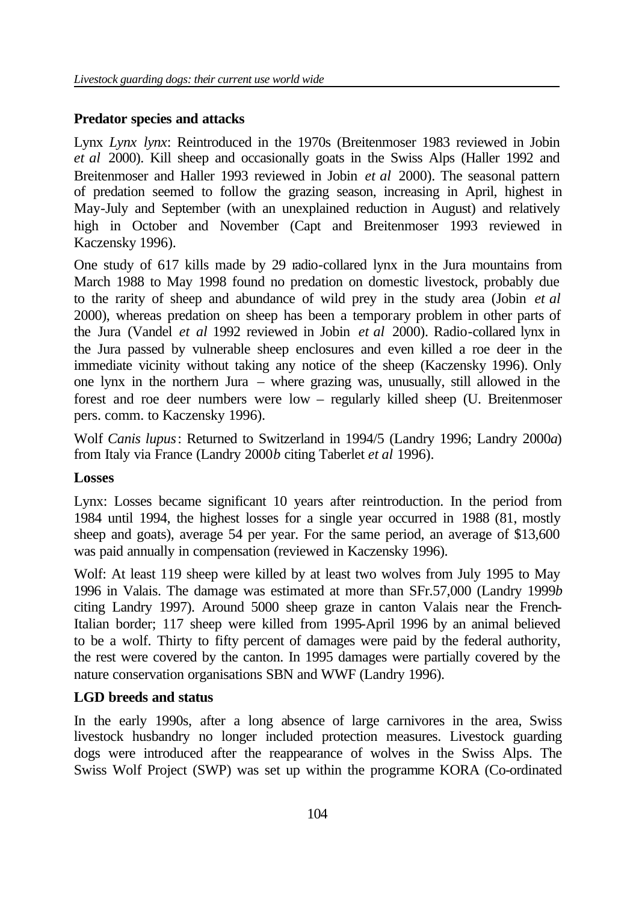### Predator species and attacks

Lynx *Lynx lynx*: Reintroduced in the 1970s (Breitenmoser 1983 reviewed in Jobin *et al* 2000). Kill sheep and occasionally goats in the Swiss Alps (Haller 1992 and Breitenmoser and Haller 1993 reviewed in Jobin *et al* 2000). The seasonal pattern of predation seemed to follow the grazing season, increasing in April, highest in May-July and September (with an unexplained reduction in August) and relatively high in October and November (Capt and Breitenmoser 1993 reviewed in Kaczensky 1996).

One study of 617 kills made by 29 radio-collared lynx in the Jura mountains from March 1988 to May 1998 found no predation on domestic livestock, probably due to the rarity of sheep and abundance of wild prey in the study area (Jobin *et al* 2000), whereas predation on sheep has been a temporary problem in other parts of the Jura (Vandel *et al* 1992 reviewed in Jobin *et al* 2000). Radio-collared lynx in the Jura passed by vulnerable sheep enclosures and even killed a roe deer in the immediate vicinity without taking any notice of the sheep (Kaczensky 1996). Only one lynx in the northern Jura – where grazing was, unusually, still allowed in the forest and roe deer numbers were low – regularly killed sheep (U. Breitenmoser pers. comm. to Kaczensky 1996).

Wolf *Canis lupus*: Returned to Switzerland in 1994/5 (Landry 1996; Landry 2000*a*) from Italy via France (Landry 2000*b* citing Taberlet *et al* 1996).

### Losses

Lynx: Losses became significant 10 years after reintroduction. In the period from 1984 until 1994, the highest losses for a single year occurred in 1988 (81, mostly sheep and goats), average 54 per year. For the same period, an average of $13,600 was paid annually in compensation (reviewed in Kaczensky 1996).

Wolf: At least 119 sheep were killed by at least two wolves from July 1995 to May 1996 in Valais. The damage was estimated at more than SFr.57,000 (Landry 1999*b* citing Landry 1997). Around 5000 sheep graze in canton Valais near the French-Italian border; 117 sheep were killed from 1995-April 1996 by an animal believed to be a wolf. Thirty to fifty percent of damages were paid by the federal authority, the rest were covered by the canton. In 1995 damages were partially covered by the nature conservation organisations SBN and WWF (Landry 1996).

### LGD breeds and status

In the early 1990s, after a long absence of large carnivores in the area, Swiss livestock husbandry no longer included protection measures. Livestock guarding dogs were introduced after the reappearance of wolves in the Swiss Alps. The Swiss Wolf Project (SWP) was set up within the programme KORA (Co-ordinated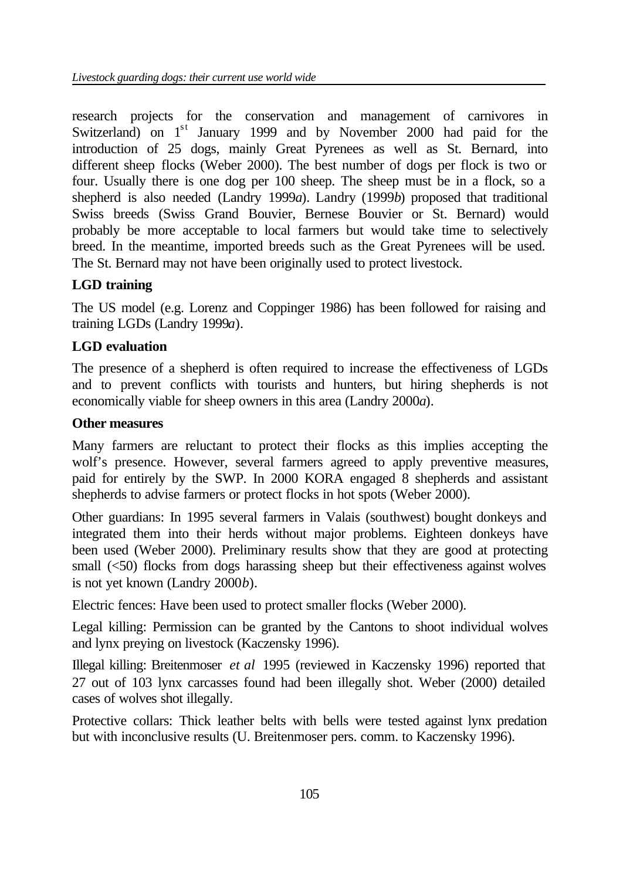research projects for the conservation and management of carnivores in Switzerland) on 1st January 1999 and by November 2000 had paid for the introduction of 25 dogs, mainly Great Pyrenees as well as St. Bernard, into different sheep flocks (Weber 2000). The best number of dogs per flock is two or four. Usually there is one dog per 100 sheep. The sheep must be in a flock, so a shepherd is also needed (Landry 1999*a*). Landry (1999*b*) proposed that traditional Swiss breeds (Swiss Grand Bouvier, Bernese Bouvier or St. Bernard) would probably be more acceptable to local farmers but would take time to selectively breed. In the meantime, imported breeds such as the Great Pyrenees will be used. The St. Bernard may not have been originally used to protect livestock.

**LGD training**

The US model (e.g. Lorenz and Coppinger 1986) has been followed for raising and training LGDs (Landry 1999*a*).

**LGD evaluation**

The presence of a shepherd is often required to increase the effectiveness of LGDs and to prevent conflicts with tourists and hunters, but hiring shepherds is not economically viable for sheep owners in this area (Landry 2000*a*).

**Other measures**

Many farmers are reluctant to protect their flocks as this implies accepting the wolf's presence. However, several farmers agreed to apply preventive measures, paid for entirely by the SWP. In 2000 KORA engaged 8 shepherds and assistant shepherds to advise farmers or protect flocks in hot spots (Weber 2000).

Other guardians: In 1995 several farmers in Valais (southwest) bought donkeys and integrated them into their herds without major problems. Eighteen donkeys have been used (Weber 2000). Preliminary results show that they are good at protecting small (<50) flocks from dogs harassing sheep but their effectiveness against wolves is not yet known (Landry 2000*b*).

Electric fences: Have been used to protect smaller flocks (Weber 2000).

Legal killing: Permission can be granted by the Cantons to shoot individual wolves and lynx preying on livestock (Kaczensky 1996).

Illegal killing: Breitenmoser *et al* 1995 (reviewed in Kaczensky 1996) reported that 27 out of 103 lynx carcasses found had been illegally shot. Weber (2000) detailed cases of wolves shot illegally.

Protective collars: Thick leather belts with bells were tested against lynx predation but with inconclusive results (U. Breitenmoser pers. comm. to Kaczensky 1996).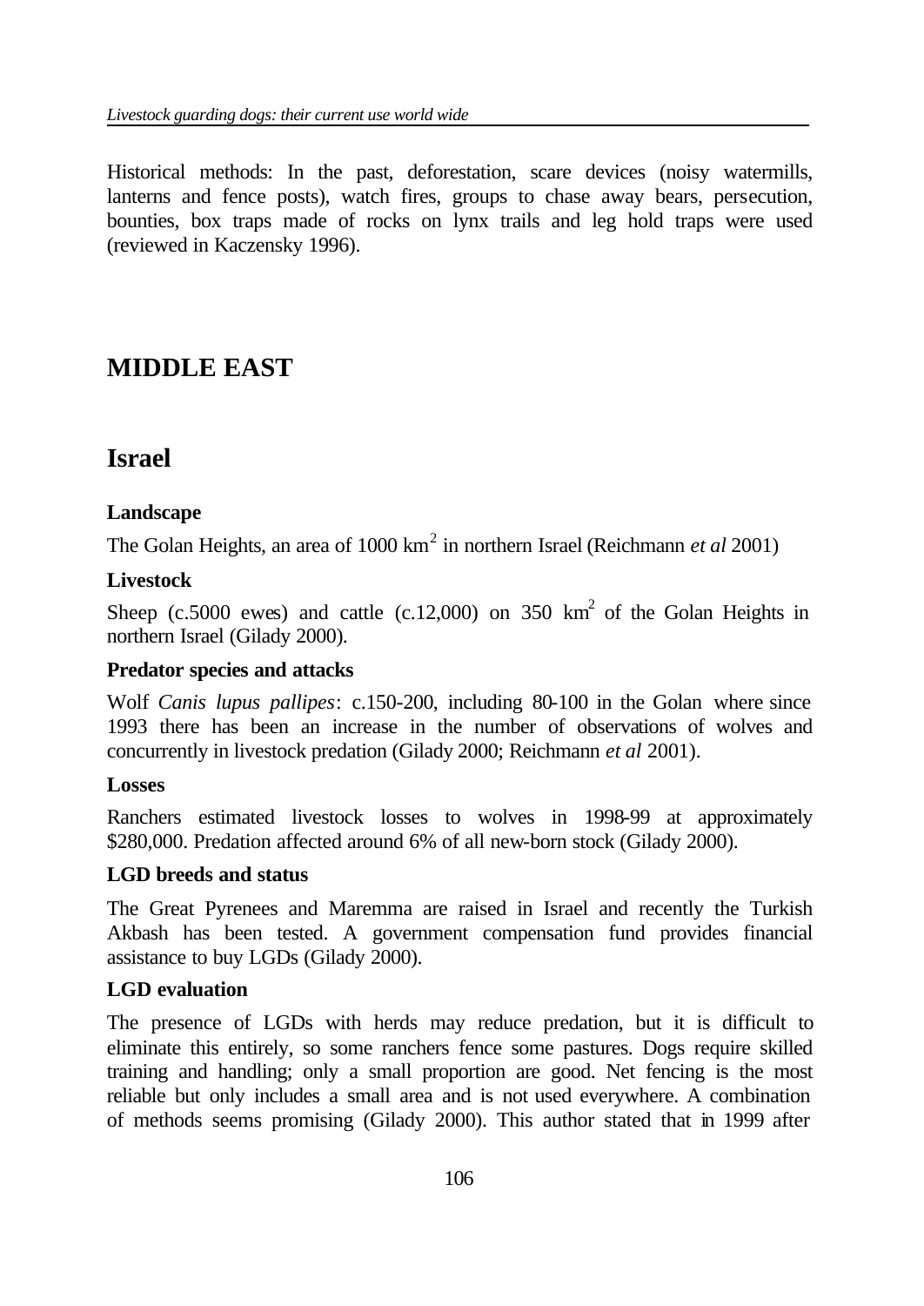Historical methods: In the past, deforestation, scare devices (noisy watermills, lanterns and fence posts), watch fires, groups to chase away bears, persecution, bounties, box traps made of rocks on lynx trails and leg hold traps were used (reviewed in Kaczensky 1996).

# MIDDLE EAST

## Israel

### Landscape

The Golan Heights, an area of 1000 km$^2$ in northern Israel (Reichmann *et al* 2001)

### Livestock

Sheep (c.5000 ewes) and cattle (c.12,000) on 350 km$^2$ of the Golan Heights in northern Israel (Gilady 2000).

### Predator species and attacks

Wolf *Canis lupus pallipes*: c.150-200, including 80-100 in the Golan where since 1993 there has been an increase in the number of observations of wolves and concurrently in livestock predation (Gilady 2000; Reichmann *et al* 2001).

### Losses

Ranchers estimated livestock losses to wolves in 1998-99 at approximately $280,000. Predation affected around 6% of all new-born stock (Gilady 2000).

### LGD breeds and status

The Great Pyrenees and Maremma are raised in Israel and recently the Turkish Akbash has been tested. A government compensation fund provides financial assistance to buy LGDs (Gilady 2000).

### LGD evaluation

The presence of LGDs with herds may reduce predation, but it is difficult to eliminate this entirely, so some ranchers fence some pastures. Dogs require skilled training and handling; only a small proportion are good. Net fencing is the most reliable but only includes a small area and is not used everywhere. A combination of methods seems promising (Gilady 2000). This author stated that in 1999 after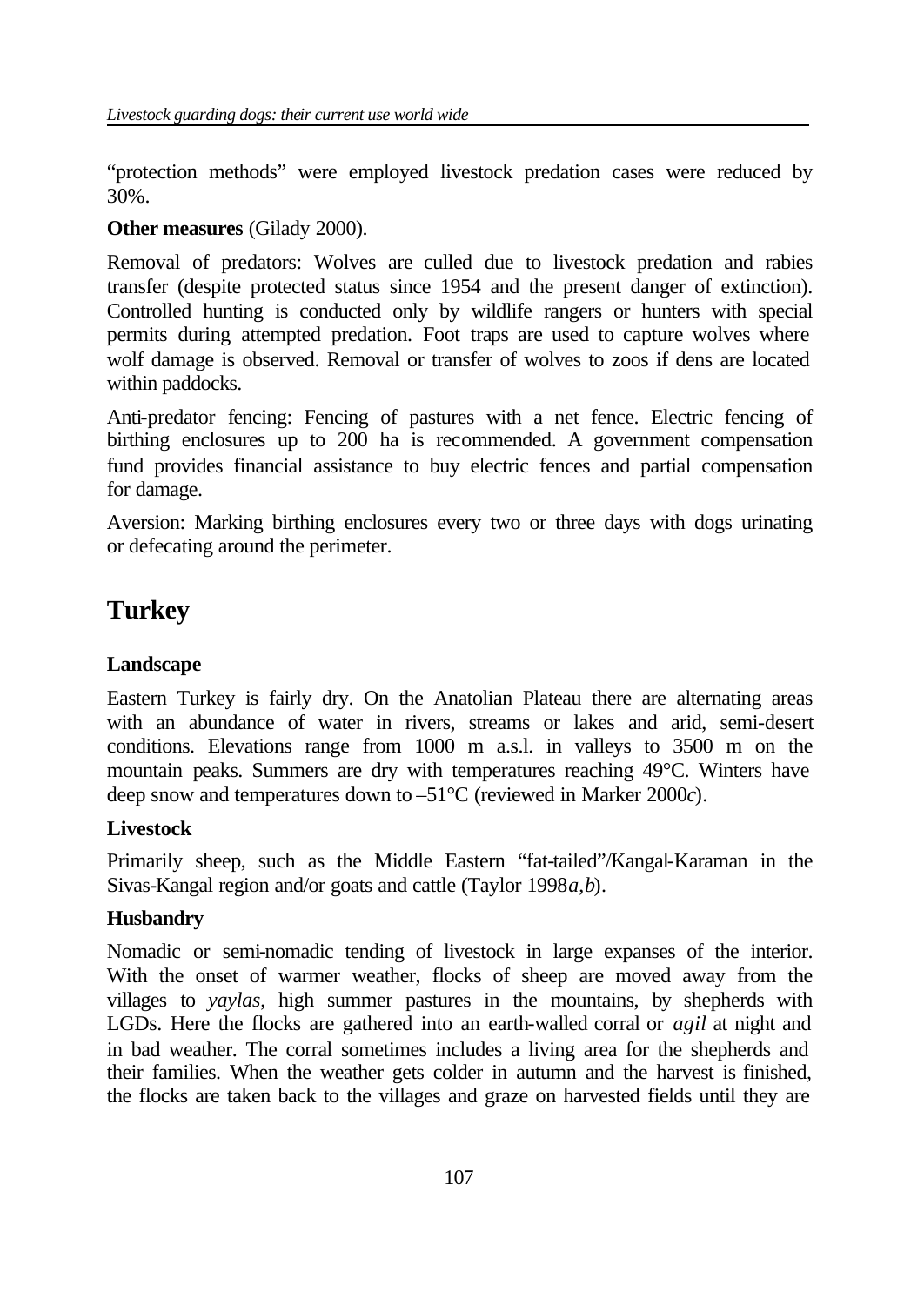"protection methods" were employed livestock predation cases were reduced by 30%.

**Other measures** (Gilady 2000).

Removal of predators: Wolves are culled due to livestock predation and rabies transfer (despite protected status since 1954 and the present danger of extinction). Controlled hunting is conducted only by wildlife rangers or hunters with special permits during attempted predation. Foot traps are used to capture wolves where wolf damage is observed. Removal or transfer of wolves to zoos if dens are located within paddocks.

Anti-predator fencing: Fencing of pastures with a net fence. Electric fencing of birthing enclosures up to 200 ha is recommended. A government compensation fund provides financial assistance to buy electric fences and partial compensation for damage.

Aversion: Marking birthing enclosures every two or three days with dogs urinating or defecating around the perimeter.

## Turkey

### Landscape

Eastern Turkey is fairly dry. On the Anatolian Plateau there are alternating areas with an abundance of water in rivers, streams or lakes and arid, semi-desert conditions. Elevations range from 1000 m a.s.l. in valleys to 3500 m on the mountain peaks. Summers are dry with temperatures reaching 49°C. Winters have deep snow and temperatures down to –51°C (reviewed in Marker 2000*c*).

### Livestock

Primarily sheep, such as the Middle Eastern "fat-tailed"/Kangal-Karaman in the Sivas-Kangal region and/or goats and cattle (Taylor 1998*a*,*b*).

### Husbandry

Nomadic or semi-nomadic tending of livestock in large expanses of the interior. With the onset of warmer weather, flocks of sheep are moved away from the villages to *yaylas*, high summer pastures in the mountains, by shepherds with LGDs. Here the flocks are gathered into an earth-walled corral or *agil* at night and in bad weather. The corral sometimes includes a living area for the shepherds and their families. When the weather gets colder in autumn and the harvest is finished, the flocks are taken back to the villages and graze on harvested fields until they are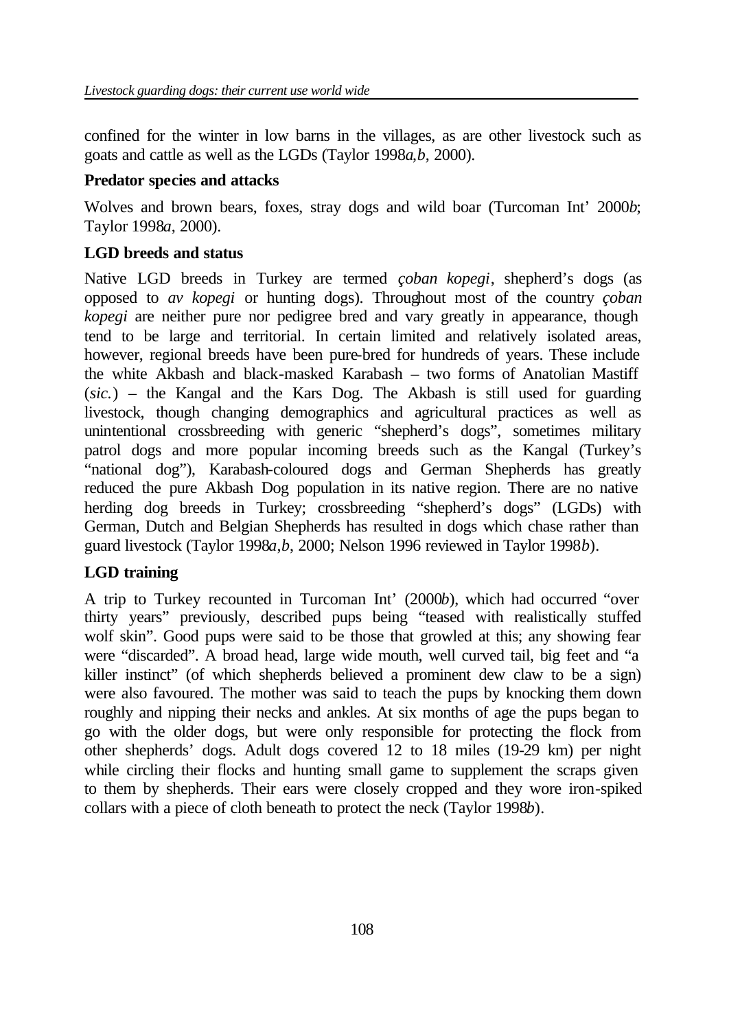confined for the winter in low barns in the villages, as are other livestock such as goats and cattle as well as the LGDs (Taylor 1998*a,b*, 2000).

**Predator species and attacks**

Wolves and brown bears, foxes, stray dogs and wild boar (Turcoman Int' 2000*b*; Taylor 1998*a*, 2000).

**LGD breeds and status**

Native LGD breeds in Turkey are termed *çoban kopegi*, shepherd's dogs (as opposed to *av kopegi* or hunting dogs). Throughout most of the country *çoban kopegi* are neither pure nor pedigree bred and vary greatly in appearance, though tend to be large and territorial. In certain limited and relatively isolated areas, however, regional breeds have been pure-bred for hundreds of years. These include the white Akbash and black-masked Karabash – two forms of Anatolian Mastiff (*sic.*) – the Kangal and the Kars Dog. The Akbash is still used for guarding livestock, though changing demographics and agricultural practices as well as unintentional crossbreeding with generic "shepherd's dogs", sometimes military patrol dogs and more popular incoming breeds such as the Kangal (Turkey's "national dog"), Karabash-coloured dogs and German Shepherds has greatly reduced the pure Akbash Dog population in its native region. There are no native herding dog breeds in Turkey; crossbreeding "shepherd's dogs" (LGDs) with German, Dutch and Belgian Shepherds has resulted in dogs which chase rather than guard livestock (Taylor 1998*a,b*, 2000; Nelson 1996 reviewed in Taylor 1998*b*).

**LGD training**

A trip to Turkey recounted in Turcoman Int' (2000*b*), which had occurred "over thirty years" previously, described pups being "teased with realistically stuffed wolf skin". Good pups were said to be those that growled at this; any showing fear were "discarded". A broad head, large wide mouth, well curved tail, big feet and "a killer instinct" (of which shepherds believed a prominent dew claw to be a sign) were also favoured. The mother was said to teach the pups by knocking them down roughly and nipping their necks and ankles. At six months of age the pups began to go with the older dogs, but were only responsible for protecting the flock from other shepherds' dogs. Adult dogs covered 12 to 18 miles (19-29 km) per night while circling their flocks and hunting small game to supplement the scraps given to them by shepherds. Their ears were closely cropped and they wore iron-spiked collars with a piece of cloth beneath to protect the neck (Taylor 1998*b*).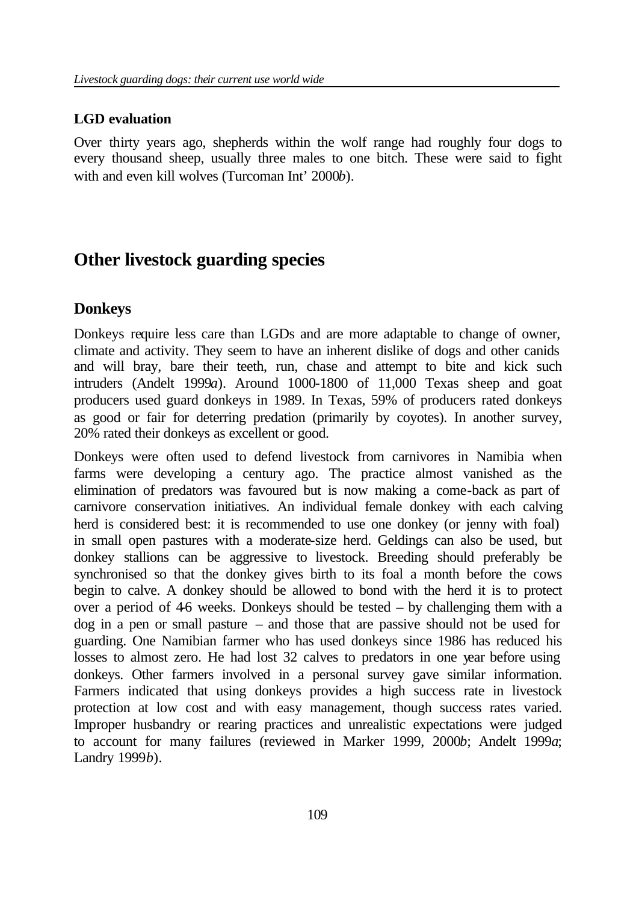### LGD evaluation

Over thirty years ago, shepherds within the wolf range had roughly four dogs to every thousand sheep, usually three males to one bitch. These were said to fight with and even kill wolves (Turcoman Int' 2000*b*).

## Other livestock guarding species

### Donkeys

Donkeys require less care than LGDs and are more adaptable to change of owner, climate and activity. They seem to have an inherent dislike of dogs and other canids and will bray, bare their teeth, run, chase and attempt to bite and kick such intruders (Andelt 1999*a*). Around 1000-1800 of 11,000 Texas sheep and goat producers used guard donkeys in 1989. In Texas, 59% of producers rated donkeys as good or fair for deterring predation (primarily by coyotes). In another survey, 20% rated their donkeys as excellent or good.

Donkeys were often used to defend livestock from carnivores in Namibia when farms were developing a century ago. The practice almost vanished as the elimination of predators was favoured but is now making a come-back as part of carnivore conservation initiatives. An individual female donkey with each calving herd is considered best: it is recommended to use one donkey (or jenny with foal) in small open pastures with a moderate-size herd. Geldings can also be used, but donkey stallions can be aggressive to livestock. Breeding should preferably be synchronised so that the donkey gives birth to its foal a month before the cows begin to calve. A donkey should be allowed to bond with the herd it is to protect over a period of 4-6 weeks. Donkeys should be tested – by challenging them with a dog in a pen or small pasture – and those that are passive should not be used for guarding. One Namibian farmer who has used donkeys since 1986 has reduced his losses to almost zero. He had lost 32 calves to predators in one year before using donkeys. Other farmers involved in a personal survey gave similar information. Farmers indicated that using donkeys provides a high success rate in livestock protection at low cost and with easy management, though success rates varied. Improper husbandry or rearing practices and unrealistic expectations were judged to account for many failures (reviewed in Marker 1999, 2000*b*; Andelt 1999*a*; Landry 1999*b*).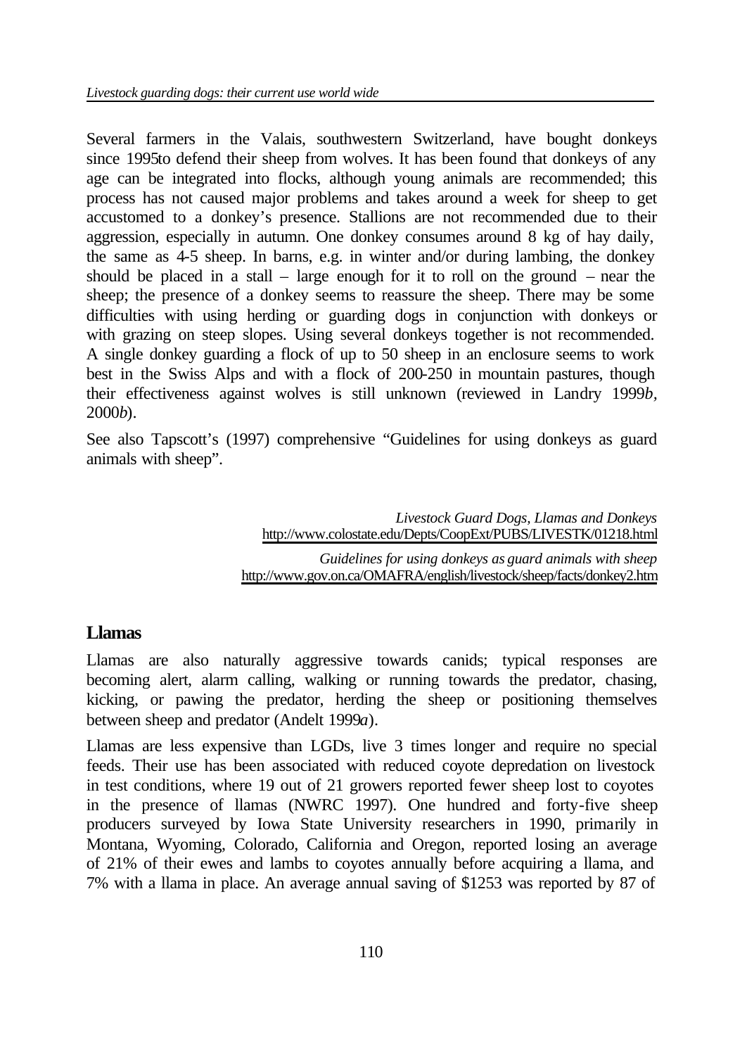Several farmers in the Valais, southwestern Switzerland, have bought donkeys since 1995to defend their sheep from wolves. It has been found that donkeys of any age can be integrated into flocks, although young animals are recommended; this process has not caused major problems and takes around a week for sheep to get accustomed to a donkey's presence. Stallions are not recommended due to their aggression, especially in autumn. One donkey consumes around 8 kg of hay daily, the same as 4-5 sheep. In barns, e.g. in winter and/or during lambing, the donkey should be placed in a stall – large enough for it to roll on the ground – near the sheep; the presence of a donkey seems to reassure the sheep. There may be some difficulties with using herding or guarding dogs in conjunction with donkeys or with grazing on steep slopes. Using several donkeys together is not recommended. A single donkey guarding a flock of up to 50 sheep in an enclosure seems to work best in the Swiss Alps and with a flock of 200-250 in mountain pastures, though their effectiveness against wolves is still unknown (reviewed in Landry 1999*b*, 2000*b*).

See also Tapscott's (1997) comprehensive "Guidelines for using donkeys as guard animals with sheep".

*Livestock Guard Dogs, Llamas and Donkeys*
http://www.colostate.edu/Depts/CoopExt/PUBS/LIVESTK/01218.html

*Guidelines for using donkeys as guard animals with sheep*
http://www.gov.on.ca/OMAFRA/english/livestock/sheep/facts/donkey2.htm

## Llamas

Llamas are also naturally aggressive towards canids; typical responses are becoming alert, alarm calling, walking or running towards the predator, chasing, kicking, or pawing the predator, herding the sheep or positioning themselves between sheep and predator (Andelt 1999*a*).

Llamas are less expensive than LGDs, live 3 times longer and require no special feeds. Their use has been associated with reduced coyote depredation on livestock in test conditions, where 19 out of 21 growers reported fewer sheep lost to coyotes in the presence of llamas (NWRC 1997). One hundred and forty-five sheep producers surveyed by Iowa State University researchers in 1990, primarily in Montana, Wyoming, Colorado, California and Oregon, reported losing an average of 21% of their ewes and lambs to coyotes annually before acquiring a llama, and 7% with a llama in place. An average annual saving of $1253 was reported by 87 of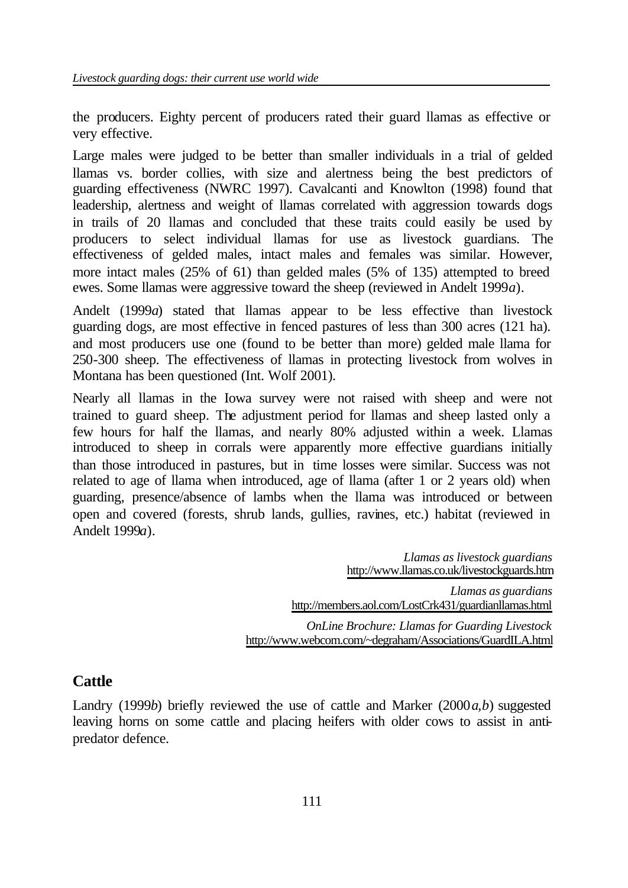the producers. Eighty percent of producers rated their guard llamas as effective or very effective.

Large males were judged to be better than smaller individuals in a trial of gelded llamas vs. border collies, with size and alertness being the best predictors of guarding effectiveness (NWRC 1997). Cavalcanti and Knowlton (1998) found that leadership, alertness and weight of llamas correlated with aggression towards dogs in trails of 20 llamas and concluded that these traits could easily be used by producers to select individual llamas for use as livestock guardians. The effectiveness of gelded males, intact males and females was similar. However, more intact males (25% of 61) than gelded males (5% of 135) attempted to breed ewes. Some llamas were aggressive toward the sheep (reviewed in Andelt 1999*a*).

Andelt (1999*a*) stated that llamas appear to be less effective than livestock guarding dogs, are most effective in fenced pastures of less than 300 acres (121 ha). and most producers use one (found to be better than more) gelded male llama for 250-300 sheep. The effectiveness of llamas in protecting livestock from wolves in Montana has been questioned (Int. Wolf 2001).

Nearly all llamas in the Iowa survey were not raised with sheep and were not trained to guard sheep. The adjustment period for llamas and sheep lasted only a few hours for half the llamas, and nearly 80% adjusted within a week. Llamas introduced to sheep in corrals were apparently more effective guardians initially than those introduced in pastures, but in time losses were similar. Success was not related to age of llama when introduced, age of llama (after 1 or 2 years old) when guarding, presence/absence of lambs when the llama was introduced or between open and covered (forests, shrub lands, gullies, ravines, etc.) habitat (reviewed in Andelt 1999*a*).

*Llamas as livestock guardians*
http://www.llamas.co.uk/livestockguards.htm

*Llamas as guardians*
http://members.aol.com/LostCrk431/guardianllamas.html

*OnLine Brochure: Llamas for Guarding Livestock*
http://www.webcom.com/~degraham/Associations/GuardILA.html

## Cattle

Landry (1999*b*) briefly reviewed the use of cattle and Marker (2000*a,b*) suggested leaving horns on some cattle and placing heifers with older cows to assist in anti-predator defence.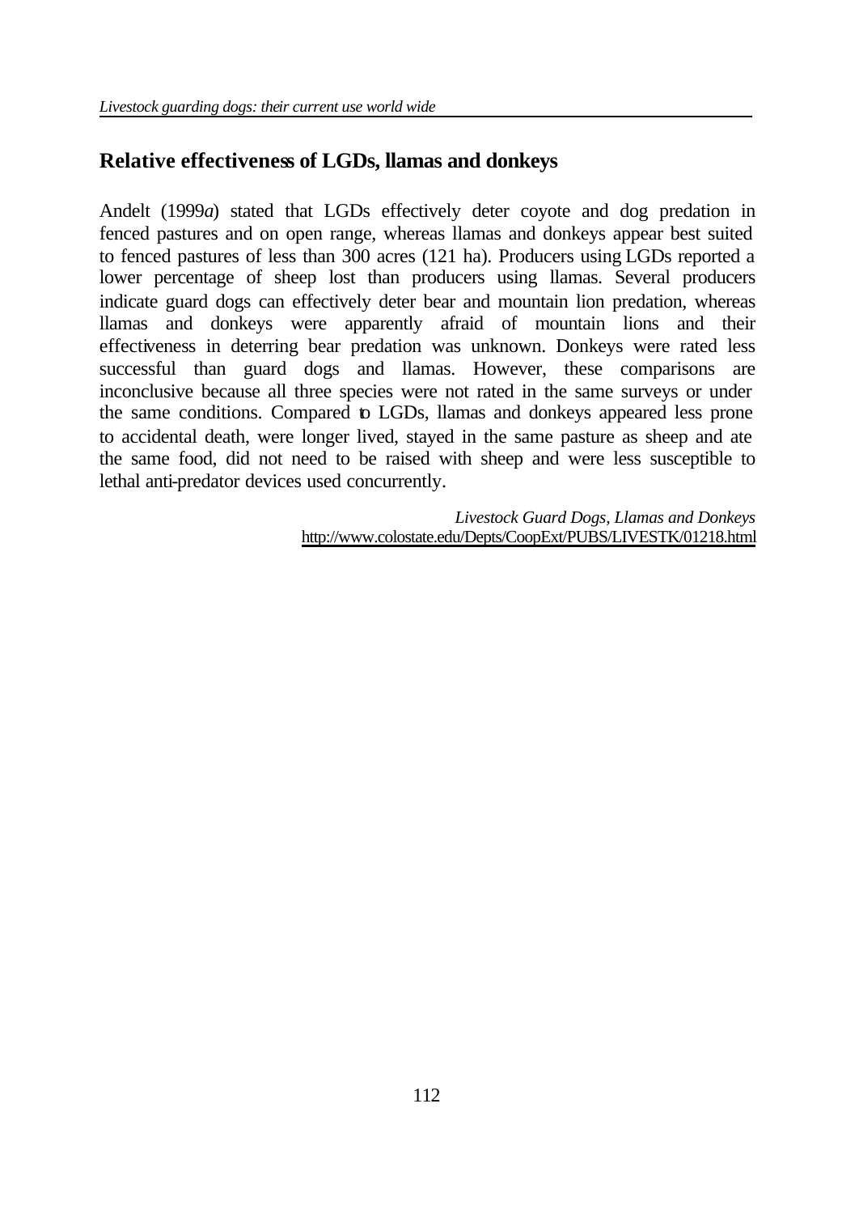## Relative effectiveness of LGDs, llamas and donkeys

Andelt (1999*a*) stated that LGDs effectively deter coyote and dog predation in fenced pastures and on open range, whereas llamas and donkeys appear best suited to fenced pastures of less than 300 acres (121 ha). Producers using LGDs reported a lower percentage of sheep lost than producers using llamas. Several producers indicate guard dogs can effectively deter bear and mountain lion predation, whereas llamas and donkeys were apparently afraid of mountain lions and their effectiveness in deterring bear predation was unknown. Donkeys were rated less successful than guard dogs and llamas. However, these comparisons are inconclusive because all three species were not rated in the same surveys or under the same conditions. Compared to LGDs, llamas and donkeys appeared less prone to accidental death, were longer lived, stayed in the same pasture as sheep and ate the same food, did not need to be raised with sheep and were less susceptible to lethal anti-predator devices used concurrently.

*Livestock Guard Dogs, Llamas and Donkeys*
http://www.colostate.edu/Depts/CoopExt/PUBS/LIVESTK/01218.html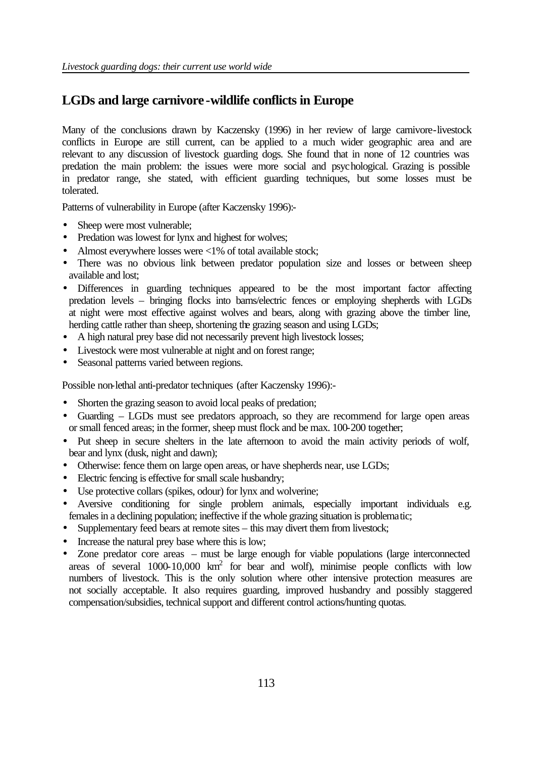## LGDs and large carnivore-wildlife conflicts in Europe

Many of the conclusions drawn by Kaczensky (1996) in her review of large carnivore-livestock conflicts in Europe are still current, can be applied to a much wider geographic area and are relevant to any discussion of livestock guarding dogs. She found that in none of 12 countries was predation the main problem: the issues were more social and psychological. Grazing is possible in predator range, she stated, with efficient guarding techniques, but some losses must be tolerated.

Patterns of vulnerability in Europe (after Kaczensky 1996):-

- Sheep were most vulnerable;
- Predation was lowest for lynx and highest for wolves;
- Almost everywhere losses were <1% of total available stock;
- There was no obvious link between predator population size and losses or between sheep available and lost;
- Differences in guarding techniques appeared to be the most important factor affecting predation levels – bringing flocks into barns/electric fences or employing shepherds with LGDs at night were most effective against wolves and bears, along with grazing above the timber line, herding cattle rather than sheep, shortening the grazing season and using LGDs;
- A high natural prey base did not necessarily prevent high livestock losses;
- Livestock were most vulnerable at night and on forest range;
- Seasonal patterns varied between regions.

Possible non-lethal anti-predator techniques (after Kaczensky 1996):-

- Shorten the grazing season to avoid local peaks of predation;
- Guarding – LGDs must see predators approach, so they are recommend for large open areas or small fenced areas; in the former, sheep must flock and be max. 100-200 together;
- Put sheep in secure shelters in the late afternoon to avoid the main activity periods of wolf, bear and lynx (dusk, night and dawn);
- Otherwise: fence them on large open areas, or have shepherds near, use LGDs;
- Electric fencing is effective for small scale husbandry;
- Use protective collars (spikes, odour) for lynx and wolverine;
- Aversive conditioning for single problem animals, especially important individuals e.g. females in a declining population; ineffective if the whole grazing situation is problematic;
- Supplementary feed bears at remote sites – this may divert them from livestock;
- Increase the natural prey base where this is low;
- Zone predator core areas – must be large enough for viable populations (large interconnected areas of several 1000-10,000 km$^2$ for bear and wolf), minimise people conflicts with low numbers of livestock. This is the only solution where other intensive protection measures are not socially acceptable. It also requires guarding, improved husbandry and possibly staggered compensation/subsidies, technical support and different control actions/hunting quotas.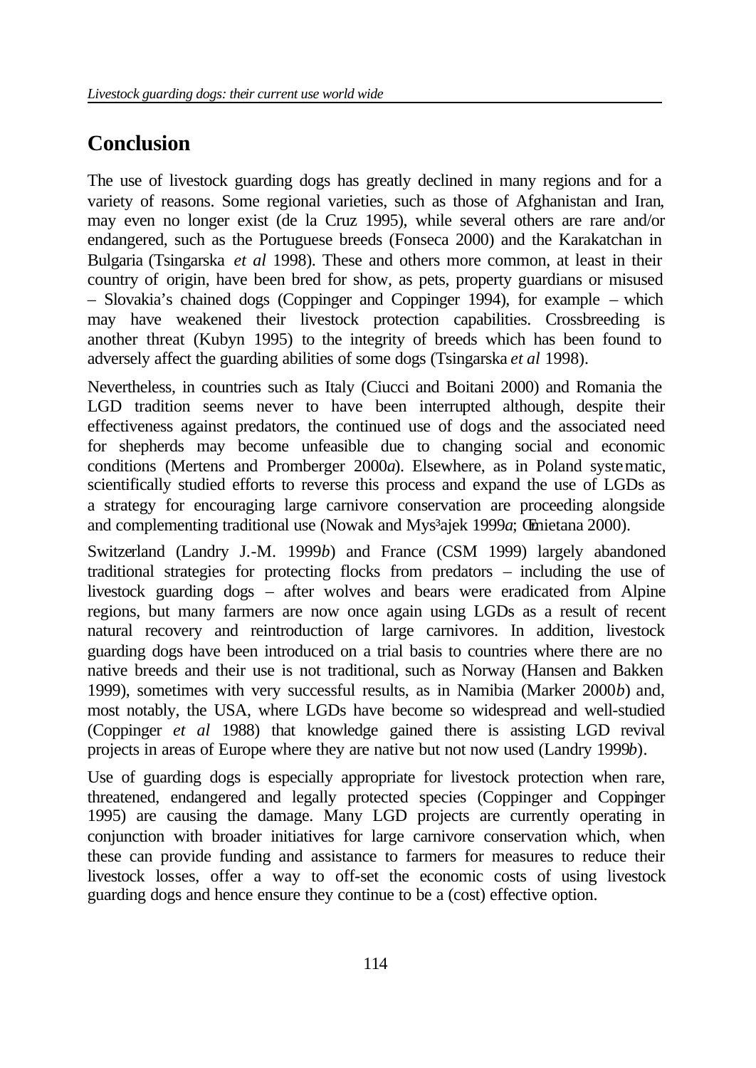# Conclusion

The use of livestock guarding dogs has greatly declined in many regions and for a variety of reasons. Some regional varieties, such as those of Afghanistan and Iran, may even no longer exist (de la Cruz 1995), while several others are rare and/or endangered, such as the Portuguese breeds (Fonseca 2000) and the Karakatchan in Bulgaria (Tsingarska *et al* 1998). These and others more common, at least in their country of origin, have been bred for show, as pets, property guardians or misused – Slovakia's chained dogs (Coppinger and Coppinger 1994), for example – which may have weakened their livestock protection capabilities. Crossbreeding is another threat (Kubyn 1995) to the integrity of breeds which has been found to adversely affect the guarding abilities of some dogs (Tsingarska *et al* 1998).

Nevertheless, in countries such as Italy (Ciucci and Boitani 2000) and Romania the LGD tradition seems never to have been interrupted although, despite their effectiveness against predators, the continued use of dogs and the associated need for shepherds may become unfeasible due to changing social and economic conditions (Mertens and Promberger 2000*a*). Elsewhere, as in Poland systematic, scientifically studied efforts to reverse this process and expand the use of LGDs as a strategy for encouraging large carnivore conservation are proceeding alongside and complementing traditional use (Nowak and Mys³ajek 1999*a*; Œmietana 2000).

Switzerland (Landry J.-M. 1999*b*) and France (CSM 1999) largely abandoned traditional strategies for protecting flocks from predators – including the use of livestock guarding dogs – after wolves and bears were eradicated from Alpine regions, but many farmers are now once again using LGDs as a result of recent natural recovery and reintroduction of large carnivores. In addition, livestock guarding dogs have been introduced on a trial basis to countries where there are no native breeds and their use is not traditional, such as Norway (Hansen and Bakken 1999), sometimes with very successful results, as in Namibia (Marker 2000*b*) and, most notably, the USA, where LGDs have become so widespread and well-studied (Coppinger *et al* 1988) that knowledge gained there is assisting LGD revival projects in areas of Europe where they are native but not now used (Landry 1999*b*).

Use of guarding dogs is especially appropriate for livestock protection when rare, threatened, endangered and legally protected species (Coppinger and Coppinger 1995) are causing the damage. Many LGD projects are currently operating in conjunction with broader initiatives for large carnivore conservation which, when these can provide funding and assistance to farmers for measures to reduce their livestock losses, offer a way to off-set the economic costs of using livestock guarding dogs and hence ensure they continue to be a (cost) effective option.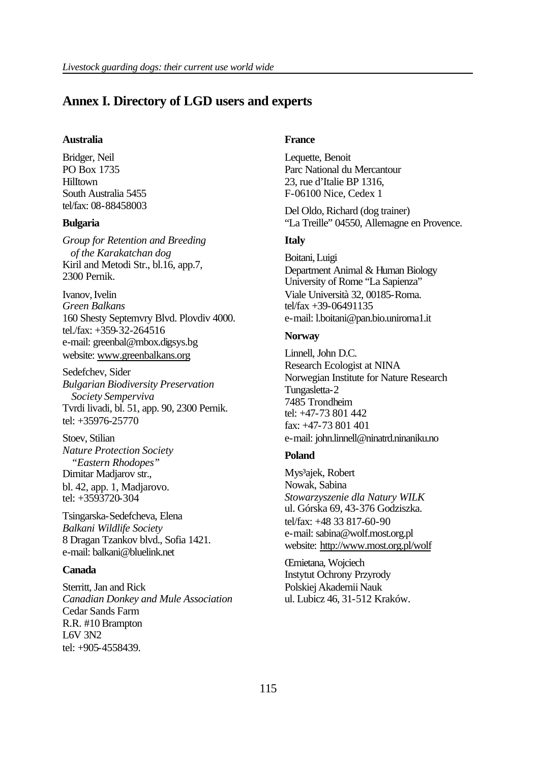# Annex I. Directory of LGD users and experts

## Australia

Bridger, Neil
PO Box 1735
HillTown
South Australia 5455
tel/fax: 08-88458003

## Bulgaria

*Group for Retention and Breeding of the Karakatchan dog*
Kiril and Metodi Str., bl.16, app.7,
2300 Pernik.

Ivanov, Ivelin
*Green Balkans*
160 Shesty Septemvry Blvd. Plovdiv 4000.
tel./fax: +359-32-264516
e-mail: greenbal@mbox.digsys.bg
website: www.greenbalkans.org

Sedefchev, Sider
*Bulgarian Biodiversity Preservation Society Semperviva*
Tvrdi livadi, bl. 51, app. 90, 2300 Pernik.
tel: +35976-25770

Stoev, Stilian
*Nature Protection Society "Eastern Rhodopes"*
Dimitar Madjarov str.,
bl. 42, app. 1, Madjarovo.
tel: +3593720-304

Tsingarska-Sedefcheva, Elena
*Balkani Wildlife Society*
8 Dragan Tzankov blvd., Sofia 1421.
e-mail: balkani@bluelink.net

## Canada

Sterritt, Jan and Rick
*Canadian Donkey and Mule Association*
Cedar Sands Farm
R.R. #10 Brampton
L6V 3N2
tel: +905-4558439.

## France

Lequette, Benoit
Parc National du Mercantour
23, rue d'Italie BP 1316,
F-06100 Nice, Cedex 1

Del Oldo, Richard (dog trainer)
"La Treille" 04550, Allemagne en Provence.

## Italy

Boitani, Luigi
Department Animal & Human Biology
University of Rome "La Sapienza"
Viale Università 32, 00185-Roma.
tel/fax +39-06491135
e-mail: l.boitani@pan.bio.uniroma1.it

## Norway

Linnell, John D.C.
Research Ecologist at NINA
Norwegian Institute for Nature Research
Tungasletta-2
7485 Trondheim
tel: +47-73 801 442
fax: +47-73 801 401
e-mail: john.linnell@ninatrd.ninaniku.no

## Poland

Mys³ajek, Robert
Nowak, Sabina
*Stowarzyszenie dla Natury WILK*
ul. Górska 69, 43-376 Godziszka.
tel/fax: +48 33 817-60-90
e-mail: sabina@wolf.most.org.pl
website: http://www.most.org.pl/wolf

Œmietana, Wojciech
Instytut Ochrony Przyrody
Polskiej Akademii Nauk
ul. Lubicz 46, 31-512 Kraków.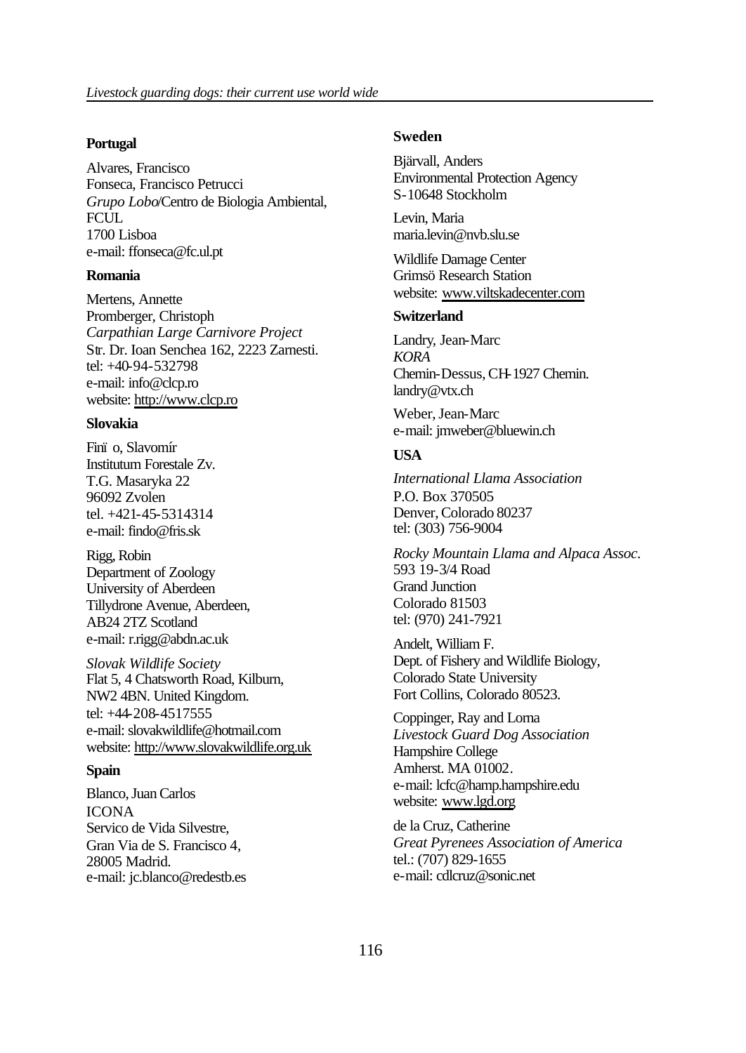**Portugal**

Alvares, Francisco
Fonseca, Francisco Petrucci
*Grupo Lobo*/Centro de Biologia Ambiental, FCUL
1700 Lisboa
e-mail: ffonseca@fc.ul.pt

**Romania**

Mertens, Annette
Promberger, Christoph
*Carpathian Large Carnivore Project*
Str. Dr. Ioan Senchea 162, 2223 Zarnesti.
tel: +40-94-532798
e-mail: info@clcp.ro
website: http://www.clcp.ro

**Slovakia**

Finïo, Slavomír
Institutum Forestale Zv.
T.G. Masaryka 22
96092 Zvolen
tel. +421-45-5314314
e-mail: findo@fris.sk

Rigg, Robin
Department of Zoology
University of Aberdeen
Tillydrone Avenue, Aberdeen,
AB24 2TZ Scotland
e-mail: r.rigg@abdn.ac.uk

*Slovak Wildlife Society*
Flat 5, 4 Chatsworth Road, Kilburn,
NW2 4BN. United Kingdom.
tel: +44-208-4517555
e-mail: slovakwildlife@hotmail.com
website: http://www.slovakwildlife.org.uk

**Spain**

Blanco, Juan Carlos
ICONA
Servico de Vida Silvestre,
Gran Via de S. Francisco 4,
28005 Madrid.
e-mail: jc.blanco@redestb.es

**Sweden**

Bjärvall, Anders
Environmental Protection Agency
S-10648 Stockholm

Levin, Maria
maria.levin@nvb.slu.se

Wildlife Damage Center
Grimsö Research Station
website: www.viltskadecenter.com

**Switzerland**

Landry, Jean-Marc
*KORA*
Chemin-Dessus, CH-1927 Chemin.
landry@vtx.ch

Weber, Jean-Marc
e-mail: jmweber@bluewin.ch

**USA**

*International Llama Association*
P.O. Box 370505
Denver, Colorado 80237
tel: (303) 756-9004

*Rocky Mountain Llama and Alpaca Assoc.*
593 19-3/4 Road
Grand Junction
Colorado 81503
tel: (970) 241-7921

Andelt, William F.
Dept. of Fishery and Wildlife Biology,
Colorado State University
Fort Collins, Colorado 80523.

Coppinger, Ray and Lorna
*Livestock Guard Dog Association*
Hampshire College
Amherst. MA 01002.
e-mail: lcfc@hamp.hampshire.edu
website: www.lgd.org

de la Cruz, Catherine
*Great Pyrenees Association of America*
tel.: (707) 829-1655
e-mail: cdlcruz@sonic.net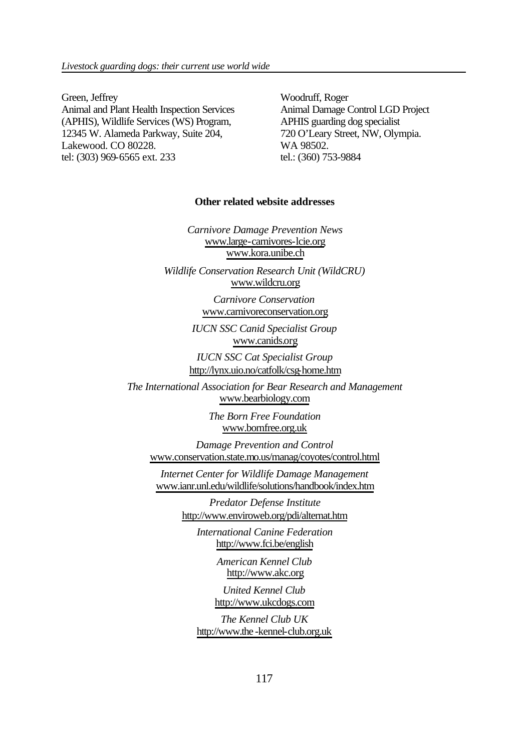Green, Jeffrey
Animal and Plant Health Inspection Services (APHIS), Wildlife Services (WS) Program, 12345 W. Alameda Parkway, Suite 204, Lakewood. CO 80228.
tel: (303) 969-6565 ext. 233

Woodruff, Roger
Animal Damage Control LGD Project
APHIS guarding dog specialist
720 O'Leary Street, NW, Olympia. WA 98502.
tel.: (360) 753-9884

**Other related website addresses**

*Carnivore Damage Prevention News*
www.large-carnivores-lcie.org
www.kora.unibe.ch

*Wildlife Conservation Research Unit (WildCRU)*
www.wildcru.org

*Carnivore Conservation*
www.carnivoreconservation.org

*IUCN SSC Canid Specialist Group*
www.canids.org

*IUCN SSC Cat Specialist Group*
http://lynx.uio.no/catfolk/csg-home.htm

*The International Association for Bear Research and Management*
www.bearbiology.com

*The Born Free Foundation*
www.bornfree.org.uk

*Damage Prevention and Control*
www.conservation.state.mo.us/manag/coyotes/control.html

*Internet Center for Wildlife Damage Management*
www.ianr.unl.edu/wildlife/solutions/handbook/index.htm

*Predator Defense Institute*
http://www.enviroweb.org/pdi/alternat.htm

*International Canine Federation*
http://www.fci.be/english

*American Kennel Club*
http://www.akc.org

*United Kennel Club*
http://www.ukcdogs.com

*The Kennel Club UK*
http://www.the-kennel-club.org.uk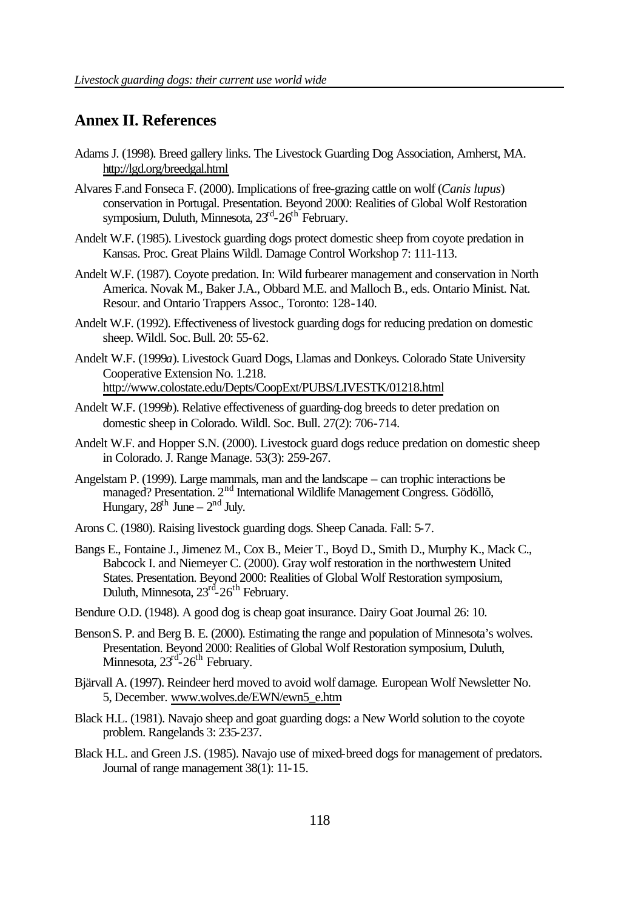## Annex II. References

Adams J. (1998). Breed gallery links. The Livestock Guarding Dog Association, Amherst, MA. http://lgd.org/breedgal.html

Alvares F.and Fonseca F. (2000). Implications of free-grazing cattle on wolf (*Canis lupus*) conservation in Portugal. Presentation. Beyond 2000: Realities of Global Wolf Restoration symposium, Duluth, Minnesota, 23rd-26th February.

Andelt W.F. (1985). Livestock guarding dogs protect domestic sheep from coyote predation in Kansas. Proc. Great Plains Wildl. Damage Control Workshop 7: 111-113.

Andelt W.F. (1987). Coyote predation. In: Wild furbearer management and conservation in North America. Novak M., Baker J.A., Obbard M.E. and Malloch B., eds. Ontario Minist. Nat. Resour. and Ontario Trappers Assoc., Toronto: 128-140.

Andelt W.F. (1992). Effectiveness of livestock guarding dogs for reducing predation on domestic sheep. Wildl. Soc. Bull. 20: 55-62.

Andelt W.F. (1999*a*). Livestock Guard Dogs, Llamas and Donkeys. Colorado State University Cooperative Extension No. 1.218. http://www.colostate.edu/Depts/CoopExt/PUBS/LIVESTK/01218.html

Andelt W.F. (1999*b*). Relative effectiveness of guarding-dog breeds to deter predation on domestic sheep in Colorado. Wildl. Soc. Bull. 27(2): 706-714.

Andelt W.F. and Hopper S.N. (2000). Livestock guard dogs reduce predation on domestic sheep in Colorado. J. Range Manage. 53(3): 259-267.

Angelstam P. (1999). Large mammals, man and the landscape – can trophic interactions be managed? Presentation. 2nd International Wildlife Management Congress. Gödöllõ, Hungary, 28th June – 2nd July.

Arons C. (1980). Raising livestock guarding dogs. Sheep Canada. Fall: 5-7.

Bangs E., Fontaine J., Jimenez M., Cox B., Meier T., Boyd D., Smith D., Murphy K., Mack C., Babcock I. and Niemeyer C. (2000). Gray wolf restoration in the northwestern United States. Presentation. Beyond 2000: Realities of Global Wolf Restoration symposium, Duluth, Minnesota, 23rd-26th February.

Bendure O.D. (1948). A good dog is cheap goat insurance. Dairy Goat Journal 26: 10.

Benson S. P. and Berg B. E. (2000). Estimating the range and population of Minnesota's wolves. Presentation. Beyond 2000: Realities of Global Wolf Restoration symposium, Duluth, Minnesota, 23rd-26th February.

Bjärvall A. (1997). Reindeer herd moved to avoid wolf damage. European Wolf Newsletter No. 5, December. www.wolves.de/EWN/ewn5_e.htm

Black H.L. (1981). Navajo sheep and goat guarding dogs: a New World solution to the coyote problem. Rangelands 3: 235-237.

Black H.L. and Green J.S. (1985). Navajo use of mixed-breed dogs for management of predators. Journal of range management 38(1): 11-15.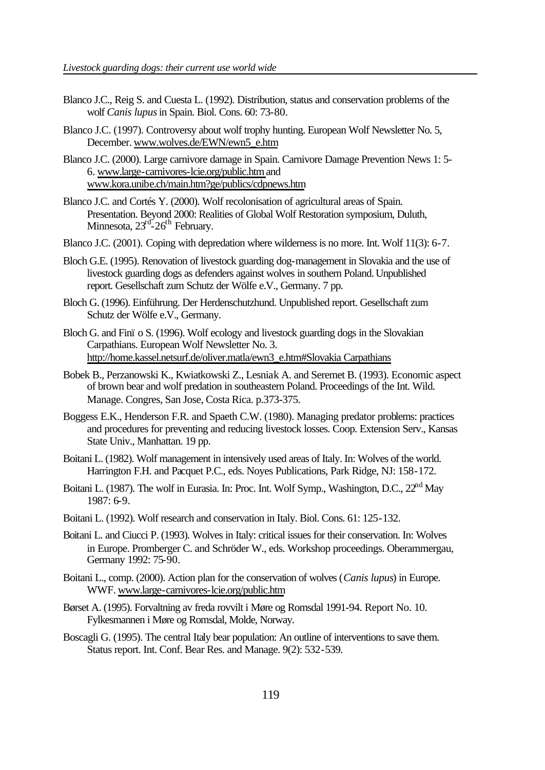Blanco J.C., Reig S. and Cuesta L. (1992). Distribution, status and conservation problems of the wolf *Canis lupus* in Spain. Biol. Cons. 60: 73-80.

Blanco J.C. (1997). Controversy about wolf trophy hunting. European Wolf Newsletter No. 5, December. www.wolves.de/EWN/ewn5_e.htm

Blanco J.C. (2000). Large carnivore damage in Spain. Carnivore Damage Prevention News 1: 5-6. www.large-carnivores-lcie.org/public.htm and www.kora.unibe.ch/main.htm?ge/publics/cdpnews.htm

Blanco J.C. and Cortés Y. (2000). Wolf recolonisation of agricultural areas of Spain. Presentation. Beyond 2000: Realities of Global Wolf Restoration symposium, Duluth, Minnesota, 23rd-26th February.

Blanco J.C. (2001). Coping with depredation where wilderness is no more. Int. Wolf 11(3): 6-7.

Bloch G.E. (1995). Renovation of livestock guarding dog-management in Slovakia and the use of livestock guarding dogs as defenders against wolves in southern Poland. Unpublished report. Gesellschaft zum Schutz der Wölfe e.V., Germany. 7 pp.

Bloch G. (1996). Einführung. Der Herdenschutzhund. Unpublished report. Gesellschaft zum Schutz der Wölfe e.V., Germany.

Bloch G. and Finï o S. (1996). Wolf ecology and livestock guarding dogs in the Slovakian Carpathians. European Wolf Newsletter No. 3. http://home.kassel.netsurf.de/oliver.matla/ewn3_e.htm#Slovakia Carpathians

Bobek B., Perzanowski K., Kwiatkowski Z., Lesniak A. and Seremet B. (1993). Economic aspect of brown bear and wolf predation in southeastern Poland. Proceedings of the Int. Wild. Manage. Congres, San Jose, Costa Rica. p.373-375.

Boggess E.K., Henderson F.R. and Spaeth C.W. (1980). Managing predator problems: practices and procedures for preventing and reducing livestock losses. Coop. Extension Serv., Kansas State Univ., Manhattan. 19 pp.

Boitani L. (1982). Wolf management in intensively used areas of Italy. In: Wolves of the world. Harrington F.H. and Pacquet P.C., eds. Noyes Publications, Park Ridge, NJ: 158-172.

Boitani L. (1987). The wolf in Eurasia. In: Proc. Int. Wolf Symp., Washington, D.C., 22nd May 1987: 6-9.

Boitani L. (1992). Wolf research and conservation in Italy. Biol. Cons. 61: 125-132.

Boitani L. and Ciucci P. (1993). Wolves in Italy: critical issues for their conservation. In: Wolves in Europe. Promberger C. and Schröder W., eds. Workshop proceedings. Oberammergau, Germany 1992: 75-90.

Boitani L., comp. (2000). Action plan for the conservation of wolves (*Canis lupus*) in Europe. WWF. www.large-carnivores-lcie.org/public.htm

Børset A. (1995). Forvaltning av freda rovvilt i Møre og Romsdal 1991-94. Report No. 10. Fylkesmannen i Møre og Romsdal, Molde, Norway.

Boscagli G. (1995). The central Italy bear population: An outline of interventions to save them. Status report. Int. Conf. Bear Res. and Manage. 9(2): 532-539.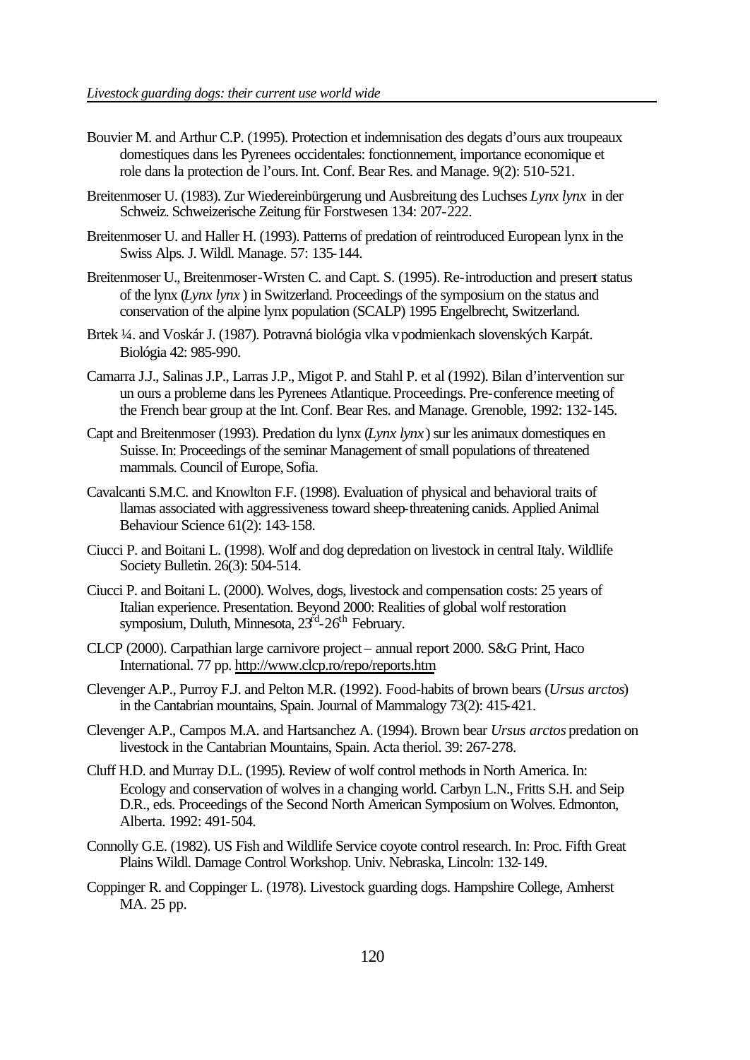Bouvier M. and Arthur C.P. (1995). Protection et indemnisation des degats d'ours aux troupeaux domestiques dans les Pyrenees occidentales: fonctionnement, importance economique et role dans la protection de l'ours. Int. Conf. Bear Res. and Manage. 9(2): 510-521.

Breitenmoser U. (1983). Zur Wiedereinbürgerung und Ausbreitung des Luchses *Lynx lynx* in der Schweiz. Schweizerische Zeitung für Forstwesen 134: 207-222.

Breitenmoser U. and Haller H. (1993). Patterns of predation of reintroduced European lynx in the Swiss Alps. J. Wildl. Manage. 57: 135-144.

Breitenmoser U., Breitenmoser-Wrsten C. and Capt. S. (1995). Re-introduction and present status of the lynx (*Lynx lynx*) in Switzerland. Proceedings of the symposium on the status and conservation of the alpine lynx population (SCALP) 1995 Engelbrecht, Switzerland.

Brtek ¼. and Voskár J. (1987). Potravná biológia vlka v podmienkach slovenských Karpát. Biológia 42: 985-990.

Camarra J.J., Salinas J.P., Larras J.P., Migot P. and Stahl P. et al (1992). Bilan d'intervention sur un ours a probleme dans les Pyrenees Atlantique. Proceedings. Pre-conference meeting of the French bear group at the Int. Conf. Bear Res. and Manage. Grenoble, 1992: 132-145.

Capt and Breitenmoser (1993). Predation du lynx (*Lynx lynx*) sur les animaux domestiques en Suisse. In: Proceedings of the seminar Management of small populations of threatened mammals. Council of Europe, Sofia.

Cavalcanti S.M.C. and Knowlton F.F. (1998). Evaluation of physical and behavioral traits of llamas associated with aggressiveness toward sheep-threatening canids. Applied Animal Behaviour Science 61(2): 143-158.

Ciucci P. and Boitani L. (1998). Wolf and dog depredation on livestock in central Italy. Wildlife Society Bulletin. 26(3): 504-514.

Ciucci P. and Boitani L. (2000). Wolves, dogs, livestock and compensation costs: 25 years of Italian experience. Presentation. Beyond 2000: Realities of global wolf restoration symposium, Duluth, Minnesota, 23rd-26th February.

CLCP (2000). Carpathian large carnivore project – annual report 2000. S&G Print, Haco International. 77 pp. http://www.clcp.ro/repo/reports.htm

Clevenger A.P., Purroy F.J. and Pelton M.R. (1992). Food-habits of brown bears (*Ursus arctos*) in the Cantabrian mountains, Spain. Journal of Mammalogy 73(2): 415-421.

Clevenger A.P., Campos M.A. and Hartsanchez A. (1994). Brown bear *Ursus arctos* predation on livestock in the Cantabrian Mountains, Spain. Acta theriol. 39: 267-278.

Cluff H.D. and Murray D.L. (1995). Review of wolf control methods in North America. In: Ecology and conservation of wolves in a changing world. Carbyn L.N., Fritts S.H. and Seip D.R., eds. Proceedings of the Second North American Symposium on Wolves. Edmonton, Alberta. 1992: 491-504.

Connolly G.E. (1982). US Fish and Wildlife Service coyote control research. In: Proc. Fifth Great Plains Wildl. Damage Control Workshop. Univ. Nebraska, Lincoln: 132-149.

Coppinger R. and Coppinger L. (1978). Livestock guarding dogs. Hampshire College, Amherst MA. 25 pp.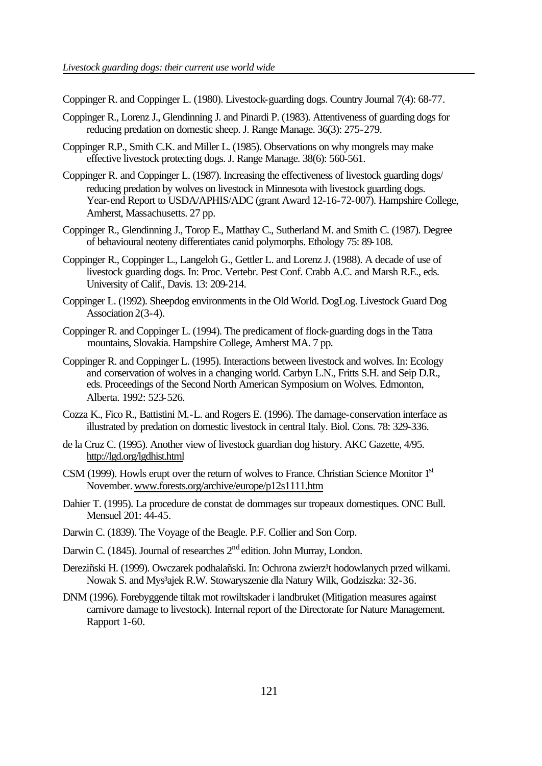Coppinger R. and Coppinger L. (1980). Livestock-guarding dogs. Country Journal 7(4): 68-77.

Coppinger R., Lorenz J., Glendinning J. and Pinardi P. (1983). Attentiveness of guarding dogs for reducing predation on domestic sheep. J. Range Manage. 36(3): 275-279.

Coppinger R.P., Smith C.K. and Miller L. (1985). Observations on why mongrels may make effective livestock protecting dogs. J. Range Manage. 38(6): 560-561.

Coppinger R. and Coppinger L. (1987). Increasing the effectiveness of livestock guarding dogs/ reducing predation by wolves on livestock in Minnesota with livestock guarding dogs. Year-end Report to USDA/APHIS/ADC (grant Award 12-16-72-007). Hampshire College, Amherst, Massachusetts. 27 pp.

Coppinger R., Glendinning J., Torop E., Matthay C., Sutherland M. and Smith C. (1987). Degree of behavioural neoteny differentiates canid polymorphs. Ethology 75: 89-108.

Coppinger R., Coppinger L., Langeloh G., Gettler L. and Lorenz J. (1988). A decade of use of livestock guarding dogs. In: Proc. Vertebr. Pest Conf. Crabb A.C. and Marsh R.E., eds. University of Calif., Davis. 13: 209-214.

Coppinger L. (1992). Sheepdog environments in the Old World. DogLog. Livestock Guard Dog Association 2(3-4).

Coppinger R. and Coppinger L. (1994). The predicament of flock-guarding dogs in the Tatra mountains, Slovakia. Hampshire College, Amherst MA. 7 pp.

Coppinger R. and Coppinger L. (1995). Interactions between livestock and wolves. In: Ecology and conservation of wolves in a changing world. Carbyn L.N., Fritts S.H. and Seip D.R., eds. Proceedings of the Second North American Symposium on Wolves. Edmonton, Alberta. 1992: 523-526.

Cozza K., Fico R., Battistini M.-L. and Rogers E. (1996). The damage-conservation interface as illustrated by predation on domestic livestock in central Italy. Biol. Cons. 78: 329-336.

de la Cruz C. (1995). Another view of livestock guardian dog history. AKC Gazette, 4/95. http://lgd.org/lgdhist.html

CSM (1999). Howls erupt over the return of wolves to France. Christian Science Monitor 1st November. www.forests.org/archive/europe/p12s1111.htm

Dahier T. (1995). La procedure de constat de dommages sur tropeaux domestiques. ONC Bull. Mensuel 201: 44-45.

Darwin C. (1839). The Voyage of the Beagle. P.F. Collier and Son Corp.

Darwin C. (1845). Journal of researches 2nd edition. John Murray, London.

Dereziñski H. (1999). Owczarek podhalañski. In: Ochrona zwierz¹t hodowlanych przed wilkami. Nowak S. and Mys³ajek R.W. Stowaryszenie dla Natury Wilk, Godziszka: 32-36.

DNM (1996). Forebyggende tiltak mot rowiltskader i landbruket (Mitigation measures against carnivore damage to livestock). Internal report of the Directorate for Nature Management. Rapport 1-60.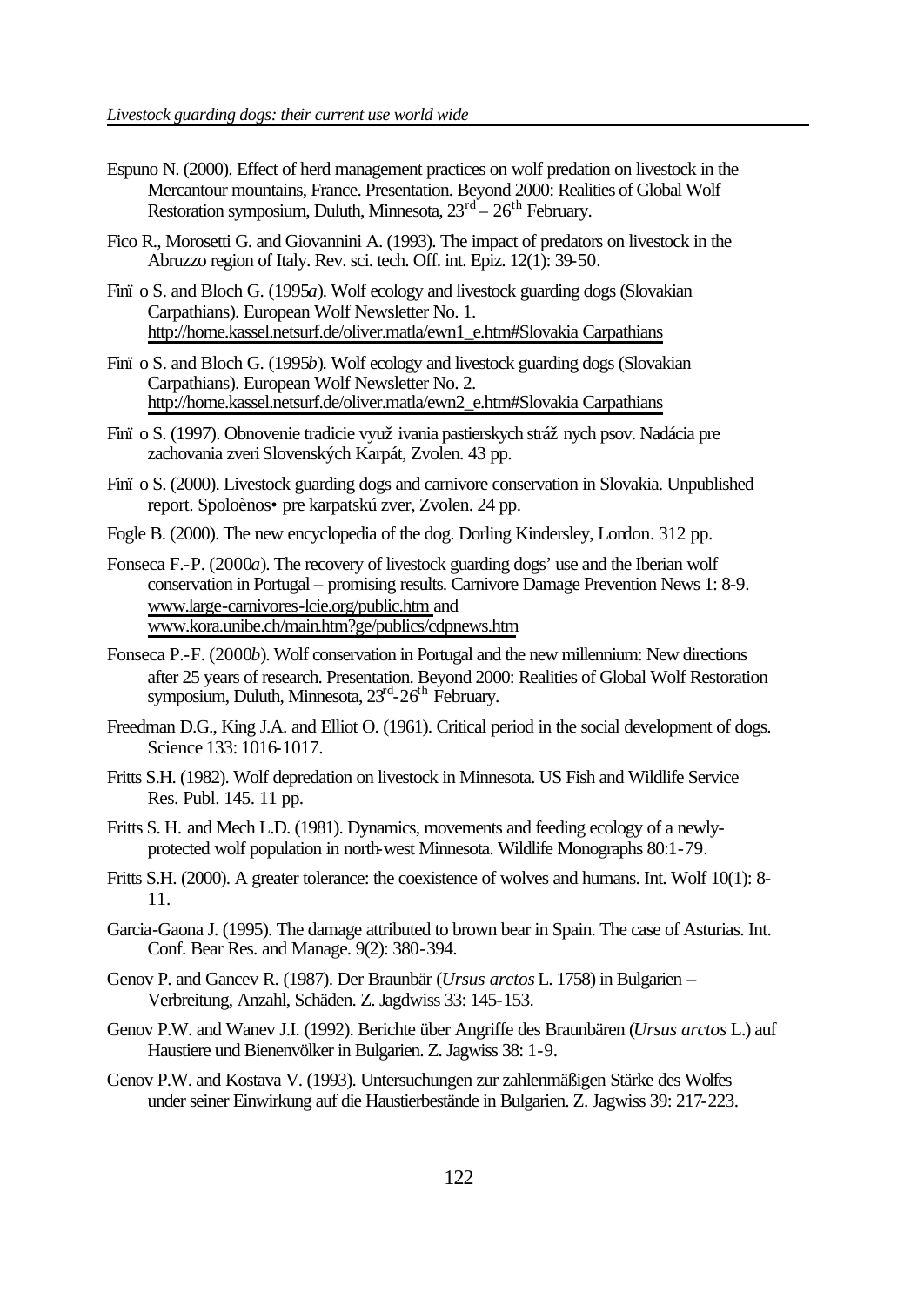Espuno N. (2000). Effect of herd management practices on wolf predation on livestock in the Mercantour mountains, France. Presentation. Beyond 2000: Realities of Global Wolf Restoration symposium, Duluth, Minnesota, 23rd – 26th February.

Fico R., Morosetti G. and Giovannini A. (1993). The impact of predators on livestock in the Abruzzo region of Italy. Rev. sci. tech. Off. int. Epiz. 12(1): 39-50.

Finï o S. and Bloch G. (1995*a*). Wolf ecology and livestock guarding dogs (Slovakian Carpathians). European Wolf Newsletter No. 1. http://home.kassel.netsurf.de/oliver.matla/ewn1_e.htm#Slovakia Carpathians

Finï o S. and Bloch G. (1995*b*). Wolf ecology and livestock guarding dogs (Slovakian Carpathians). European Wolf Newsletter No. 2. http://home.kassel.netsurf.de/oliver.matla/ewn2_e.htm#Slovakia Carpathians

Finï o S. (1997). Obnovenie tradicie využ ivania pastierskych stráž nych psov. Nadácia pre zachovania zveri Slovenských Karpát, Zvolen. 43 pp.

Finï o S. (2000). Livestock guarding dogs and carnivore conservation in Slovakia. Unpublished report. Spoloènos• pre karpatskú zver, Zvolen. 24 pp.

Fogle B. (2000). The new encyclopedia of the dog. Dorling Kindersley, London. 312 pp.

Fonseca F.-P. (2000*a*). The recovery of livestock guarding dogs' use and the Iberian wolf conservation in Portugal – promising results. Carnivore Damage Prevention News 1: 8-9. www.large-carnivores-lcie.org/public.htm and www.kora.unibe.ch/main.htm?ge/publics/cdpnews.htm

Fonseca P.-F. (2000*b*). Wolf conservation in Portugal and the new millennium: New directions after 25 years of research. Presentation. Beyond 2000: Realities of Global Wolf Restoration symposium, Duluth, Minnesota, 23rd-26th February.

Freedman D.G., King J.A. and Elliot O. (1961). Critical period in the social development of dogs. Science 133: 1016-1017.

Fritts S.H. (1982). Wolf depredation on livestock in Minnesota. US Fish and Wildlife Service Res. Publ. 145. 11 pp.

Fritts S. H. and Mech L.D. (1981). Dynamics, movements and feeding ecology of a newly-protected wolf population in north-west Minnesota. Wildlife Monographs 80:1-79.

Fritts S.H. (2000). A greater tolerance: the coexistence of wolves and humans. Int. Wolf 10(1): 8-11.

Garcia-Gaona J. (1995). The damage attributed to brown bear in Spain. The case of Asturias. Int. Conf. Bear Res. and Manage. 9(2): 380-394.

Genov P. and Gancev R. (1987). Der Braunbär (*Ursus arctos* L. 1758) in Bulgarien – Verbreitung, Anzahl, Schäden. Z. Jagdwiss 33: 145-153.

Genov P.W. and Wanev J.I. (1992). Berichte über Angriffe des Braunbären (*Ursus arctos* L.) auf Haustiere und Bienenvölker in Bulgarien. Z. Jagwiss 38: 1-9.

Genov P.W. and Kostava V. (1993). Untersuchungen zur zahlenmäßigen Stärke des Wolfes under seiner Einwirkung auf die Haustierbestände in Bulgarien. Z. Jagwiss 39: 217-223.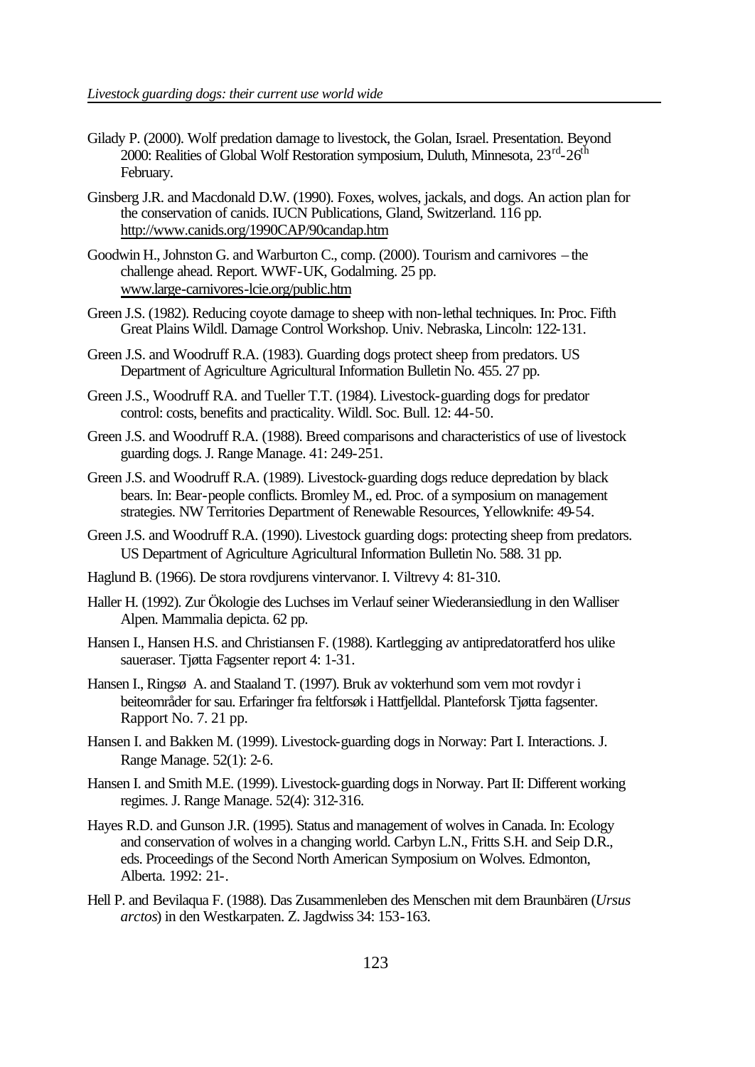Gilady P. (2000). Wolf predation damage to livestock, the Golan, Israel. Presentation. Beyond 2000: Realities of Global Wolf Restoration symposium, Duluth, Minnesota, 23rd-26th February.

Ginsberg J.R. and Macdonald D.W. (1990). Foxes, wolves, jackals, and dogs. An action plan for the conservation of canids. IUCN Publications, Gland, Switzerland. 116 pp. http://www.canids.org/1990CAP/90candap.htm

Goodwin H., Johnston G. and Warburton C., comp. (2000). Tourism and carnivores – the challenge ahead. Report. WWF-UK, Godalming. 25 pp. www.large-carnivores-lcie.org/public.htm

Green J.S. (1982). Reducing coyote damage to sheep with non-lethal techniques. In: Proc. Fifth Great Plains Wildl. Damage Control Workshop. Univ. Nebraska, Lincoln: 122-131.

Green J.S. and Woodruff R.A. (1983). Guarding dogs protect sheep from predators. US Department of Agriculture Agricultural Information Bulletin No. 455. 27 pp.

Green J.S., Woodruff RA. and Tueller T.T. (1984). Livestock-guarding dogs for predator control: costs, benefits and practicality. Wildl. Soc. Bull. 12: 44-50.

Green J.S. and Woodruff R.A. (1988). Breed comparisons and characteristics of use of livestock guarding dogs. J. Range Manage. 41: 249-251.

Green J.S. and Woodruff R.A. (1989). Livestock-guarding dogs reduce depredation by black bears. In: Bear-people conflicts. Bromley M., ed. Proc. of a symposium on management strategies. NW Territories Department of Renewable Resources, Yellowknife: 49-54.

Green J.S. and Woodruff R.A. (1990). Livestock guarding dogs: protecting sheep from predators. US Department of Agriculture Agricultural Information Bulletin No. 588. 31 pp.

Haglund B. (1966). De stora rovdjurens vintervanor. I. Viltrevy 4: 81-310.

Haller H. (1992). Zur Ökologie des Luchses im Verlauf seiner Wiederansiedlung in den Walliser Alpen. Mammalia depicta. 62 pp.

Hansen I., Hansen H.S. and Christiansen F. (1988). Kartlegging av antipredatoratferd hos ulike saueraser. Tjøtta Fagsenter report 4: 1-31.

Hansen I., Ringsø A. and Staaland T. (1997). Bruk av vokterhund som vern mot rovdyr i beiteområder for sau. Erfaringer fra feltforsøk i Hattfjelldal. Planteforsk Tjøtta fagsenter. Rapport No. 7. 21 pp.

Hansen I. and Bakken M. (1999). Livestock-guarding dogs in Norway: Part I. Interactions. J. Range Manage. 52(1): 2-6.

Hansen I. and Smith M.E. (1999). Livestock-guarding dogs in Norway. Part II: Different working regimes. J. Range Manage. 52(4): 312-316.

Hayes R.D. and Gunson J.R. (1995). Status and management of wolves in Canada. In: Ecology and conservation of wolves in a changing world. Carbyn L.N., Fritts S.H. and Seip D.R., eds. Proceedings of the Second North American Symposium on Wolves. Edmonton, Alberta. 1992: 21-.

Hell P. and Bevilaqua F. (1988). Das Zusammenleben des Menschen mit dem Braunbären (*Ursus arctos*) in den Westkarpaten. Z. Jagdwiss 34: 153-163.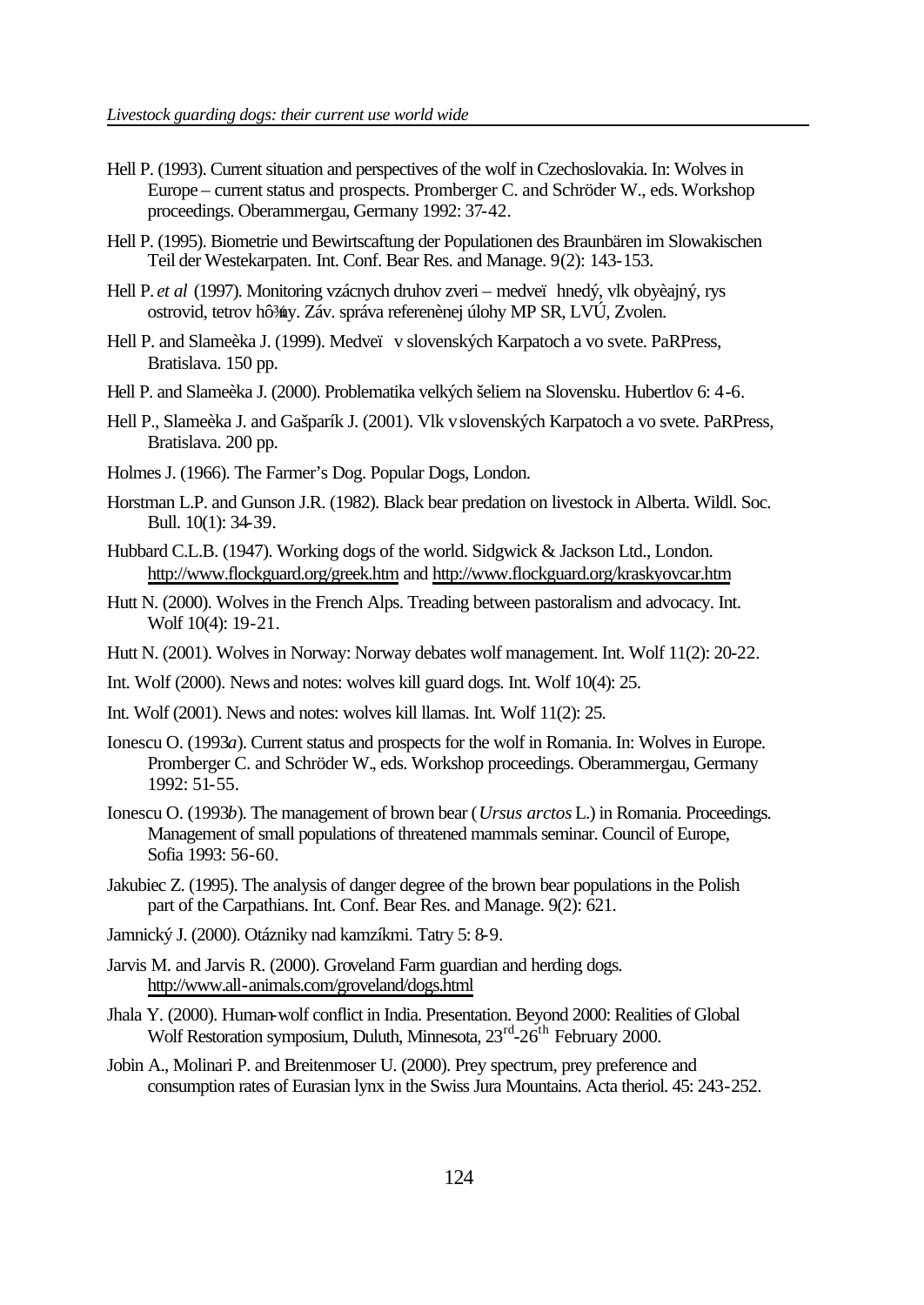Hell P. (1993). Current situation and perspectives of the wolf in Czechoslovakia. In: Wolves in Europe – current status and prospects. Promberger C. and Schröder W., eds. Workshop proceedings. Oberammergau, Germany 1992: 37-42.

Hell P. (1995). Biometrie und Bewirtscaftung der Populationen des Braunbären im Slowakischen Teil der Westekarpaten. Int. Conf. Bear Res. and Manage. 9(2): 143-153.

Hell P. *et al* (1997). Monitoring vzácnych druhov zveri – medveï hnedý, vlk obyèajný, rys ostrovid, tetrov hô¾ny. Záv. správa referenènej úlohy MP SR, LVÚ, Zvolen.

Hell P. and Slameèka J. (1999). Medveï v slovenských Karpatoch a vo svete. PaRPress, Bratislava. 150 pp.

Hell P. and Slameèka J. (2000). Problematika velkých šeliem na Slovensku. Hubertlov 6: 4-6.

Hell P., Slameèka J. and Gašparík J. (2001). Vlk v slovenských Karpatoch a vo svete. PaRPress, Bratislava. 200 pp.

Holmes J. (1966). The Farmer's Dog. Popular Dogs, London.

Horstman L.P. and Gunson J.R. (1982). Black bear predation on livestock in Alberta. Wildl. Soc. Bull. 10(1): 34-39.

Hubbard C.L.B. (1947). Working dogs of the world. Sidgwick & Jackson Ltd., London. http://www.flockguard.org/greek.htm and http://www.flockguard.org/kraskyovcar.htm

Hutt N. (2000). Wolves in the French Alps. Treading between pastoralism and advocacy. Int. Wolf 10(4): 19-21.

Hutt N. (2001). Wolves in Norway: Norway debates wolf management. Int. Wolf 11(2): 20-22.

Int. Wolf (2000). News and notes: wolves kill guard dogs. Int. Wolf 10(4): 25.

Int. Wolf (2001). News and notes: wolves kill llamas. Int. Wolf 11(2): 25.

Ionescu O. (1993*a*). Current status and prospects for the wolf in Romania. In: Wolves in Europe. Promberger C. and Schröder W., eds. Workshop proceedings. Oberammergau, Germany 1992: 51-55.

Ionescu O. (1993*b*). The management of brown bear (*Ursus arctos* L.) in Romania. Proceedings. Management of small populations of threatened mammals seminar. Council of Europe, Sofia 1993: 56-60.

Jakubiec Z. (1995). The analysis of danger degree of the brown bear populations in the Polish part of the Carpathians. Int. Conf. Bear Res. and Manage. 9(2): 621.

Jamnický J. (2000). Otázniky nad kamzíkmi. Tatry 5: 8-9.

Jarvis M. and Jarvis R. (2000). Groveland Farm guardian and herding dogs. http://www.all-animals.com/groveland/dogs.html

Jhala Y. (2000). Human-wolf conflict in India. Presentation. Beyond 2000: Realities of Global Wolf Restoration symposium, Duluth, Minnesota, 23rd-26th February 2000.

Jobin A., Molinari P. and Breitenmoser U. (2000). Prey spectrum, prey preference and consumption rates of Eurasian lynx in the Swiss Jura Mountains. Acta theriol. 45: 243-252.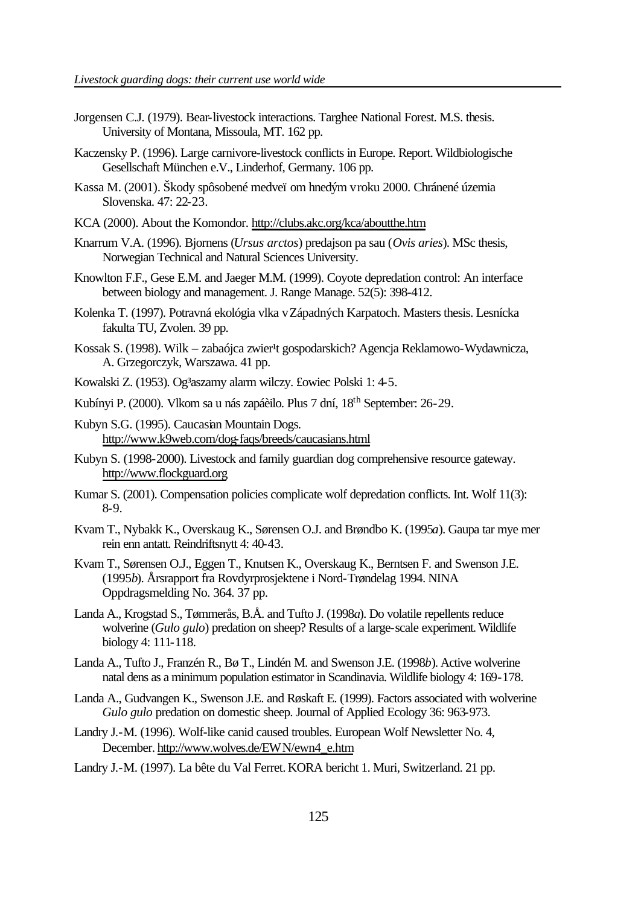Jorgensen C.J. (1979). Bear-livestock interactions. Targhee National Forest. M.S. thesis. University of Montana, Missoula, MT. 162 pp.

Kaczensky P. (1996). Large carnivore-livestock conflicts in Europe. Report. Wildbiologische Gesellschaft München e.V., Linderhof, Germany. 106 pp.

Kassa M. (2001). Škody spôsobené medveï om hnedým v roku 2000. Chránené územia Slovenska. 47: 22-23.

KCA (2000). About the Komondor. http://clubs.akc.org/kca/aboutthe.htm

Knarrum V.A. (1996). Bjornens (*Ursus arctos*) predajson pa sau (*Ovis aries*). MSc thesis, Norwegian Technical and Natural Sciences University.

Knowlton F.F., Gese E.M. and Jaeger M.M. (1999). Coyote depredation control: An interface between biology and management. J. Range Manage. 52(5): 398-412.

Kolenka T. (1997). Potravná ekológia vlka v Západných Karpatoch. Masters thesis. Lesnícka fakulta TU, Zvolen. 39 pp.

Kossak S. (1998). Wilk – zabaójca zwier¹t gospodarskich? Agencja Reklamowo-Wydawnicza, A. Grzegorczyk, Warszawa. 41 pp.

Kowalski Z. (1953). Og³aszamy alarm wilczy. £owiec Polski 1: 4-5.

Kubínyi P. (2000). Vlkom sa u nás zapáèilo. Plus 7 dní, 18th September: 26-29.

Kubyn S.G. (1995). Caucasian Mountain Dogs. http://www.k9web.com/dog-faqs/breeds/caucasians.html

Kubyn S. (1998-2000). Livestock and family guardian dog comprehensive resource gateway. http://www.flockguard.org

Kumar S. (2001). Compensation policies complicate wolf depredation conflicts. Int. Wolf 11(3): 8-9.

Kvam T., Nybakk K., Overskaug K., Sørensen O.J. and Brøndbo K. (1995*a*). Gaupa tar mye mer rein enn antatt. Reindriftsnytt 4: 40-43.

Kvam T., Sørensen O.J., Eggen T., Knutsen K., Overskaug K., Berntsen F. and Swenson J.E. (1995*b*). Årsrapport fra Rovdyrprosjektene i Nord-Trøndelag 1994. NINA Oppdragsmelding No. 364. 37 pp.

Landa A., Krogstad S., Tømmerås, B.Å. and Tufto J. (1998*a*). Do volatile repellents reduce wolverine (*Gulo gulo*) predation on sheep? Results of a large-scale experiment. Wildlife biology 4: 111-118.

Landa A., Tufto J., Franzén R., Bø T., Lindén M. and Swenson J.E. (1998*b*). Active wolverine natal dens as a minimum population estimator in Scandinavia. Wildlife biology 4: 169-178.

Landa A., Gudvangen K., Swenson J.E. and Røskaft E. (1999). Factors associated with wolverine *Gulo gulo* predation on domestic sheep. Journal of Applied Ecology 36: 963-973.

Landry J.-M. (1996). Wolf-like canid caused troubles. European Wolf Newsletter No. 4, December. http://www.wolves.de/EWN/ewn4_e.htm

Landry J.-M. (1997). La bête du Val Ferret. KORA bericht 1. Muri, Switzerland. 21 pp.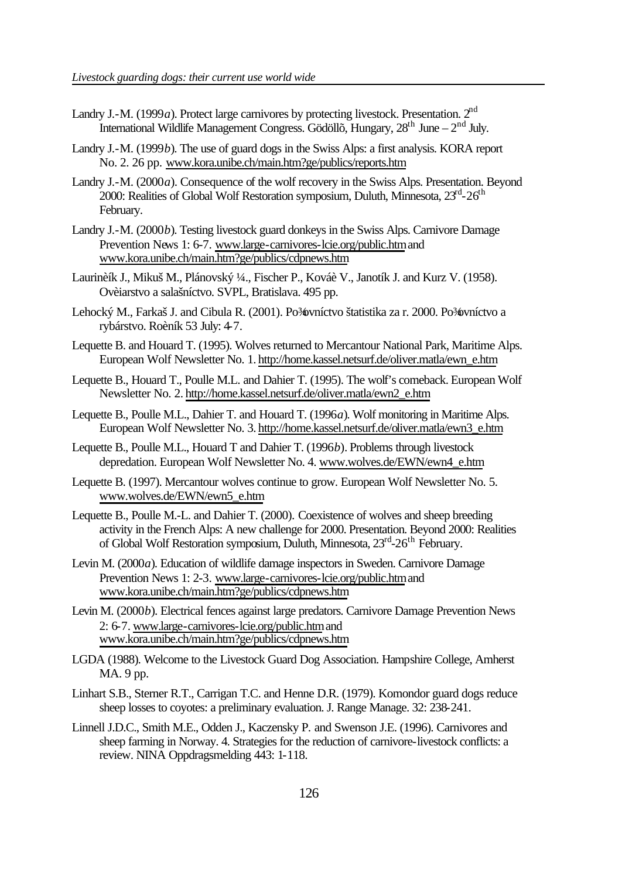Landry J.-M. (1999*a*). Protect large carnivores by protecting livestock. Presentation. 2nd International Wildlife Management Congress. Gödöllõ, Hungary, 28th June – 2nd July.

Landry J.-M. (1999*b*). The use of guard dogs in the Swiss Alps: a first analysis. KORA report No. 2. 26 pp. www.kora.unibe.ch/main.htm?ge/publics/reports.htm

Landry J.-M. (2000*a*). Consequence of the wolf recovery in the Swiss Alps. Presentation. Beyond 2000: Realities of Global Wolf Restoration symposium, Duluth, Minnesota, 23rd-26th February.

Landry J.-M. (2000*b*). Testing livestock guard donkeys in the Swiss Alps. Carnivore Damage Prevention News 1: 6-7. www.large-carnivores-lcie.org/public.htm and www.kora.unibe.ch/main.htm?ge/publics/cdpnews.htm

Laurinèík J., Mikuš M., Plánovský ¼., Fischer P., Kováè V., Janotík J. and Kurz V. (1958). Ovèiarstvo a salašníctvo. SVPL, Bratislava. 495 pp.

Lehocký M., Farkaš J. and Cibula R. (2001). Po¾ovníctvo štatistika za r. 2000. Po¾ovníctvo a rybárstvo. Roèník 53 July: 4-7.

Lequette B. and Houard T. (1995). Wolves returned to Mercantour National Park, Maritime Alps. European Wolf Newsletter No. 1. http://home.kassel.netsurf.de/oliver.matla/ewn_e.htm

Lequette B., Houard T., Poulle M.L. and Dahier T. (1995). The wolf's comeback. European Wolf Newsletter No. 2. http://home.kassel.netsurf.de/oliver.matla/ewn2_e.htm

Lequette B., Poulle M.L., Dahier T. and Houard T. (1996*a*). Wolf monitoring in Maritime Alps. European Wolf Newsletter No. 3. http://home.kassel.netsurf.de/oliver.matla/ewn3_e.htm

Lequette B., Poulle M.L., Houard T and Dahier T. (1996*b*). Problems through livestock depredation. European Wolf Newsletter No. 4. www.wolves.de/EWN/ewn4_e.htm

Lequette B. (1997). Mercantour wolves continue to grow. European Wolf Newsletter No. 5. www.wolves.de/EWN/ewn5_e.htm

Lequette B., Poulle M.-L. and Dahier T. (2000). Coexistence of wolves and sheep breeding activity in the French Alps: A new challenge for 2000. Presentation. Beyond 2000: Realities of Global Wolf Restoration symposium, Duluth, Minnesota, 23rd-26th February.

Levin M. (2000*a*). Education of wildlife damage inspectors in Sweden. Carnivore Damage Prevention News 1: 2-3. www.large-carnivores-lcie.org/public.htm and www.kora.unibe.ch/main.htm?ge/publics/cdpnews.htm

Levin M. (2000*b*). Electrical fences against large predators. Carnivore Damage Prevention News 2: 6-7. www.large-carnivores-lcie.org/public.htm and www.kora.unibe.ch/main.htm?ge/publics/cdpnews.htm

LGDA (1988). Welcome to the Livestock Guard Dog Association. Hampshire College, Amherst MA. 9 pp.

Linhart S.B., Sterner R.T., Carrigan T.C. and Henne D.R. (1979). Komondor guard dogs reduce sheep losses to coyotes: a preliminary evaluation. J. Range Manage. 32: 238-241.

Linnell J.D.C., Smith M.E., Odden J., Kaczensky P. and Swenson J.E. (1996). Carnivores and sheep farming in Norway. 4. Strategies for the reduction of carnivore-livestock conflicts: a review. NINA Oppdragsmelding 443: 1-118.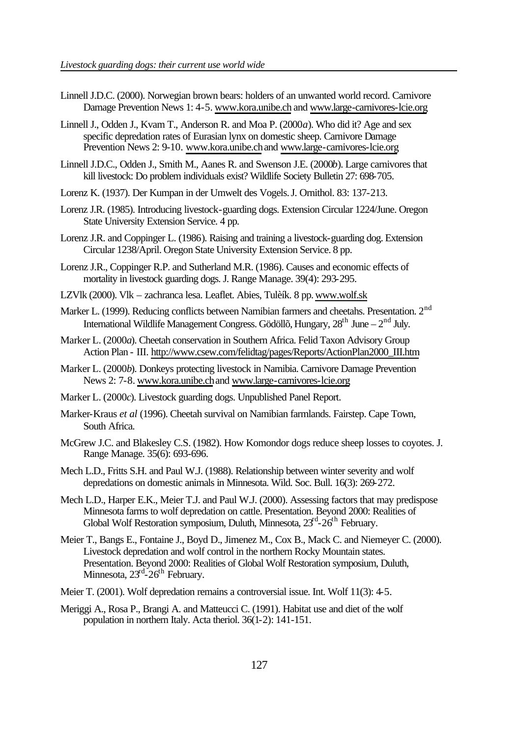Linnell J.D.C. (2000). Norwegian brown bears: holders of an unwanted world record. Carnivore Damage Prevention News 1: 4-5. www.kora.unibe.ch and www.large-carnivores-lcie.org

Linnell J., Odden J., Kvam T., Anderson R. and Moa P. (2000*a*). Who did it? Age and sex specific depredation rates of Eurasian lynx on domestic sheep. Carnivore Damage Prevention News 2: 9-10. www.kora.unibe.ch and www.large-carnivores-lcie.org

Linnell J.D.C., Odden J., Smith M., Aanes R. and Swenson J.E. (2000*b*). Large carnivores that kill livestock: Do problem individuals exist? Wildlife Society Bulletin 27: 698-705.

Lorenz K. (1937). Der Kumpan in der Umwelt des Vogels. J. Ornithol. 83: 137-213.

Lorenz J.R. (1985). Introducing livestock-guarding dogs. Extension Circular 1224/June. Oregon State University Extension Service. 4 pp.

Lorenz J.R. and Coppinger L. (1986). Raising and training a livestock-guarding dog. Extension Circular 1238/April. Oregon State University Extension Service. 8 pp.

Lorenz J.R., Coppinger R.P. and Sutherland M.R. (1986). Causes and economic effects of mortality in livestock guarding dogs. J. Range Manage. 39(4): 293-295.

LZVlk (2000). Vlk – zachranca lesa. Leaflet. Abies, Tulèík. 8 pp. www.wolf.sk

Marker L. (1999). Reducing conflicts between Namibian farmers and cheetahs. Presentation. 2nd International Wildlife Management Congress. Gödöllõ, Hungary, 28th June – 2nd July.

Marker L. (2000*a*). Cheetah conservation in Southern Africa. Felid Taxon Advisory Group Action Plan - III. http://www.csew.com/felidtag/pages/Reports/ActionPlan2000_III.htm

Marker L. (2000*b*). Donkeys protecting livestock in Namibia. Carnivore Damage Prevention News 2: 7-8. www.kora.unibe.ch and www.large-carnivores-lcie.org

Marker L. (2000*c*). Livestock guarding dogs. Unpublished Panel Report.

Marker-Kraus *et al* (1996). Cheetah survival on Namibian farmlands. Fairstep. Cape Town, South Africa.

McGrew J.C. and Blakesley C.S. (1982). How Komondor dogs reduce sheep losses to coyotes. J. Range Manage. 35(6): 693-696.

Mech L.D., Fritts S.H. and Paul W.J. (1988). Relationship between winter severity and wolf depredations on domestic animals in Minnesota. Wild. Soc. Bull. 16(3): 269-272.

Mech L.D., Harper E.K., Meier T.J. and Paul W.J. (2000). Assessing factors that may predispose Minnesota farms to wolf depredation on cattle. Presentation. Beyond 2000: Realities of Global Wolf Restoration symposium, Duluth, Minnesota, 23rd-26th February.

Meier T., Bangs E., Fontaine J., Boyd D., Jimenez M., Cox B., Mack C. and Niemeyer C. (2000). Livestock depredation and wolf control in the northern Rocky Mountain states. Presentation. Beyond 2000: Realities of Global Wolf Restoration symposium, Duluth, Minnesota, 23rd-26th February.

Meier T. (2001). Wolf depredation remains a controversial issue. Int. Wolf 11(3): 4-5.

Meriggi A., Rosa P., Brangi A. and Matteucci C. (1991). Habitat use and diet of the wolf population in northern Italy. Acta theriol. 36(1-2): 141-151.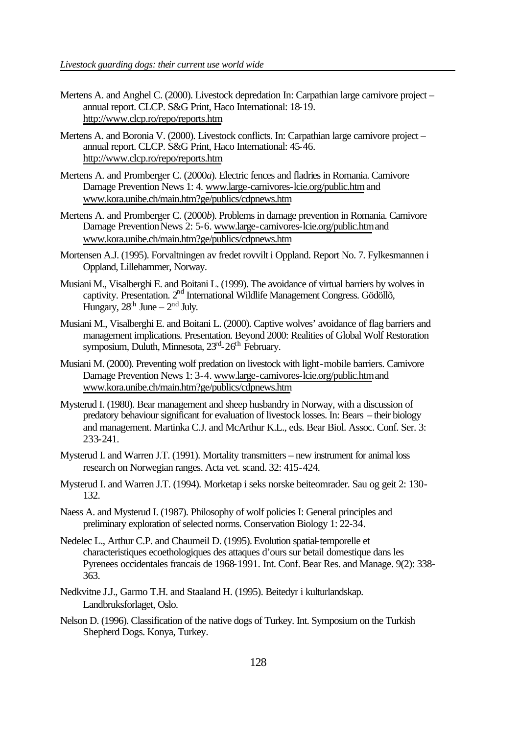Mertens A. and Anghel C. (2000). Livestock depredation In: Carpathian large carnivore project – annual report. CLCP. S&G Print, Haco International: 18-19. http://www.clcp.ro/repo/reports.htm

Mertens A. and Boronia V. (2000). Livestock conflicts. In: Carpathian large carnivore project – annual report. CLCP. S&G Print, Haco International: 45-46. http://www.clcp.ro/repo/reports.htm

Mertens A. and Promberger C. (2000*a*). Electric fences and fladries in Romania. Carnivore Damage Prevention News 1: 4. www.large-carnivores-lcie.org/public.htm and www.kora.unibe.ch/main.htm?ge/publics/cdpnews.htm

Mertens A. and Promberger C. (2000*b*). Problems in damage prevention in Romania. Carnivore Damage Prevention News 2: 5-6. www.large-carnivores-lcie.org/public.htm and www.kora.unibe.ch/main.htm?ge/publics/cdpnews.htm

Mortensen A.J. (1995). Forvaltningen av fredet rovvilt i Oppland. Report No. 7. Fylkesmannen i Oppland, Lillehammer, Norway.

Musiani M., Visalberghi E. and Boitani L. (1999). The avoidance of virtual barriers by wolves in captivity. Presentation. 2nd International Wildlife Management Congress. Gödöllõ, Hungary, 28th June – 2nd July.

Musiani M., Visalberghi E. and Boitani L. (2000). Captive wolves' avoidance of flag barriers and management implications. Presentation. Beyond 2000: Realities of Global Wolf Restoration symposium, Duluth, Minnesota, 23rd-26th February.

Musiani M. (2000). Preventing wolf predation on livestock with light-mobile barriers. Carnivore Damage Prevention News 1: 3-4. www.large-carnivores-lcie.org/public.htm and www.kora.unibe.ch/main.htm?ge/publics/cdpnews.htm

Mysterud I. (1980). Bear management and sheep husbandry in Norway, with a discussion of predatory behaviour significant for evaluation of livestock losses. In: Bears – their biology and management. Martinka C.J. and McArthur K.L., eds. Bear Biol. Assoc. Conf. Ser. 3: 233-241.

Mysterud I. and Warren J.T. (1991). Mortality transmitters – new instrument for animal loss research on Norwegian ranges. Acta vet. scand. 32: 415-424.

Mysterud I. and Warren J.T. (1994). Morketap i seks norske beiteomrader. Sau og geit 2: 130-132.

Naess A. and Mysterud I. (1987). Philosophy of wolf policies I: General principles and preliminary exploration of selected norms. Conservation Biology 1: 22-34.

Nedelec L., Arthur C.P. and Chaumeil D. (1995). Evolution spatial-temporelle et characteristiques ecoethologiques des attaques d'ours sur betail domestique dans les Pyrenees occidentales francais de 1968-1991. Int. Conf. Bear Res. and Manage. 9(2): 338-363.

Nedkvitne J.J., Garmo T.H. and Staaland H. (1995). Beitedyr i kulturlandskap. Landbruksforlaget, Oslo.

Nelson D. (1996). Classification of the native dogs of Turkey. Int. Symposium on the Turkish Shepherd Dogs. Konya, Turkey.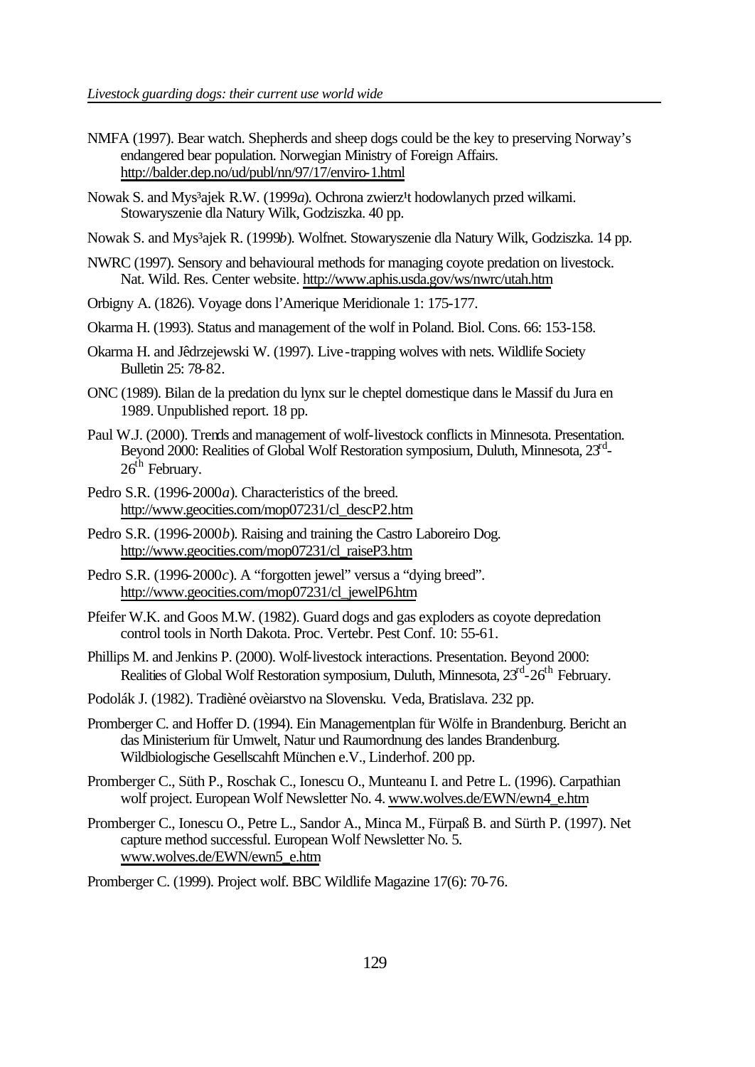NMFA (1997). Bear watch. Shepherds and sheep dogs could be the key to preserving Norway's endangered bear population. Norwegian Ministry of Foreign Affairs. http://balder.dep.no/ud/publ/nn/97/17/enviro-1.html

Nowak S. and Mys³ajek R.W. (1999*a*). Ochrona zwierz¹t hodowlanych przed wilkami. Stowaryszenie dla Natury Wilk, Godziszka. 40 pp.

Nowak S. and Mys³ajek R. (1999*b*). Wolfnet. Stowaryszenie dla Natury Wilk, Godziszka. 14 pp.

NWRC (1997). Sensory and behavioural methods for managing coyote predation on livestock. Nat. Wild. Res. Center website. http://www.aphis.usda.gov/ws/nwrc/utah.htm

Orbigny A. (1826). Voyage dons l'Amerique Meridionale 1: 175-177.

Okarma H. (1993). Status and management of the wolf in Poland. Biol. Cons. 66: 153-158.

Okarma H. and Jêdrzejewski W. (1997). Live-trapping wolves with nets. Wildlife Society Bulletin 25: 78-82.

ONC (1989). Bilan de la predation du lynx sur le cheptel domestique dans le Massif du Jura en 1989. Unpublished report. 18 pp.

Paul W.J. (2000). Trends and management of wolf-livestock conflicts in Minnesota. Presentation. Beyond 2000: Realities of Global Wolf Restoration symposium, Duluth, Minnesota, 23rd-26th February.

Pedro S.R. (1996-2000*a*). Characteristics of the breed. http://www.geocities.com/mop07231/cl_descP2.htm

Pedro S.R. (1996-2000*b*). Raising and training the Castro Laboreiro Dog. http://www.geocities.com/mop07231/cl_raiseP3.htm

Pedro S.R. (1996-2000*c*). A "forgotten jewel" versus a "dying breed". http://www.geocities.com/mop07231/cl_jewelP6.htm

Pfeifer W.K. and Goos M.W. (1982). Guard dogs and gas exploders as coyote depredation control tools in North Dakota. Proc. Vertebr. Pest Conf. 10: 55-61.

Phillips M. and Jenkins P. (2000). Wolf-livestock interactions. Presentation. Beyond 2000: Realities of Global Wolf Restoration symposium, Duluth, Minnesota, 23rd-26th February.

Podolák J. (1982). Tradièné ovèiarstvo na Slovensku. Veda, Bratislava. 232 pp.

Promberger C. and Hoffer D. (1994). Ein Managementplan für Wölfe in Brandenburg. Bericht an das Ministerium für Umwelt, Natur und Raumordnung des landes Brandenburg. Wildbiologische Gesellscahft München e.V., Linderhof. 200 pp.

Promberger C., Süth P., Roschak C., Ionescu O., Munteanu I. and Petre L. (1996). Carpathian wolf project. European Wolf Newsletter No. 4. www.wolves.de/EWN/ewn4_e.htm

Promberger C., Ionescu O., Petre L., Sandor A., Minca M., Fürpaß B. and Sürth P. (1997). Net capture method successful. European Wolf Newsletter No. 5. www.wolves.de/EWN/ewn5_e.htm

Promberger C. (1999). Project wolf. BBC Wildlife Magazine 17(6): 70-76.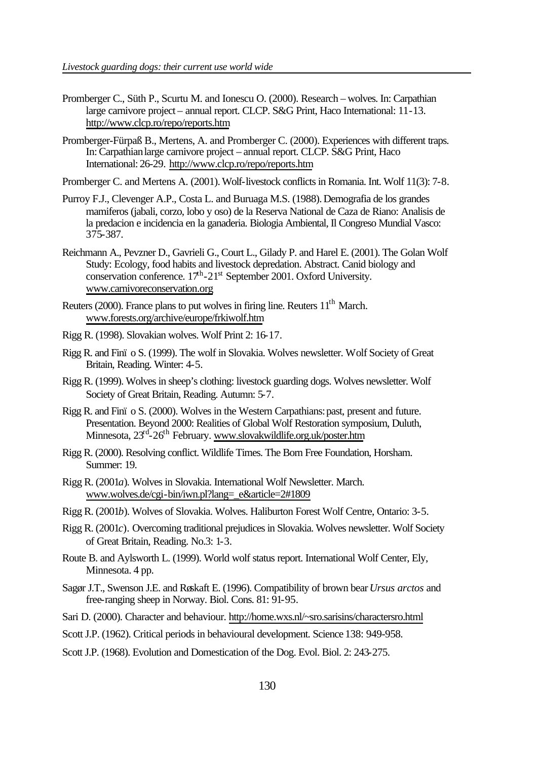Promberger C., Süth P., Scurtu M. and Ionescu O. (2000). Research – wolves. In: Carpathian large carnivore project – annual report. CLCP. S&G Print, Haco International: 11-13. http://www.clcp.ro/repo/reports.htm

Promberger-Fürpaß B., Mertens, A. and Promberger C. (2000). Experiences with different traps. In: Carpathian large carnivore project – annual report. CLCP. S&G Print, Haco International: 26-29. http://www.clcp.ro/repo/reports.htm

Promberger C. and Mertens A. (2001). Wolf-livestock conflicts in Romania. Int. Wolf 11(3): 7-8.

Purroy F.J., Clevenger A.P., Costa L. and Buruaga M.S. (1988). Demografia de los grandes mamiferos (jabali, corzo, lobo y oso) de la Reserva National de Caza de Riano: Analisis de la predacion e incidencia en la ganaderia. Biologia Ambiental, Il Congreso Mundial Vasco: 375-387.

Reichmann A., Pevzner D., Gavrieli G., Court L., Gilady P. and Harel E. (2001). The Golan Wolf Study: Ecology, food habits and livestock depredation. Abstract. Canid biology and conservation conference. 17th-21st September 2001. Oxford University. www.carnivoreconservation.org

Reuters (2000). France plans to put wolves in firing line. Reuters 11th March. www.forests.org/archive/europe/frkiwolf.htm

Rigg R. (1998). Slovakian wolves. Wolf Print 2: 16-17.

Rigg R. and Finï o S. (1999). The wolf in Slovakia. Wolves newsletter. Wolf Society of Great Britain, Reading. Winter: 4-5.

Rigg R. (1999). Wolves in sheep's clothing: livestock guarding dogs. Wolves newsletter. Wolf Society of Great Britain, Reading. Autumn: 5-7.

Rigg R. and Finï o S. (2000). Wolves in the Western Carpathians: past, present and future. Presentation. Beyond 2000: Realities of Global Wolf Restoration symposium, Duluth, Minnesota, 23rd-26th February. www.slovakwildlife.org.uk/poster.htm

Rigg R. (2000). Resolving conflict. Wildlife Times. The Born Free Foundation, Horsham. Summer: 19.

Rigg R. (2001*a*). Wolves in Slovakia. International Wolf Newsletter. March. www.wolves.de/cgi-bin/iwn.pl?lang=_e&article=2#1809

Rigg R. (2001*b*). Wolves of Slovakia. Wolves. Haliburton Forest Wolf Centre, Ontario: 3-5.

Rigg R. (2001*c*). Overcoming traditional prejudices in Slovakia. Wolves newsletter. Wolf Society of Great Britain, Reading. No.3: 1-3.

Route B. and Aylsworth L. (1999). World wolf status report. International Wolf Center, Ely, Minnesota. 4 pp.

Sagør J.T., Swenson J.E. and Røskaft E. (1996). Compatibility of brown bear *Ursus arctos* and free-ranging sheep in Norway. Biol. Cons. 81: 91-95.

Sari D. (2000). Character and behaviour. http://home.wxs.nl/~sro.sarisins/charactersro.html

Scott J.P. (1962). Critical periods in behavioural development. Science 138: 949-958.

Scott J.P. (1968). Evolution and Domestication of the Dog. Evol. Biol. 2: 243-275.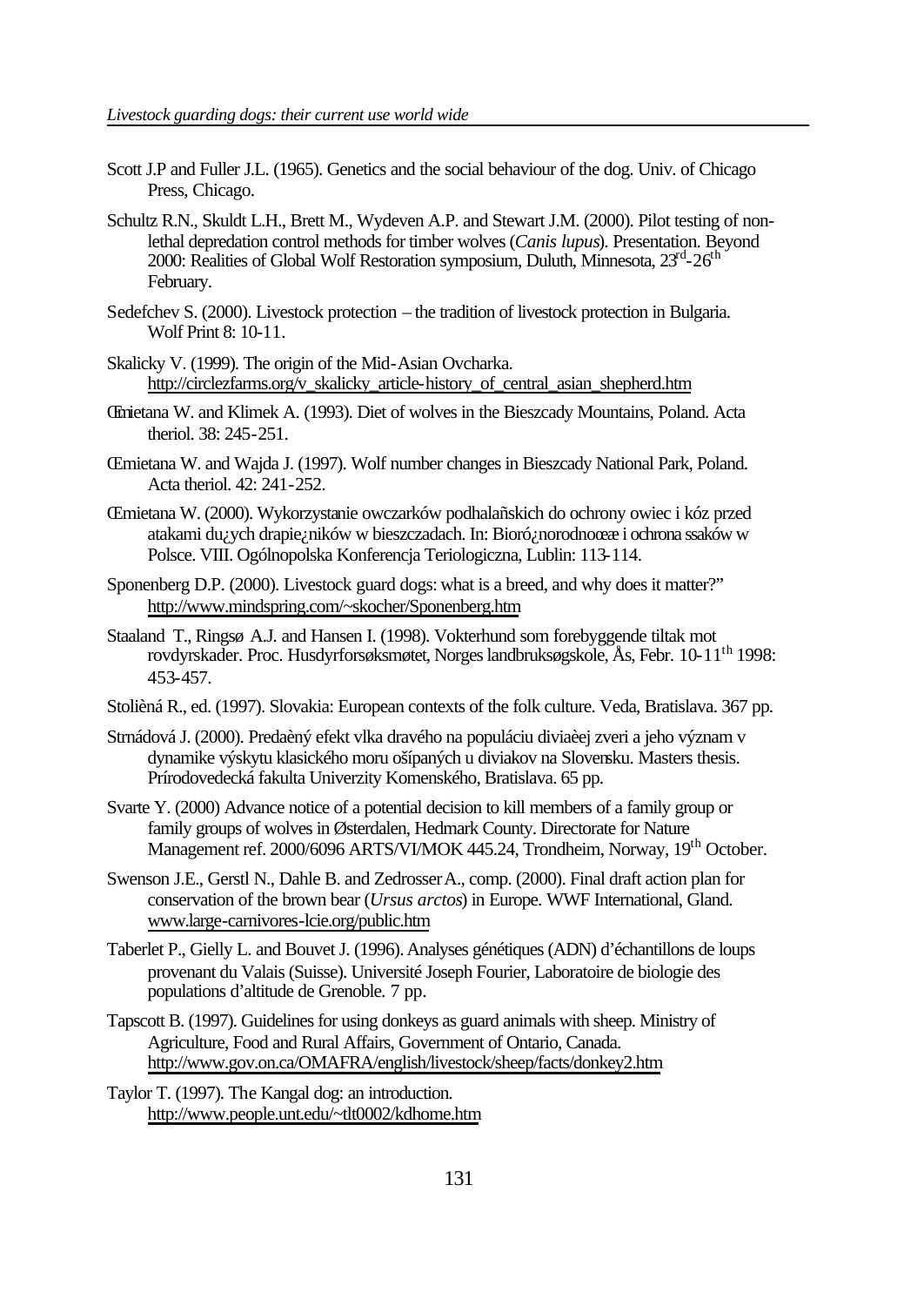Scott J.P and Fuller J.L. (1965). Genetics and the social behaviour of the dog. Univ. of Chicago Press, Chicago.

Schultz R.N., Skuldt L.H., Brett M., Wydeven A.P. and Stewart J.M. (2000). Pilot testing of non-lethal depredation control methods for timber wolves (*Canis lupus*). Presentation. Beyond 2000: Realities of Global Wolf Restoration symposium, Duluth, Minnesota, 23[rd]-26[th] February.

Sedefchev S. (2000). Livestock protection – the tradition of livestock protection in Bulgaria. Wolf Print 8: 10-11.

Skalicky V. (1999). The origin of the Mid-Asian Ovcharka. http://circlezfarms.org/v_skalicky_article-history_of_central_asian_shepherd.htm

Œmietana W. and Klimek A. (1993). Diet of wolves in the Bieszcady Mountains, Poland. Acta theriol. 38: 245-251.

Œmietana W. and Wajda J. (1997). Wolf number changes in Bieszcady National Park, Poland. Acta theriol. 42: 241-252.

Œmietana W. (2000). Wykorzystanie owczarków podhalañskich do ochrony owiec i kóz przed atakami du¿ych drapie¿ników w bieszczadach. In: Bioró¿norodnoœæ i ochrona ssaków w Polsce. VIII. Ogólnopolska Konferencja Teriologiczna, Lublin: 113-114.

Sponenberg D.P. (2000). Livestock guard dogs: what is a breed, and why does it matter?" http://www.mindspring.com/~skocher/Sponenberg.htm

Staaland T., Ringsø A.J. and Hansen I. (1998). Vokterhund som forebyggende tiltak mot rovdyrskader. Proc. Husdyrforsøksmøtet, Norges landbruksøgskole, Ås, Febr. 10-11[th] 1998: 453-457.

Stolièná R., ed. (1997). Slovakia: European contexts of the folk culture. Veda, Bratislava. 367 pp.

Strnádová J. (2000). Predaèný efekt vlka dravého na populáciu diviaèej zveri a jeho význam v dynamike výskytu klasického moru ošípaných u diviakov na Slovensku. Masters thesis. Prírodovedecká fakulta Univerzity Komenského, Bratislava. 65 pp.

Svarte Y. (2000) Advance notice of a potential decision to kill members of a family group or family groups of wolves in Østerdalen, Hedmark County. Directorate for Nature Management ref. 2000/6096 ARTS/VI/MOK 445.24, Trondheim, Norway, 19[th] October.

Swenson J.E., Gerstl N., Dahle B. and Zedrosser A., comp. (2000). Final draft action plan for conservation of the brown bear (*Ursus arctos*) in Europe. WWF International, Gland. www.large-carnivores-lcie.org/public.htm

Taberlet P., Gielly L. and Bouvet J. (1996). Analyses génétiques (ADN) d'échantillons de loups provenant du Valais (Suisse). Université Joseph Fourier, Laboratoire de biologie des populations d'altitude de Grenoble. 7 pp.

Tapscott B. (1997). Guidelines for using donkeys as guard animals with sheep. Ministry of Agriculture, Food and Rural Affairs, Government of Ontario, Canada. http://www.gov.on.ca/OMAFRA/english/livestock/sheep/facts/donkey2.htm

Taylor T. (1997). The Kangal dog: an introduction. http://www.people.unt.edu/~tlt0002/kdhome.htm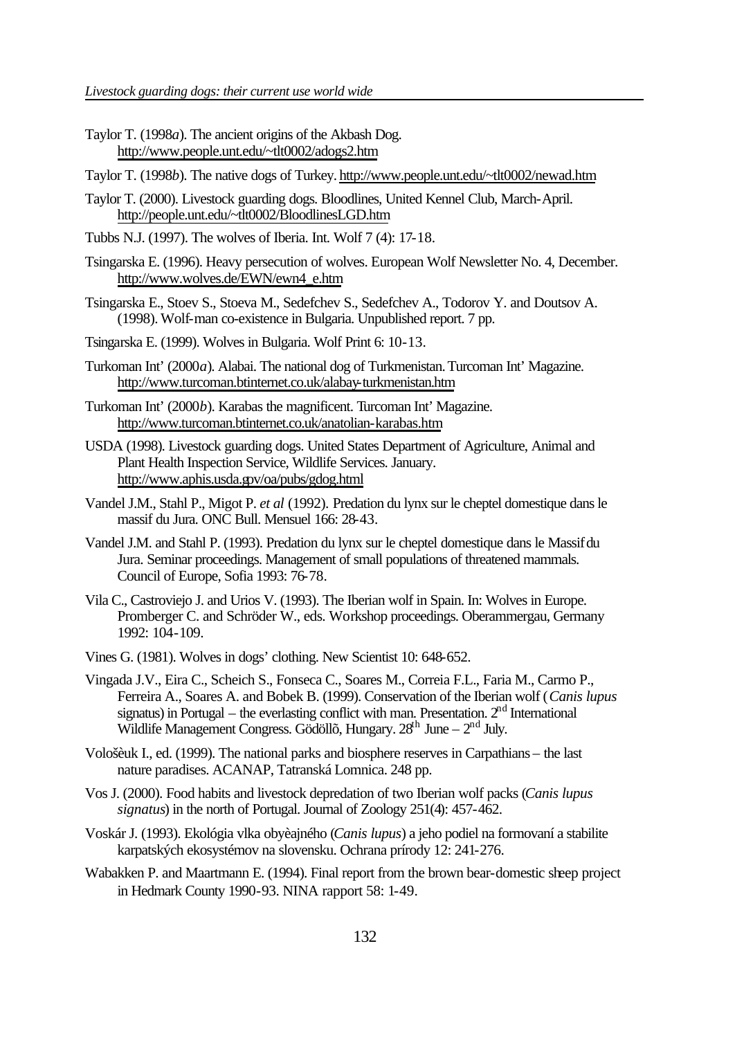Taylor T. (1998*a*). The ancient origins of the Akbash Dog. http://www.people.unt.edu/~tlt0002/adogs2.htm

Taylor T. (1998*b*). The native dogs of Turkey. http://www.people.unt.edu/~tlt0002/newad.htm

Taylor T. (2000). Livestock guarding dogs. Bloodlines, United Kennel Club, March-April. http://people.unt.edu/~tlt0002/BloodlinesLGD.htm

Tubbs N.J. (1997). The wolves of Iberia. Int. Wolf 7 (4): 17-18.

Tsingarska E. (1996). Heavy persecution of wolves. European Wolf Newsletter No. 4, December. http://www.wolves.de/EWN/ewn4_e.htm

Tsingarska E., Stoev S., Stoeva M., Sedefchev S., Sedefchev A., Todorov Y. and Doutsov A. (1998). Wolf-man co-existence in Bulgaria. Unpublished report. 7 pp.

Tsingarska E. (1999). Wolves in Bulgaria. Wolf Print 6: 10-13.

Turkoman Int' (2000*a*). Alabai. The national dog of Turkmenistan. Turcoman Int' Magazine. http://www.turcoman.btinternet.co.uk/alabay-turkmenistan.htm

Turkoman Int' (2000*b*). Karabas the magnificent. Turcoman Int' Magazine. http://www.turcoman.btinternet.co.uk/anatolian-karabas.htm

USDA (1998). Livestock guarding dogs. United States Department of Agriculture, Animal and Plant Health Inspection Service, Wildlife Services. January. http://www.aphis.usda.gov/oa/pubs/gdog.html

Vandel J.M., Stahl P., Migot P. *et al* (1992). Predation du lynx sur le cheptel domestique dans le massif du Jura. ONC Bull. Mensuel 166: 28-43.

Vandel J.M. and Stahl P. (1993). Predation du lynx sur le cheptel domestique dans le Massif du Jura. Seminar proceedings. Management of small populations of threatened mammals. Council of Europe, Sofia 1993: 76-78.

Vila C., Castroviejo J. and Urios V. (1993). The Iberian wolf in Spain. In: Wolves in Europe. Promberger C. and Schröder W., eds. Workshop proceedings. Oberammergau, Germany 1992: 104-109.

Vines G. (1981). Wolves in dogs' clothing. New Scientist 10: 648-652.

Vingada J.V., Eira C., Scheich S., Fonseca C., Soares M., Correia F.L., Faria M., Carmo P., Ferreira A., Soares A. and Bobek B. (1999). Conservation of the Iberian wolf (*Canis lupus* signatus) in Portugal – the everlasting conflict with man. Presentation. 2nd International Wildlife Management Congress. Gödöllõ, Hungary. 28th June – 2nd July.

Vološèuk I., ed. (1999). The national parks and biosphere reserves in Carpathians – the last nature paradises. ACANAP, Tatranská Lomnica. 248 pp.

Vos J. (2000). Food habits and livestock depredation of two Iberian wolf packs (*Canis lupus signatus*) in the north of Portugal. Journal of Zoology 251(4): 457-462.

Voskár J. (1993). Ekológia vlka obyèajného (*Canis lupus*) a jeho podiel na formovaní a stabilite karpatských ekosystémov na slovensku. Ochrana prírody 12: 241-276.

Wabakken P. and Maartmann E. (1994). Final report from the brown bear-domestic sheep project in Hedmark County 1990-93. NINA rapport 58: 1-49.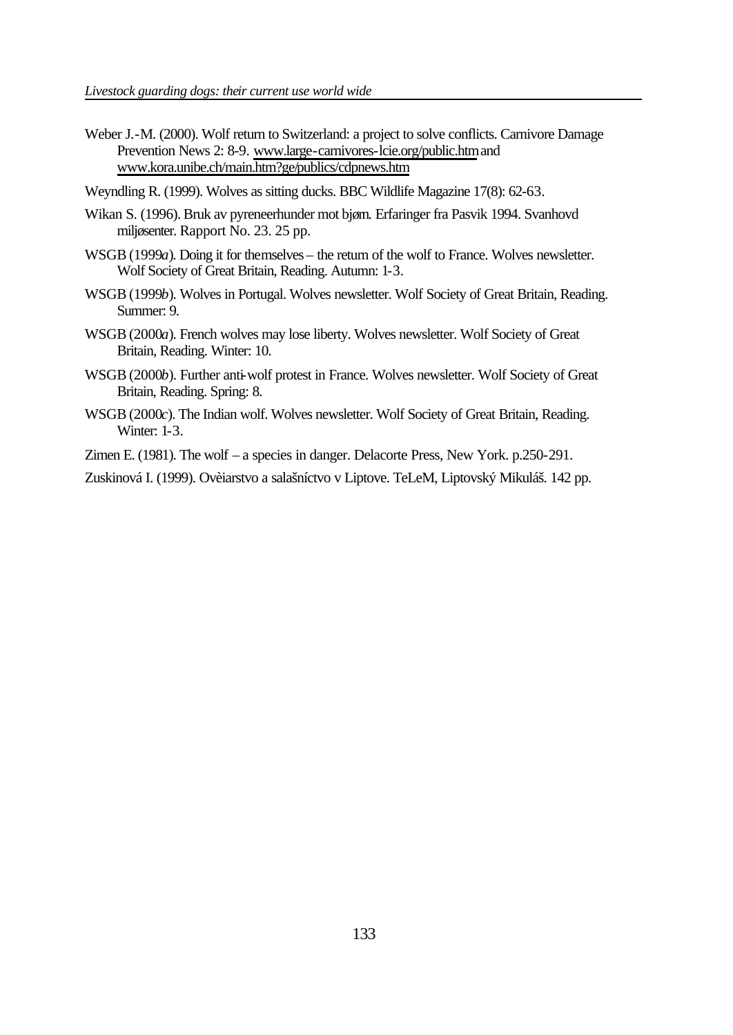Weber J.-M. (2000). Wolf return to Switzerland: a project to solve conflicts. Carnivore Damage Prevention News 2: 8-9. www.large-carnivores-lcie.org/public.htm and www.kora.unibe.ch/main.htm?ge/publics/cdpnews.htm

Weyndling R. (1999). Wolves as sitting ducks. BBC Wildlife Magazine 17(8): 62-63.

Wikan S. (1996). Bruk av pyreneerhunder mot bjørn. Erfaringer fra Pasvik 1994. Svanhovd miljøsenter. Rapport No. 23. 25 pp.

WSGB (1999*a*). Doing it for themselves – the return of the wolf to France. Wolves newsletter. Wolf Society of Great Britain, Reading. Autumn: 1-3.

WSGB (1999*b*). Wolves in Portugal. Wolves newsletter. Wolf Society of Great Britain, Reading. Summer: 9.

WSGB (2000*a*). French wolves may lose liberty. Wolves newsletter. Wolf Society of Great Britain, Reading. Winter: 10.

WSGB (2000*b*). Further anti-wolf protest in France. Wolves newsletter. Wolf Society of Great Britain, Reading. Spring: 8.

WSGB (2000*c*). The Indian wolf. Wolves newsletter. Wolf Society of Great Britain, Reading. Winter: 1-3.

Zimen E. (1981). The wolf – a species in danger. Delacorte Press, New York. p.250-291.

Zuskinová I. (1999). Ovèiarstvo a salašníctvo v Liptove. TeLeM, Liptovský Mikuláš. 142 pp.